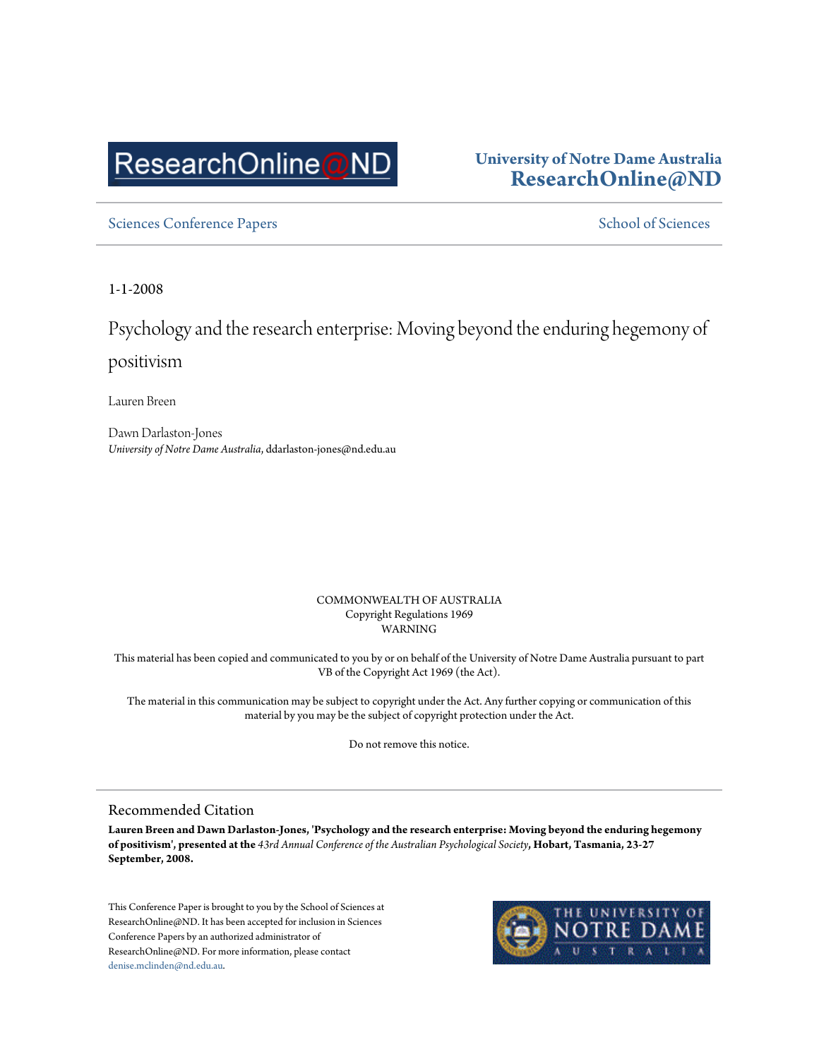ResearchOnline@ND

**University of Notre Dame Australia**
**ResearchOnline@ND**

Sciences Conference Papers | School of Sciences

1-1-2008

# Psychology and the research enterprise: Moving beyond the enduring hegemony of positivism

Lauren Breen

Dawn Darlaston-Jones
*University of Notre Dame Australia*, ddarlaston-jones@nd.edu.au

COMMONWEALTH OF AUSTRALIA
Copyright Regulations 1969
WARNING

This material has been copied and communicated to you by or on behalf of the University of Notre Dame Australia pursuant to part VB of the Copyright Act 1969 (the Act).

The material in this communication may be subject to copyright under the Act. Any further copying or communication of this material by you may be the subject of copyright protection under the Act.

Do not remove this notice.

## Recommended Citation

**Lauren Breen and Dawn Darlaston-Jones, 'Psychology and the research enterprise: Moving beyond the enduring hegemony of positivism', presented at the** *43rd Annual Conference of the Australian Psychological Society*, **Hobart, Tasmania, 23-27 September, 2008.**

This Conference Paper is brought to you by the School of Sciences at ResearchOnline@ND. It has been accepted for inclusion in Sciences Conference Papers by an authorized administrator of ResearchOnline@ND. For more information, please contact denise.mclinden@nd.edu.au.

THE UNIVERSITY OF NOTRE DAME AUSTRALIA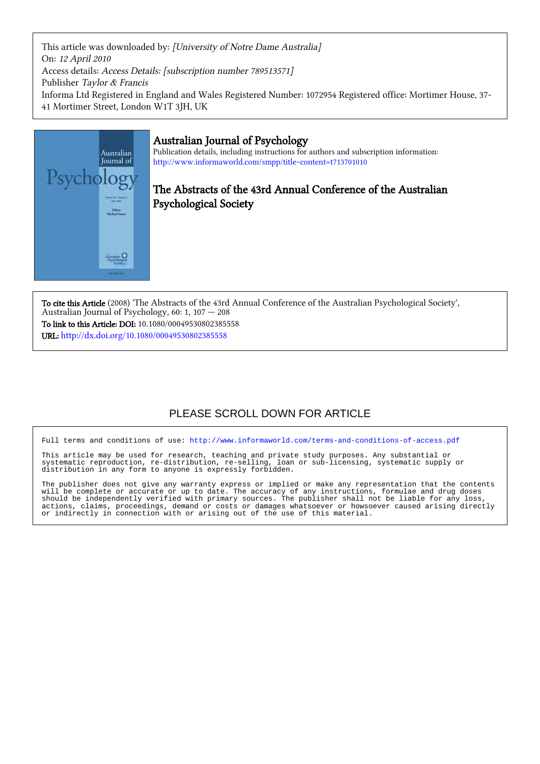This article was downloaded by: *[University of Notre Dame Australia]*
On: *12 April 2010*
Access details: *Access Details: [subscription number 789513571]*
Publisher *Taylor & Francis*
Informa Ltd Registered in England and Wales Registered Number: 1072954 Registered office: Mortimer House, 37-41 Mortimer Street, London W1T 3JH, UK

## Australian Journal of Psychology

Publication details, including instructions for authors and subscription information:
http://www.informaworld.com/smpp/title~content=t713701010

## The Abstracts of the 43rd Annual Conference of the Australian Psychological Society

**To cite this Article** (2008) 'The Abstracts of the 43rd Annual Conference of the Australian Psychological Society', Australian Journal of Psychology, 60: 1, 107 — 208

**To link to this Article: DOI:** 10.1080/00049530802385558

**URL:** http://dx.doi.org/10.1080/00049530802385558

PLEASE SCROLL DOWN FOR ARTICLE

Full terms and conditions of use: http://www.informaworld.com/terms-and-conditions-of-access.pdf

This article may be used for research, teaching and private study purposes. Any substantial or systematic reproduction, re-distribution, re-selling, loan or sub-licensing, systematic supply or distribution in any form to anyone is expressly forbidden.

The publisher does not give any warranty express or implied or make any representation that the contents will be complete or accurate or up to date. The accuracy of any instructions, formulae and drug doses should be independently verified with primary sources. The publisher shall not be liable for any loss, actions, claims, proceedings, demand or costs or damages whatsoever or howsoever caused arising directly or indirectly in connection with or arising out of the use of this material.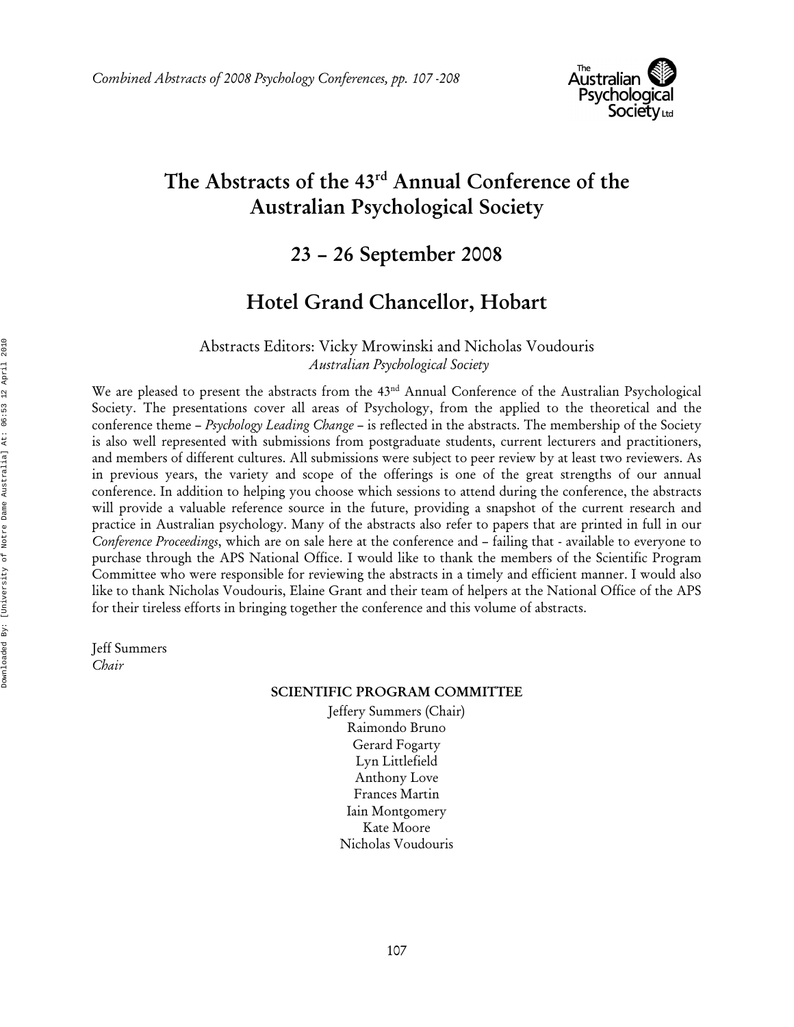# The Abstracts of the 43rd Annual Conference of the Australian Psychological Society

## 23 – 26 September 2008

## Hotel Grand Chancellor, Hobart

Abstracts Editors: Vicky Mrowinski and Nicholas Voudouris
*Australian Psychological Society*

We are pleased to present the abstracts from the 43nd Annual Conference of the Australian Psychological Society. The presentations cover all areas of Psychology, from the applied to the theoretical and the conference theme – *Psychology Leading Change* – is reflected in the abstracts. The membership of the Society is also well represented with submissions from postgraduate students, current lecturers and practitioners, and members of different cultures. All submissions were subject to peer review by at least two reviewers. As in previous years, the variety and scope of the offerings is one of the great strengths of our annual conference. In addition to helping you choose which sessions to attend during the conference, the abstracts will provide a valuable reference source in the future, providing a snapshot of the current research and practice in Australian psychology. Many of the abstracts also refer to papers that are printed in full in our *Conference Proceedings*, which are on sale here at the conference and – failing that - available to everyone to purchase through the APS National Office. I would like to thank the members of the Scientific Program Committee who were responsible for reviewing the abstracts in a timely and efficient manner. I would also like to thank Nicholas Voudouris, Elaine Grant and their team of helpers at the National Office of the APS for their tireless efforts in bringing together the conference and this volume of abstracts.

Jeff Summers
*Chair*

**SCIENTIFIC PROGRAM COMMITTEE**

Jeffery Summers (Chair)
Raimondo Bruno
Gerard Fogarty
Lyn Littlefield
Anthony Love
Frances Martin
Iain Montgomery
Kate Moore
Nicholas Voudouris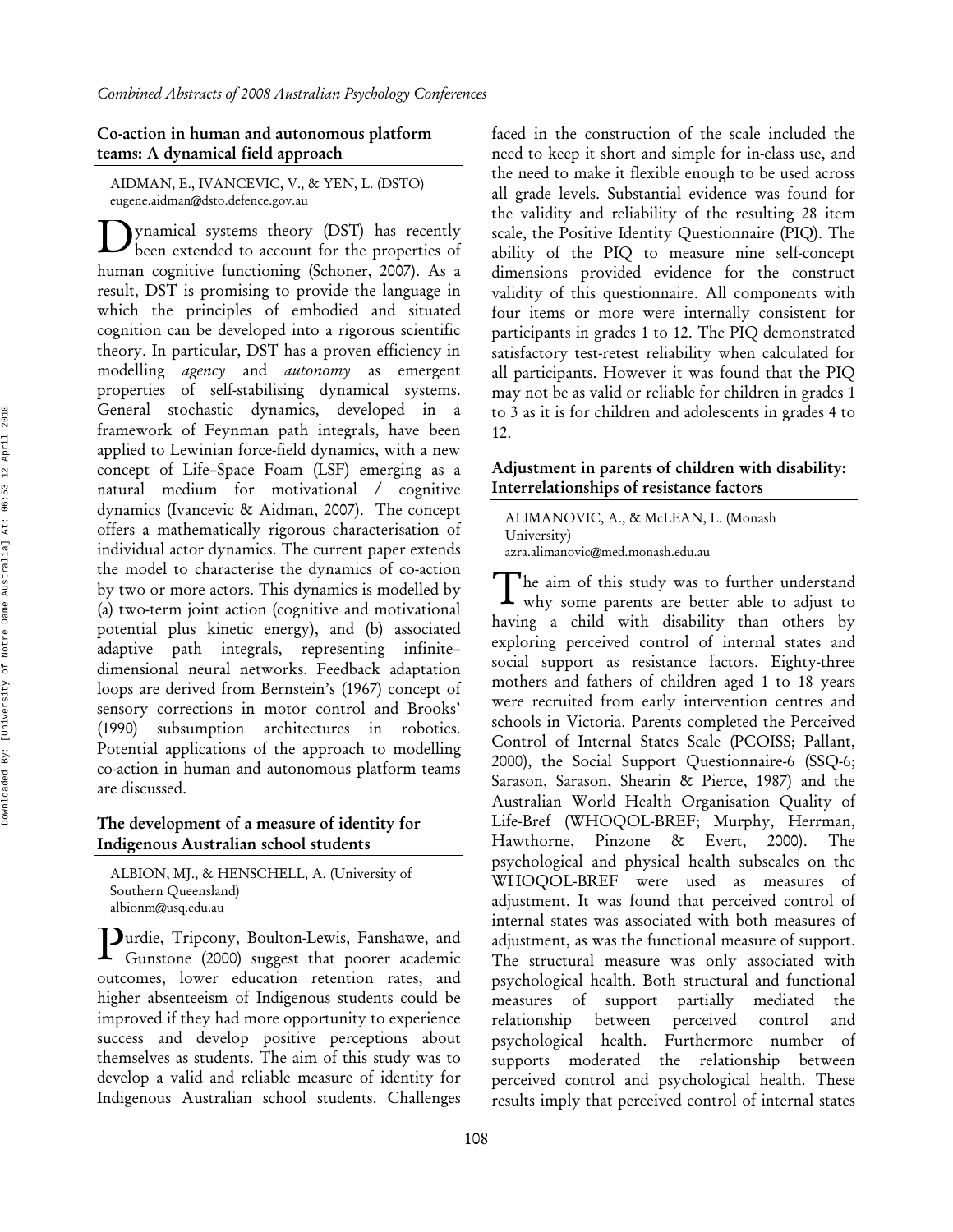## Co-action in human and autonomous platform teams: A dynamical field approach

AIDMAN, E., IVANCEVIC, V., & YEN, L. (DSTO)
eugene.aidman@dsto.defence.gov.au

Dynamical systems theory (DST) has recently been extended to account for the properties of human cognitive functioning (Schoner, 2007). As a result, DST is promising to provide the language in which the principles of embodied and situated cognition can be developed into a rigorous scientific theory. In particular, DST has a proven efficiency in modelling *agency* and *autonomy* as emergent properties of self-stabilising dynamical systems. General stochastic dynamics, developed in a framework of Feynman path integrals, have been applied to Lewinian force-field dynamics, with a new concept of Life–Space Foam (LSF) emerging as a natural medium for motivational / cognitive dynamics (Ivancevic & Aidman, 2007). The concept offers a mathematically rigorous characterisation of individual actor dynamics. The current paper extends the model to characterise the dynamics of co-action by two or more actors. This dynamics is modelled by (a) two-term joint action (cognitive and motivational potential plus kinetic energy), and (b) associated adaptive path integrals, representing infinite–dimensional neural networks. Feedback adaptation loops are derived from Bernstein's (1967) concept of sensory corrections in motor control and Brooks' (1990) subsumption architectures in robotics. Potential applications of the approach to modelling co-action in human and autonomous platform teams are discussed.

## The development of a measure of identity for Indigenous Australian school students

ALBION, MJ., & HENSCHELL, A. (University of Southern Queensland)
albionm@usq.edu.au

Purdie, Tripcony, Boulton-Lewis, Fanshawe, and Gunstone (2000) suggest that poorer academic outcomes, lower education retention rates, and higher absenteeism of Indigenous students could be improved if they had more opportunity to experience success and develop positive perceptions about themselves as students. The aim of this study was to develop a valid and reliable measure of identity for Indigenous Australian school students. Challenges faced in the construction of the scale included the need to keep it short and simple for in-class use, and the need to make it flexible enough to be used across all grade levels. Substantial evidence was found for the validity and reliability of the resulting 28 item scale, the Positive Identity Questionnaire (PIQ). The ability of the PIQ to measure nine self-concept dimensions provided evidence for the construct validity of this questionnaire. All components with four items or more were internally consistent for participants in grades 1 to 12. The PIQ demonstrated satisfactory test-retest reliability when calculated for all participants. However it was found that the PIQ may not be as valid or reliable for children in grades 1 to 3 as it is for children and adolescents in grades 4 to 12.

## Adjustment in parents of children with disability: Interrelationships of resistance factors

ALIMANOVIC, A., & McLEAN, L. (Monash University)
azra.alimanovic@med.monash.edu.au

The aim of this study was to further understand why some parents are better able to adjust to having a child with disability than others by exploring perceived control of internal states and social support as resistance factors. Eighty-three mothers and fathers of children aged 1 to 18 years were recruited from early intervention centres and schools in Victoria. Parents completed the Perceived Control of Internal States Scale (PCOISS; Pallant, 2000), the Social Support Questionnaire-6 (SSQ-6; Sarason, Sarason, Shearin & Pierce, 1987) and the Australian World Health Organisation Quality of Life-Bref (WHOQOL-BREF; Murphy, Herrman, Hawthorne, Pinzone & Evert, 2000). The psychological and physical health subscales on the WHOQOL-BREF were used as measures of adjustment. It was found that perceived control of internal states was associated with both measures of adjustment, as was the functional measure of support. The structural measure was only associated with psychological health. Both structural and functional measures of support partially mediated the relationship between perceived control and psychological health. Furthermore number of supports moderated the relationship between perceived control and psychological health. These results imply that perceived control of internal states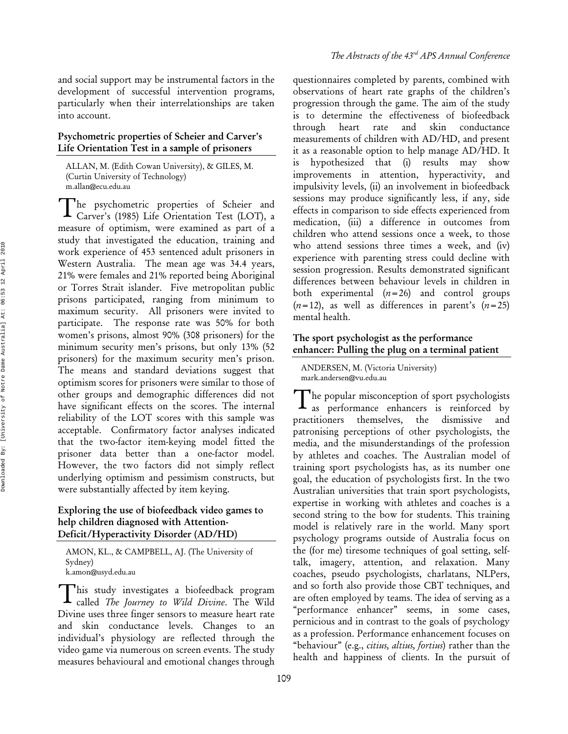and social support may be instrumental factors in the development of successful intervention programs, particularly when their interrelationships are taken into account.

### Psychometric properties of Scheier and Carver's Life Orientation Test in a sample of prisoners

ALLAN, M. (Edith Cowan University), & GILES, M. (Curtin University of Technology)
m.allan@ecu.edu.au

The psychometric properties of Scheier and Carver's (1985) Life Orientation Test (LOT), a measure of optimism, were examined as part of a study that investigated the education, training and work experience of 453 sentenced adult prisoners in Western Australia. The mean age was 34.4 years, 21% were females and 21% reported being Aboriginal or Torres Strait islander. Five metropolitan public prisons participated, ranging from minimum to maximum security. All prisoners were invited to participate. The response rate was 50% for both women's prisons, almost 90% (308 prisoners) for the minimum security men's prisons, but only 13% (52 prisoners) for the maximum security men's prison. The means and standard deviations suggest that optimism scores for prisoners were similar to those of other groups and demographic differences did not have significant effects on the scores. The internal reliability of the LOT scores with this sample was acceptable. Confirmatory factor analyses indicated that the two-factor item-keying model fitted the prisoner data better than a one-factor model. However, the two factors did not simply reflect underlying optimism and pessimism constructs, but were substantially affected by item keying.

### Exploring the use of biofeedback video games to help children diagnosed with Attention-Deficit/Hyperactivity Disorder (AD/HD)

AMON, KL., & CAMPBELL, AJ. (The University of Sydney)
k.amon@usyd.edu.au

This study investigates a biofeedback program called *The Journey to Wild Divine*. The Wild Divine uses three finger sensors to measure heart rate and skin conductance levels. Changes to an individual's physiology are reflected through the video game via numerous on screen events. The study measures behavioural and emotional changes through questionnaires completed by parents, combined with observations of heart rate graphs of the children's progression through the game. The aim of the study is to determine the effectiveness of biofeedback through heart rate and skin conductance measurements of children with AD/HD, and present it as a reasonable option to help manage AD/HD. It is hypothesized that (i) results may show improvements in attention, hyperactivity, and impulsivity levels, (ii) an involvement in biofeedback sessions may produce significantly less, if any, side effects in comparison to side effects experienced from medication, (iii) a difference in outcomes from children who attend sessions once a week, to those who attend sessions three times a week, and (iv) experience with parenting stress could decline with session progression. Results demonstrated significant differences between behaviour levels in children in both experimental ($n = 26$) and control groups ($n = 12$), as well as differences in parent's ($n = 25$) mental health.

### The sport psychologist as the performance enhancer: Pulling the plug on a terminal patient

ANDERSEN, M. (Victoria University)
mark.andersen@vu.edu.au

The popular misconception of sport psychologists as performance enhancers is reinforced by practitioners themselves, the dismissive and patronising perceptions of other psychologists, the media, and the misunderstandings of the profession by athletes and coaches. The Australian model of training sport psychologists has, as its number one goal, the education of psychologists first. In the two Australian universities that train sport psychologists, expertise in working with athletes and coaches is a second string to the bow for students. This training model is relatively rare in the world. Many sport psychology programs outside of Australia focus on the (for me) tiresome techniques of goal setting, self-talk, imagery, attention, and relaxation. Many coaches, pseudo psychologists, charlatans, NLPers, and so forth also provide those CBT techniques, and are often employed by teams. The idea of serving as a "performance enhancer" seems, in some cases, pernicious and in contrast to the goals of psychology as a profession. Performance enhancement focuses on "behaviour" (e.g., *citius, altius, fortius*) rather than the health and happiness of clients. In the pursuit of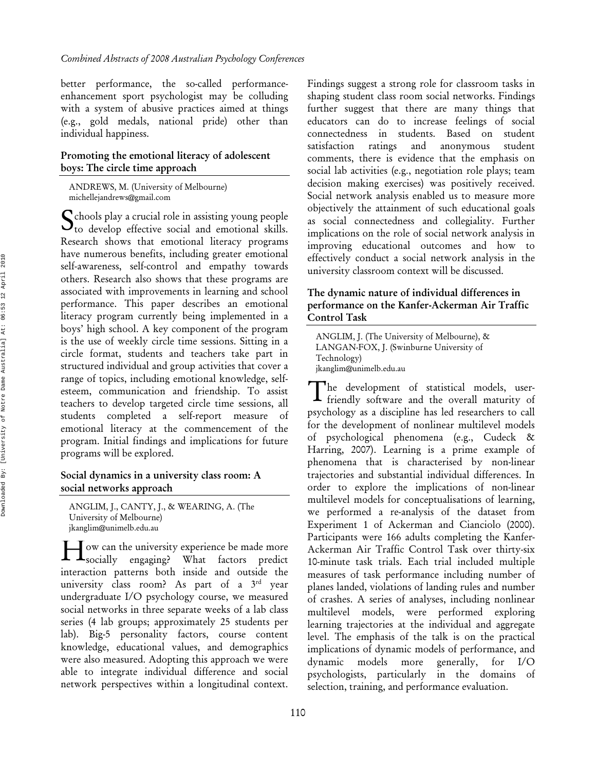better performance, the so-called performance-enhancement sport psychologist may be colluding with a system of abusive practices aimed at things (e.g., gold medals, national pride) other than individual happiness.

### Promoting the emotional literacy of adolescent boys: The circle time approach

ANDREWS, M. (University of Melbourne)
michellejandrews@gmail.com

Schools play a crucial role in assisting young people to develop effective social and emotional skills. Research shows that emotional literacy programs have numerous benefits, including greater emotional self-awareness, self-control and empathy towards others. Research also shows that these programs are associated with improvements in learning and school performance. This paper describes an emotional literacy program currently being implemented in a boys' high school. A key component of the program is the use of weekly circle time sessions. Sitting in a circle format, students and teachers take part in structured individual and group activities that cover a range of topics, including emotional knowledge, self-esteem, communication and friendship. To assist teachers to develop targeted circle time sessions, all students completed a self-report measure of emotional literacy at the commencement of the program. Initial findings and implications for future programs will be explored.

### Social dynamics in a university class room: A social networks approach

ANGLIM, J., CANTY, J., & WEARING, A. (The University of Melbourne)
jkanglim@unimelb.edu.au

How can the university experience be made more socially engaging? What factors predict interaction patterns both inside and outside the university class room? As part of a 3rd year undergraduate I/O psychology course, we measured social networks in three separate weeks of a lab class series (4 lab groups; approximately 25 students per lab). Big-5 personality factors, course content knowledge, educational values, and demographics were also measured. Adopting this approach we were able to integrate individual difference and social network perspectives within a longitudinal context. Findings suggest a strong role for classroom tasks in shaping student class room social networks. Findings further suggest that there are many things that educators can do to increase feelings of social connectedness in students. Based on student satisfaction ratings and anonymous student comments, there is evidence that the emphasis on social lab activities (e.g., negotiation role plays; team decision making exercises) was positively received. Social network analysis enabled us to measure more objectively the attainment of such educational goals as social connectedness and collegiality. Further implications on the role of social network analysis in improving educational outcomes and how to effectively conduct a social network analysis in the university classroom context will be discussed.

### The dynamic nature of individual differences in performance on the Kanfer-Ackerman Air Traffic Control Task

ANGLIM, J. (The University of Melbourne), & LANGAN-FOX, J. (Swinburne University of Technology)
jkanglim@unimelb.edu.au

The development of statistical models, user-friendly software and the overall maturity of psychology as a discipline has led researchers to call for the development of nonlinear multilevel models of psychological phenomena (e.g., Cudeck & Harring, 2007). Learning is a prime example of phenomena that is characterised by non-linear trajectories and substantial individual differences. In order to explore the implications of non-linear multilevel models for conceptualisations of learning, we performed a re-analysis of the dataset from Experiment 1 of Ackerman and Cianciolo (2000). Participants were 166 adults completing the Kanfer-Ackerman Air Traffic Control Task over thirty-six 10-minute task trials. Each trial included multiple measures of task performance including number of planes landed, violations of landing rules and number of crashes. A series of analyses, including nonlinear multilevel models, were performed exploring learning trajectories at the individual and aggregate level. The emphasis of the talk is on the practical implications of dynamic models of performance, and dynamic models more generally, for I/O psychologists, particularly in the domains of selection, training, and performance evaluation.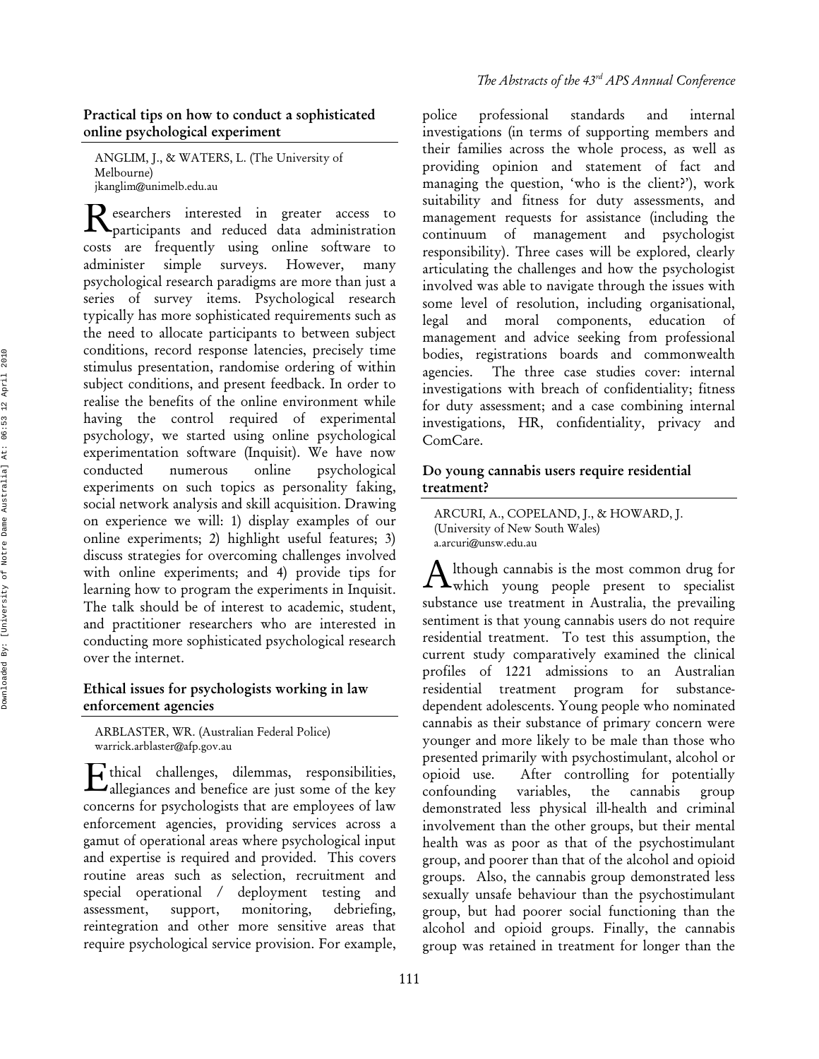## Practical tips on how to conduct a sophisticated online psychological experiment

ANGLIM, J., & WATERS, L. (The University of Melbourne)
jkanglim@unimelb.edu.au

Researchers interested in greater access to participants and reduced data administration costs are frequently using online software to administer simple surveys. However, many psychological research paradigms are more than just a series of survey items. Psychological research typically has more sophisticated requirements such as the need to allocate participants to between subject conditions, record response latencies, precisely time stimulus presentation, randomise ordering of within subject conditions, and present feedback. In order to realise the benefits of the online environment while having the control required of experimental psychology, we started using online psychological experimentation software (Inquisit). We have now conducted numerous online psychological experiments on such topics as personality faking, social network analysis and skill acquisition. Drawing on experience we will: 1) display examples of our online experiments; 2) highlight useful features; 3) discuss strategies for overcoming challenges involved with online experiments; and 4) provide tips for learning how to program the experiments in Inquisit. The talk should be of interest to academic, student, and practitioner researchers who are interested in conducting more sophisticated psychological research over the internet.

## Ethical issues for psychologists working in law enforcement agencies

ARBLASTER, WR. (Australian Federal Police)
warrick.arblaster@afp.gov.au

Ethical challenges, dilemmas, responsibilities, allegiances and benefice are just some of the key concerns for psychologists that are employees of law enforcement agencies, providing services across a gamut of operational areas where psychological input and expertise is required and provided. This covers routine areas such as selection, recruitment and special operational / deployment testing and assessment, support, monitoring, debriefing, reintegration and other more sensitive areas that require psychological service provision. For example, police professional standards and internal investigations (in terms of supporting members and their families across the whole process, as well as providing opinion and statement of fact and managing the question, 'who is the client?'), work suitability and fitness for duty assessments, and management requests for assistance (including the continuum of management and psychologist responsibility). Three cases will be explored, clearly articulating the challenges and how the psychologist involved was able to navigate through the issues with some level of resolution, including organisational, legal and moral components, education of management and advice seeking from professional bodies, registrations boards and commonwealth agencies. The three case studies cover: internal investigations with breach of confidentiality; fitness for duty assessment; and a case combining internal investigations, HR, confidentiality, privacy and ComCare.

## Do young cannabis users require residential treatment?

ARCURI, A., COPELAND, J., & HOWARD, J. (University of New South Wales)
a.arcuri@unsw.edu.au

Although cannabis is the most common drug for which young people present to specialist substance use treatment in Australia, the prevailing sentiment is that young cannabis users do not require residential treatment. To test this assumption, the current study comparatively examined the clinical profiles of 1221 admissions to an Australian residential treatment program for substance-dependent adolescents. Young people who nominated cannabis as their substance of primary concern were younger and more likely to be male than those who presented primarily with psychostimulant, alcohol or opioid use. After controlling for potentially confounding variables, the cannabis group demonstrated less physical ill-health and criminal involvement than the other groups, but their mental health was as poor as that of the psychostimulant group, and poorer than that of the alcohol and opioid groups. Also, the cannabis group demonstrated less sexually unsafe behaviour than the psychostimulant group, but had poorer social functioning than the alcohol and opioid groups. Finally, the cannabis group was retained in treatment for longer than the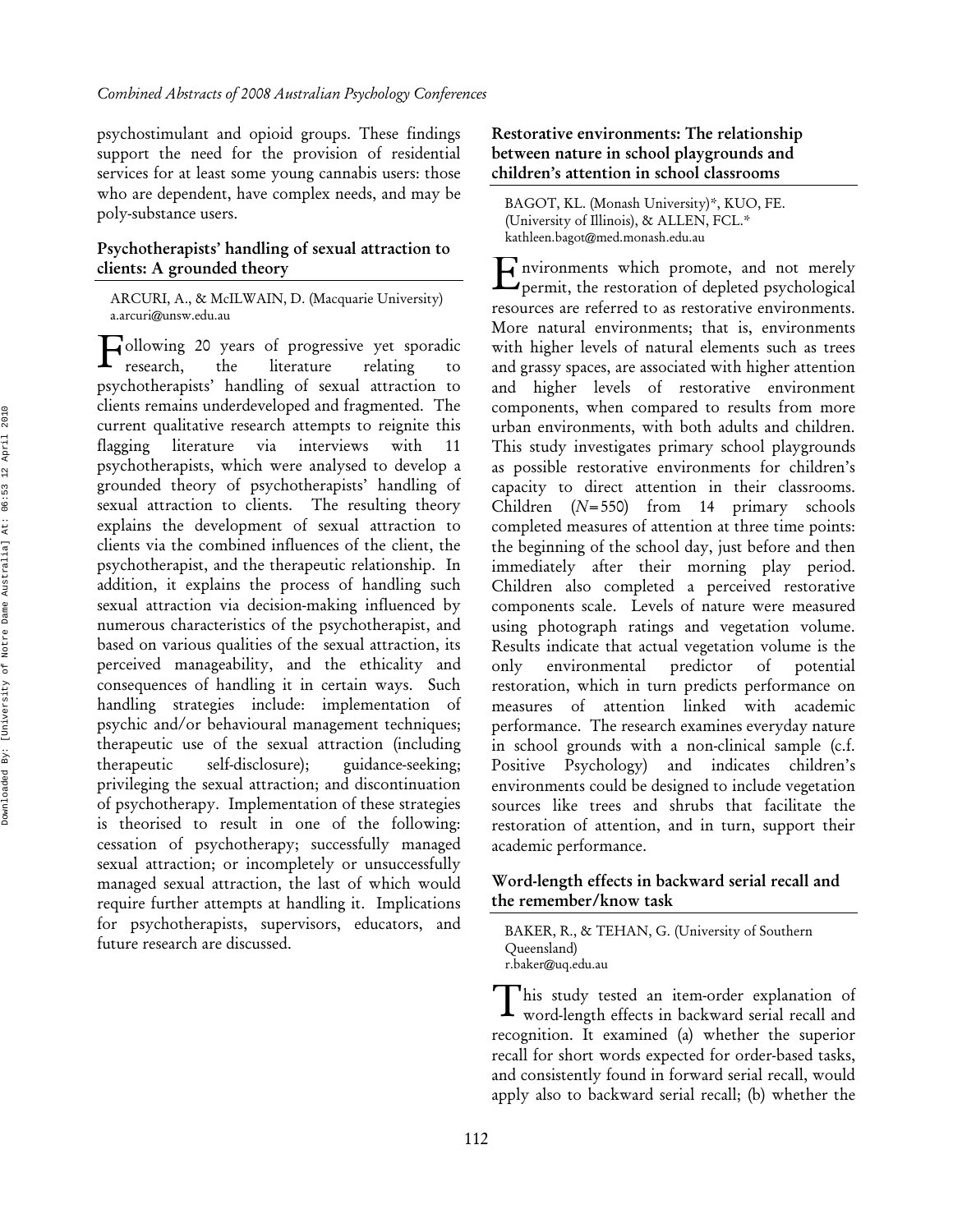psychostimulant and opioid groups. These findings support the need for the provision of residential services for at least some young cannabis users: those who are dependent, have complex needs, and may be poly-substance users.

### Psychotherapists' handling of sexual attraction to clients: A grounded theory

ARCURI, A., & McILWAIN, D. (Macquarie University)
a.arcuri@unsw.edu.au

Following 20 years of progressive yet sporadic research, the literature relating to psychotherapists' handling of sexual attraction to clients remains underdeveloped and fragmented. The current qualitative research attempts to reignite this flagging literature via interviews with 11 psychotherapists, which were analysed to develop a grounded theory of psychotherapists' handling of sexual attraction to clients. The resulting theory explains the development of sexual attraction to clients via the combined influences of the client, the psychotherapist, and the therapeutic relationship. In addition, it explains the process of handling such sexual attraction via decision-making influenced by numerous characteristics of the psychotherapist, and based on various qualities of the sexual attraction, its perceived manageability, and the ethicality and consequences of handling it in certain ways. Such handling strategies include: implementation of psychic and/or behavioural management techniques; therapeutic use of the sexual attraction (including therapeutic self-disclosure); guidance-seeking; privileging the sexual attraction; and discontinuation of psychotherapy. Implementation of these strategies is theorised to result in one of the following: cessation of psychotherapy; successfully managed sexual attraction; or incompletely or unsuccessfully managed sexual attraction, the last of which would require further attempts at handling it. Implications for psychotherapists, supervisors, educators, and future research are discussed.

### Restorative environments: The relationship between nature in school playgrounds and children's attention in school classrooms

BAGOT, KL. (Monash University)*, KUO, FE. (University of Illinois), & ALLEN, FCL.*
kathleen.bagot@med.monash.edu.au

Environments which promote, and not merely permit, the restoration of depleted psychological resources are referred to as restorative environments. More natural environments; that is, environments with higher levels of natural elements such as trees and grassy spaces, are associated with higher attention and higher levels of restorative environment components, when compared to results from more urban environments, with both adults and children. This study investigates primary school playgrounds as possible restorative environments for children's capacity to direct attention in their classrooms. Children ($N = 550$) from 14 primary schools completed measures of attention at three time points: the beginning of the school day, just before and then immediately after their morning play period. Children also completed a perceived restorative components scale. Levels of nature were measured using photograph ratings and vegetation volume. Results indicate that actual vegetation volume is the only environmental predictor of potential restoration, which in turn predicts performance on measures of attention linked with academic performance. The research examines everyday nature in school grounds with a non-clinical sample (c.f. Positive Psychology) and indicates children's environments could be designed to include vegetation sources like trees and shrubs that facilitate the restoration of attention, and in turn, support their academic performance.

### Word-length effects in backward serial recall and the remember/know task

BAKER, R., & TEHAN, G. (University of Southern Queensland)
r.baker@uq.edu.au

This study tested an item-order explanation of word-length effects in backward serial recall and recognition. It examined (a) whether the superior recall for short words expected for order-based tasks, and consistently found in forward serial recall, would apply also to backward serial recall; (b) whether the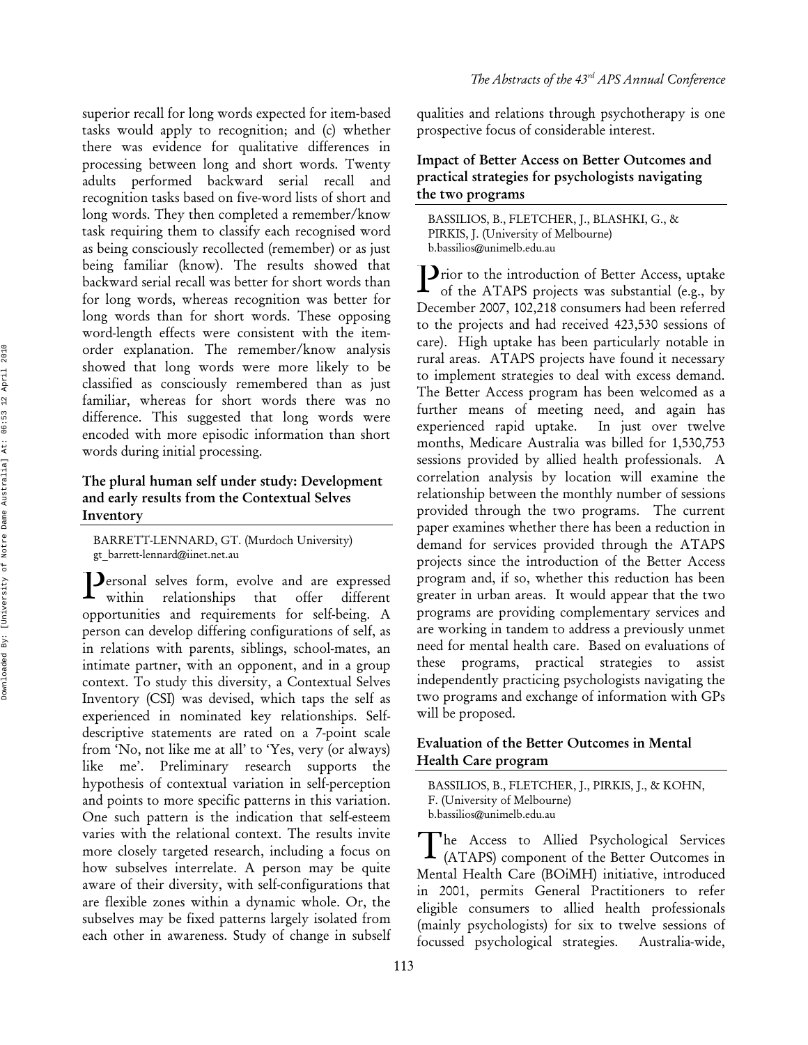superior recall for long words expected for item-based tasks would apply to recognition; and (c) whether there was evidence for qualitative differences in processing between long and short words. Twenty adults performed backward serial recall and recognition tasks based on five-word lists of short and long words. They then completed a remember/know task requiring them to classify each recognised word as being consciously recollected (remember) or as just being familiar (know). The results showed that backward serial recall was better for short words than for long words, whereas recognition was better for long words than for short words. These opposing word-length effects were consistent with the item-order explanation. The remember/know analysis showed that long words were more likely to be classified as consciously remembered than as just familiar, whereas for short words there was no difference. This suggested that long words were encoded with more episodic information than short words during initial processing.

### The plural human self under study: Development and early results from the Contextual Selves Inventory

BARRETT-LENNARD, GT. (Murdoch University)
gt_barrett-lennard@iinet.net.au

Personal selves form, evolve and are expressed within relationships that offer different opportunities and requirements for self-being. A person can develop differing configurations of self, as in relations with parents, siblings, school-mates, an intimate partner, with an opponent, and in a group context. To study this diversity, a Contextual Selves Inventory (CSI) was devised, which taps the self as experienced in nominated key relationships. Self-descriptive statements are rated on a 7-point scale from 'No, not like me at all' to 'Yes, very (or always) like me'. Preliminary research supports the hypothesis of contextual variation in self-perception and points to more specific patterns in this variation. One such pattern is the indication that self-esteem varies with the relational context. The results invite more closely targeted research, including a focus on how subselves interrelate. A person may be quite aware of their diversity, with self-configurations that are flexible zones within a dynamic whole. Or, the subselves may be fixed patterns largely isolated from each other in awareness. Study of change in subself qualities and relations through psychotherapy is one prospective focus of considerable interest.

### Impact of Better Access on Better Outcomes and practical strategies for psychologists navigating the two programs

BASSILIOS, B., FLETCHER, J., BLASHKI, G., & PIRKIS, J. (University of Melbourne)
b.bassilios@unimelb.edu.au

Prior to the introduction of Better Access, uptake of the ATAPS projects was substantial (e.g., by December 2007, 102,218 consumers had been referred to the projects and had received 423,530 sessions of care). High uptake has been particularly notable in rural areas. ATAPS projects have found it necessary to implement strategies to deal with excess demand. The Better Access program has been welcomed as a further means of meeting need, and again has experienced rapid uptake. In just over twelve months, Medicare Australia was billed for 1,530,753 sessions provided by allied health professionals. A correlation analysis by location will examine the relationship between the monthly number of sessions provided through the two programs. The current paper examines whether there has been a reduction in demand for services provided through the ATAPS projects since the introduction of the Better Access program and, if so, whether this reduction has been greater in urban areas. It would appear that the two programs are providing complementary services and are working in tandem to address a previously unmet need for mental health care. Based on evaluations of these programs, practical strategies to assist independently practicing psychologists navigating the two programs and exchange of information with GPs will be proposed.

### Evaluation of the Better Outcomes in Mental Health Care program

BASSILIOS, B., FLETCHER, J., PIRKIS, J., & KOHN, F. (University of Melbourne)
b.bassilios@unimelb.edu.au

The Access to Allied Psychological Services (ATAPS) component of the Better Outcomes in Mental Health Care (BOiMH) initiative, introduced in 2001, permits General Practitioners to refer eligible consumers to allied health professionals (mainly psychologists) for six to twelve sessions of focussed psychological strategies. Australia-wide,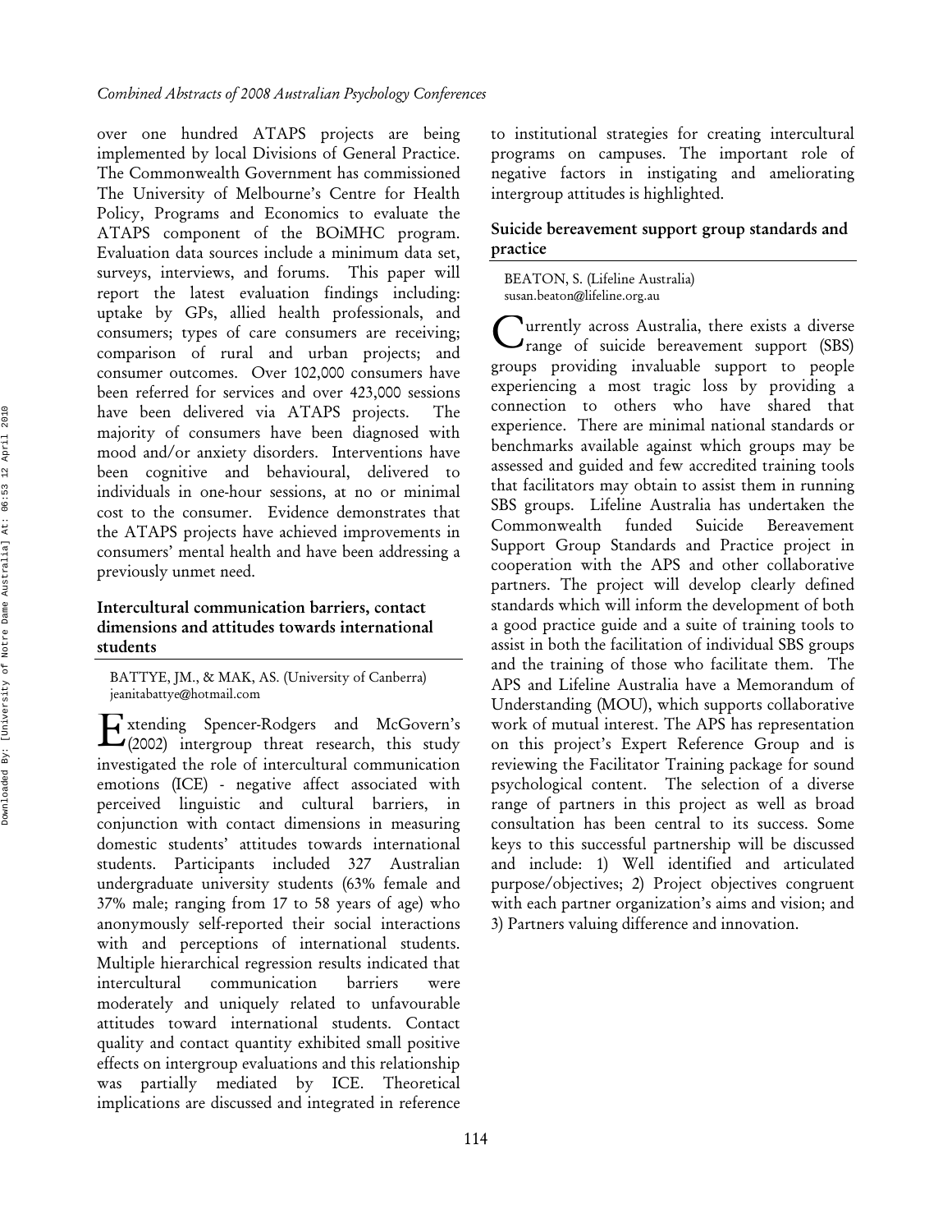over one hundred ATAPS projects are being implemented by local Divisions of General Practice. The Commonwealth Government has commissioned The University of Melbourne's Centre for Health Policy, Programs and Economics to evaluate the ATAPS component of the BOiMHC program. Evaluation data sources include a minimum data set, surveys, interviews, and forums. This paper will report the latest evaluation findings including: uptake by GPs, allied health professionals, and consumers; types of care consumers are receiving; comparison of rural and urban projects; and consumer outcomes. Over 102,000 consumers have been referred for services and over 423,000 sessions have been delivered via ATAPS projects. The majority of consumers have been diagnosed with mood and/or anxiety disorders. Interventions have been cognitive and behavioural, delivered to individuals in one-hour sessions, at no or minimal cost to the consumer. Evidence demonstrates that the ATAPS projects have achieved improvements in consumers' mental health and have been addressing a previously unmet need.

### Intercultural communication barriers, contact dimensions and attitudes towards international students

BATTYE, JM., & MAK, AS. (University of Canberra)
jeanitabattye@hotmail.com

Extending Spencer-Rodgers and McGovern's (2002) intergroup threat research, this study investigated the role of intercultural communication emotions (ICE) - negative affect associated with perceived linguistic and cultural barriers, in conjunction with contact dimensions in measuring domestic students' attitudes towards international students. Participants included 327 Australian undergraduate university students (63% female and 37% male; ranging from 17 to 58 years of age) who anonymously self-reported their social interactions with and perceptions of international students. Multiple hierarchical regression results indicated that intercultural communication barriers were moderately and uniquely related to unfavourable attitudes toward international students. Contact quality and contact quantity exhibited small positive effects on intergroup evaluations and this relationship was partially mediated by ICE. Theoretical implications are discussed and integrated in reference to institutional strategies for creating intercultural programs on campuses. The important role of negative factors in instigating and ameliorating intergroup attitudes is highlighted.

### Suicide bereavement support group standards and practice

BEATON, S. (Lifeline Australia)
susan.beaton@lifeline.org.au

Currently across Australia, there exists a diverse range of suicide bereavement support (SBS) groups providing invaluable support to people experiencing a most tragic loss by providing a connection to others who have shared that experience. There are minimal national standards or benchmarks available against which groups may be assessed and guided and few accredited training tools that facilitators may obtain to assist them in running SBS groups. Lifeline Australia has undertaken the Commonwealth funded Suicide Bereavement Support Group Standards and Practice project in cooperation with the APS and other collaborative partners. The project will develop clearly defined standards which will inform the development of both a good practice guide and a suite of training tools to assist in both the facilitation of individual SBS groups and the training of those who facilitate them. The APS and Lifeline Australia have a Memorandum of Understanding (MOU), which supports collaborative work of mutual interest. The APS has representation on this project's Expert Reference Group and is reviewing the Facilitator Training package for sound psychological content. The selection of a diverse range of partners in this project as well as broad consultation has been central to its success. Some keys to this successful partnership will be discussed and include: 1) Well identified and articulated purpose/objectives; 2) Project objectives congruent with each partner organization's aims and vision; and 3) Partners valuing difference and innovation.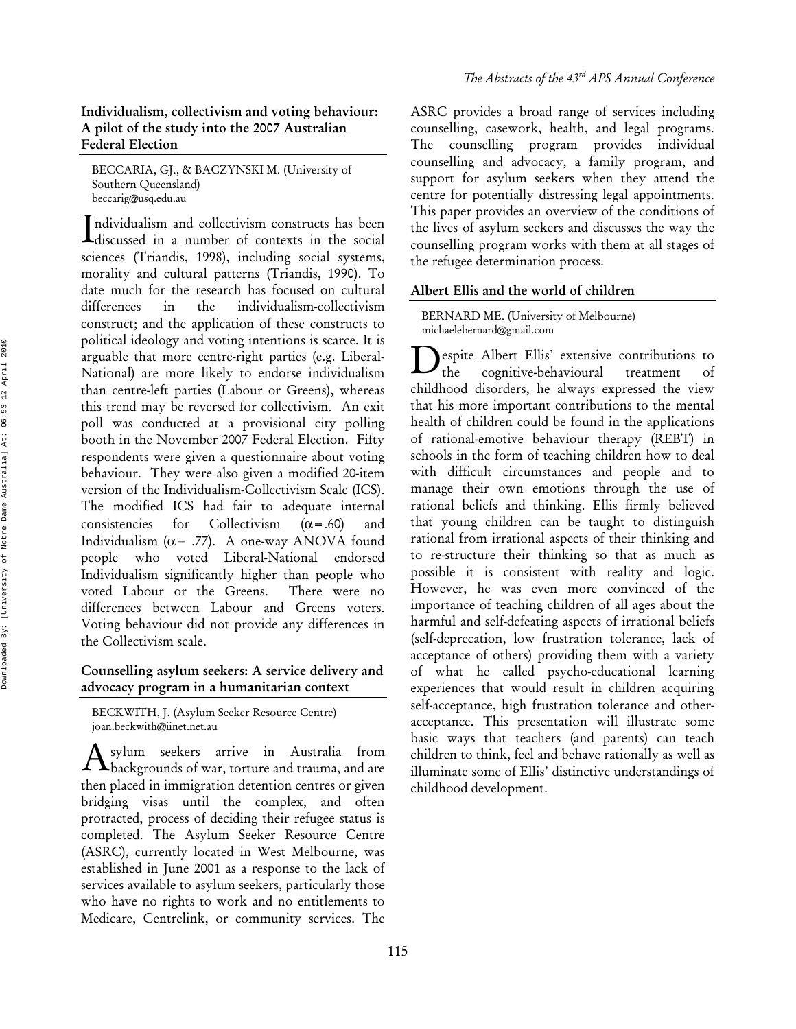### Individualism, collectivism and voting behaviour: A pilot of the study into the 2007 Australian Federal Election

BECCARIA, GJ., & BACZYNSKI M. (University of Southern Queensland)
beccarig@usq.edu.au

Individualism and collectivism constructs has been discussed in a number of contexts in the social sciences (Triandis, 1998), including social systems, morality and cultural patterns (Triandis, 1990). To date much for the research has focused on cultural differences in the individualism-collectivism construct; and the application of these constructs to political ideology and voting intentions is scarce. It is arguable that more centre-right parties (e.g. Liberal-National) are more likely to endorse individualism than centre-left parties (Labour or Greens), whereas this trend may be reversed for collectivism. An exit poll was conducted at a provisional city polling booth in the November 2007 Federal Election. Fifty respondents were given a questionnaire about voting behaviour. They were also given a modified 20-item version of the Individualism-Collectivism Scale (ICS). The modified ICS had fair to adequate internal consistencies for Collectivism ($\alpha = .60$) and Individualism ($\alpha = .77$). A one-way ANOVA found people who voted Liberal-National endorsed Individualism significantly higher than people who voted Labour or the Greens. There were no differences between Labour and Greens voters. Voting behaviour did not provide any differences in the Collectivism scale.

### Counselling asylum seekers: A service delivery and advocacy program in a humanitarian context

BECKWITH, J. (Asylum Seeker Resource Centre)
joan.beckwith@iinet.net.au

Asylum seekers arrive in Australia from backgrounds of war, torture and trauma, and are then placed in immigration detention centres or given bridging visas until the complex, and often protracted, process of deciding their refugee status is completed. The Asylum Seeker Resource Centre (ASRC), currently located in West Melbourne, was established in June 2001 as a response to the lack of services available to asylum seekers, particularly those who have no rights to work and no entitlements to Medicare, Centrelink, or community services. The ASRC provides a broad range of services including counselling, casework, health, and legal programs. The counselling program provides individual counselling and advocacy, a family program, and support for asylum seekers when they attend the centre for potentially distressing legal appointments. This paper provides an overview of the conditions of the lives of asylum seekers and discusses the way the counselling program works with them at all stages of the refugee determination process.

### Albert Ellis and the world of children

BERNARD ME. (University of Melbourne)
michaelebernard@gmail.com

Despite Albert Ellis' extensive contributions to the cognitive-behavioural treatment of childhood disorders, he always expressed the view that his more important contributions to the mental health of children could be found in the applications of rational-emotive behaviour therapy (REBT) in schools in the form of teaching children how to deal with difficult circumstances and people and to manage their own emotions through the use of rational beliefs and thinking. Ellis firmly believed that young children can be taught to distinguish rational from irrational aspects of their thinking and to re-structure their thinking so that as much as possible it is consistent with reality and logic. However, he was even more convinced of the importance of teaching children of all ages about the harmful and self-defeating aspects of irrational beliefs (self-deprecation, low frustration tolerance, lack of acceptance of others) providing them with a variety of what he called psycho-educational learning experiences that would result in children acquiring self-acceptance, high frustration tolerance and other-acceptance. This presentation will illustrate some basic ways that teachers (and parents) can teach children to think, feel and behave rationally as well as illuminate some of Ellis' distinctive understandings of childhood development.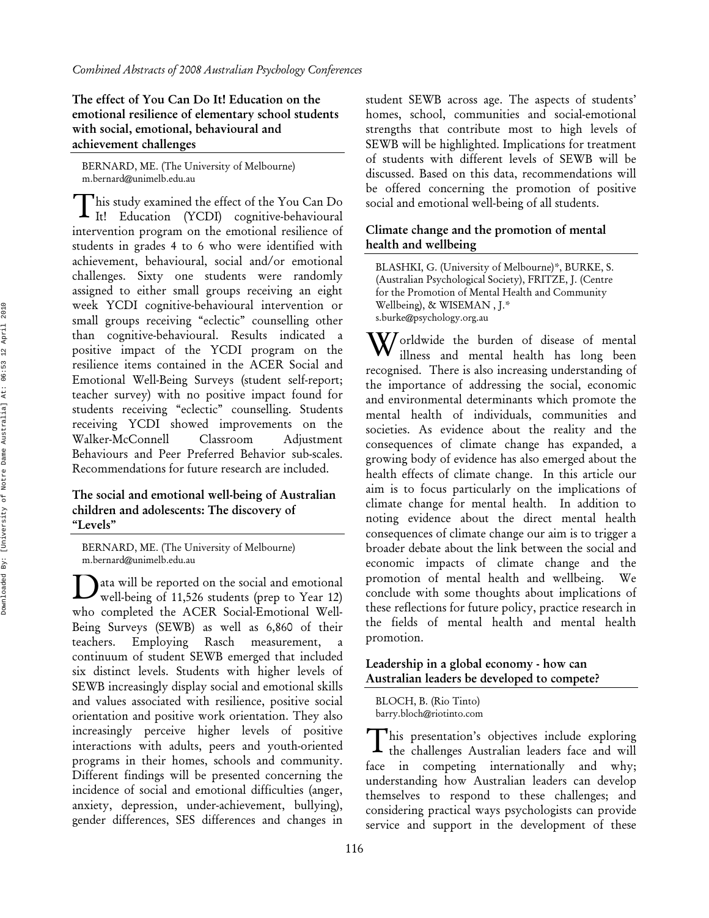### The effect of You Can Do It! Education on the emotional resilience of elementary school students with social, emotional, behavioural and achievement challenges

BERNARD, ME. (The University of Melbourne)
m.bernard@unimelb.edu.au

This study examined the effect of the You Can Do It! Education (YCDI) cognitive-behavioural intervention program on the emotional resilience of students in grades 4 to 6 who were identified with achievement, behavioural, social and/or emotional challenges. Sixty one students were randomly assigned to either small groups receiving an eight week YCDI cognitive-behavioural intervention or small groups receiving "eclectic" counselling other than cognitive-behavioural. Results indicated a positive impact of the YCDI program on the resilience items contained in the ACER Social and Emotional Well-Being Surveys (student self-report; teacher survey) with no positive impact found for students receiving "eclectic" counselling. Students receiving YCDI showed improvements on the Walker-McConnell Classroom Adjustment Behaviours and Peer Preferred Behavior sub-scales. Recommendations for future research are included.

### The social and emotional well-being of Australian children and adolescents: The discovery of "Levels"

BERNARD, ME. (The University of Melbourne)
m.bernard@unimelb.edu.au

Data will be reported on the social and emotional well-being of 11,526 students (prep to Year 12) who completed the ACER Social-Emotional Well-Being Surveys (SEWB) as well as 6,860 of their teachers. Employing Rasch measurement, a continuum of student SEWB emerged that included six distinct levels. Students with higher levels of SEWB increasingly display social and emotional skills and values associated with resilience, positive social orientation and positive work orientation. They also increasingly perceive higher levels of positive interactions with adults, peers and youth-oriented programs in their homes, schools and community. Different findings will be presented concerning the incidence of social and emotional difficulties (anger, anxiety, depression, under-achievement, bullying), gender differences, SES differences and changes in student SEWB across age. The aspects of students' homes, school, communities and social-emotional strengths that contribute most to high levels of SEWB will be highlighted. Implications for treatment of students with different levels of SEWB will be discussed. Based on this data, recommendations will be offered concerning the promotion of positive social and emotional well-being of all students.

### Climate change and the promotion of mental health and wellbeing

BLASHKI, G. (University of Melbourne)*, BURKE, S. (Australian Psychological Society), FRITZE, J. (Centre for the Promotion of Mental Health and Community Wellbeing), & WISEMAN , J.*
s.burke@psychology.org.au

Worldwide the burden of disease of mental illness and mental health has long been recognised. There is also increasing understanding of the importance of addressing the social, economic and environmental determinants which promote the mental health of individuals, communities and societies. As evidence about the reality and the consequences of climate change has expanded, a growing body of evidence has also emerged about the health effects of climate change. In this article our aim is to focus particularly on the implications of climate change for mental health. In addition to noting evidence about the direct mental health consequences of climate change our aim is to trigger a broader debate about the link between the social and economic impacts of climate change and the promotion of mental health and wellbeing. We conclude with some thoughts about implications of these reflections for future policy, practice research in the fields of mental health and mental health promotion.

### Leadership in a global economy - how can Australian leaders be developed to compete?

BLOCH, B. (Rio Tinto)
barry.bloch@riotinto.com

This presentation's objectives include exploring the challenges Australian leaders face and will face in competing internationally and why; understanding how Australian leaders can develop themselves to respond to these challenges; and considering practical ways psychologists can provide service and support in the development of these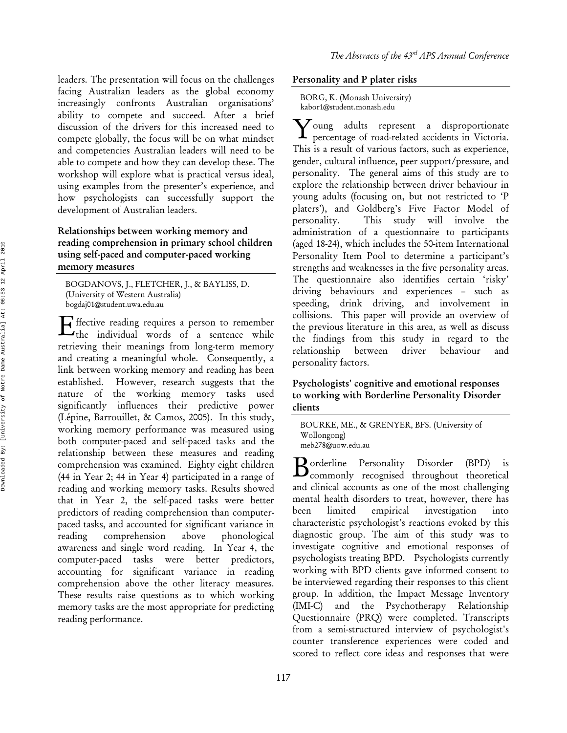leaders. The presentation will focus on the challenges facing Australian leaders as the global economy increasingly confronts Australian organisations' ability to compete and succeed. After a brief discussion of the drivers for this increased need to compete globally, the focus will be on what mindset and competencies Australian leaders will need to be able to compete and how they can develop these. The workshop will explore what is practical versus ideal, using examples from the presenter's experience, and how psychologists can successfully support the development of Australian leaders.

### Relationships between working memory and reading comprehension in primary school children using self-paced and computer-paced working memory measures

BOGDANOVS, J., FLETCHER, J., & BAYLISS, D. (University of Western Australia)
bogdaj01@student.uwa.edu.au

Effective reading requires a person to remember the individual words of a sentence while retrieving their meanings from long-term memory and creating a meaningful whole. Consequently, a link between working memory and reading has been established. However, research suggests that the nature of the working memory tasks used significantly influences their predictive power (Lépine, Barrouillet, & Camos, 2005). In this study, working memory performance was measured using both computer-paced and self-paced tasks and the relationship between these measures and reading comprehension was examined. Eighty eight children (44 in Year 2; 44 in Year 4) participated in a range of reading and working memory tasks. Results showed that in Year 2, the self-paced tasks were better predictors of reading comprehension than computer-paced tasks, and accounted for significant variance in reading comprehension above phonological awareness and single word reading. In Year 4, the computer-paced tasks were better predictors, accounting for significant variance in reading comprehension above the other literacy measures. These results raise questions as to which working memory tasks are the most appropriate for predicting reading performance.

### Personality and P plater risks

BORG, K. (Monash University)
kabor1@student.monash.edu

Young adults represent a disproportionate percentage of road-related accidents in Victoria. This is a result of various factors, such as experience, gender, cultural influence, peer support/pressure, and personality. The general aims of this study are to explore the relationship between driver behaviour in young adults (focusing on, but not restricted to 'P platers'), and Goldberg's Five Factor Model of personality. This study will involve the administration of a questionnaire to participants (aged 18-24), which includes the 50-item International Personality Item Pool to determine a participant's strengths and weaknesses in the five personality areas. The questionnaire also identifies certain 'risky' driving behaviours and experiences – such as speeding, drink driving, and involvement in collisions. This paper will provide an overview of the previous literature in this area, as well as discuss the findings from this study in regard to the relationship between driver behaviour and personality factors.

### Psychologists' cognitive and emotional responses to working with Borderline Personality Disorder clients

BOURKE, ME., & GRENYER, BFS. (University of Wollongong)
meb278@uow.edu.au

Borderline Personality Disorder (BPD) is commonly recognised throughout theoretical and clinical accounts as one of the most challenging mental health disorders to treat, however, there has been limited empirical investigation into characteristic psychologist's reactions evoked by this diagnostic group. The aim of this study was to investigate cognitive and emotional responses of psychologists treating BPD. Psychologists currently working with BPD clients gave informed consent to be interviewed regarding their responses to this client group. In addition, the Impact Message Inventory (IMI-C) and the Psychotherapy Relationship Questionnaire (PRQ) were completed. Transcripts from a semi-structured interview of psychologist's counter transference experiences were coded and scored to reflect core ideas and responses that were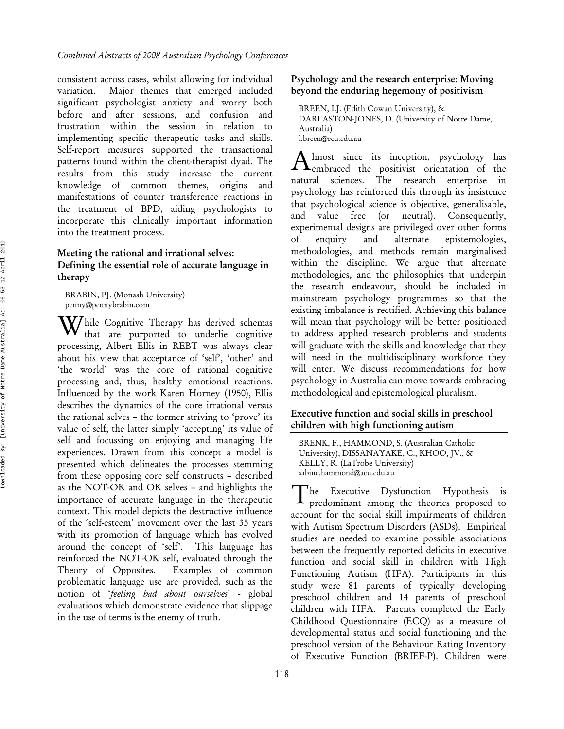consistent across cases, whilst allowing for individual variation. Major themes that emerged included significant psychologist anxiety and worry both before and after sessions, and confusion and frustration within the session in relation to implementing specific therapeutic tasks and skills. Self-report measures supported the transactional patterns found within the client-therapist dyad. The results from this study increase the current knowledge of common themes, origins and manifestations of counter transference reactions in the treatment of BPD, aiding psychologists to incorporate this clinically important information into the treatment process.

### Meeting the rational and irrational selves: Defining the essential role of accurate language in therapy

BRABIN, PJ. (Monash University)
penny@pennybrabin.com

While Cognitive Therapy has derived schemas that are purported to underlie cognitive processing, Albert Ellis in REBT was always clear about his view that acceptance of 'self', 'other' and 'the world' was the core of rational cognitive processing and, thus, healthy emotional reactions. Influenced by the work Karen Horney (1950), Ellis describes the dynamics of the core irrational versus the rational selves – the former striving to 'prove' its value of self, the latter simply 'accepting' its value of self and focussing on enjoying and managing life experiences. Drawn from this concept a model is presented which delineates the processes stemming from these opposing core self constructs – described as the NOT-OK and OK selves – and highlights the importance of accurate language in the therapeutic context. This model depicts the destructive influence of the 'self-esteem' movement over the last 35 years with its promotion of language which has evolved around the concept of 'self'. This language has reinforced the NOT-OK self, evaluated through the Theory of Opposites. Examples of common problematic language use are provided, such as the notion of '*feeling bad about ourselves*' - global evaluations which demonstrate evidence that slippage in the use of terms is the enemy of truth.

### Psychology and the research enterprise: Moving beyond the enduring hegemony of positivism

BREEN, LJ. (Edith Cowan University), & DARLASTON-JONES, D. (University of Notre Dame, Australia)
l.breen@ecu.edu.au

Almost since its inception, psychology has embraced the positivist orientation of the natural sciences. The research enterprise in psychology has reinforced this through its insistence that psychological science is objective, generalisable, and value free (or neutral). Consequently, experimental designs are privileged over other forms of enquiry and alternate epistemologies, methodologies, and methods remain marginalised within the discipline. We argue that alternate methodologies, and the philosophies that underpin the research endeavour, should be included in mainstream psychology programmes so that the existing imbalance is rectified. Achieving this balance will mean that psychology will be better positioned to address applied research problems and students will graduate with the skills and knowledge that they will need in the multidisciplinary workforce they will enter. We discuss recommendations for how psychology in Australia can move towards embracing methodological and epistemological pluralism.

### Executive function and social skills in preschool children with high functioning autism

BRENK, F., HAMMOND, S. (Australian Catholic University), DISSANAYAKE, C., KHOO, JV., & KELLY, R. (LaTrobe University)
sabine.hammond@acu.edu.au

The Executive Dysfunction Hypothesis is predominant among the theories proposed to account for the social skill impairments of children with Autism Spectrum Disorders (ASDs). Empirical studies are needed to examine possible associations between the frequently reported deficits in executive function and social skill in children with High Functioning Autism (HFA). Participants in this study were 81 parents of typically developing preschool children and 14 parents of preschool children with HFA. Parents completed the Early Childhood Questionnaire (ECQ) as a measure of developmental status and social functioning and the preschool version of the Behaviour Rating Inventory of Executive Function (BRIEF-P). Children were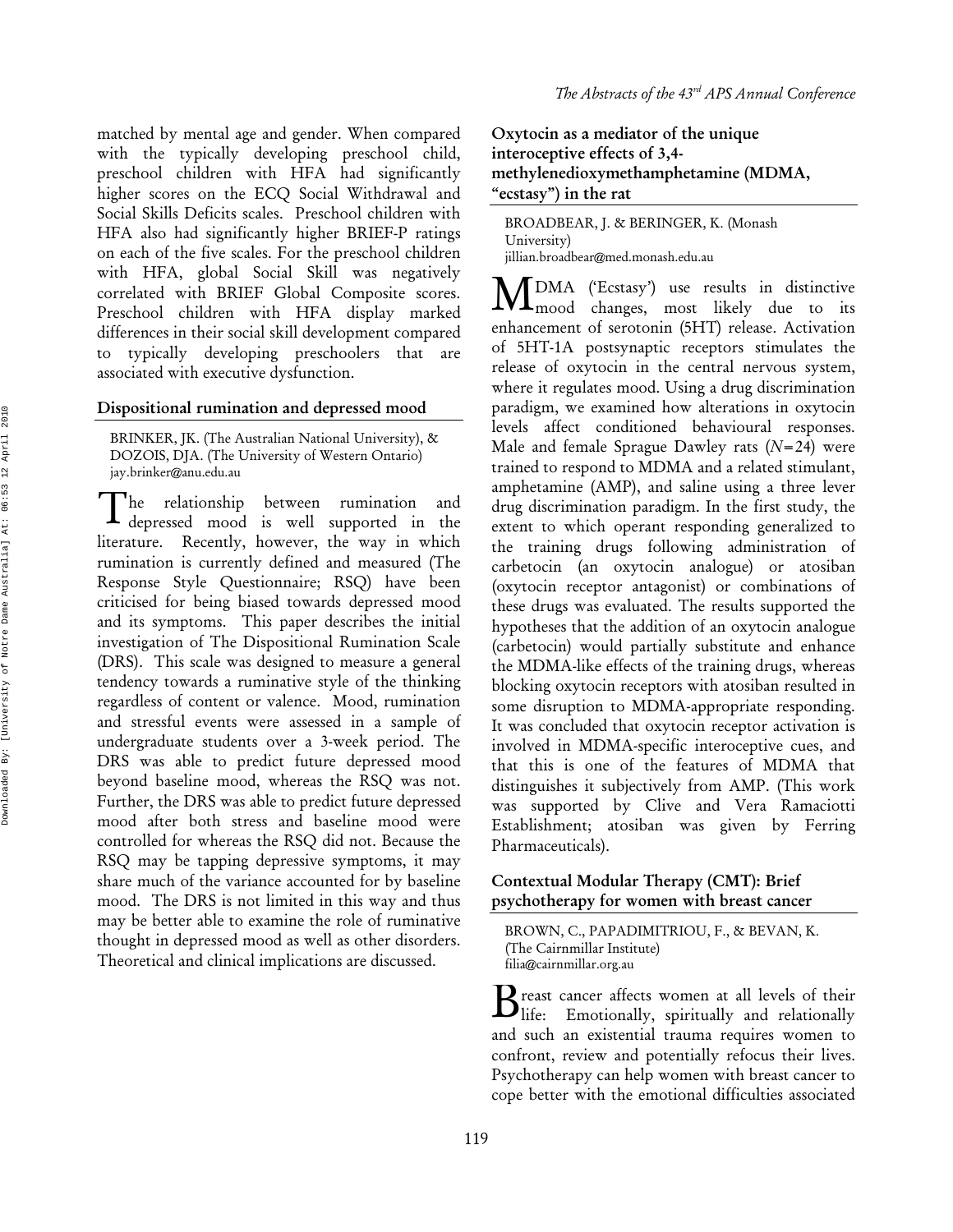matched by mental age and gender. When compared with the typically developing preschool child, preschool children with HFA had significantly higher scores on the ECQ Social Withdrawal and Social Skills Deficits scales. Preschool children with HFA also had significantly higher BRIEF-P ratings on each of the five scales. For the preschool children with HFA, global Social Skill was negatively correlated with BRIEF Global Composite scores. Preschool children with HFA display marked differences in their social skill development compared to typically developing preschoolers that are associated with executive dysfunction.

## Dispositional rumination and depressed mood

BRINKER, JK. (The Australian National University), & DOZOIS, DJA. (The University of Western Ontario)
jay.brinker@anu.edu.au

The relationship between rumination and depressed mood is well supported in the literature. Recently, however, the way in which rumination is currently defined and measured (The Response Style Questionnaire; RSQ) have been criticised for being biased towards depressed mood and its symptoms. This paper describes the initial investigation of The Dispositional Rumination Scale (DRS). This scale was designed to measure a general tendency towards a ruminative style of the thinking regardless of content or valence. Mood, rumination and stressful events were assessed in a sample of undergraduate students over a 3-week period. The DRS was able to predict future depressed mood beyond baseline mood, whereas the RSQ was not. Further, the DRS was able to predict future depressed mood after both stress and baseline mood were controlled for whereas the RSQ did not. Because the RSQ may be tapping depressive symptoms, it may share much of the variance accounted for by baseline mood. The DRS is not limited in this way and thus may be better able to examine the role of ruminative thought in depressed mood as well as other disorders. Theoretical and clinical implications are discussed.

## Oxytocin as a mediator of the unique interoceptive effects of 3,4-methylenedioxymethamphetamine (MDMA, "ecstasy") in the rat

BROADBEAR, J. & BERINGER, K. (Monash University)
jillian.broadbear@med.monash.edu.au

MDMA ('Ecstasy') use results in distinctive mood changes, most likely due to its enhancement of serotonin (5HT) release. Activation of 5HT-1A postsynaptic receptors stimulates the release of oxytocin in the central nervous system, where it regulates mood. Using a drug discrimination paradigm, we examined how alterations in oxytocin levels affect conditioned behavioural responses. Male and female Sprague Dawley rats ($N=24$) were trained to respond to MDMA and a related stimulant, amphetamine (AMP), and saline using a three lever drug discrimination paradigm. In the first study, the extent to which operant responding generalized to the training drugs following administration of carbetocin (an oxytocin analogue) or atosiban (oxytocin receptor antagonist) or combinations of these drugs was evaluated. The results supported the hypotheses that the addition of an oxytocin analogue (carbetocin) would partially substitute and enhance the MDMA-like effects of the training drugs, whereas blocking oxytocin receptors with atosiban resulted in some disruption to MDMA-appropriate responding. It was concluded that oxytocin receptor activation is involved in MDMA-specific interoceptive cues, and that this is one of the features of MDMA that distinguishes it subjectively from AMP. (This work was supported by Clive and Vera Ramaciotti Establishment; atosiban was given by Ferring Pharmaceuticals).

## Contextual Modular Therapy (CMT): Brief psychotherapy for women with breast cancer

BROWN, C., PAPADIMITRIOU, F., & BEVAN, K. (The Cairnmillar Institute)
filia@cairnmillar.org.au

Breast cancer affects women at all levels of their life: Emotionally, spiritually and relationally and such an existential trauma requires women to confront, review and potentially refocus their lives. Psychotherapy can help women with breast cancer to cope better with the emotional difficulties associated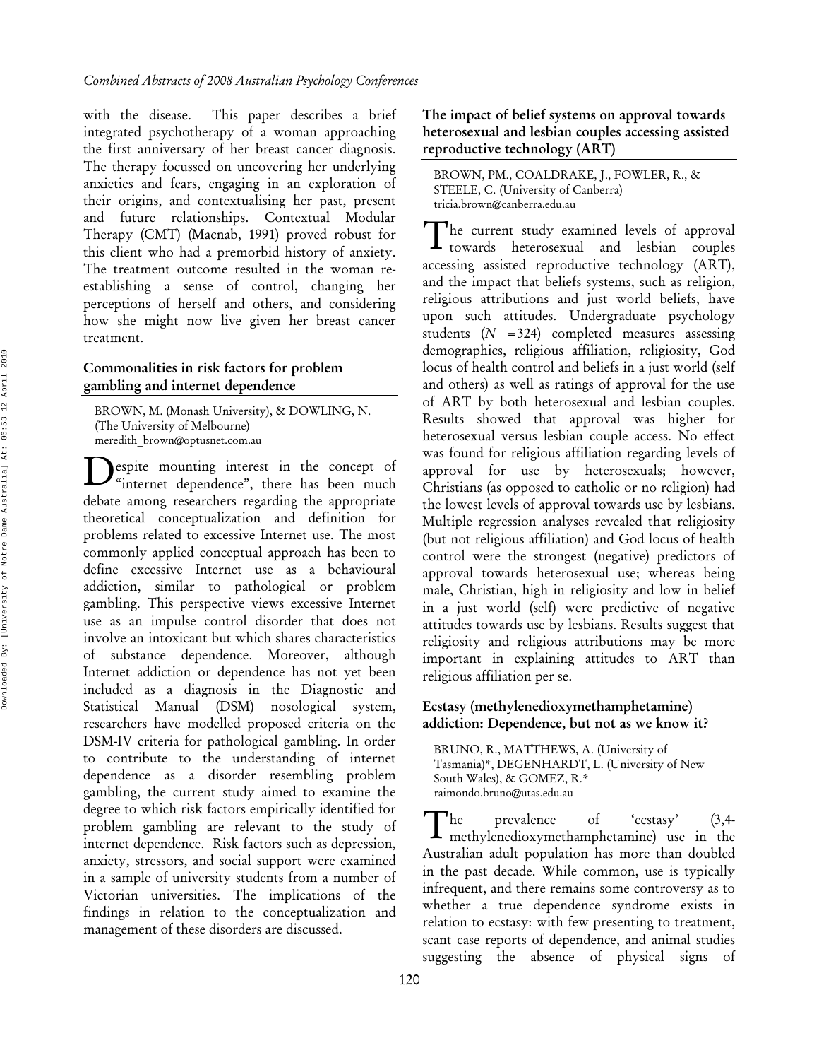with the disease. This paper describes a brief integrated psychotherapy of a woman approaching the first anniversary of her breast cancer diagnosis. The therapy focussed on uncovering her underlying anxieties and fears, engaging in an exploration of their origins, and contextualising her past, present and future relationships. Contextual Modular Therapy (CMT) (Macnab, 1991) proved robust for this client who had a premorbid history of anxiety. The treatment outcome resulted in the woman re-establishing a sense of control, changing her perceptions of herself and others, and considering how she might now live given her breast cancer treatment.

### Commonalities in risk factors for problem gambling and internet dependence

BROWN, M. (Monash University), & DOWLING, N. (The University of Melbourne)
meredith_brown@optusnet.com.au

Despite mounting interest in the concept of "internet dependence", there has been much debate among researchers regarding the appropriate theoretical conceptualization and definition for problems related to excessive Internet use. The most commonly applied conceptual approach has been to define excessive Internet use as a behavioural addiction, similar to pathological or problem gambling. This perspective views excessive Internet use as an impulse control disorder that does not involve an intoxicant but which shares characteristics of substance dependence. Moreover, although Internet addiction or dependence has not yet been included as a diagnosis in the Diagnostic and Statistical Manual (DSM) nosological system, researchers have modelled proposed criteria on the DSM-IV criteria for pathological gambling. In order to contribute to the understanding of internet dependence as a disorder resembling problem gambling, the current study aimed to examine the degree to which risk factors empirically identified for problem gambling are relevant to the study of internet dependence. Risk factors such as depression, anxiety, stressors, and social support were examined in a sample of university students from a number of Victorian universities. The implications of the findings in relation to the conceptualization and management of these disorders are discussed.

### The impact of belief systems on approval towards heterosexual and lesbian couples accessing assisted reproductive technology (ART)

BROWN, PM., COALDRAKE, J., FOWLER, R., & STEELE, C. (University of Canberra)
tricia.brown@canberra.edu.au

The current study examined levels of approval towards heterosexual and lesbian couples accessing assisted reproductive technology (ART), and the impact that beliefs systems, such as religion, religious attributions and just world beliefs, have upon such attitudes. Undergraduate psychology students ($N = 324$) completed measures assessing demographics, religious affiliation, religiosity, God locus of health control and beliefs in a just world (self and others) as well as ratings of approval for the use of ART by both heterosexual and lesbian couples. Results showed that approval was higher for heterosexual versus lesbian couple access. No effect was found for religious affiliation regarding levels of approval for use by heterosexuals; however, Christians (as opposed to catholic or no religion) had the lowest levels of approval towards use by lesbians. Multiple regression analyses revealed that religiosity (but not religious affiliation) and God locus of health control were the strongest (negative) predictors of approval towards heterosexual use; whereas being male, Christian, high in religiosity and low in belief in a just world (self) were predictive of negative attitudes towards use by lesbians. Results suggest that religiosity and religious attributions may be more important in explaining attitudes to ART than religious affiliation per se.

### Ecstasy (methylenedioxymethamphetamine) addiction: Dependence, but not as we know it?

BRUNO, R., MATTHEWS, A. (University of Tasmania)*, DEGENHARDT, L. (University of New South Wales), & GOMEZ, R.*
raimondo.bruno@utas.edu.au

The prevalence of 'ecstasy' (3,4-methylenedioxymethamphetamine) use in the Australian adult population has more than doubled in the past decade. While common, use is typically infrequent, and there remains some controversy as to whether a true dependence syndrome exists in relation to ecstasy: with few presenting to treatment, scant case reports of dependence, and animal studies suggesting the absence of physical signs of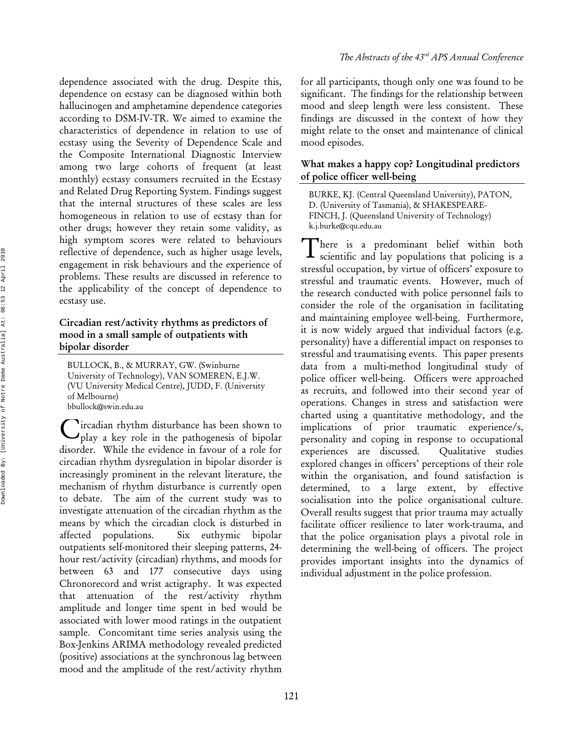dependence associated with the drug. Despite this, dependence on ecstasy can be diagnosed within both hallucinogen and amphetamine dependence categories according to DSM-IV-TR. We aimed to examine the characteristics of dependence in relation to use of ecstasy using the Severity of Dependence Scale and the Composite International Diagnostic Interview among two large cohorts of frequent (at least monthly) ecstasy consumers recruited in the Ecstasy and Related Drug Reporting System. Findings suggest that the internal structures of these scales are less homogeneous in relation to use of ecstasy than for other drugs; however they retain some validity, as high symptom scores were related to behaviours reflective of dependence, such as higher usage levels, engagement in risk behaviours and the experience of problems. These results are discussed in reference to the applicability of the concept of dependence to ecstasy use.

## Circadian rest/activity rhythms as predictors of mood in a small sample of outpatients with bipolar disorder

BULLOCK, B., & MURRAY, GW. (Swinburne University of Technology), VAN SOMEREN, E.J.W. (VU University Medical Centre), JUDD, F. (University of Melbourne)
bbullock@swin.edu.au

Circadian rhythm disturbance has been shown to play a key role in the pathogenesis of bipolar disorder. While the evidence in favour of a role for circadian rhythm dysregulation in bipolar disorder is increasingly prominent in the relevant literature, the mechanism of rhythm disturbance is currently open to debate. The aim of the current study was to investigate attenuation of the circadian rhythm as the means by which the circadian clock is disturbed in affected populations. Six euthymic bipolar outpatients self-monitored their sleeping patterns, 24-hour rest/activity (circadian) rhythms, and moods for between 63 and 177 consecutive days using Chronorecord and wrist actigraphy. It was expected that attenuation of the rest/activity rhythm amplitude and longer time spent in bed would be associated with lower mood ratings in the outpatient sample. Concomitant time series analysis using the Box-Jenkins ARIMA methodology revealed predicted (positive) associations at the synchronous lag between mood and the amplitude of the rest/activity rhythm for all participants, though only one was found to be significant. The findings for the relationship between mood and sleep length were less consistent. These findings are discussed in the context of how they might relate to the onset and maintenance of clinical mood episodes.

## What makes a happy cop? Longitudinal predictors of police officer well-being

BURKE, KJ. (Central Queensland University), PATON, D. (University of Tasmania), & SHAKESPEARE-FINCH, J. (Queensland University of Technology)
k.j.burke@cqu.edu.au

There is a predominant belief within both scientific and lay populations that policing is a stressful occupation, by virtue of officers' exposure to stressful and traumatic events. However, much of the research conducted with police personnel fails to consider the role of the organisation in facilitating and maintaining employee well-being. Furthermore, it is now widely argued that individual factors (e.g. personality) have a differential impact on responses to stressful and traumatising events. This paper presents data from a multi-method longitudinal study of police officer well-being. Officers were approached as recruits, and followed into their second year of operations. Changes in stress and satisfaction were charted using a quantitative methodology, and the implications of prior traumatic experience/s, personality and coping in response to occupational experiences are discussed. Qualitative studies explored changes in officers' perceptions of their role within the organisation, and found satisfaction is determined, to a large extent, by effective socialisation into the police organisational culture. Overall results suggest that prior trauma may actually facilitate officer resilience to later work-trauma, and that the police organisation plays a pivotal role in determining the well-being of officers. The project provides important insights into the dynamics of individual adjustment in the police profession.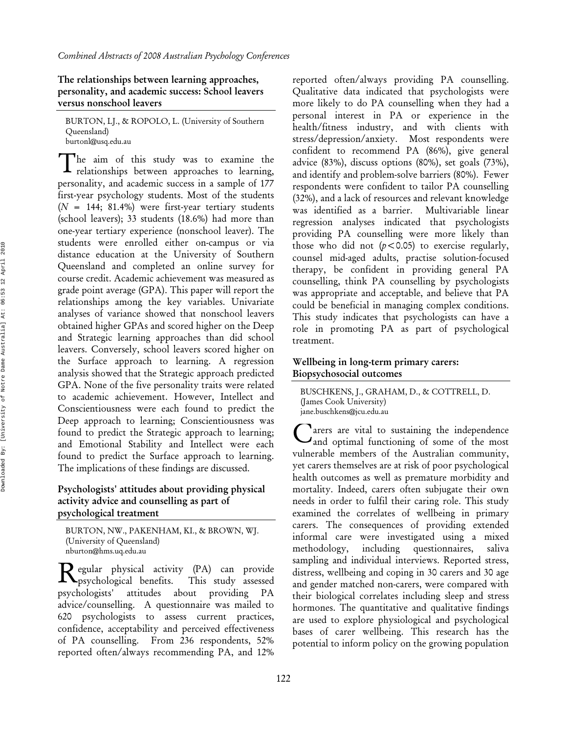### The relationships between learning approaches, personality, and academic success: School leavers versus nonschool leavers

BURTON, LJ., & ROPOLO, L. (University of Southern Queensland)
burtonl@usq.edu.au

The aim of this study was to examine the relationships between approaches to learning, personality, and academic success in a sample of 177 first-year psychology students. Most of the students ($N$ = 144; 81.4%) were first-year tertiary students (school leavers); 33 students (18.6%) had more than one-year tertiary experience (nonschool leaver). The students were enrolled either on-campus or via distance education at the University of Southern Queensland and completed an online survey for course credit. Academic achievement was measured as grade point average (GPA). This paper will report the relationships among the key variables. Univariate analyses of variance showed that nonschool leavers obtained higher GPAs and scored higher on the Deep and Strategic learning approaches than did school leavers. Conversely, school leavers scored higher on the Surface approach to learning. A regression analysis showed that the Strategic approach predicted GPA. None of the five personality traits were related to academic achievement. However, Intellect and Conscientiousness were each found to predict the Deep approach to learning; Conscientiousness was found to predict the Strategic approach to learning; and Emotional Stability and Intellect were each found to predict the Surface approach to learning. The implications of these findings are discussed.

### Psychologists' attitudes about providing physical activity advice and counselling as part of psychological treatment

BURTON, NW., PAKENHAM, KI., & BROWN, WJ. (University of Queensland)
nburton@hms.uq.edu.au

Regular physical activity (PA) can provide psychological benefits. This study assessed psychologists' attitudes about providing PA advice/counselling. A questionnaire was mailed to 620 psychologists to assess current practices, confidence, acceptability and perceived effectiveness of PA counselling. From 236 respondents, 52% reported often/always recommending PA, and 12% reported often/always providing PA counselling. Qualitative data indicated that psychologists were more likely to do PA counselling when they had a personal interest in PA or experience in the health/fitness industry, and with clients with stress/depression/anxiety. Most respondents were confident to recommend PA (86%), give general advice (83%), discuss options (80%), set goals (73%), and identify and problem-solve barriers (80%). Fewer respondents were confident to tailor PA counselling (32%), and a lack of resources and relevant knowledge was identified as a barrier. Multivariable linear regression analyses indicated that psychologists providing PA counselling were more likely than those who did not ($p < 0.05$) to exercise regularly, counsel mid-aged adults, practise solution-focused therapy, be confident in providing general PA counselling, think PA counselling by psychologists was appropriate and acceptable, and believe that PA could be beneficial in managing complex conditions. This study indicates that psychologists can have a role in promoting PA as part of psychological treatment.

### Wellbeing in long-term primary carers: Biopsychosocial outcomes

BUSCHKENS, J., GRAHAM, D., & COTTRELL, D. (James Cook University)
jane.buschkens@jcu.edu.au

Carers are vital to sustaining the independence and optimal functioning of some of the most vulnerable members of the Australian community, yet carers themselves are at risk of poor psychological health outcomes as well as premature morbidity and mortality. Indeed, carers often subjugate their own needs in order to fulfil their caring role. This study examined the correlates of wellbeing in primary carers. The consequences of providing extended informal care were investigated using a mixed methodology, including questionnaires, saliva sampling and individual interviews. Reported stress, distress, wellbeing and coping in 30 carers and 30 age and gender matched non-carers, were compared with their biological correlates including sleep and stress hormones. The quantitative and qualitative findings are used to explore physiological and psychological bases of carer wellbeing. This research has the potential to inform policy on the growing population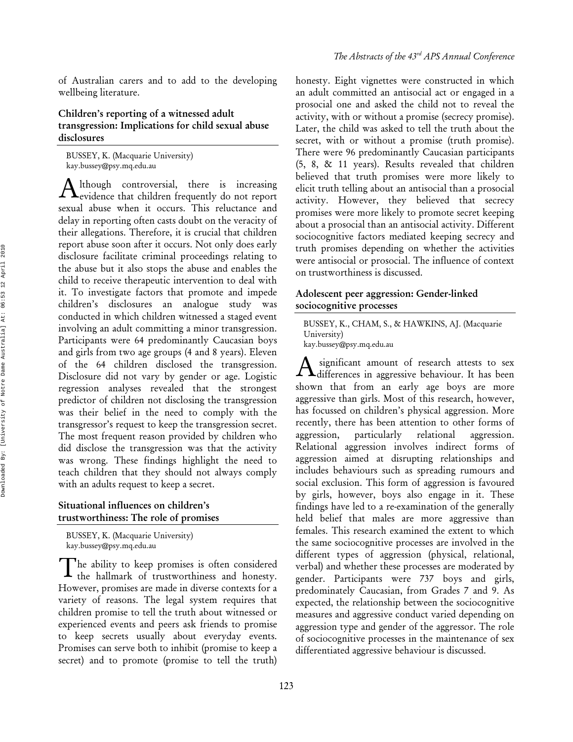of Australian carers and to add to the developing wellbeing literature.

### Children's reporting of a witnessed adult transgression: Implications for child sexual abuse disclosures

BUSSEY, K. (Macquarie University)
kay.bussey@psy.mq.edu.au

Although controversial, there is increasing evidence that children frequently do not report sexual abuse when it occurs. This reluctance and delay in reporting often casts doubt on the veracity of their allegations. Therefore, it is crucial that children report abuse soon after it occurs. Not only does early disclosure facilitate criminal proceedings relating to the abuse but it also stops the abuse and enables the child to receive therapeutic intervention to deal with it. To investigate factors that promote and impede children's disclosures an analogue study was conducted in which children witnessed a staged event involving an adult committing a minor transgression. Participants were 64 predominantly Caucasian boys and girls from two age groups (4 and 8 years). Eleven of the 64 children disclosed the transgression. Disclosure did not vary by gender or age. Logistic regression analyses revealed that the strongest predictor of children not disclosing the transgression was their belief in the need to comply with the transgressor's request to keep the transgression secret. The most frequent reason provided by children who did disclose the transgression was that the activity was wrong. These findings highlight the need to teach children that they should not always comply with an adults request to keep a secret.

### Situational influences on children's trustworthiness: The role of promises

BUSSEY, K. (Macquarie University)
kay.bussey@psy.mq.edu.au

The ability to keep promises is often considered the hallmark of trustworthiness and honesty. However, promises are made in diverse contexts for a variety of reasons. The legal system requires that children promise to tell the truth about witnessed or experienced events and peers ask friends to promise to keep secrets usually about everyday events. Promises can serve both to inhibit (promise to keep a secret) and to promote (promise to tell the truth) honesty. Eight vignettes were constructed in which an adult committed an antisocial act or engaged in a prosocial one and asked the child not to reveal the activity, with or without a promise (secrecy promise). Later, the child was asked to tell the truth about the secret, with or without a promise (truth promise). There were 96 predominantly Caucasian participants (5, 8, & 11 years). Results revealed that children believed that truth promises were more likely to elicit truth telling about an antisocial than a prosocial activity. However, they believed that secrecy promises were more likely to promote secret keeping about a prosocial than an antisocial activity. Different sociocognitive factors mediated keeping secrecy and truth promises depending on whether the activities were antisocial or prosocial. The influence of context on trustworthiness is discussed.

### Adolescent peer aggression: Gender-linked sociocognitive processes

BUSSEY, K., CHAM, S., & HAWKINS, AJ. (Macquarie University)
kay.bussey@psy.mq.edu.au

A significant amount of research attests to sex differences in aggressive behaviour. It has been shown that from an early age boys are more aggressive than girls. Most of this research, however, has focussed on children's physical aggression. More recently, there has been attention to other forms of aggression, particularly relational aggression. Relational aggression involves indirect forms of aggression aimed at disrupting relationships and includes behaviours such as spreading rumours and social exclusion. This form of aggression is favoured by girls, however, boys also engage in it. These findings have led to a re-examination of the generally held belief that males are more aggressive than females. This research examined the extent to which the same sociocognitive processes are involved in the different types of aggression (physical, relational, verbal) and whether these processes are moderated by gender. Participants were 737 boys and girls, predominately Caucasian, from Grades 7 and 9. As expected, the relationship between the sociocognitive measures and aggressive conduct varied depending on aggression type and gender of the aggressor. The role of sociocognitive processes in the maintenance of sex differentiated aggressive behaviour is discussed.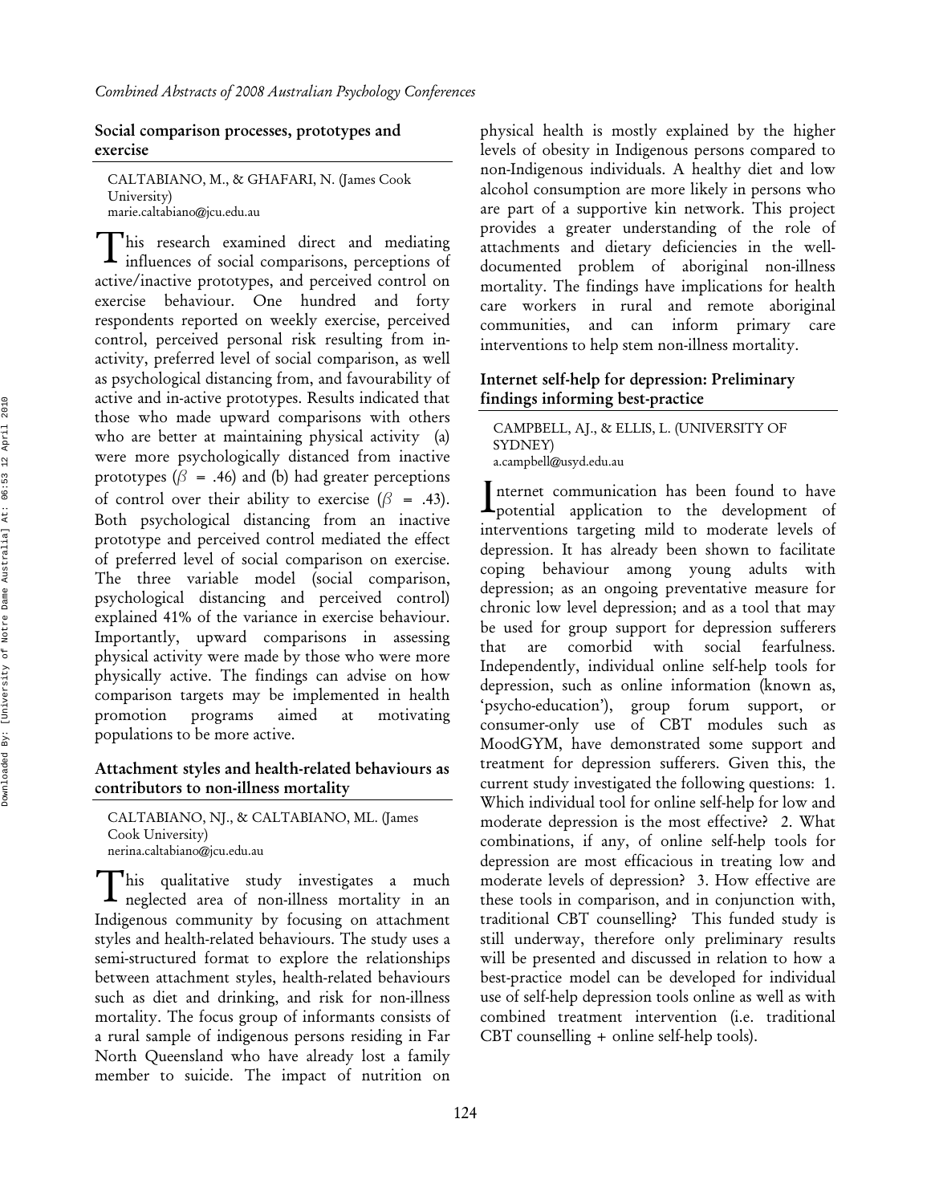### Social comparison processes, prototypes and exercise

CALTABIANO, M., & GHAFARI, N. (James Cook University)
marie.caltabiano@jcu.edu.au

This research examined direct and mediating influences of social comparisons, perceptions of active/inactive prototypes, and perceived control on exercise behaviour. One hundred and forty respondents reported on weekly exercise, perceived control, perceived personal risk resulting from in-activity, preferred level of social comparison, as well as psychological distancing from, and favourability of active and in-active prototypes. Results indicated that those who made upward comparisons with others who are better at maintaining physical activity (a) were more psychologically distanced from inactive prototypes ($\beta$ = .46) and (b) had greater perceptions of control over their ability to exercise ($\beta$ = .43). Both psychological distancing from an inactive prototype and perceived control mediated the effect of preferred level of social comparison on exercise. The three variable model (social comparison, psychological distancing and perceived control) explained 41% of the variance in exercise behaviour. Importantly, upward comparisons in assessing physical activity were made by those who were more physically active. The findings can advise on how comparison targets may be implemented in health promotion programs aimed at motivating populations to be more active.

### Attachment styles and health-related behaviours as contributors to non-illness mortality

CALTABIANO, NJ., & CALTABIANO, ML. (James Cook University)
nerina.caltabiano@jcu.edu.au

This qualitative study investigates a much neglected area of non-illness mortality in an Indigenous community by focusing on attachment styles and health-related behaviours. The study uses a semi-structured format to explore the relationships between attachment styles, health-related behaviours such as diet and drinking, and risk for non-illness mortality. The focus group of informants consists of a rural sample of indigenous persons residing in Far North Queensland who have already lost a family member to suicide. The impact of nutrition on physical health is mostly explained by the higher levels of obesity in Indigenous persons compared to non-Indigenous individuals. A healthy diet and low alcohol consumption are more likely in persons who are part of a supportive kin network. This project provides a greater understanding of the role of attachments and dietary deficiencies in the well-documented problem of aboriginal non-illness mortality. The findings have implications for health care workers in rural and remote aboriginal communities, and can inform primary care interventions to help stem non-illness mortality.

### Internet self-help for depression: Preliminary findings informing best-practice

CAMPBELL, AJ., & ELLIS, L. (UNIVERSITY OF SYDNEY)
a.campbell@usyd.edu.au

Internet communication has been found to have potential application to the development of interventions targeting mild to moderate levels of depression. It has already been shown to facilitate coping behaviour among young adults with depression; as an ongoing preventative measure for chronic low level depression; and as a tool that may be used for group support for depression sufferers that are comorbid with social fearfulness. Independently, individual online self-help tools for depression, such as online information (known as, 'psycho-education'), group forum support, or consumer-only use of CBT modules such as MoodGYM, have demonstrated some support and treatment for depression sufferers. Given this, the current study investigated the following questions: 1. Which individual tool for online self-help for low and moderate depression is the most effective? 2. What combinations, if any, of online self-help tools for depression are most efficacious in treating low and moderate levels of depression? 3. How effective are these tools in comparison, and in conjunction with, traditional CBT counselling? This funded study is still underway, therefore only preliminary results will be presented and discussed in relation to how a best-practice model can be developed for individual use of self-help depression tools online as well as with combined treatment intervention (i.e. traditional CBT counselling + online self-help tools).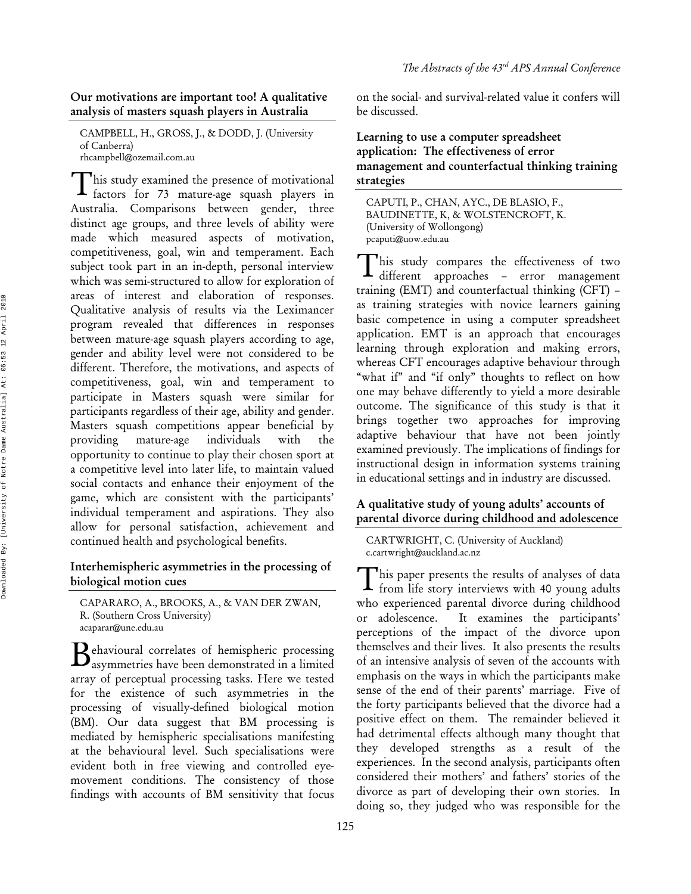## Our motivations are important too! A qualitative analysis of masters squash players in Australia

CAMPBELL, H., GROSS, J., & DODD, J. (University of Canberra)
rhcampbell@ozemail.com.au

This study examined the presence of motivational factors for 73 mature-age squash players in Australia. Comparisons between gender, three distinct age groups, and three levels of ability were made which measured aspects of motivation, competitiveness, goal, win and temperament. Each subject took part in an in-depth, personal interview which was semi-structured to allow for exploration of areas of interest and elaboration of responses. Qualitative analysis of results via the Leximancer program revealed that differences in responses between mature-age squash players according to age, gender and ability level were not considered to be different. Therefore, the motivations, and aspects of competitiveness, goal, win and temperament to participate in Masters squash were similar for participants regardless of their age, ability and gender. Masters squash competitions appear beneficial by providing mature-age individuals with the opportunity to continue to play their chosen sport at a competitive level into later life, to maintain valued social contacts and enhance their enjoyment of the game, which are consistent with the participants' individual temperament and aspirations. They also allow for personal satisfaction, achievement and continued health and psychological benefits.

## Interhemispheric asymmetries in the processing of biological motion cues

CAPARARO, A., BROOKS, A., & VAN DER ZWAN, R. (Southern Cross University)
acaparar@une.edu.au

Behavioural correlates of hemispheric processing asymmetries have been demonstrated in a limited array of perceptual processing tasks. Here we tested for the existence of such asymmetries in the processing of visually-defined biological motion (BM). Our data suggest that BM processing is mediated by hemispheric specialisations manifesting at the behavioural level. Such specialisations were evident both in free viewing and controlled eye-movement conditions. The consistency of those findings with accounts of BM sensitivity that focus on the social- and survival-related value it confers will be discussed.

## Learning to use a computer spreadsheet application: The effectiveness of error management and counterfactual thinking training strategies

CAPUTI, P., CHAN, AYC., DE BLASIO, F., BAUDINETTE, K, & WOLSTENCROFT, K. (University of Wollongong)
pcaputi@uow.edu.au

This study compares the effectiveness of two different approaches – error management training (EMT) and counterfactual thinking (CFT) – as training strategies with novice learners gaining basic competence in using a computer spreadsheet application. EMT is an approach that encourages learning through exploration and making errors, whereas CFT encourages adaptive behaviour through "what if" and "if only" thoughts to reflect on how one may behave differently to yield a more desirable outcome. The significance of this study is that it brings together two approaches for improving adaptive behaviour that have not been jointly examined previously. The implications of findings for instructional design in information systems training in educational settings and in industry are discussed.

## A qualitative study of young adults' accounts of parental divorce during childhood and adolescence

CARTWRIGHT, C. (University of Auckland)
c.cartwright@auckland.ac.nz

This paper presents the results of analyses of data from life story interviews with 40 young adults who experienced parental divorce during childhood or adolescence. It examines the participants' perceptions of the impact of the divorce upon themselves and their lives. It also presents the results of an intensive analysis of seven of the accounts with emphasis on the ways in which the participants make sense of the end of their parents' marriage. Five of the forty participants believed that the divorce had a positive effect on them. The remainder believed it had detrimental effects although many thought that they developed strengths as a result of the experiences. In the second analysis, participants often considered their mothers' and fathers' stories of the divorce as part of developing their own stories. In doing so, they judged who was responsible for the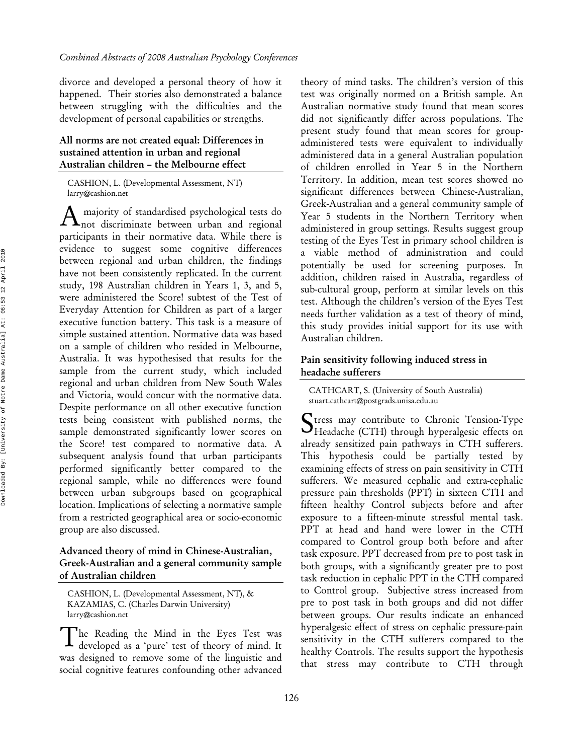divorce and developed a personal theory of how it happened. Their stories also demonstrated a balance between struggling with the difficulties and the development of personal capabilities or strengths.

### All norms are not created equal: Differences in sustained attention in urban and regional Australian children – the Melbourne effect

CASHION, L. (Developmental Assessment, NT)
larry@cashion.net

A majority of standardised psychological tests do not discriminate between urban and regional participants in their normative data. While there is evidence to suggest some cognitive differences between regional and urban children, the findings have not been consistently replicated. In the current study, 198 Australian children in Years 1, 3, and 5, were administered the Score! subtest of the Test of Everyday Attention for Children as part of a larger executive function battery. This task is a measure of simple sustained attention. Normative data was based on a sample of children who resided in Melbourne, Australia. It was hypothesised that results for the sample from the current study, which included regional and urban children from New South Wales and Victoria, would concur with the normative data. Despite performance on all other executive function tests being consistent with published norms, the sample demonstrated significantly lower scores on the Score! test compared to normative data. A subsequent analysis found that urban participants performed significantly better compared to the regional sample, while no differences were found between urban subgroups based on geographical location. Implications of selecting a normative sample from a restricted geographical area or socio-economic group are also discussed.

### Advanced theory of mind in Chinese-Australian, Greek-Australian and a general community sample of Australian children

CASHION, L. (Developmental Assessment, NT), & KAZAMIAS, C. (Charles Darwin University)
larry@cashion.net

The Reading the Mind in the Eyes Test was developed as a 'pure' test of theory of mind. It was designed to remove some of the linguistic and social cognitive features confounding other advanced theory of mind tasks. The children's version of this test was originally normed on a British sample. An Australian normative study found that mean scores did not significantly differ across populations. The present study found that mean scores for group-administered tests were equivalent to individually administered data in a general Australian population of children enrolled in Year 5 in the Northern Territory. In addition, mean test scores showed no significant differences between Chinese-Australian, Greek-Australian and a general community sample of Year 5 students in the Northern Territory when administered in group settings. Results suggest group testing of the Eyes Test in primary school children is a viable method of administration and could potentially be used for screening purposes. In addition, children raised in Australia, regardless of sub-cultural group, perform at similar levels on this test. Although the children's version of the Eyes Test needs further validation as a test of theory of mind, this study provides initial support for its use with Australian children.

### Pain sensitivity following induced stress in headache sufferers

CATHCART, S. (University of South Australia)
stuart.cathcart@postgrads.unisa.edu.au

Stress may contribute to Chronic Tension-Type Headache (CTH) through hyperalgesic effects on already sensitized pain pathways in CTH sufferers. This hypothesis could be partially tested by examining effects of stress on pain sensitivity in CTH sufferers. We measured cephalic and extra-cephalic pressure pain thresholds (PPT) in sixteen CTH and fifteen healthy Control subjects before and after exposure to a fifteen-minute stressful mental task. PPT at head and hand were lower in the CTH compared to Control group both before and after task exposure. PPT decreased from pre to post task in both groups, with a significantly greater pre to post task reduction in cephalic PPT in the CTH compared to Control group. Subjective stress increased from pre to post task in both groups and did not differ between groups. Our results indicate an enhanced hyperalgesic effect of stress on cephalic pressure-pain sensitivity in the CTH sufferers compared to the healthy Controls. The results support the hypothesis that stress may contribute to CTH through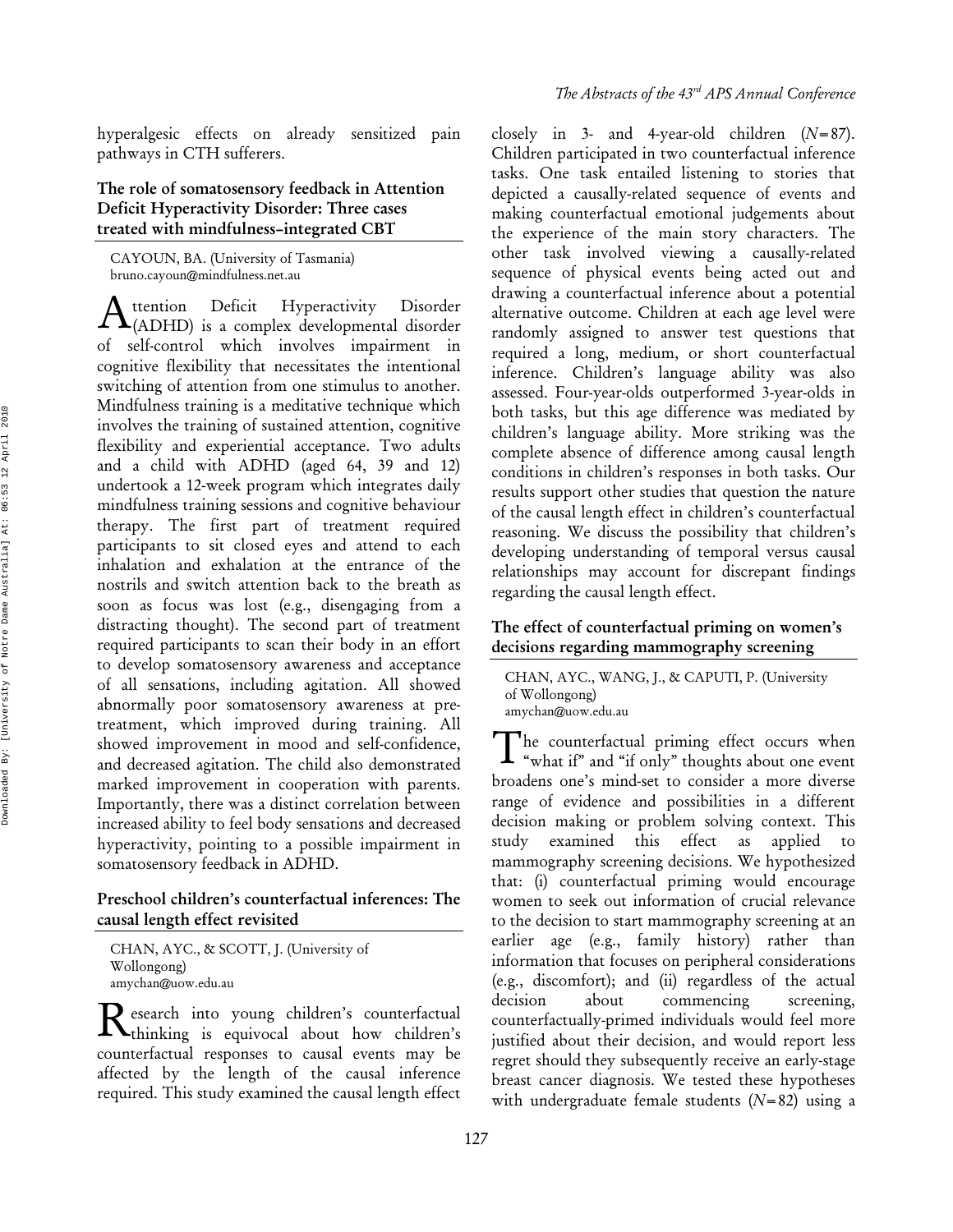hyperalgesic effects on already sensitized pain pathways in CTH sufferers.

### The role of somatosensory feedback in Attention Deficit Hyperactivity Disorder: Three cases treated with mindfulness–integrated CBT

CAYOUN, BA. (University of Tasmania)
bruno.cayoun@mindfulness.net.au

Attention Deficit Hyperactivity Disorder (ADHD) is a complex developmental disorder of self-control which involves impairment in cognitive flexibility that necessitates the intentional switching of attention from one stimulus to another. Mindfulness training is a meditative technique which involves the training of sustained attention, cognitive flexibility and experiential acceptance. Two adults and a child with ADHD (aged 64, 39 and 12) undertook a 12-week program which integrates daily mindfulness training sessions and cognitive behaviour therapy. The first part of treatment required participants to sit closed eyes and attend to each inhalation and exhalation at the entrance of the nostrils and switch attention back to the breath as soon as focus was lost (e.g., disengaging from a distracting thought). The second part of treatment required participants to scan their body in an effort to develop somatosensory awareness and acceptance of all sensations, including agitation. All showed abnormally poor somatosensory awareness at pre-treatment, which improved during training. All showed improvement in mood and self-confidence, and decreased agitation. The child also demonstrated marked improvement in cooperation with parents. Importantly, there was a distinct correlation between increased ability to feel body sensations and decreased hyperactivity, pointing to a possible impairment in somatosensory feedback in ADHD.

### Preschool children's counterfactual inferences: The causal length effect revisited

CHAN, AYC., & SCOTT, J. (University of Wollongong)
amychan@uow.edu.au

Research into young children's counterfactual thinking is equivocal about how children's counterfactual responses to causal events may be affected by the length of the causal inference required. This study examined the causal length effect closely in 3- and 4-year-old children ($N = 87$). Children participated in two counterfactual inference tasks. One task entailed listening to stories that depicted a causally-related sequence of events and making counterfactual emotional judgements about the experience of the main story characters. The other task involved viewing a causally-related sequence of physical events being acted out and drawing a counterfactual inference about a potential alternative outcome. Children at each age level were randomly assigned to answer test questions that required a long, medium, or short counterfactual inference. Children's language ability was also assessed. Four-year-olds outperformed 3-year-olds in both tasks, but this age difference was mediated by children's language ability. More striking was the complete absence of difference among causal length conditions in children's responses in both tasks. Our results support other studies that question the nature of the causal length effect in children's counterfactual reasoning. We discuss the possibility that children's developing understanding of temporal versus causal relationships may account for discrepant findings regarding the causal length effect.

### The effect of counterfactual priming on women's decisions regarding mammography screening

CHAN, AYC., WANG, J., & CAPUTI, P. (University of Wollongong)
amychan@uow.edu.au

The counterfactual priming effect occurs when "what if" and "if only" thoughts about one event broadens one's mind-set to consider a more diverse range of evidence and possibilities in a different decision making or problem solving context. This study examined this effect as applied to mammography screening decisions. We hypothesized that: (i) counterfactual priming would encourage women to seek out information of crucial relevance to the decision to start mammography screening at an earlier age (e.g., family history) rather than information that focuses on peripheral considerations (e.g., discomfort); and (ii) regardless of the actual decision about commencing screening, counterfactually-primed individuals would feel more justified about their decision, and would report less regret should they subsequently receive an early-stage breast cancer diagnosis. We tested these hypotheses with undergraduate female students ($N = 82$) using a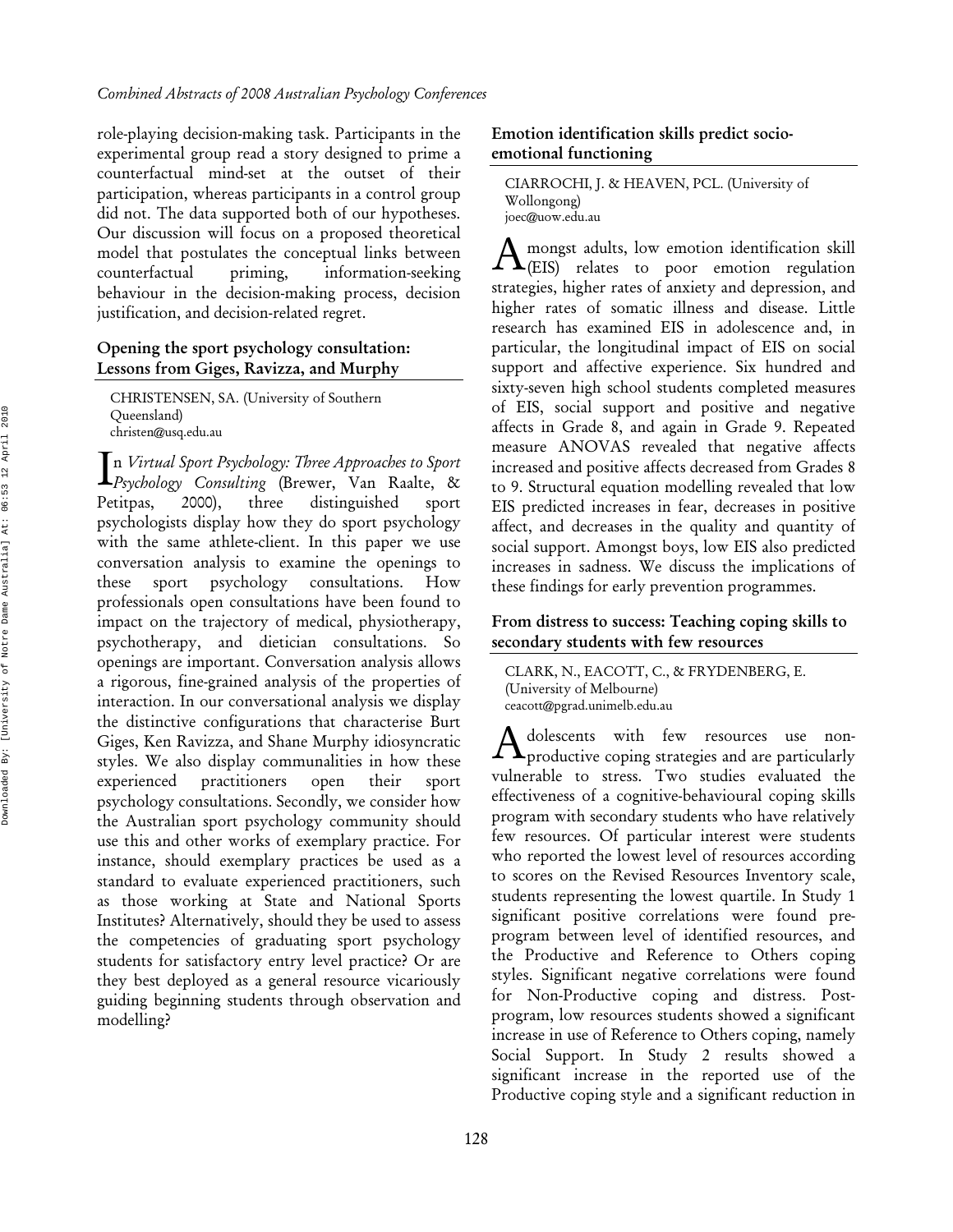role-playing decision-making task. Participants in the experimental group read a story designed to prime a counterfactual mind-set at the outset of their participation, whereas participants in a control group did not. The data supported both of our hypotheses. Our discussion will focus on a proposed theoretical model that postulates the conceptual links between counterfactual priming, information-seeking behaviour in the decision-making process, decision justification, and decision-related regret.

### Opening the sport psychology consultation: Lessons from Giges, Ravizza, and Murphy

CHRISTENSEN, SA. (University of Southern Queensland)
christen@usq.edu.au

In *Virtual Sport Psychology: Three Approaches to Sport Psychology Consulting* (Brewer, Van Raalte, & Petitpas, 2000), three distinguished sport psychologists display how they do sport psychology with the same athlete-client. In this paper we use conversation analysis to examine the openings to these sport psychology consultations. How professionals open consultations have been found to impact on the trajectory of medical, physiotherapy, psychotherapy, and dietician consultations. So openings are important. Conversation analysis allows a rigorous, fine-grained analysis of the properties of interaction. In our conversational analysis we display the distinctive configurations that characterise Burt Giges, Ken Ravizza, and Shane Murphy idiosyncratic styles. We also display communalities in how these experienced practitioners open their sport psychology consultations. Secondly, we consider how the Australian sport psychology community should use this and other works of exemplary practice. For instance, should exemplary practices be used as a standard to evaluate experienced practitioners, such as those working at State and National Sports Institutes? Alternatively, should they be used to assess the competencies of graduating sport psychology students for satisfactory entry level practice? Or are they best deployed as a general resource vicariously guiding beginning students through observation and modelling?

### Emotion identification skills predict socio-emotional functioning

CIARROCHI, J. & HEAVEN, PCL. (University of Wollongong)
joec@uow.edu.au

Amongst adults, low emotion identification skill (EIS) relates to poor emotion regulation strategies, higher rates of anxiety and depression, and higher rates of somatic illness and disease. Little research has examined EIS in adolescence and, in particular, the longitudinal impact of EIS on social support and affective experience. Six hundred and sixty-seven high school students completed measures of EIS, social support and positive and negative affects in Grade 8, and again in Grade 9. Repeated measure ANOVAS revealed that negative affects increased and positive affects decreased from Grades 8 to 9. Structural equation modelling revealed that low EIS predicted increases in fear, decreases in positive affect, and decreases in the quality and quantity of social support. Amongst boys, low EIS also predicted increases in sadness. We discuss the implications of these findings for early prevention programmes.

### From distress to success: Teaching coping skills to secondary students with few resources

CLARK, N., EACOTT, C., & FRYDENBERG, E. (University of Melbourne)
ceacott@pgrad.unimelb.edu.au

Adolescents with few resources use non-productive coping strategies and are particularly vulnerable to stress. Two studies evaluated the effectiveness of a cognitive-behavioural coping skills program with secondary students who have relatively few resources. Of particular interest were students who reported the lowest level of resources according to scores on the Revised Resources Inventory scale, students representing the lowest quartile. In Study 1 significant positive correlations were found pre-program between level of identified resources, and the Productive and Reference to Others coping styles. Significant negative correlations were found for Non-Productive coping and distress. Post-program, low resources students showed a significant increase in use of Reference to Others coping, namely Social Support. In Study 2 results showed a significant increase in the reported use of the Productive coping style and a significant reduction in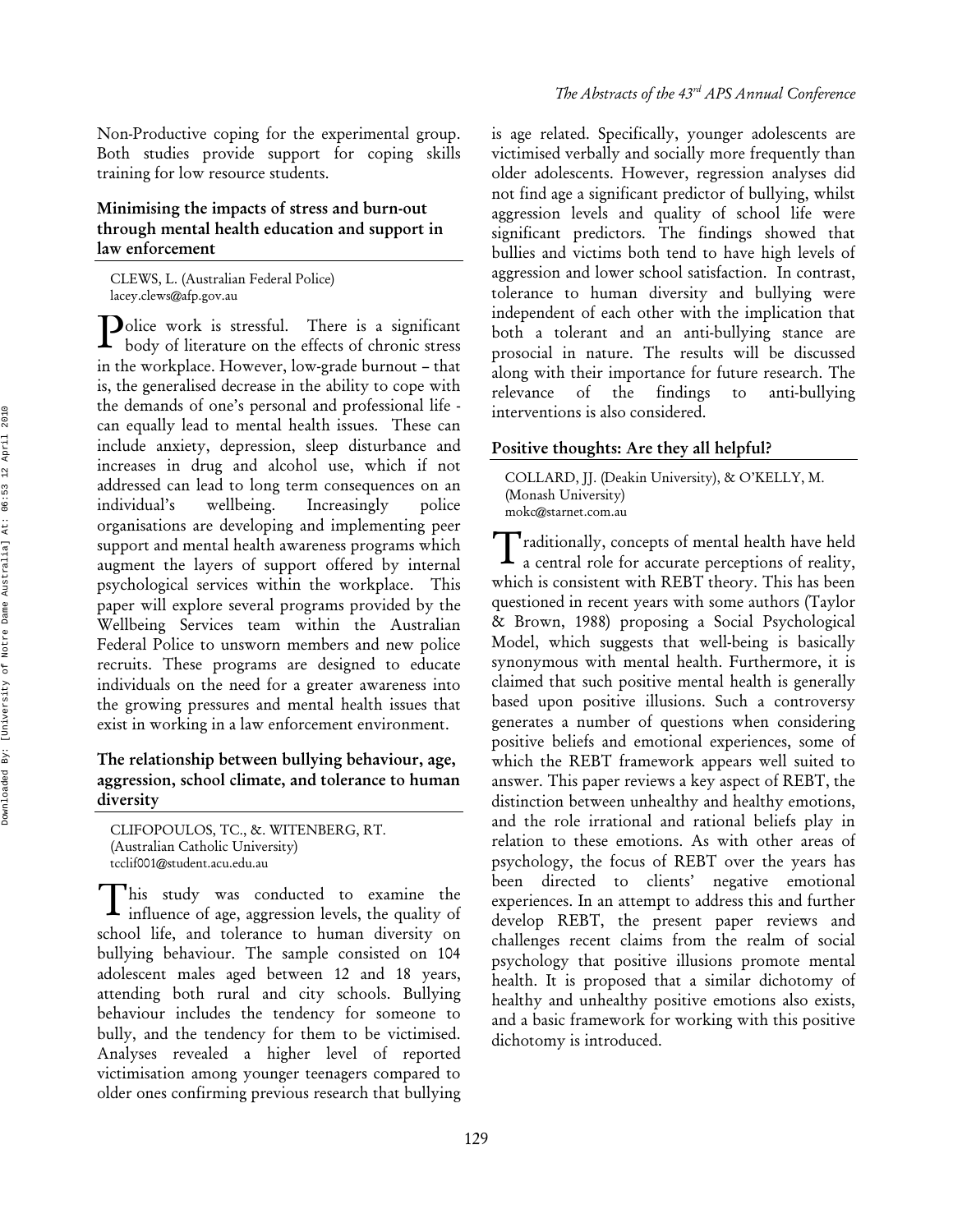Non-Productive coping for the experimental group. Both studies provide support for coping skills training for low resource students.

### Minimising the impacts of stress and burn-out through mental health education and support in law enforcement

CLEWS, L. (Australian Federal Police)
lacey.clews@afp.gov.au

Police work is stressful. There is a significant body of literature on the effects of chronic stress in the workplace. However, low-grade burnout – that is, the generalised decrease in the ability to cope with the demands of one's personal and professional life - can equally lead to mental health issues. These can include anxiety, depression, sleep disturbance and increases in drug and alcohol use, which if not addressed can lead to long term consequences on an individual's wellbeing. Increasingly police organisations are developing and implementing peer support and mental health awareness programs which augment the layers of support offered by internal psychological services within the workplace. This paper will explore several programs provided by the Wellbeing Services team within the Australian Federal Police to unsworn members and new police recruits. These programs are designed to educate individuals on the need for a greater awareness into the growing pressures and mental health issues that exist in working in a law enforcement environment.

### The relationship between bullying behaviour, age, aggression, school climate, and tolerance to human diversity

CLIFOPOULOS, TC., &. WITENBERG, RT. (Australian Catholic University)
tcclif001@student.acu.edu.au

This study was conducted to examine the influence of age, aggression levels, the quality of school life, and tolerance to human diversity on bullying behaviour. The sample consisted on 104 adolescent males aged between 12 and 18 years, attending both rural and city schools. Bullying behaviour includes the tendency for someone to bully, and the tendency for them to be victimised. Analyses revealed a higher level of reported victimisation among younger teenagers compared to older ones confirming previous research that bullying is age related. Specifically, younger adolescents are victimised verbally and socially more frequently than older adolescents. However, regression analyses did not find age a significant predictor of bullying, whilst aggression levels and quality of school life were significant predictors. The findings showed that bullies and victims both tend to have high levels of aggression and lower school satisfaction. In contrast, tolerance to human diversity and bullying were independent of each other with the implication that both a tolerant and an anti-bullying stance are prosocial in nature. The results will be discussed along with their importance for future research. The relevance of the findings to anti-bullying interventions is also considered.

### Positive thoughts: Are they all helpful?

COLLARD, JJ. (Deakin University), & O'KELLY, M. (Monash University)
mokc@starnet.com.au

Traditionally, concepts of mental health have held a central role for accurate perceptions of reality, which is consistent with REBT theory. This has been questioned in recent years with some authors (Taylor & Brown, 1988) proposing a Social Psychological Model, which suggests that well-being is basically synonymous with mental health. Furthermore, it is claimed that such positive mental health is generally based upon positive illusions. Such a controversy generates a number of questions when considering positive beliefs and emotional experiences, some of which the REBT framework appears well suited to answer. This paper reviews a key aspect of REBT, the distinction between unhealthy and healthy emotions, and the role irrational and rational beliefs play in relation to these emotions. As with other areas of psychology, the focus of REBT over the years has been directed to clients' negative emotional experiences. In an attempt to address this and further develop REBT, the present paper reviews and challenges recent claims from the realm of social psychology that positive illusions promote mental health. It is proposed that a similar dichotomy of healthy and unhealthy positive emotions also exists, and a basic framework for working with this positive dichotomy is introduced.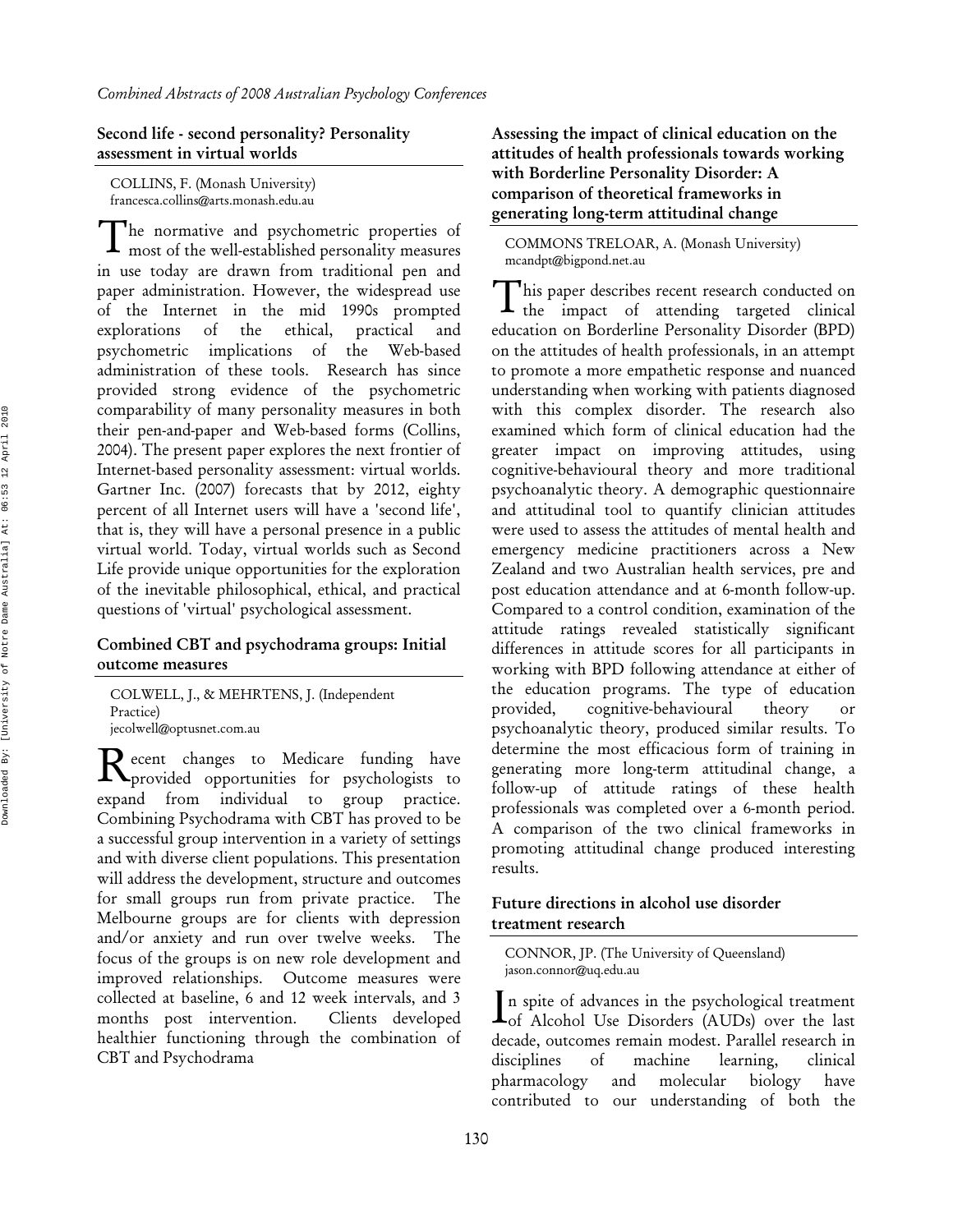### Second life - second personality? Personality assessment in virtual worlds

COLLINS, F. (Monash University)
francesca.collins@arts.monash.edu.au

The normative and psychometric properties of most of the well-established personality measures in use today are drawn from traditional pen and paper administration. However, the widespread use of the Internet in the mid 1990s prompted explorations of the ethical, practical and psychometric implications of the Web-based administration of these tools. Research has since provided strong evidence of the psychometric comparability of many personality measures in both their pen-and-paper and Web-based forms (Collins, 2004). The present paper explores the next frontier of Internet-based personality assessment: virtual worlds. Gartner Inc. (2007) forecasts that by 2012, eighty percent of all Internet users will have a 'second life', that is, they will have a personal presence in a public virtual world. Today, virtual worlds such as Second Life provide unique opportunities for the exploration of the inevitable philosophical, ethical, and practical questions of 'virtual' psychological assessment.

### Combined CBT and psychodrama groups: Initial outcome measures

COLWELL, J., & MEHRTENS, J. (Independent Practice)
jecolwell@optusnet.com.au

Recent changes to Medicare funding have provided opportunities for psychologists to expand from individual to group practice. Combining Psychodrama with CBT has proved to be a successful group intervention in a variety of settings and with diverse client populations. This presentation will address the development, structure and outcomes for small groups run from private practice. The Melbourne groups are for clients with depression and/or anxiety and run over twelve weeks. The focus of the groups is on new role development and improved relationships. Outcome measures were collected at baseline, 6 and 12 week intervals, and 3 months post intervention. Clients developed healthier functioning through the combination of CBT and Psychodrama

### Assessing the impact of clinical education on the attitudes of health professionals towards working with Borderline Personality Disorder: A comparison of theoretical frameworks in generating long-term attitudinal change

COMMONS TRELOAR, A. (Monash University)
mcandpt@bigpond.net.au

This paper describes recent research conducted on the impact of attending targeted clinical education on Borderline Personality Disorder (BPD) on the attitudes of health professionals, in an attempt to promote a more empathetic response and nuanced understanding when working with patients diagnosed with this complex disorder. The research also examined which form of clinical education had the greater impact on improving attitudes, using cognitive-behavioural theory and more traditional psychoanalytic theory. A demographic questionnaire and attitudinal tool to quantify clinician attitudes were used to assess the attitudes of mental health and emergency medicine practitioners across a New Zealand and two Australian health services, pre and post education attendance and at 6-month follow-up. Compared to a control condition, examination of the attitude ratings revealed statistically significant differences in attitude scores for all participants in working with BPD following attendance at either of the education programs. The type of education provided, cognitive-behavioural theory or psychoanalytic theory, produced similar results. To determine the most efficacious form of training in generating more long-term attitudinal change, a follow-up of attitude ratings of these health professionals was completed over a 6-month period. A comparison of the two clinical frameworks in promoting attitudinal change produced interesting results.

### Future directions in alcohol use disorder treatment research

CONNOR, JP. (The University of Queensland)
jason.connor@uq.edu.au

In spite of advances in the psychological treatment of Alcohol Use Disorders (AUDs) over the last decade, outcomes remain modest. Parallel research in disciplines of machine learning, clinical pharmacology and molecular biology have contributed to our understanding of both the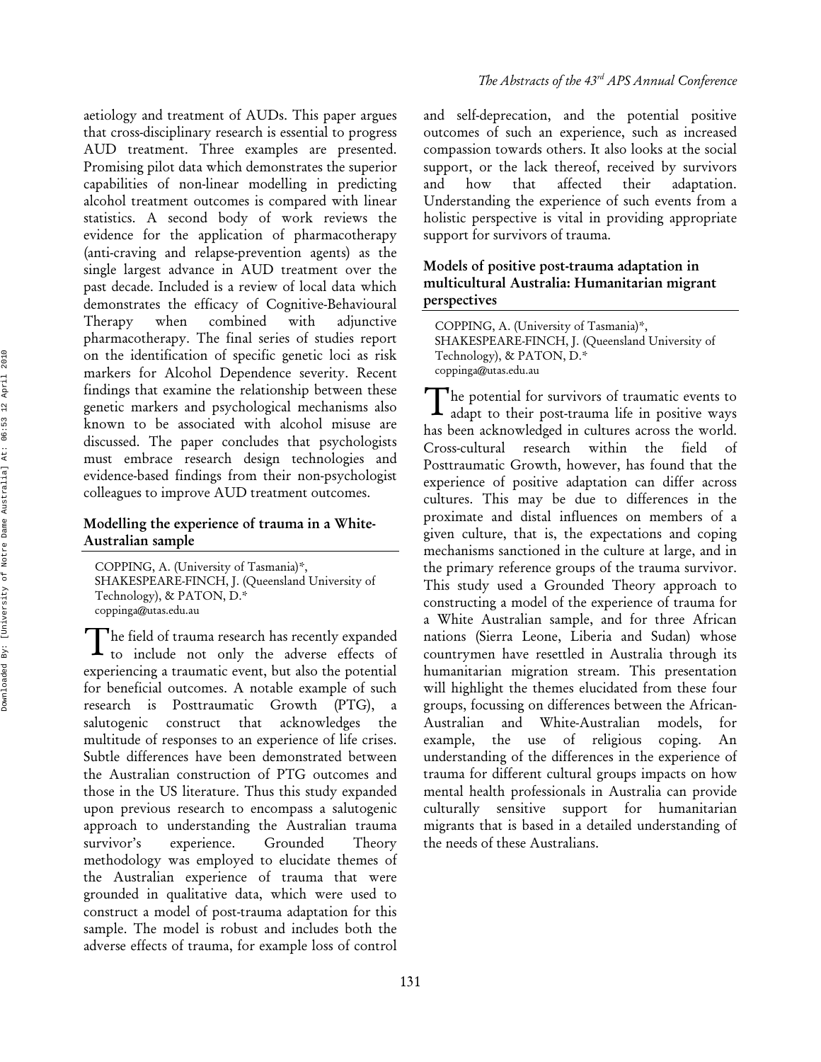aetiology and treatment of AUDs. This paper argues that cross-disciplinary research is essential to progress AUD treatment. Three examples are presented. Promising pilot data which demonstrates the superior capabilities of non-linear modelling in predicting alcohol treatment outcomes is compared with linear statistics. A second body of work reviews the evidence for the application of pharmacotherapy (anti-craving and relapse-prevention agents) as the single largest advance in AUD treatment over the past decade. Included is a review of local data which demonstrates the efficacy of Cognitive-Behavioural Therapy when combined with adjunctive pharmacotherapy. The final series of studies report on the identification of specific genetic loci as risk markers for Alcohol Dependence severity. Recent findings that examine the relationship between these genetic markers and psychological mechanisms also known to be associated with alcohol misuse are discussed. The paper concludes that psychologists must embrace research design technologies and evidence-based findings from their non-psychologist colleagues to improve AUD treatment outcomes.

### Modelling the experience of trauma in a White-Australian sample

COPPING, A. (University of Tasmania)*, SHAKESPEARE-FINCH, J. (Queensland University of Technology), & PATON, D.*
coppinga@utas.edu.au

The field of trauma research has recently expanded to include not only the adverse effects of experiencing a traumatic event, but also the potential for beneficial outcomes. A notable example of such research is Posttraumatic Growth (PTG), a salutogenic construct that acknowledges the multitude of responses to an experience of life crises. Subtle differences have been demonstrated between the Australian construction of PTG outcomes and those in the US literature. Thus this study expanded upon previous research to encompass a salutogenic approach to understanding the Australian trauma survivor's experience. Grounded Theory methodology was employed to elucidate themes of the Australian experience of trauma that were grounded in qualitative data, which were used to construct a model of post-trauma adaptation for this sample. The model is robust and includes both the adverse effects of trauma, for example loss of control and self-deprecation, and the potential positive outcomes of such an experience, such as increased compassion towards others. It also looks at the social support, or the lack thereof, received by survivors and how that affected their adaptation. Understanding the experience of such events from a holistic perspective is vital in providing appropriate support for survivors of trauma.

### Models of positive post-trauma adaptation in multicultural Australia: Humanitarian migrant perspectives

COPPING, A. (University of Tasmania)*, SHAKESPEARE-FINCH, J. (Queensland University of Technology), & PATON, D.*
coppinga@utas.edu.au

The potential for survivors of traumatic events to adapt to their post-trauma life in positive ways has been acknowledged in cultures across the world. Cross-cultural research within the field of Posttraumatic Growth, however, has found that the experience of positive adaptation can differ across cultures. This may be due to differences in the proximate and distal influences on members of a given culture, that is, the expectations and coping mechanisms sanctioned in the culture at large, and in the primary reference groups of the trauma survivor. This study used a Grounded Theory approach to constructing a model of the experience of trauma for a White Australian sample, and for three African nations (Sierra Leone, Liberia and Sudan) whose countrymen have resettled in Australia through its humanitarian migration stream. This presentation will highlight the themes elucidated from these four groups, focussing on differences between the African-Australian and White-Australian models, for example, the use of religious coping. An understanding of the differences in the experience of trauma for different cultural groups impacts on how mental health professionals in Australia can provide culturally sensitive support for humanitarian migrants that is based in a detailed understanding of the needs of these Australians.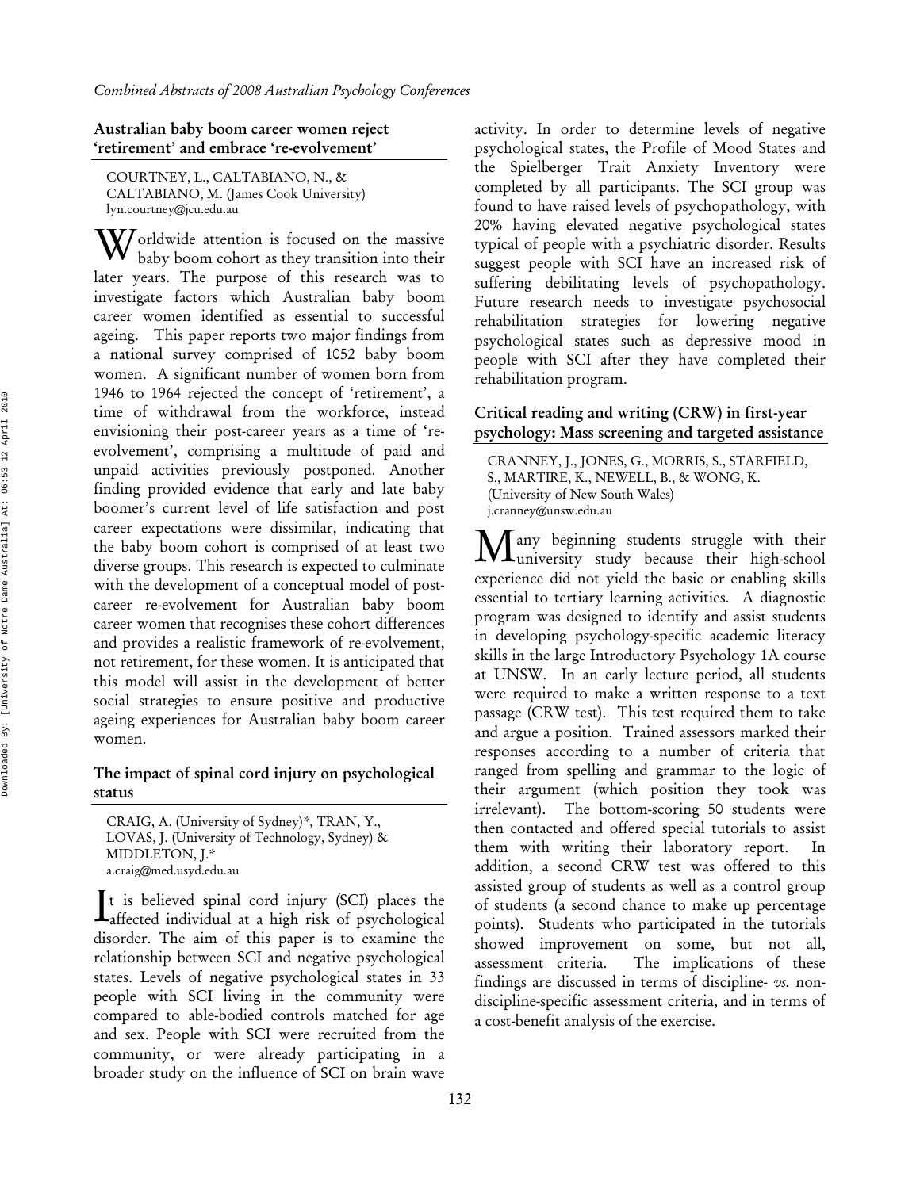### Australian baby boom career women reject 'retirement' and embrace 're-evolvement'

COURTNEY, L., CALTABIANO, N., & CALTABIANO, M. (James Cook University)
lyn.courtney@jcu.edu.au

Worldwide attention is focused on the massive baby boom cohort as they transition into their later years. The purpose of this research was to investigate factors which Australian baby boom career women identified as essential to successful ageing. This paper reports two major findings from a national survey comprised of 1052 baby boom women. A significant number of women born from 1946 to 1964 rejected the concept of 'retirement', a time of withdrawal from the workforce, instead envisioning their post-career years as a time of 're-evolvement', comprising a multitude of paid and unpaid activities previously postponed. Another finding provided evidence that early and late baby boomer's current level of life satisfaction and post career expectations were dissimilar, indicating that the baby boom cohort is comprised of at least two diverse groups. This research is expected to culminate with the development of a conceptual model of post-career re-evolvement for Australian baby boom career women that recognises these cohort differences and provides a realistic framework of re-evolvement, not retirement, for these women. It is anticipated that this model will assist in the development of better social strategies to ensure positive and productive ageing experiences for Australian baby boom career women.

### The impact of spinal cord injury on psychological status

CRAIG, A. (University of Sydney)*, TRAN, Y., LOVAS, J. (University of Technology, Sydney) & MIDDLETON, J.*
a.craig@med.usyd.edu.au

It is believed spinal cord injury (SCI) places the affected individual at a high risk of psychological disorder. The aim of this paper is to examine the relationship between SCI and negative psychological states. Levels of negative psychological states in 33 people with SCI living in the community were compared to able-bodied controls matched for age and sex. People with SCI were recruited from the community, or were already participating in a broader study on the influence of SCI on brain wave activity. In order to determine levels of negative psychological states, the Profile of Mood States and the Spielberger Trait Anxiety Inventory were completed by all participants. The SCI group was found to have raised levels of psychopathology, with 20% having elevated negative psychological states typical of people with a psychiatric disorder. Results suggest people with SCI have an increased risk of suffering debilitating levels of psychopathology. Future research needs to investigate psychosocial rehabilitation strategies for lowering negative psychological states such as depressive mood in people with SCI after they have completed their rehabilitation program.

### Critical reading and writing (CRW) in first-year psychology: Mass screening and targeted assistance

CRANNEY, J., JONES, G., MORRIS, S., STARFIELD, S., MARTIRE, K., NEWELL, B., & WONG, K. (University of New South Wales)
j.cranney@unsw.edu.au

Many beginning students struggle with their university study because their high-school experience did not yield the basic or enabling skills essential to tertiary learning activities. A diagnostic program was designed to identify and assist students in developing psychology-specific academic literacy skills in the large Introductory Psychology 1A course at UNSW. In an early lecture period, all students were required to make a written response to a text passage (CRW test). This test required them to take and argue a position. Trained assessors marked their responses according to a number of criteria that ranged from spelling and grammar to the logic of their argument (which position they took was irrelevant). The bottom-scoring 50 students were then contacted and offered special tutorials to assist them with writing their laboratory report. In addition, a second CRW test was offered to this assisted group of students as well as a control group of students (a second chance to make up percentage points). Students who participated in the tutorials showed improvement on some, but not all, assessment criteria. The implications of these findings are discussed in terms of discipline- *vs.* non-discipline-specific assessment criteria, and in terms of a cost-benefit analysis of the exercise.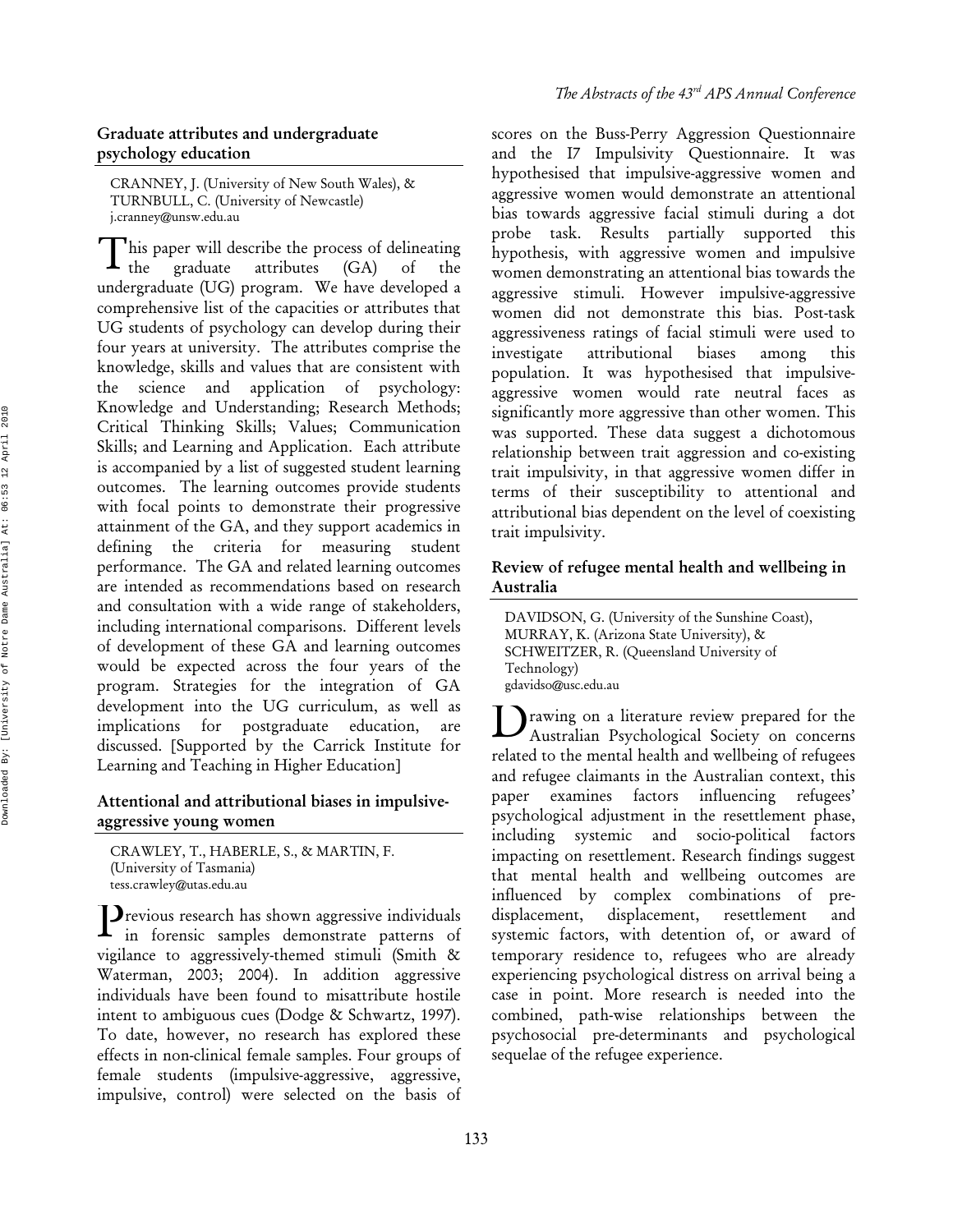## Graduate attributes and undergraduate psychology education

CRANNEY, J. (University of New South Wales), & TURNBULL, C. (University of Newcastle)
j.cranney@unsw.edu.au

This paper will describe the process of delineating the graduate attributes (GA) of the undergraduate (UG) program. We have developed a comprehensive list of the capacities or attributes that UG students of psychology can develop during their four years at university. The attributes comprise the knowledge, skills and values that are consistent with the science and application of psychology: Knowledge and Understanding; Research Methods; Critical Thinking Skills; Values; Communication Skills; and Learning and Application. Each attribute is accompanied by a list of suggested student learning outcomes. The learning outcomes provide students with focal points to demonstrate their progressive attainment of the GA, and they support academics in defining the criteria for measuring student performance. The GA and related learning outcomes are intended as recommendations based on research and consultation with a wide range of stakeholders, including international comparisons. Different levels of development of these GA and learning outcomes would be expected across the four years of the program. Strategies for the integration of GA development into the UG curriculum, as well as implications for postgraduate education, are discussed. [Supported by the Carrick Institute for Learning and Teaching in Higher Education]

## Attentional and attributional biases in impulsive-aggressive young women

CRAWLEY, T., HABERLE, S., & MARTIN, F. (University of Tasmania)
tess.crawley@utas.edu.au

Previous research has shown aggressive individuals in forensic samples demonstrate patterns of vigilance to aggressively-themed stimuli (Smith & Waterman, 2003; 2004). In addition aggressive individuals have been found to misattribute hostile intent to ambiguous cues (Dodge & Schwartz, 1997). To date, however, no research has explored these effects in non-clinical female samples. Four groups of female students (impulsive-aggressive, aggressive, impulsive, control) were selected on the basis of scores on the Buss-Perry Aggression Questionnaire and the I7 Impulsivity Questionnaire. It was hypothesised that impulsive-aggressive women and aggressive women would demonstrate an attentional bias towards aggressive facial stimuli during a dot probe task. Results partially supported this hypothesis, with aggressive women and impulsive women demonstrating an attentional bias towards the aggressive stimuli. However impulsive-aggressive women did not demonstrate this bias. Post-task aggressiveness ratings of facial stimuli were used to investigate attributional biases among this population. It was hypothesised that impulsive-aggressive women would rate neutral faces as significantly more aggressive than other women. This was supported. These data suggest a dichotomous relationship between trait aggression and co-existing trait impulsivity, in that aggressive women differ in terms of their susceptibility to attentional and attributional bias dependent on the level of coexisting trait impulsivity.

## Review of refugee mental health and wellbeing in Australia

DAVIDSON, G. (University of the Sunshine Coast), MURRAY, K. (Arizona State University), & SCHWEITZER, R. (Queensland University of Technology)
gdavidso@usc.edu.au

Drawing on a literature review prepared for the Australian Psychological Society on concerns related to the mental health and wellbeing of refugees and refugee claimants in the Australian context, this paper examines factors influencing refugees' psychological adjustment in the resettlement phase, including systemic and socio-political factors impacting on resettlement. Research findings suggest that mental health and wellbeing outcomes are influenced by complex combinations of pre-displacement, displacement, resettlement and systemic factors, with detention of, or award of temporary residence to, refugees who are already experiencing psychological distress on arrival being a case in point. More research is needed into the combined, path-wise relationships between the psychosocial pre-determinants and psychological sequelae of the refugee experience.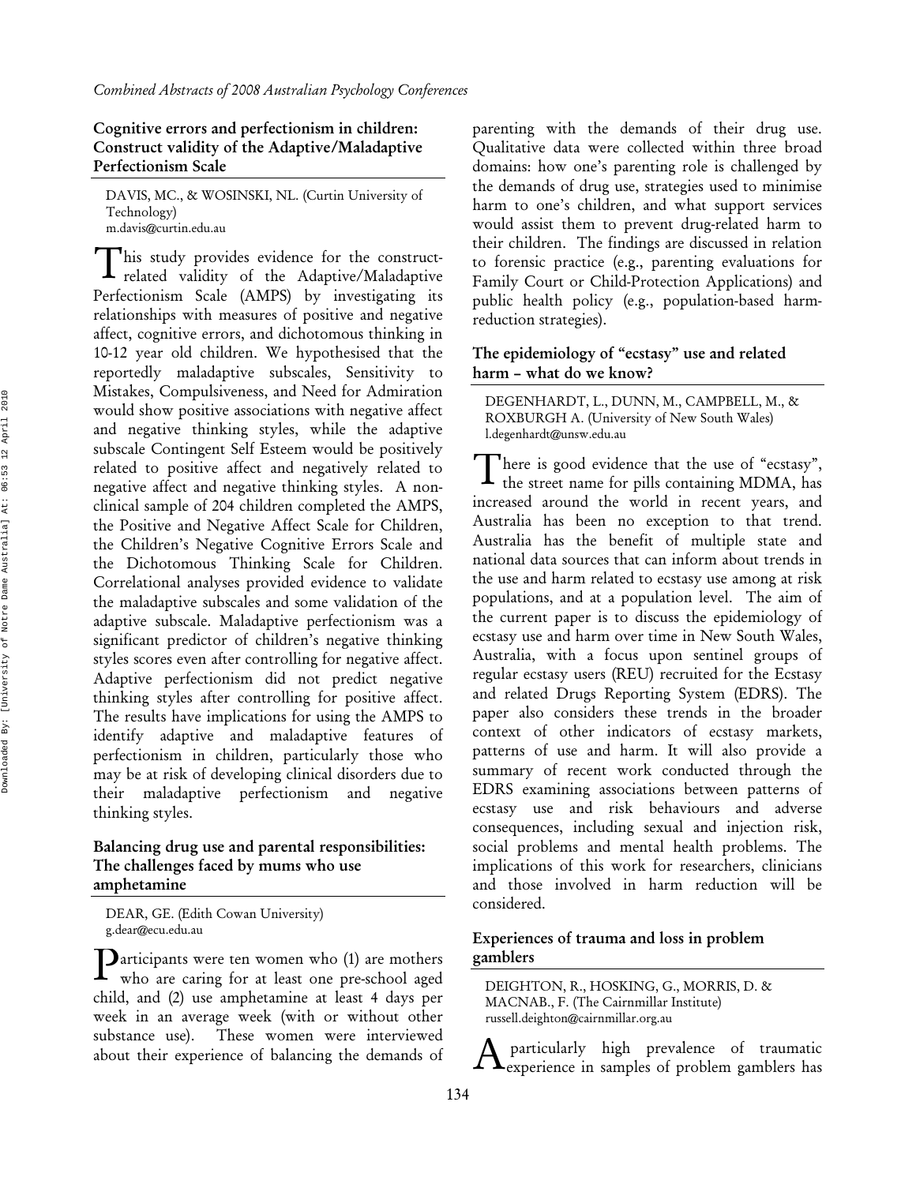### Cognitive errors and perfectionism in children: Construct validity of the Adaptive/Maladaptive Perfectionism Scale

DAVIS, MC., & WOSINSKI, NL. (Curtin University of Technology)
m.davis@curtin.edu.au

This study provides evidence for the construct-related validity of the Adaptive/Maladaptive Perfectionism Scale (AMPS) by investigating its relationships with measures of positive and negative affect, cognitive errors, and dichotomous thinking in 10-12 year old children. We hypothesised that the reportedly maladaptive subscales, Sensitivity to Mistakes, Compulsiveness, and Need for Admiration would show positive associations with negative affect and negative thinking styles, while the adaptive subscale Contingent Self Esteem would be positively related to positive affect and negatively related to negative affect and negative thinking styles. A non-clinical sample of 204 children completed the AMPS, the Positive and Negative Affect Scale for Children, the Children's Negative Cognitive Errors Scale and the Dichotomous Thinking Scale for Children. Correlational analyses provided evidence to validate the maladaptive subscales and some validation of the adaptive subscale. Maladaptive perfectionism was a significant predictor of children's negative thinking styles scores even after controlling for negative affect. Adaptive perfectionism did not predict negative thinking styles after controlling for positive affect. The results have implications for using the AMPS to identify adaptive and maladaptive features of perfectionism in children, particularly those who may be at risk of developing clinical disorders due to their maladaptive perfectionism and negative thinking styles.

### Balancing drug use and parental responsibilities: The challenges faced by mums who use amphetamine

DEAR, GE. (Edith Cowan University)
g.dear@ecu.edu.au

Participants were ten women who (1) are mothers who are caring for at least one pre-school aged child, and (2) use amphetamine at least 4 days per week in an average week (with or without other substance use). These women were interviewed about their experience of balancing the demands of parenting with the demands of their drug use. Qualitative data were collected within three broad domains: how one's parenting role is challenged by the demands of drug use, strategies used to minimise harm to one's children, and what support services would assist them to prevent drug-related harm to their children. The findings are discussed in relation to forensic practice (e.g., parenting evaluations for Family Court or Child-Protection Applications) and public health policy (e.g., population-based harm-reduction strategies).

### The epidemiology of "ecstasy" use and related harm – what do we know?

DEGENHARDT, L., DUNN, M., CAMPBELL, M., & ROXBURGH A. (University of New South Wales)
l.degenhardt@unsw.edu.au

There is good evidence that the use of "ecstasy", the street name for pills containing MDMA, has increased around the world in recent years, and Australia has been no exception to that trend. Australia has the benefit of multiple state and national data sources that can inform about trends in the use and harm related to ecstasy use among at risk populations, and at a population level. The aim of the current paper is to discuss the epidemiology of ecstasy use and harm over time in New South Wales, Australia, with a focus upon sentinel groups of regular ecstasy users (REU) recruited for the Ecstasy and related Drugs Reporting System (EDRS). The paper also considers these trends in the broader context of other indicators of ecstasy markets, patterns of use and harm. It will also provide a summary of recent work conducted through the EDRS examining associations between patterns of ecstasy use and risk behaviours and adverse consequences, including sexual and injection risk, social problems and mental health problems. The implications of this work for researchers, clinicians and those involved in harm reduction will be considered.

### Experiences of trauma and loss in problem gamblers

DEIGHTON, R., HOSKING, G., MORRIS, D. & MACNAB., F. (The Cairnmillar Institute)
russell.deighton@cairnmillar.org.au

A particularly high prevalence of traumatic experience in samples of problem gamblers has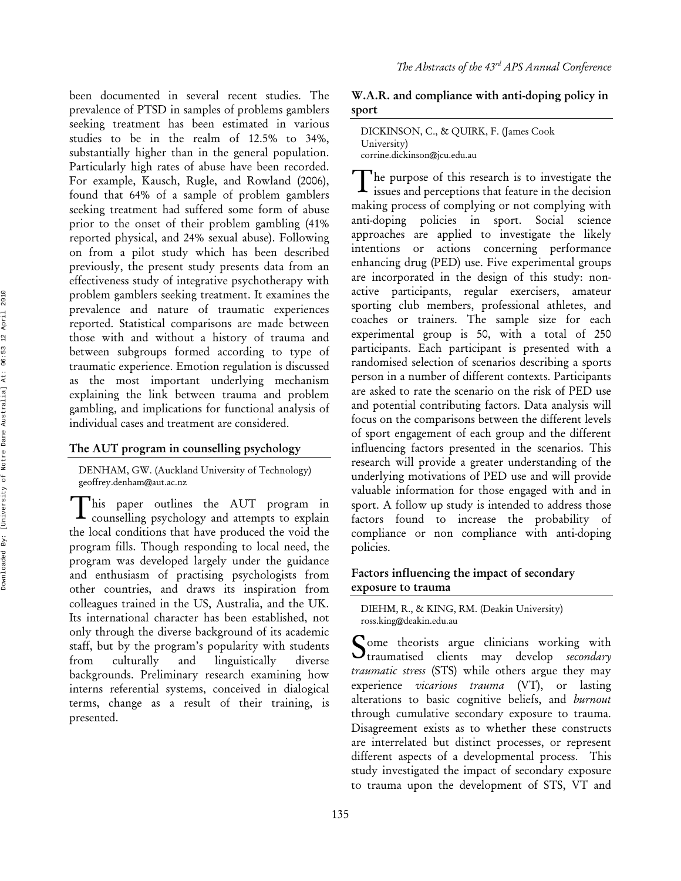been documented in several recent studies. The prevalence of PTSD in samples of problems gamblers seeking treatment has been estimated in various studies to be in the realm of 12.5% to 34%, substantially higher than in the general population. Particularly high rates of abuse have been recorded. For example, Kausch, Rugle, and Rowland (2006), found that 64% of a sample of problem gamblers seeking treatment had suffered some form of abuse prior to the onset of their problem gambling (41% reported physical, and 24% sexual abuse). Following on from a pilot study which has been described previously, the present study presents data from an effectiveness study of integrative psychotherapy with problem gamblers seeking treatment. It examines the prevalence and nature of traumatic experiences reported. Statistical comparisons are made between those with and without a history of trauma and between subgroups formed according to type of traumatic experience. Emotion regulation is discussed as the most important underlying mechanism explaining the link between trauma and problem gambling, and implications for functional analysis of individual cases and treatment are considered.

## The AUT program in counselling psychology

DENHAM, GW. (Auckland University of Technology)
geoffrey.denham@aut.ac.nz

This paper outlines the AUT program in counselling psychology and attempts to explain the local conditions that have produced the void the program fills. Though responding to local need, the program was developed largely under the guidance and enthusiasm of practising psychologists from other countries, and draws its inspiration from colleagues trained in the US, Australia, and the UK. Its international character has been established, not only through the diverse background of its academic staff, but by the program's popularity with students from culturally and linguistically diverse backgrounds. Preliminary research examining how interns referential systems, conceived in dialogical terms, change as a result of their training, is presented.

## W.A.R. and compliance with anti-doping policy in sport

DICKINSON, C., & QUIRK, F. (James Cook University)
corrine.dickinson@jcu.edu.au

The purpose of this research is to investigate the issues and perceptions that feature in the decision making process of complying or not complying with anti-doping policies in sport. Social science approaches are applied to investigate the likely intentions or actions concerning performance enhancing drug (PED) use. Five experimental groups are incorporated in the design of this study: non-active participants, regular exercisers, amateur sporting club members, professional athletes, and coaches or trainers. The sample size for each experimental group is 50, with a total of 250 participants. Each participant is presented with a randomised selection of scenarios describing a sports person in a number of different contexts. Participants are asked to rate the scenario on the risk of PED use and potential contributing factors. Data analysis will focus on the comparisons between the different levels of sport engagement of each group and the different influencing factors presented in the scenarios. This research will provide a greater understanding of the underlying motivations of PED use and will provide valuable information for those engaged with and in sport. A follow up study is intended to address those factors found to increase the probability of compliance or non compliance with anti-doping policies.

## Factors influencing the impact of secondary exposure to trauma

DIEHM, R., & KING, RM. (Deakin University)
ross.king@deakin.edu.au

Some theorists argue clinicians working with traumatised clients may develop *secondary traumatic stress* (STS) while others argue they may experience *vicarious trauma* (VT), or lasting alterations to basic cognitive beliefs, and *burnout* through cumulative secondary exposure to trauma. Disagreement exists as to whether these constructs are interrelated but distinct processes, or represent different aspects of a developmental process. This study investigated the impact of secondary exposure to trauma upon the development of STS, VT and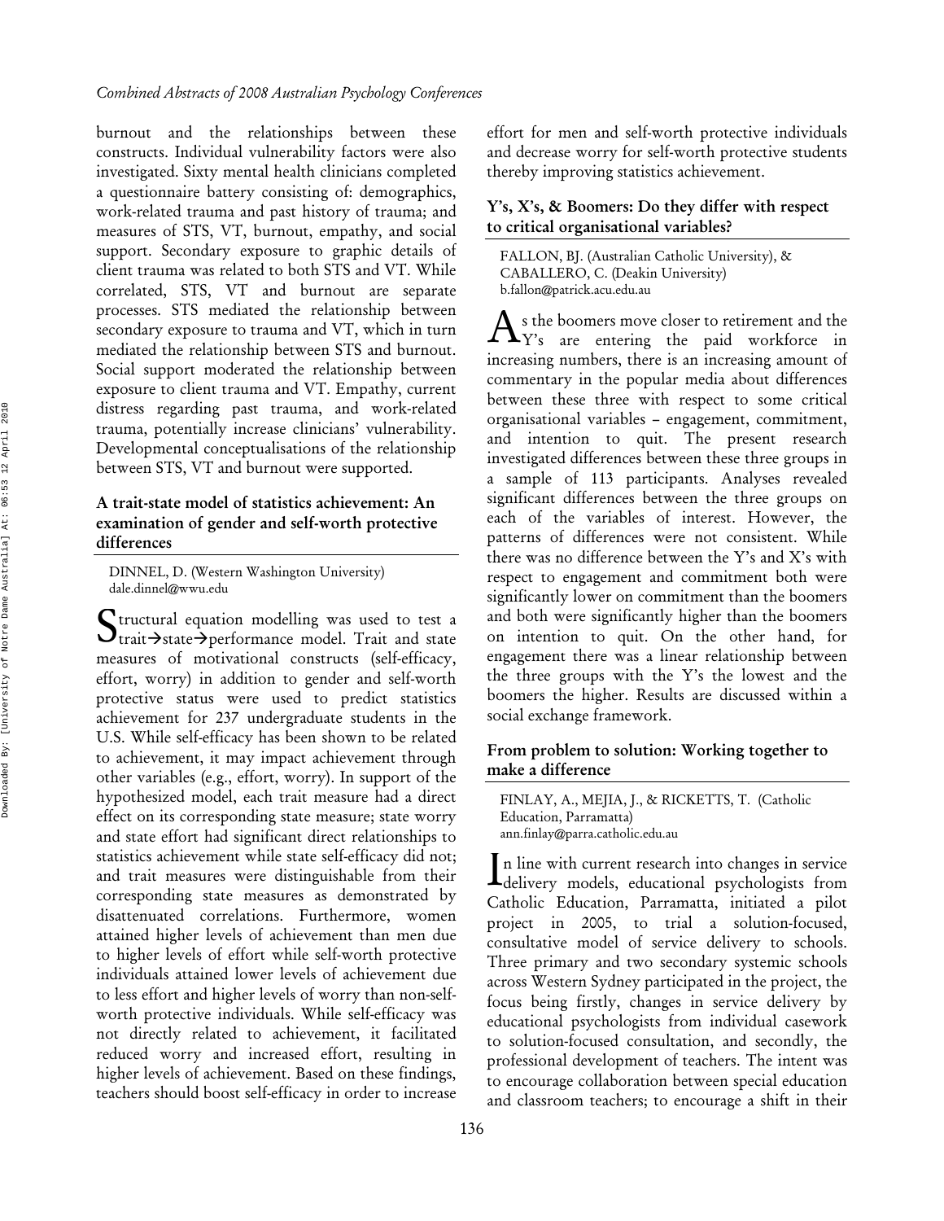burnout and the relationships between these constructs. Individual vulnerability factors were also investigated. Sixty mental health clinicians completed a questionnaire battery consisting of: demographics, work-related trauma and past history of trauma; and measures of STS, VT, burnout, empathy, and social support. Secondary exposure to graphic details of client trauma was related to both STS and VT. While correlated, STS, VT and burnout are separate processes. STS mediated the relationship between secondary exposure to trauma and VT, which in turn mediated the relationship between STS and burnout. Social support moderated the relationship between exposure to client trauma and VT. Empathy, current distress regarding past trauma, and work-related trauma, potentially increase clinicians' vulnerability. Developmental conceptualisations of the relationship between STS, VT and burnout were supported.

### A trait-state model of statistics achievement: An examination of gender and self-worth protective differences

DINNEL, D. (Western Washington University)
dale.dinnel@wwu.edu

Structural equation modelling was used to test a trait→state→performance model. Trait and state measures of motivational constructs (self-efficacy, effort, worry) in addition to gender and self-worth protective status were used to predict statistics achievement for 237 undergraduate students in the U.S. While self-efficacy has been shown to be related to achievement, it may impact achievement through other variables (e.g., effort, worry). In support of the hypothesized model, each trait measure had a direct effect on its corresponding state measure; state worry and state effort had significant direct relationships to statistics achievement while state self-efficacy did not; and trait measures were distinguishable from their corresponding state measures as demonstrated by disattenuated correlations. Furthermore, women attained higher levels of achievement than men due to higher levels of effort while self-worth protective individuals attained lower levels of achievement due to less effort and higher levels of worry than non-self-worth protective individuals. While self-efficacy was not directly related to achievement, it facilitated reduced worry and increased effort, resulting in higher levels of achievement. Based on these findings, teachers should boost self-efficacy in order to increase effort for men and self-worth protective individuals and decrease worry for self-worth protective students thereby improving statistics achievement.

### Y's, X's, & Boomers: Do they differ with respect to critical organisational variables?

FALLON, BJ. (Australian Catholic University), & CABALLERO, C. (Deakin University)
b.fallon@patrick.acu.edu.au

As the boomers move closer to retirement and the Y's are entering the paid workforce in increasing numbers, there is an increasing amount of commentary in the popular media about differences between these three with respect to some critical organisational variables – engagement, commitment, and intention to quit. The present research investigated differences between these three groups in a sample of 113 participants. Analyses revealed significant differences between the three groups on each of the variables of interest. However, the patterns of differences were not consistent. While there was no difference between the Y's and X's with respect to engagement and commitment both were significantly lower on commitment than the boomers and both were significantly higher than the boomers on intention to quit. On the other hand, for engagement there was a linear relationship between the three groups with the Y's the lowest and the boomers the higher. Results are discussed within a social exchange framework.

### From problem to solution: Working together to make a difference

FINLAY, A., MEJIA, J., & RICKETTS, T. (Catholic Education, Parramatta)
ann.finlay@parra.catholic.edu.au

In line with current research into changes in service delivery models, educational psychologists from Catholic Education, Parramatta, initiated a pilot project in 2005, to trial a solution-focused, consultative model of service delivery to schools. Three primary and two secondary systemic schools across Western Sydney participated in the project, the focus being firstly, changes in service delivery by educational psychologists from individual casework to solution-focused consultation, and secondly, the professional development of teachers. The intent was to encourage collaboration between special education and classroom teachers; to encourage a shift in their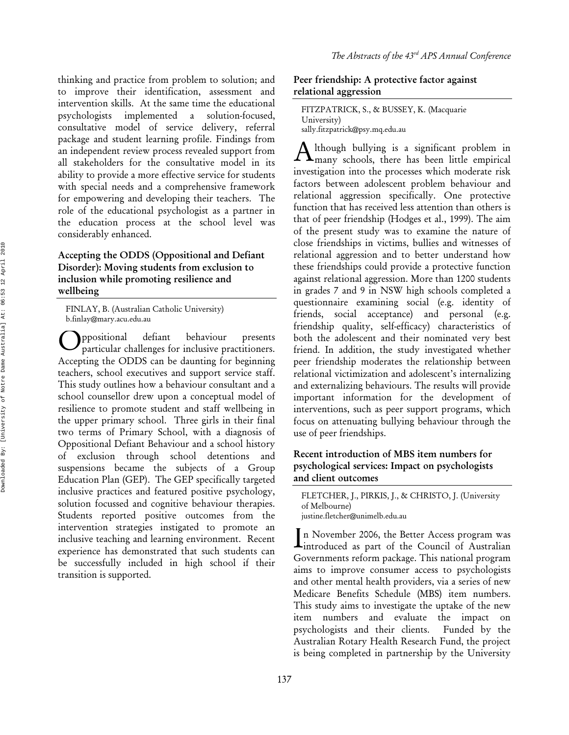thinking and practice from problem to solution; and to improve their identification, assessment and intervention skills. At the same time the educational psychologists implemented a solution-focused, consultative model of service delivery, referral package and student learning profile. Findings from an independent review process revealed support from all stakeholders for the consultative model in its ability to provide a more effective service for students with special needs and a comprehensive framework for empowering and developing their teachers. The role of the educational psychologist as a partner in the education process at the school level was considerably enhanced.

### Accepting the ODDS (Oppositional and Defiant Disorder): Moving students from exclusion to inclusion while promoting resilience and wellbeing

FINLAY, B. (Australian Catholic University)
b.finlay@mary.acu.edu.au

Oppositional defiant behaviour presents particular challenges for inclusive practitioners. Accepting the ODDS can be daunting for beginning teachers, school executives and support service staff. This study outlines how a behaviour consultant and a school counsellor drew upon a conceptual model of resilience to promote student and staff wellbeing in the upper primary school. Three girls in their final two terms of Primary School, with a diagnosis of Oppositional Defiant Behaviour and a school history of exclusion through school detentions and suspensions became the subjects of a Group Education Plan (GEP). The GEP specifically targeted inclusive practices and featured positive psychology, solution focussed and cognitive behaviour therapies. Students reported positive outcomes from the intervention strategies instigated to promote an inclusive teaching and learning environment. Recent experience has demonstrated that such students can be successfully included in high school if their transition is supported.

### Peer friendship: A protective factor against relational aggression

FITZPATRICK, S., & BUSSEY, K. (Macquarie University)
sally.fitzpatrick@psy.mq.edu.au

Although bullying is a significant problem in many schools, there has been little empirical investigation into the processes which moderate risk factors between adolescent problem behaviour and relational aggression specifically. One protective function that has received less attention than others is that of peer friendship (Hodges et al., 1999). The aim of the present study was to examine the nature of close friendships in victims, bullies and witnesses of relational aggression and to better understand how these friendships could provide a protective function against relational aggression. More than 1200 students in grades 7 and 9 in NSW high schools completed a questionnaire examining social (e.g. identity of friends, social acceptance) and personal (e.g. friendship quality, self-efficacy) characteristics of both the adolescent and their nominated very best friend. In addition, the study investigated whether peer friendship moderates the relationship between relational victimization and adolescent's internalizing and externalizing behaviours. The results will provide important information for the development of interventions, such as peer support programs, which focus on attenuating bullying behaviour through the use of peer friendships.

### Recent introduction of MBS item numbers for psychological services: Impact on psychologists and client outcomes

FLETCHER, J., PIRKIS, J., & CHRISTO, J. (University of Melbourne)
justine.fletcher@unimelb.edu.au

In November 2006, the Better Access program was introduced as part of the Council of Australian Governments reform package. This national program aims to improve consumer access to psychologists and other mental health providers, via a series of new Medicare Benefits Schedule (MBS) item numbers. This study aims to investigate the uptake of the new item numbers and evaluate the impact on psychologists and their clients. Funded by the Australian Rotary Health Research Fund, the project is being completed in partnership by the University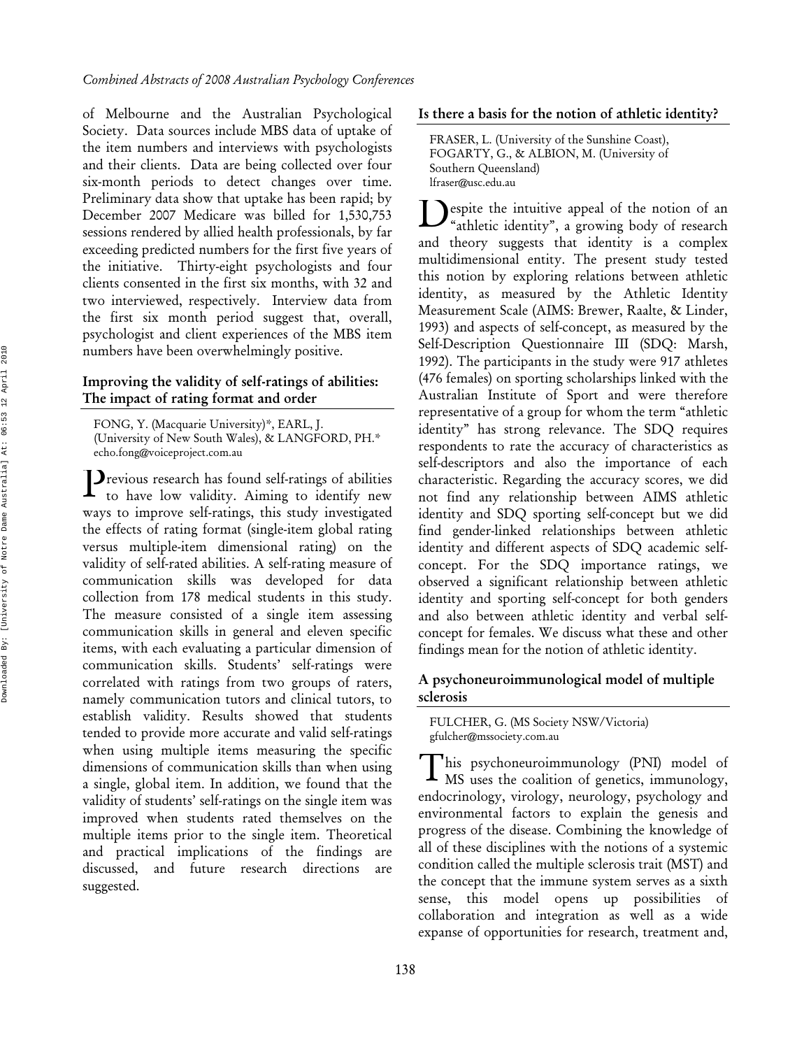of Melbourne and the Australian Psychological Society. Data sources include MBS data of uptake of the item numbers and interviews with psychologists and their clients. Data are being collected over four six-month periods to detect changes over time. Preliminary data show that uptake has been rapid; by December 2007 Medicare was billed for 1,530,753 sessions rendered by allied health professionals, by far exceeding predicted numbers for the first five years of the initiative. Thirty-eight psychologists and four clients consented in the first six months, with 32 and two interviewed, respectively. Interview data from the first six month period suggest that, overall, psychologist and client experiences of the MBS item numbers have been overwhelmingly positive.

## Improving the validity of self-ratings of abilities: The impact of rating format and order

FONG, Y. (Macquarie University)*, EARL, J. (University of New South Wales), & LANGFORD, PH.*
echo.fong@voiceproject.com.au

Previous research has found self-ratings of abilities to have low validity. Aiming to identify new ways to improve self-ratings, this study investigated the effects of rating format (single-item global rating versus multiple-item dimensional rating) on the validity of self-rated abilities. A self-rating measure of communication skills was developed for data collection from 178 medical students in this study. The measure consisted of a single item assessing communication skills in general and eleven specific items, with each evaluating a particular dimension of communication skills. Students' self-ratings were correlated with ratings from two groups of raters, namely communication tutors and clinical tutors, to establish validity. Results showed that students tended to provide more accurate and valid self-ratings when using multiple items measuring the specific dimensions of communication skills than when using a single, global item. In addition, we found that the validity of students' self-ratings on the single item was improved when students rated themselves on the multiple items prior to the single item. Theoretical and practical implications of the findings are discussed, and future research directions are suggested.

## Is there a basis for the notion of athletic identity?

FRASER, L. (University of the Sunshine Coast), FOGARTY, G., & ALBION, M. (University of Southern Queensland)
lfraser@usc.edu.au

Despite the intuitive appeal of the notion of an "athletic identity", a growing body of research and theory suggests that identity is a complex multidimensional entity. The present study tested this notion by exploring relations between athletic identity, as measured by the Athletic Identity Measurement Scale (AIMS: Brewer, Raalte, & Linder, 1993) and aspects of self-concept, as measured by the Self-Description Questionnaire III (SDQ: Marsh, 1992). The participants in the study were 917 athletes (476 females) on sporting scholarships linked with the Australian Institute of Sport and were therefore representative of a group for whom the term "athletic identity" has strong relevance. The SDQ requires respondents to rate the accuracy of characteristics as self-descriptors and also the importance of each characteristic. Regarding the accuracy scores, we did not find any relationship between AIMS athletic identity and SDQ sporting self-concept but we did find gender-linked relationships between athletic identity and different aspects of SDQ academic self-concept. For the SDQ importance ratings, we observed a significant relationship between athletic identity and sporting self-concept for both genders and also between athletic identity and verbal self-concept for females. We discuss what these and other findings mean for the notion of athletic identity.

## A psychoneuroimmunological model of multiple sclerosis

FULCHER, G. (MS Society NSW/Victoria)
gfulcher@mssociety.com.au

This psychoneuroimmunology (PNI) model of MS uses the coalition of genetics, immunology, endocrinology, virology, neurology, psychology and environmental factors to explain the genesis and progress of the disease. Combining the knowledge of all of these disciplines with the notions of a systemic condition called the multiple sclerosis trait (MST) and the concept that the immune system serves as a sixth sense, this model opens up possibilities of collaboration and integration as well as a wide expanse of opportunities for research, treatment and,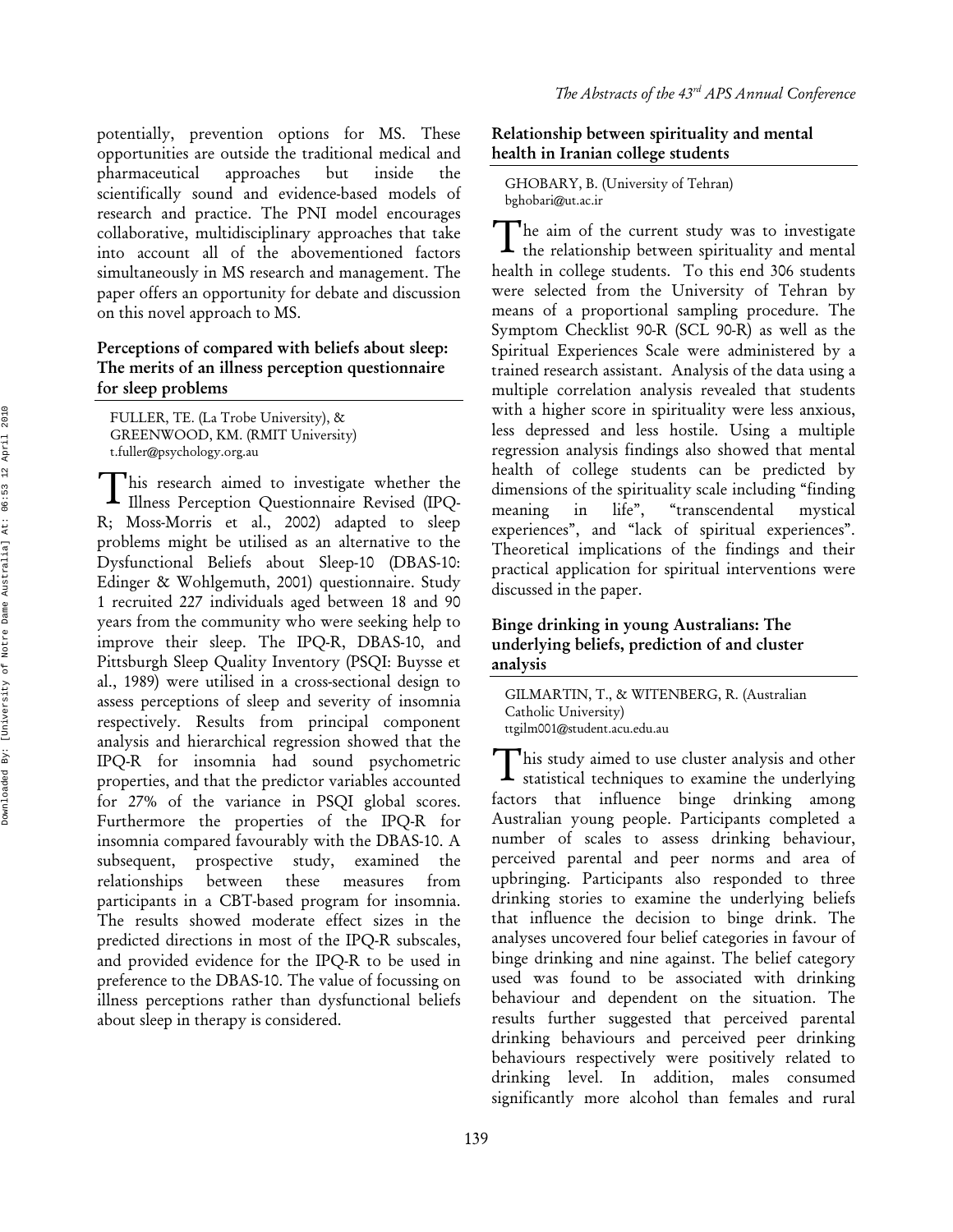potentially, prevention options for MS. These opportunities are outside the traditional medical and pharmaceutical approaches but inside the scientifically sound and evidence-based models of research and practice. The PNI model encourages collaborative, multidisciplinary approaches that take into account all of the abovementioned factors simultaneously in MS research and management. The paper offers an opportunity for debate and discussion on this novel approach to MS.

### Perceptions of compared with beliefs about sleep: The merits of an illness perception questionnaire for sleep problems

FULLER, TE. (La Trobe University), &
GREENWOOD, KM. (RMIT University)
t.fuller@psychology.org.au

This research aimed to investigate whether the Illness Perception Questionnaire Revised (IPQ-R; Moss-Morris et al., 2002) adapted to sleep problems might be utilised as an alternative to the Dysfunctional Beliefs about Sleep-10 (DBAS-10: Edinger & Wohlgemuth, 2001) questionnaire. Study 1 recruited 227 individuals aged between 18 and 90 years from the community who were seeking help to improve their sleep. The IPQ-R, DBAS-10, and Pittsburgh Sleep Quality Inventory (PSQI: Buysse et al., 1989) were utilised in a cross-sectional design to assess perceptions of sleep and severity of insomnia respectively. Results from principal component analysis and hierarchical regression showed that the IPQ-R for insomnia had sound psychometric properties, and that the predictor variables accounted for 27% of the variance in PSQI global scores. Furthermore the properties of the IPQ-R for insomnia compared favourably with the DBAS-10. A subsequent, prospective study, examined the relationships between these measures from participants in a CBT-based program for insomnia. The results showed moderate effect sizes in the predicted directions in most of the IPQ-R subscales, and provided evidence for the IPQ-R to be used in preference to the DBAS-10. The value of focussing on illness perceptions rather than dysfunctional beliefs about sleep in therapy is considered.

### Relationship between spirituality and mental health in Iranian college students

GHOBARY, B. (University of Tehran)
bghobari@ut.ac.ir

The aim of the current study was to investigate the relationship between spirituality and mental health in college students. To this end 306 students were selected from the University of Tehran by means of a proportional sampling procedure. The Symptom Checklist 90-R (SCL 90-R) as well as the Spiritual Experiences Scale were administered by a trained research assistant. Analysis of the data using a multiple correlation analysis revealed that students with a higher score in spirituality were less anxious, less depressed and less hostile. Using a multiple regression analysis findings also showed that mental health of college students can be predicted by dimensions of the spirituality scale including "finding meaning in life", "transcendental mystical experiences", and "lack of spiritual experiences". Theoretical implications of the findings and their practical application for spiritual interventions were discussed in the paper.

### Binge drinking in young Australians: The underlying beliefs, prediction of and cluster analysis

GILMARTIN, T., & WITENBERG, R. (Australian Catholic University)
ttgilm001@student.acu.edu.au

This study aimed to use cluster analysis and other statistical techniques to examine the underlying factors that influence binge drinking among Australian young people. Participants completed a number of scales to assess drinking behaviour, perceived parental and peer norms and area of upbringing. Participants also responded to three drinking stories to examine the underlying beliefs that influence the decision to binge drink. The analyses uncovered four belief categories in favour of binge drinking and nine against. The belief category used was found to be associated with drinking behaviour and dependent on the situation. The results further suggested that perceived parental drinking behaviours and perceived peer drinking behaviours respectively were positively related to drinking level. In addition, males consumed significantly more alcohol than females and rural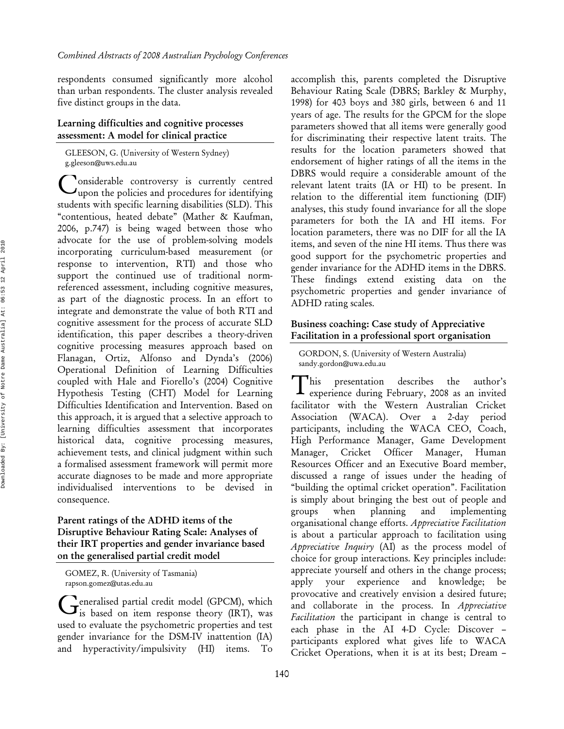respondents consumed significantly more alcohol than urban respondents. The cluster analysis revealed five distinct groups in the data.

### Learning difficulties and cognitive processes assessment: A model for clinical practice

GLEESON, G. (University of Western Sydney)
g.gleeson@uws.edu.au

Considerable controversy is currently centred upon the policies and procedures for identifying students with specific learning disabilities (SLD). This "contentious, heated debate" (Mather & Kaufman, 2006, p.747) is being waged between those who advocate for the use of problem-solving models incorporating curriculum-based measurement (or response to intervention, RTI) and those who support the continued use of traditional norm-referenced assessment, including cognitive measures, as part of the diagnostic process. In an effort to integrate and demonstrate the value of both RTI and cognitive assessment for the process of accurate SLD identification, this paper describes a theory-driven cognitive processing measures approach based on Flanagan, Ortiz, Alfonso and Dynda's (2006) Operational Definition of Learning Difficulties coupled with Hale and Fiorello's (2004) Cognitive Hypothesis Testing (CHT) Model for Learning Difficulties Identification and Intervention. Based on this approach, it is argued that a selective approach to learning difficulties assessment that incorporates historical data, cognitive processing measures, achievement tests, and clinical judgment within such a formalised assessment framework will permit more accurate diagnoses to be made and more appropriate individualised interventions to be devised in consequence.

### Parent ratings of the ADHD items of the Disruptive Behaviour Rating Scale: Analyses of their IRT properties and gender invariance based on the generalised partial credit model

GOMEZ, R. (University of Tasmania)
rapson.gomez@utas.edu.au

Generalised partial credit model (GPCM), which is based on item response theory (IRT), was used to evaluate the psychometric properties and test gender invariance for the DSM-IV inattention (IA) and hyperactivity/impulsivity (HI) items. To accomplish this, parents completed the Disruptive Behaviour Rating Scale (DBRS; Barkley & Murphy, 1998) for 403 boys and 380 girls, between 6 and 11 years of age. The results for the GPCM for the slope parameters showed that all items were generally good for discriminating their respective latent traits. The results for the location parameters showed that endorsement of higher ratings of all the items in the DBRS would require a considerable amount of the relevant latent traits (IA or HI) to be present. In relation to the differential item functioning (DIF) analyses, this study found invariance for all the slope parameters for both the IA and HI items. For location parameters, there was no DIF for all the IA items, and seven of the nine HI items. Thus there was good support for the psychometric properties and gender invariance for the ADHD items in the DBRS. These findings extend existing data on the psychometric properties and gender invariance of ADHD rating scales.

### Business coaching: Case study of Appreciative Facilitation in a professional sport organisation

GORDON, S. (University of Western Australia)
sandy.gordon@uwa.edu.au

This presentation describes the author's experience during February, 2008 as an invited facilitator with the Western Australian Cricket Association (WACA). Over a 2-day period participants, including the WACA CEO, Coach, High Performance Manager, Game Development Manager, Cricket Officer Manager, Human Resources Officer and an Executive Board member, discussed a range of issues under the heading of "building the optimal cricket operation". Facilitation is simply about bringing the best out of people and groups when planning and implementing organisational change efforts. *Appreciative Facilitation* is about a particular approach to facilitation using *Appreciative Inquiry* (AI) as the process model of choice for group interactions. Key principles include: appreciate yourself and others in the change process; apply your experience and knowledge; be provocative and creatively envision a desired future; and collaborate in the process. In *Appreciative Facilitation* the participant in change is central to each phase in the AI 4-D Cycle: Discover – participants explored what gives life to WACA Cricket Operations, when it is at its best; Dream –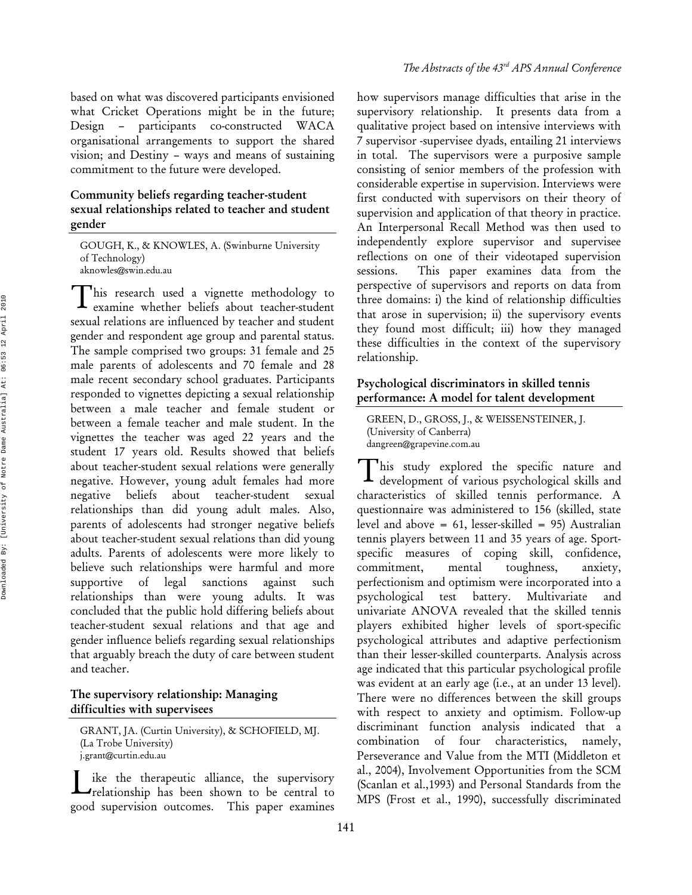based on what was discovered participants envisioned what Cricket Operations might be in the future; Design – participants co-constructed WACA organisational arrangements to support the shared vision; and Destiny – ways and means of sustaining commitment to the future were developed.

### Community beliefs regarding teacher-student sexual relationships related to teacher and student gender

GOUGH, K., & KNOWLES, A. (Swinburne University of Technology)
aknowles@swin.edu.au

This research used a vignette methodology to examine whether beliefs about teacher-student sexual relations are influenced by teacher and student gender and respondent age group and parental status. The sample comprised two groups: 31 female and 25 male parents of adolescents and 70 female and 28 male recent secondary school graduates. Participants responded to vignettes depicting a sexual relationship between a male teacher and female student or between a female teacher and male student. In the vignettes the teacher was aged 22 years and the student 17 years old. Results showed that beliefs about teacher-student sexual relations were generally negative. However, young adult females had more negative beliefs about teacher-student sexual relationships than did young adult males. Also, parents of adolescents had stronger negative beliefs about teacher-student sexual relations than did young adults. Parents of adolescents were more likely to believe such relationships were harmful and more supportive of legal sanctions against such relationships than were young adults. It was concluded that the public hold differing beliefs about teacher-student sexual relations and that age and gender influence beliefs regarding sexual relationships that arguably breach the duty of care between student and teacher.

### The supervisory relationship: Managing difficulties with supervisees

GRANT, JA. (Curtin University), & SCHOFIELD, MJ. (La Trobe University)
j.grant@curtin.edu.au

Like the therapeutic alliance, the supervisory relationship has been shown to be central to good supervision outcomes. This paper examines how supervisors manage difficulties that arise in the supervisory relationship. It presents data from a qualitative project based on intensive interviews with 7 supervisor -supervisee dyads, entailing 21 interviews in total. The supervisors were a purposive sample consisting of senior members of the profession with considerable expertise in supervision. Interviews were first conducted with supervisors on their theory of supervision and application of that theory in practice. An Interpersonal Recall Method was then used to independently explore supervisor and supervisee reflections on one of their videotaped supervision sessions. This paper examines data from the perspective of supervisors and reports on data from three domains: i) the kind of relationship difficulties that arose in supervision; ii) the supervisory events they found most difficult; iii) how they managed these difficulties in the context of the supervisory relationship.

### Psychological discriminators in skilled tennis performance: A model for talent development

GREEN, D., GROSS, J., & WEISSENSTEINER, J. (University of Canberra)
dangreen@grapevine.com.au

This study explored the specific nature and development of various psychological skills and characteristics of skilled tennis performance. A questionnaire was administered to 156 (skilled, state level and above = 61, lesser-skilled = 95) Australian tennis players between 11 and 35 years of age. Sport-specific measures of coping skill, confidence, commitment, mental toughness, anxiety, perfectionism and optimism were incorporated into a psychological test battery. Multivariate and univariate ANOVA revealed that the skilled tennis players exhibited higher levels of sport-specific psychological attributes and adaptive perfectionism than their lesser-skilled counterparts. Analysis across age indicated that this particular psychological profile was evident at an early age (i.e., at an under 13 level). There were no differences between the skill groups with respect to anxiety and optimism. Follow-up discriminant function analysis indicated that a combination of four characteristics, namely, Perseverance and Value from the MTI (Middleton et al., 2004), Involvement Opportunities from the SCM (Scanlan et al.,1993) and Personal Standards from the MPS (Frost et al., 1990), successfully discriminated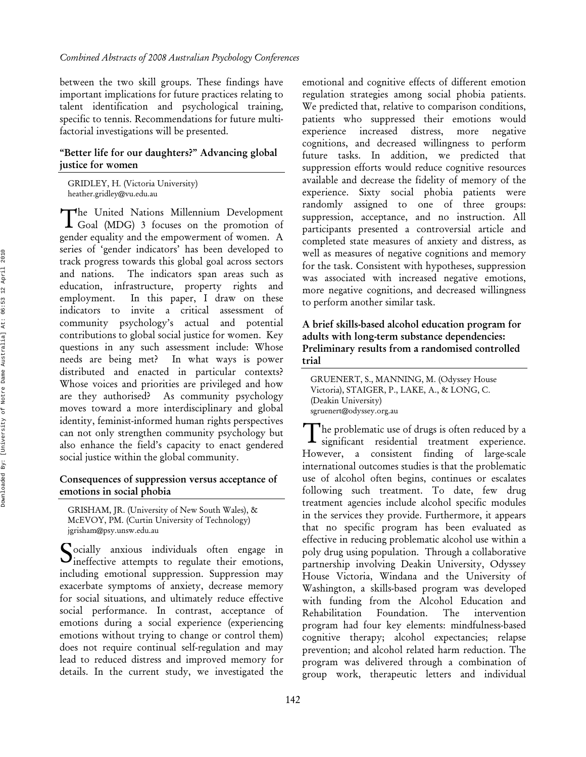between the two skill groups. These findings have important implications for future practices relating to talent identification and psychological training, specific to tennis. Recommendations for future multi-factorial investigations will be presented.

### "Better life for our daughters?" Advancing global justice for women

GRIDLEY, H. (Victoria University)
heather.gridley@vu.edu.au

The United Nations Millennium Development Goal (MDG) 3 focuses on the promotion of gender equality and the empowerment of women. A series of 'gender indicators' has been developed to track progress towards this global goal across sectors and nations. The indicators span areas such as education, infrastructure, property rights and employment. In this paper, I draw on these indicators to invite a critical assessment of community psychology's actual and potential contributions to global social justice for women. Key questions in any such assessment include: Whose needs are being met? In what ways is power distributed and enacted in particular contexts? Whose voices and priorities are privileged and how are they authorised? As community psychology moves toward a more interdisciplinary and global identity, feminist-informed human rights perspectives can not only strengthen community psychology but also enhance the field's capacity to enact gendered social justice within the global community.

### Consequences of suppression versus acceptance of emotions in social phobia

GRISHAM, JR. (University of New South Wales), & McEVOY, PM. (Curtin University of Technology)
jgrisham@psy.unsw.edu.au

Socially anxious individuals often engage in ineffective attempts to regulate their emotions, including emotional suppression. Suppression may exacerbate symptoms of anxiety, decrease memory for social situations, and ultimately reduce effective social performance. In contrast, acceptance of emotions during a social experience (experiencing emotions without trying to change or control them) does not require continual self-regulation and may lead to reduced distress and improved memory for details. In the current study, we investigated the emotional and cognitive effects of different emotion regulation strategies among social phobia patients. We predicted that, relative to comparison conditions, patients who suppressed their emotions would experience increased distress, more negative cognitions, and decreased willingness to perform future tasks. In addition, we predicted that suppression efforts would reduce cognitive resources available and decrease the fidelity of memory of the experience. Sixty social phobia patients were randomly assigned to one of three groups: suppression, acceptance, and no instruction. All participants presented a controversial article and completed state measures of anxiety and distress, as well as measures of negative cognitions and memory for the task. Consistent with hypotheses, suppression was associated with increased negative emotions, more negative cognitions, and decreased willingness to perform another similar task.

### A brief skills-based alcohol education program for adults with long-term substance dependencies: Preliminary results from a randomised controlled trial

GRUENERT, S., MANNING, M. (Odyssey House Victoria), STAIGER, P., LAKE, A., & LONG, C. (Deakin University)
sgruenert@odyssey.org.au

The problematic use of drugs is often reduced by a significant residential treatment experience. However, a consistent finding of large-scale international outcomes studies is that the problematic use of alcohol often begins, continues or escalates following such treatment. To date, few drug treatment agencies include alcohol specific modules in the services they provide. Furthermore, it appears that no specific program has been evaluated as effective in reducing problematic alcohol use within a poly drug using population. Through a collaborative partnership involving Deakin University, Odyssey House Victoria, Windana and the University of Washington, a skills-based program was developed with funding from the Alcohol Education and Rehabilitation Foundation. The intervention program had four key elements: mindfulness-based cognitive therapy; alcohol expectancies; relapse prevention; and alcohol related harm reduction. The program was delivered through a combination of group work, therapeutic letters and individual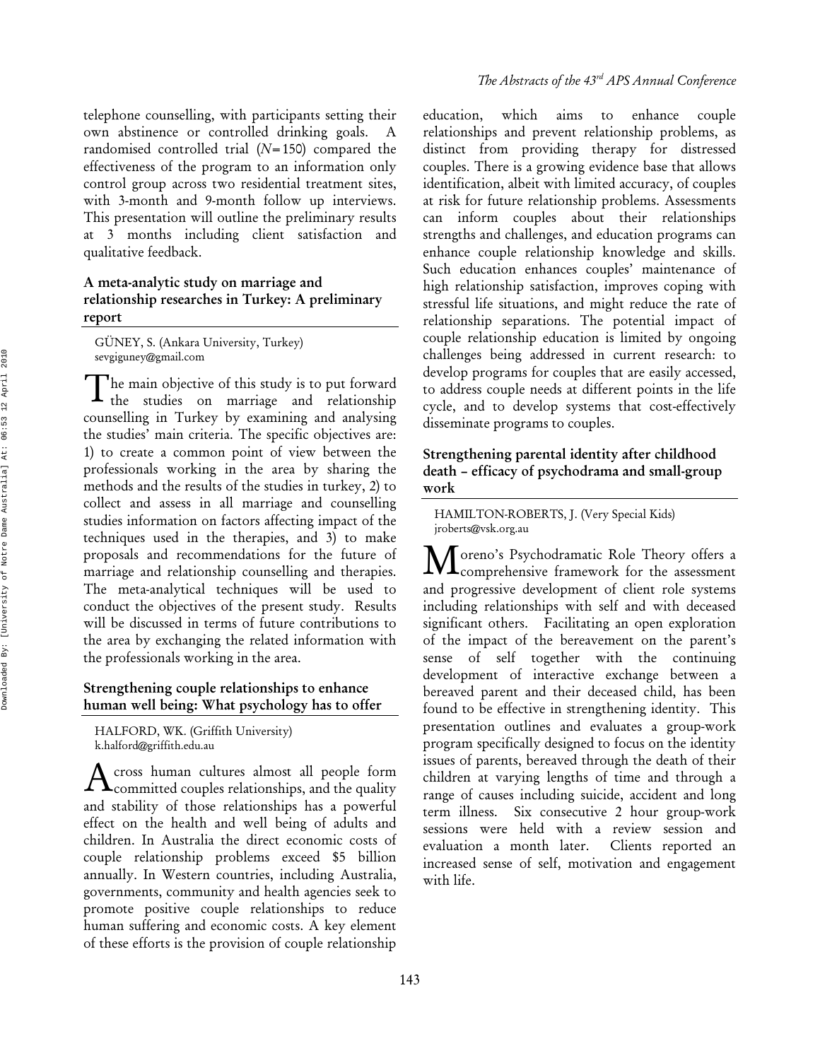telephone counselling, with participants setting their own abstinence or controlled drinking goals. A randomised controlled trial ($N=150$) compared the effectiveness of the program to an information only control group across two residential treatment sites, with 3-month and 9-month follow up interviews. This presentation will outline the preliminary results at 3 months including client satisfaction and qualitative feedback.

### A meta-analytic study on marriage and relationship researches in Turkey: A preliminary report

GÜNEY, S. (Ankara University, Turkey)
sevgiguney@gmail.com

The main objective of this study is to put forward the studies on marriage and relationship counselling in Turkey by examining and analysing the studies' main criteria. The specific objectives are: 1) to create a common point of view between the professionals working in the area by sharing the methods and the results of the studies in turkey, 2) to collect and assess in all marriage and counselling studies information on factors affecting impact of the techniques used in the therapies, and 3) to make proposals and recommendations for the future of marriage and relationship counselling and therapies. The meta-analytical techniques will be used to conduct the objectives of the present study. Results will be discussed in terms of future contributions to the area by exchanging the related information with the professionals working in the area.

### Strengthening couple relationships to enhance human well being: What psychology has to offer

HALFORD, WK. (Griffith University)
k.halford@griffith.edu.au

Across human cultures almost all people form committed couples relationships, and the quality and stability of those relationships has a powerful effect on the health and well being of adults and children. In Australia the direct economic costs of couple relationship problems exceed $5 billion annually. In Western countries, including Australia, governments, community and health agencies seek to promote positive couple relationships to reduce human suffering and economic costs. A key element of these efforts is the provision of couple relationship education, which aims to enhance couple relationships and prevent relationship problems, as distinct from providing therapy for distressed couples. There is a growing evidence base that allows identification, albeit with limited accuracy, of couples at risk for future relationship problems. Assessments can inform couples about their relationships strengths and challenges, and education programs can enhance couple relationship knowledge and skills. Such education enhances couples' maintenance of high relationship satisfaction, improves coping with stressful life situations, and might reduce the rate of relationship separations. The potential impact of couple relationship education is limited by ongoing challenges being addressed in current research: to develop programs for couples that are easily accessed, to address couple needs at different points in the life cycle, and to develop systems that cost-effectively disseminate programs to couples.

### Strengthening parental identity after childhood death – efficacy of psychodrama and small-group work

HAMILTON-ROBERTS, J. (Very Special Kids)
jroberts@vsk.org.au

Moreno's Psychodramatic Role Theory offers a comprehensive framework for the assessment and progressive development of client role systems including relationships with self and with deceased significant others. Facilitating an open exploration of the impact of the bereavement on the parent's sense of self together with the continuing development of interactive exchange between a bereaved parent and their deceased child, has been found to be effective in strengthening identity. This presentation outlines and evaluates a group-work program specifically designed to focus on the identity issues of parents, bereaved through the death of their children at varying lengths of time and through a range of causes including suicide, accident and long term illness. Six consecutive 2 hour group-work sessions were held with a review session and evaluation a month later. Clients reported an increased sense of self, motivation and engagement with life.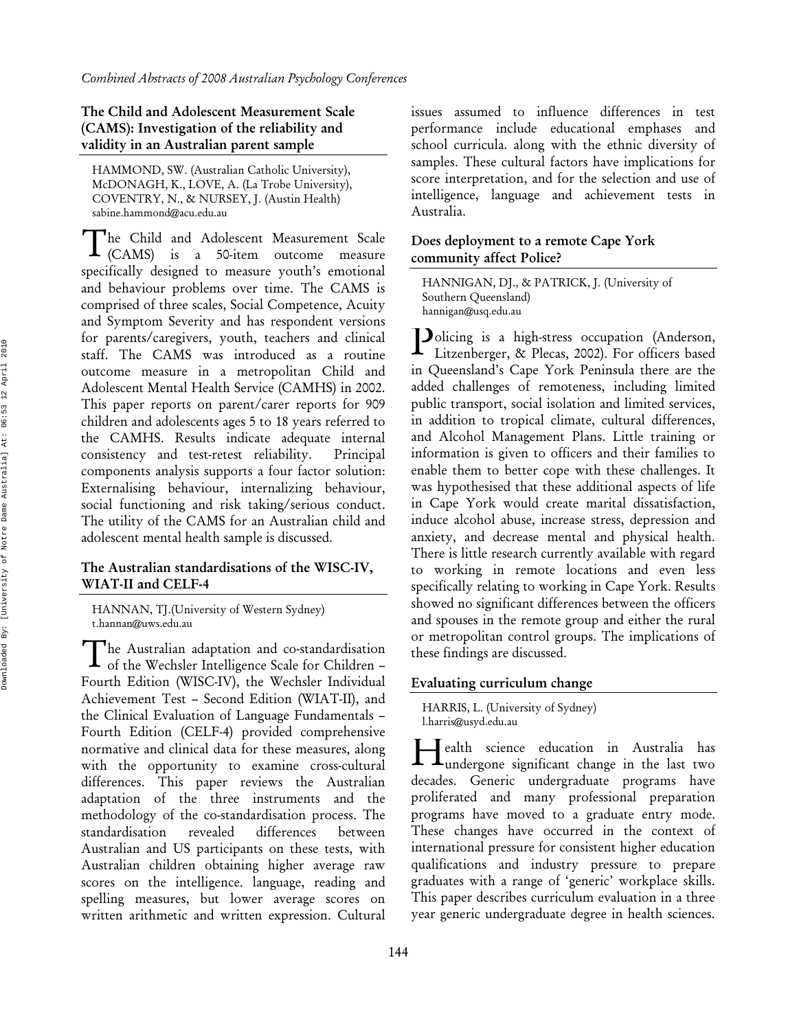### The Child and Adolescent Measurement Scale (CAMS): Investigation of the reliability and validity in an Australian parent sample

HAMMOND, SW. (Australian Catholic University), McDONAGH, K., LOVE, A. (La Trobe University), COVENTRY, N., & NURSEY, J. (Austin Health)
sabine.hammond@acu.edu.au

The Child and Adolescent Measurement Scale (CAMS) is a 50-item outcome measure specifically designed to measure youth's emotional and behaviour problems over time. The CAMS is comprised of three scales, Social Competence, Acuity and Symptom Severity and has respondent versions for parents/caregivers, youth, teachers and clinical staff. The CAMS was introduced as a routine outcome measure in a metropolitan Child and Adolescent Mental Health Service (CAMHS) in 2002. This paper reports on parent/carer reports for 909 children and adolescents ages 5 to 18 years referred to the CAMHS. Results indicate adequate internal consistency and test-retest reliability. Principal components analysis supports a four factor solution: Externalising behaviour, internalizing behaviour, social functioning and risk taking/serious conduct. The utility of the CAMS for an Australian child and adolescent mental health sample is discussed.

### The Australian standardisations of the WISC-IV, WIAT-II and CELF-4

HANNAN, TJ.(University of Western Sydney)
t.hannan@uws.edu.au

The Australian adaptation and co-standardisation of the Wechsler Intelligence Scale for Children – Fourth Edition (WISC-IV), the Wechsler Individual Achievement Test – Second Edition (WIAT-II), and the Clinical Evaluation of Language Fundamentals – Fourth Edition (CELF-4) provided comprehensive normative and clinical data for these measures, along with the opportunity to examine cross-cultural differences. This paper reviews the Australian adaptation of the three instruments and the methodology of the co-standardisation process. The standardisation revealed differences between Australian and US participants on these tests, with Australian children obtaining higher average raw scores on the intelligence. language, reading and spelling measures, but lower average scores on written arithmetic and written expression. Cultural issues assumed to influence differences in test performance include educational emphases and school curricula. along with the ethnic diversity of samples. These cultural factors have implications for score interpretation, and for the selection and use of intelligence, language and achievement tests in Australia.

### Does deployment to a remote Cape York community affect Police?

HANNIGAN, DJ., & PATRICK, J. (University of Southern Queensland)
hannigan@usq.edu.au

Policing is a high-stress occupation (Anderson, Litzenberger, & Plecas, 2002). For officers based in Queensland's Cape York Peninsula there are the added challenges of remoteness, including limited public transport, social isolation and limited services, in addition to tropical climate, cultural differences, and Alcohol Management Plans. Little training or information is given to officers and their families to enable them to better cope with these challenges. It was hypothesised that these additional aspects of life in Cape York would create marital dissatisfaction, induce alcohol abuse, increase stress, depression and anxiety, and decrease mental and physical health. There is little research currently available with regard to working in remote locations and even less specifically relating to working in Cape York. Results showed no significant differences between the officers and spouses in the remote group and either the rural or metropolitan control groups. The implications of these findings are discussed.

### Evaluating curriculum change

HARRIS, L. (University of Sydney)
l.harris@usyd.edu.au

Health science education in Australia has undergone significant change in the last two decades. Generic undergraduate programs have proliferated and many professional preparation programs have moved to a graduate entry mode. These changes have occurred in the context of international pressure for consistent higher education qualifications and industry pressure to prepare graduates with a range of 'generic' workplace skills. This paper describes curriculum evaluation in a three year generic undergraduate degree in health sciences.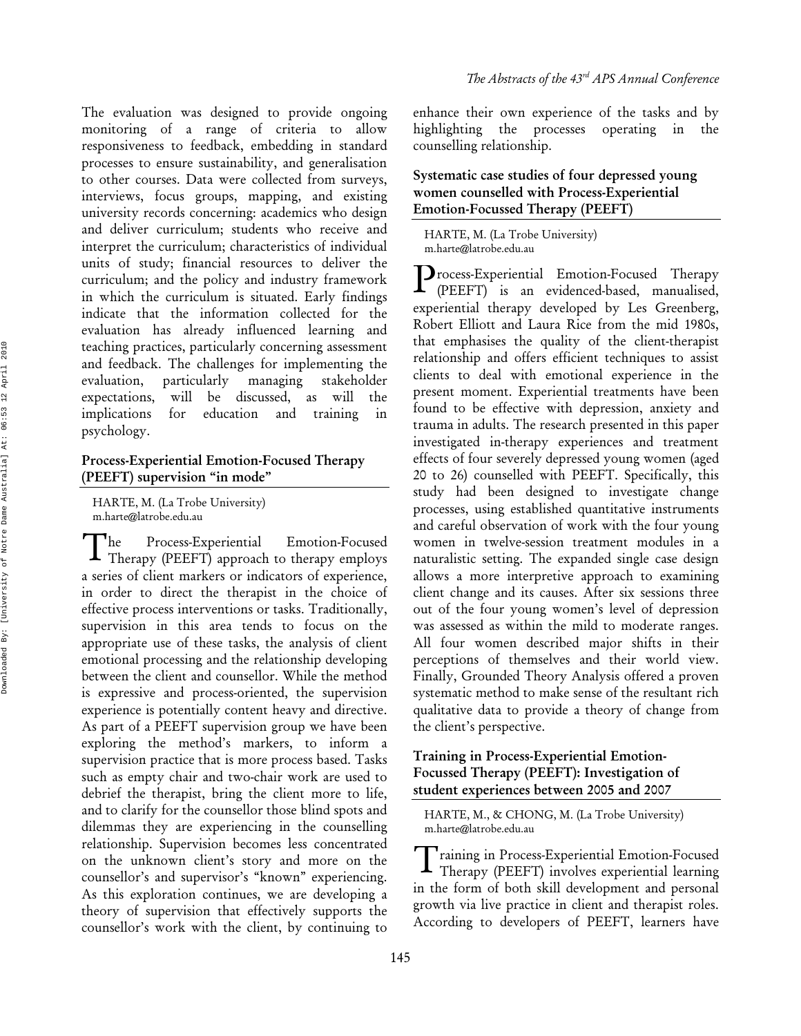The evaluation was designed to provide ongoing monitoring of a range of criteria to allow responsiveness to feedback, embedding in standard processes to ensure sustainability, and generalisation to other courses. Data were collected from surveys, interviews, focus groups, mapping, and existing university records concerning: academics who design and deliver curriculum; students who receive and interpret the curriculum; characteristics of individual units of study; financial resources to deliver the curriculum; and the policy and industry framework in which the curriculum is situated. Early findings indicate that the information collected for the evaluation has already influenced learning and teaching practices, particularly concerning assessment and feedback. The challenges for implementing the evaluation, particularly managing stakeholder expectations, will be discussed, as will the implications for education and training in psychology.

### Process-Experiential Emotion-Focused Therapy (PEEFT) supervision "in mode"

HARTE, M. (La Trobe University)
m.harte@latrobe.edu.au

The Process-Experiential Emotion-Focused Therapy (PEEFT) approach to therapy employs a series of client markers or indicators of experience, in order to direct the therapist in the choice of effective process interventions or tasks. Traditionally, supervision in this area tends to focus on the appropriate use of these tasks, the analysis of client emotional processing and the relationship developing between the client and counsellor. While the method is expressive and process-oriented, the supervision experience is potentially content heavy and directive. As part of a PEEFT supervision group we have been exploring the method's markers, to inform a supervision practice that is more process based. Tasks such as empty chair and two-chair work are used to debrief the therapist, bring the client more to life, and to clarify for the counsellor those blind spots and dilemmas they are experiencing in the counselling relationship. Supervision becomes less concentrated on the unknown client's story and more on the counsellor's and supervisor's "known" experiencing. As this exploration continues, we are developing a theory of supervision that effectively supports the counsellor's work with the client, by continuing to enhance their own experience of the tasks and by highlighting the processes operating in the counselling relationship.

### Systematic case studies of four depressed young women counselled with Process-Experiential Emotion-Focussed Therapy (PEEFT)

HARTE, M. (La Trobe University)
m.harte@latrobe.edu.au

Process-Experiential Emotion-Focused Therapy (PEEFT) is an evidenced-based, manualised, experiential therapy developed by Les Greenberg, Robert Elliott and Laura Rice from the mid 1980s, that emphasises the quality of the client-therapist relationship and offers efficient techniques to assist clients to deal with emotional experience in the present moment. Experiential treatments have been found to be effective with depression, anxiety and trauma in adults. The research presented in this paper investigated in-therapy experiences and treatment effects of four severely depressed young women (aged 20 to 26) counselled with PEEFT. Specifically, this study had been designed to investigate change processes, using established quantitative instruments and careful observation of work with the four young women in twelve-session treatment modules in a naturalistic setting. The expanded single case design allows a more interpretive approach to examining client change and its causes. After six sessions three out of the four young women's level of depression was assessed as within the mild to moderate ranges. All four women described major shifts in their perceptions of themselves and their world view. Finally, Grounded Theory Analysis offered a proven systematic method to make sense of the resultant rich qualitative data to provide a theory of change from the client's perspective.

### Training in Process-Experiential Emotion-Focussed Therapy (PEEFT): Investigation of student experiences between 2005 and 2007

HARTE, M., & CHONG, M. (La Trobe University)
m.harte@latrobe.edu.au

Training in Process-Experiential Emotion-Focused Therapy (PEEFT) involves experiential learning in the form of both skill development and personal growth via live practice in client and therapist roles. According to developers of PEEFT, learners have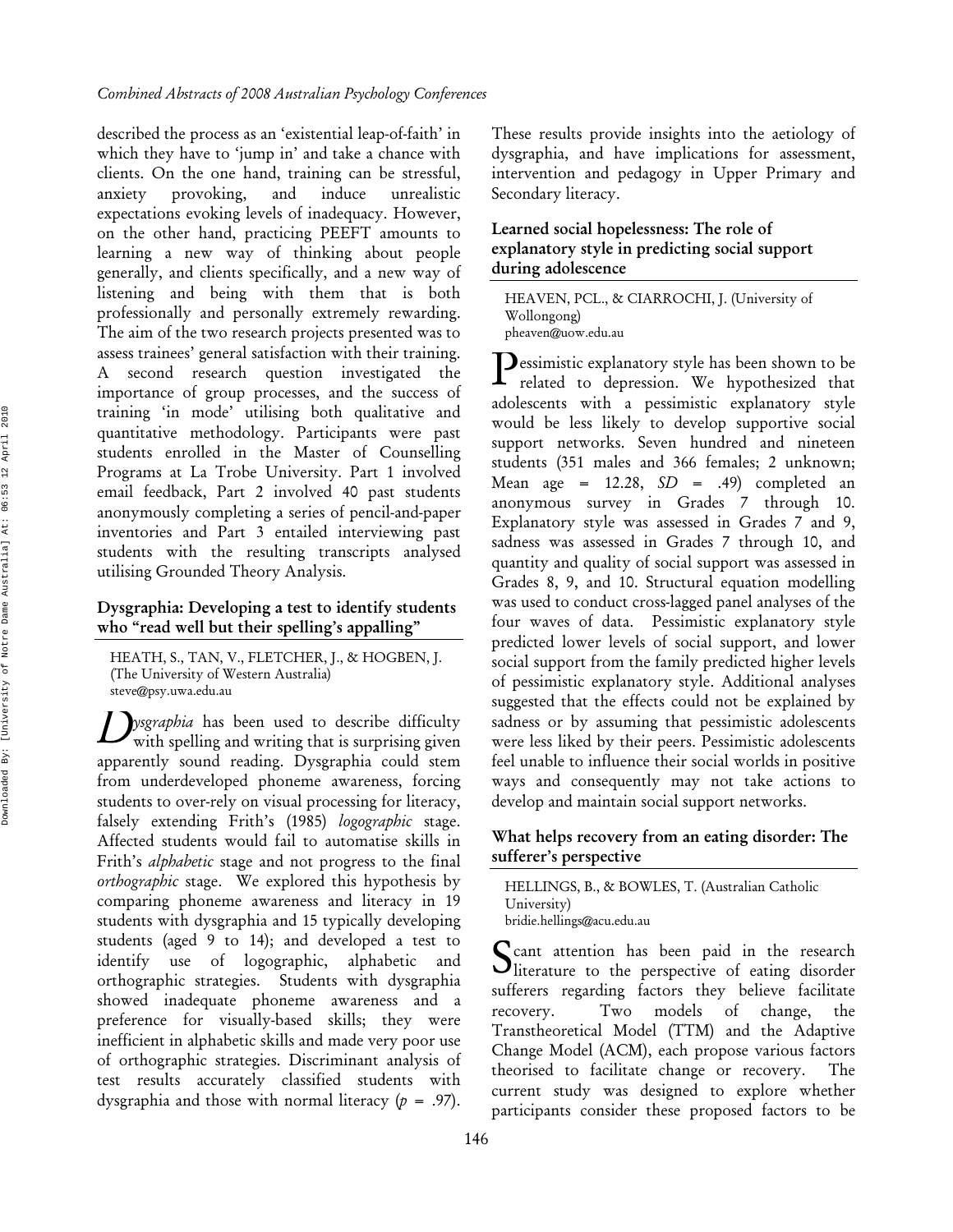described the process as an 'existential leap-of-faith' in which they have to 'jump in' and take a chance with clients. On the one hand, training can be stressful, anxiety provoking, and induce unrealistic expectations evoking levels of inadequacy. However, on the other hand, practicing PEEFT amounts to learning a new way of thinking about people generally, and clients specifically, and a new way of listening and being with them that is both professionally and personally extremely rewarding. The aim of the two research projects presented was to assess trainees' general satisfaction with their training. A second research question investigated the importance of group processes, and the success of training 'in mode' utilising both qualitative and quantitative methodology. Participants were past students enrolled in the Master of Counselling Programs at La Trobe University. Part 1 involved email feedback, Part 2 involved 40 past students anonymously completing a series of pencil-and-paper inventories and Part 3 entailed interviewing past students with the resulting transcripts analysed utilising Grounded Theory Analysis.

### Dysgraphia: Developing a test to identify students who "read well but their spelling's appalling"

HEATH, S., TAN, V., FLETCHER, J., & HOGBEN, J. (The University of Western Australia)
steve@psy.uwa.edu.au

*Dysgraphia* has been used to describe difficulty with spelling and writing that is surprising given apparently sound reading. Dysgraphia could stem from underdeveloped phoneme awareness, forcing students to over-rely on visual processing for literacy, falsely extending Frith's (1985) *logographic* stage. Affected students would fail to automatise skills in Frith's *alphabetic* stage and not progress to the final *orthographic* stage. We explored this hypothesis by comparing phoneme awareness and literacy in 19 students with dysgraphia and 15 typically developing students (aged 9 to 14); and developed a test to identify use of logographic, alphabetic and orthographic strategies. Students with dysgraphia showed inadequate phoneme awareness and a preference for visually-based skills; they were inefficient in alphabetic skills and made very poor use of orthographic strategies. Discriminant analysis of test results accurately classified students with dysgraphia and those with normal literacy ($p$ = .97). These results provide insights into the aetiology of dysgraphia, and have implications for assessment, intervention and pedagogy in Upper Primary and Secondary literacy.

### Learned social hopelessness: The role of explanatory style in predicting social support during adolescence

HEAVEN, PCL., & CIARROCHI, J. (University of Wollongong)
pheaven@uow.edu.au

Pessimistic explanatory style has been shown to be related to depression. We hypothesized that adolescents with a pessimistic explanatory style would be less likely to develop supportive social support networks. Seven hundred and nineteen students (351 males and 366 females; 2 unknown; Mean age = 12.28, $SD$ = .49) completed an anonymous survey in Grades 7 through 10. Explanatory style was assessed in Grades 7 and 9, sadness was assessed in Grades 7 through 10, and quantity and quality of social support was assessed in Grades 8, 9, and 10. Structural equation modelling was used to conduct cross-lagged panel analyses of the four waves of data. Pessimistic explanatory style predicted lower levels of social support, and lower social support from the family predicted higher levels of pessimistic explanatory style. Additional analyses suggested that the effects could not be explained by sadness or by assuming that pessimistic adolescents were less liked by their peers. Pessimistic adolescents feel unable to influence their social worlds in positive ways and consequently may not take actions to develop and maintain social support networks.

### What helps recovery from an eating disorder: The sufferer's perspective

HELLINGS, B., & BOWLES, T. (Australian Catholic University)
bridie.hellings@acu.edu.au

Scant attention has been paid in the research literature to the perspective of eating disorder sufferers regarding factors they believe facilitate recovery. Two models of change, the Transtheoretical Model (TTM) and the Adaptive Change Model (ACM), each propose various factors theorised to facilitate change or recovery. The current study was designed to explore whether participants consider these proposed factors to be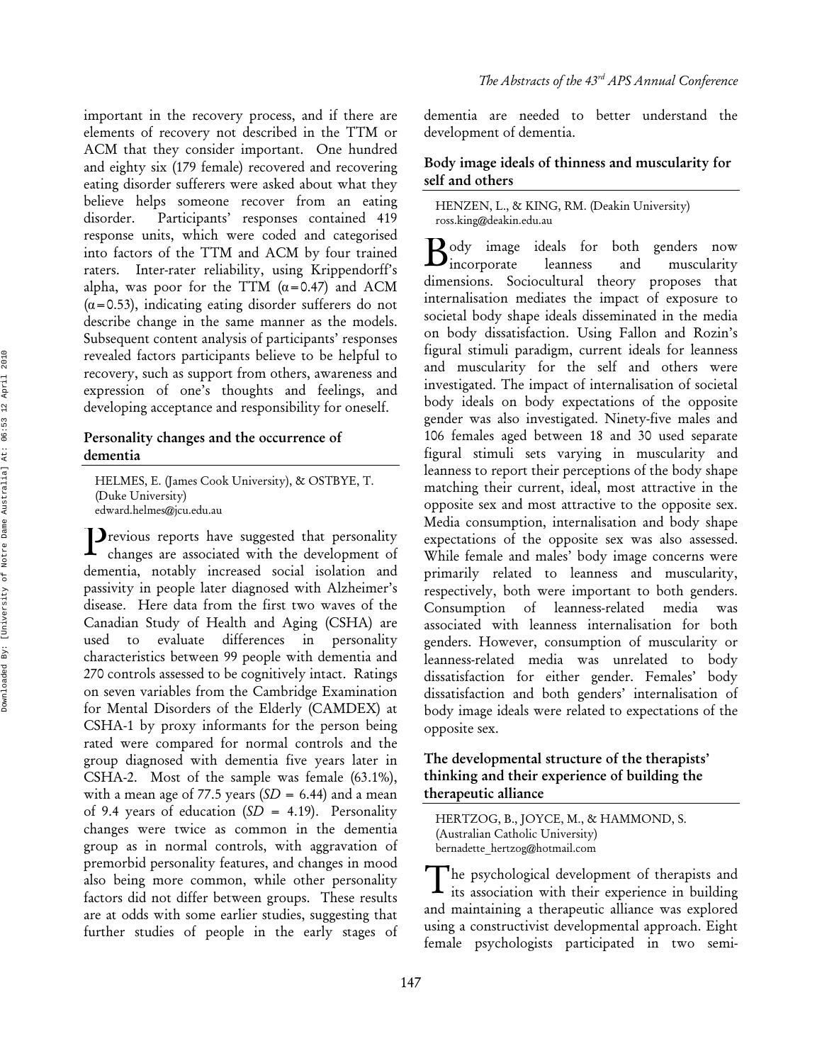important in the recovery process, and if there are elements of recovery not described in the TTM or ACM that they consider important. One hundred and eighty six (179 female) recovered and recovering eating disorder sufferers were asked about what they believe helps someone recover from an eating disorder. Participants' responses contained 419 response units, which were coded and categorised into factors of the TTM and ACM by four trained raters. Inter-rater reliability, using Krippendorff's alpha, was poor for the TTM ($\alpha = 0.47$) and ACM ($\alpha = 0.53$), indicating eating disorder sufferers do not describe change in the same manner as the models. Subsequent content analysis of participants' responses revealed factors participants believe to be helpful to recovery, such as support from others, awareness and expression of one's thoughts and feelings, and developing acceptance and responsibility for oneself.

### Personality changes and the occurrence of dementia

HELMES, E. (James Cook University), & OSTBYE, T. (Duke University)
edward.helmes@jcu.edu.au

Previous reports have suggested that personality changes are associated with the development of dementia, notably increased social isolation and passivity in people later diagnosed with Alzheimer's disease. Here data from the first two waves of the Canadian Study of Health and Aging (CSHA) are used to evaluate differences in personality characteristics between 99 people with dementia and 270 controls assessed to be cognitively intact. Ratings on seven variables from the Cambridge Examination for Mental Disorders of the Elderly (CAMDEX) at CSHA-1 by proxy informants for the person being rated were compared for normal controls and the group diagnosed with dementia five years later in CSHA-2. Most of the sample was female (63.1%), with a mean age of 77.5 years ($SD$ = 6.44) and a mean of 9.4 years of education ($SD$ = 4.19). Personality changes were twice as common in the dementia group as in normal controls, with aggravation of premorbid personality features, and changes in mood also being more common, while other personality factors did not differ between groups. These results are at odds with some earlier studies, suggesting that further studies of people in the early stages of dementia are needed to better understand the development of dementia.

### Body image ideals of thinness and muscularity for self and others

HENZEN, L., & KING, RM. (Deakin University)
ross.king@deakin.edu.au

Body image ideals for both genders now incorporate leanness and muscularity dimensions. Sociocultural theory proposes that internalisation mediates the impact of exposure to societal body shape ideals disseminated in the media on body dissatisfaction. Using Fallon and Rozin's figural stimuli paradigm, current ideals for leanness and muscularity for the self and others were investigated. The impact of internalisation of societal body ideals on body expectations of the opposite gender was also investigated. Ninety-five males and 106 females aged between 18 and 30 used separate figural stimuli sets varying in muscularity and leanness to report their perceptions of the body shape matching their current, ideal, most attractive in the opposite sex and most attractive to the opposite sex. Media consumption, internalisation and body shape expectations of the opposite sex was also assessed. While female and males' body image concerns were primarily related to leanness and muscularity, respectively, both were important to both genders. Consumption of leanness-related media was associated with leanness internalisation for both genders. However, consumption of muscularity or leanness-related media was unrelated to body dissatisfaction for either gender. Females' body dissatisfaction and both genders' internalisation of body image ideals were related to expectations of the opposite sex.

### The developmental structure of the therapists' thinking and their experience of building the therapeutic alliance

HERTZOG, B., JOYCE, M., & HAMMOND, S. (Australian Catholic University)
bernadette_hertzog@hotmail.com

The psychological development of therapists and its association with their experience in building and maintaining a therapeutic alliance was explored using a constructivist developmental approach. Eight female psychologists participated in two semi-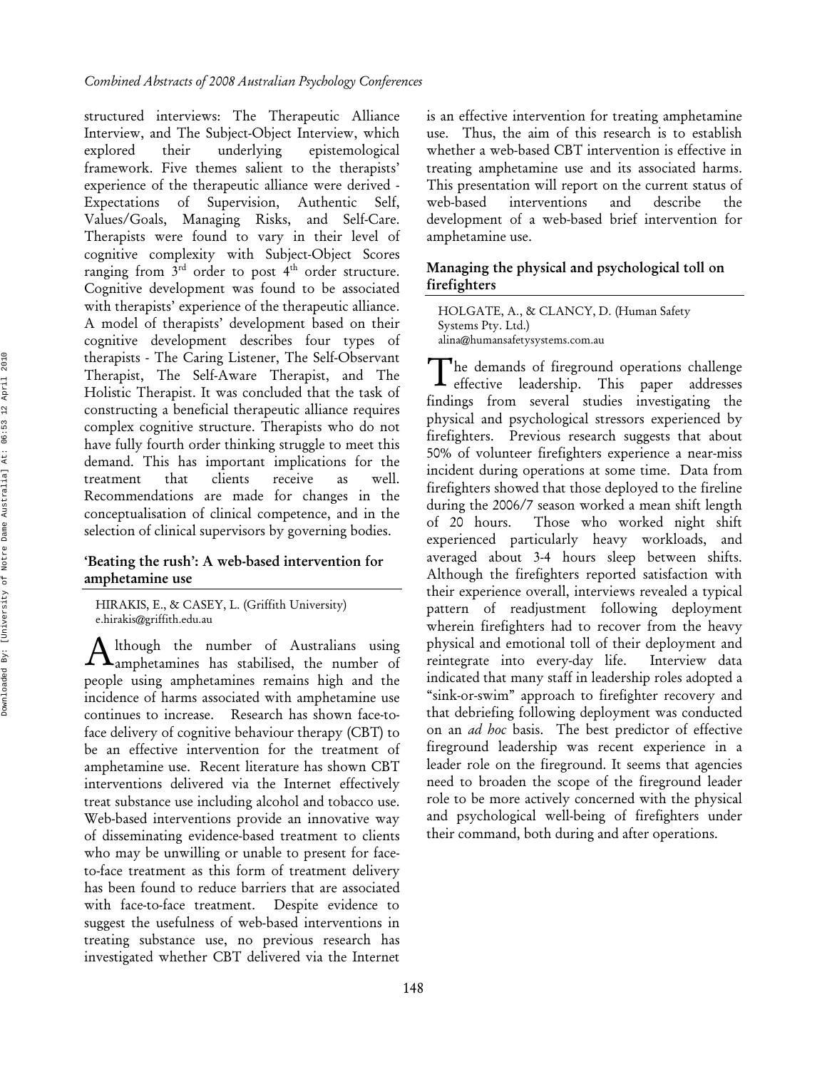structured interviews: The Therapeutic Alliance Interview, and The Subject-Object Interview, which explored their underlying epistemological framework. Five themes salient to the therapists' experience of the therapeutic alliance were derived - Expectations of Supervision, Authentic Self, Values/Goals, Managing Risks, and Self-Care. Therapists were found to vary in their level of cognitive complexity with Subject-Object Scores ranging from 3rd order to post 4th order structure. Cognitive development was found to be associated with therapists' experience of the therapeutic alliance. A model of therapists' development based on their cognitive development describes four types of therapists - The Caring Listener, The Self-Observant Therapist, The Self-Aware Therapist, and The Holistic Therapist. It was concluded that the task of constructing a beneficial therapeutic alliance requires complex cognitive structure. Therapists who do not have fully fourth order thinking struggle to meet this demand. This has important implications for the treatment that clients receive as well. Recommendations are made for changes in the conceptualisation of clinical competence, and in the selection of clinical supervisors by governing bodies.

### 'Beating the rush': A web-based intervention for amphetamine use

HIRAKIS, E., & CASEY, L. (Griffith University)
e.hirakis@griffith.edu.au

Although the number of Australians using amphetamines has stabilised, the number of people using amphetamines remains high and the incidence of harms associated with amphetamine use continues to increase. Research has shown face-to-face delivery of cognitive behaviour therapy (CBT) to be an effective intervention for the treatment of amphetamine use. Recent literature has shown CBT interventions delivered via the Internet effectively treat substance use including alcohol and tobacco use. Web-based interventions provide an innovative way of disseminating evidence-based treatment to clients who may be unwilling or unable to present for face-to-face treatment as this form of treatment delivery has been found to reduce barriers that are associated with face-to-face treatment. Despite evidence to suggest the usefulness of web-based interventions in treating substance use, no previous research has investigated whether CBT delivered via the Internet is an effective intervention for treating amphetamine use. Thus, the aim of this research is to establish whether a web-based CBT intervention is effective in treating amphetamine use and its associated harms. This presentation will report on the current status of web-based interventions and describe the development of a web-based brief intervention for amphetamine use.

### Managing the physical and psychological toll on firefighters

HOLGATE, A., & CLANCY, D. (Human Safety Systems Pty. Ltd.)
alina@humansafetysystems.com.au

The demands of fireground operations challenge effective leadership. This paper addresses findings from several studies investigating the physical and psychological stressors experienced by firefighters. Previous research suggests that about 50% of volunteer firefighters experience a near-miss incident during operations at some time. Data from firefighters showed that those deployed to the fireline during the 2006/7 season worked a mean shift length of 20 hours. Those who worked night shift experienced particularly heavy workloads, and averaged about 3-4 hours sleep between shifts. Although the firefighters reported satisfaction with their experience overall, interviews revealed a typical pattern of readjustment following deployment wherein firefighters had to recover from the heavy physical and emotional toll of their deployment and reintegrate into every-day life. Interview data indicated that many staff in leadership roles adopted a "sink-or-swim" approach to firefighter recovery and that debriefing following deployment was conducted on an *ad hoc* basis. The best predictor of effective fireground leadership was recent experience in a leader role on the fireground. It seems that agencies need to broaden the scope of the fireground leader role to be more actively concerned with the physical and psychological well-being of firefighters under their command, both during and after operations.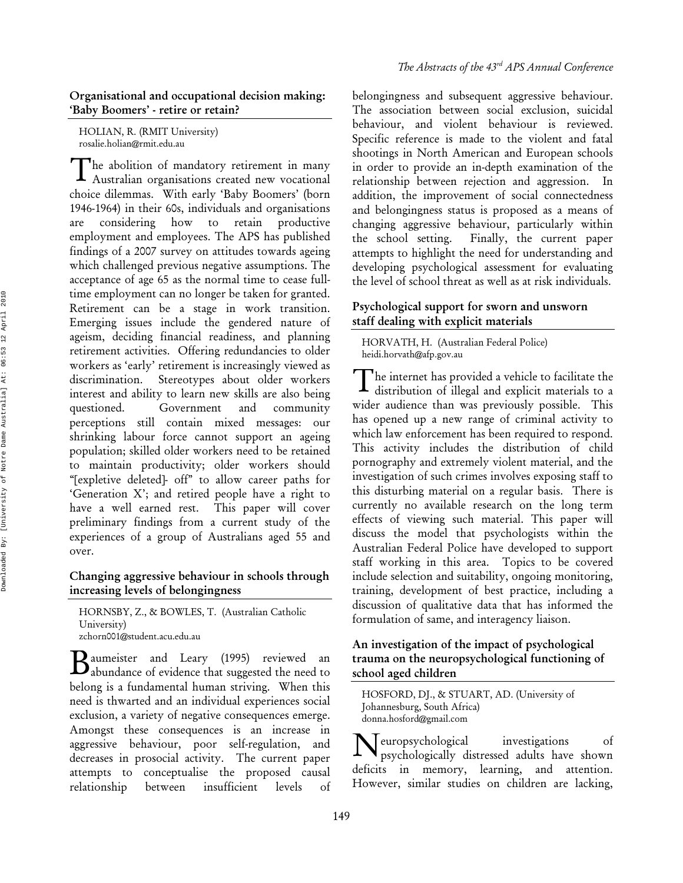### Organisational and occupational decision making: 'Baby Boomers' - retire or retain?

HOLIAN, R. (RMIT University)
rosalie.holian@rmit.edu.au

The abolition of mandatory retirement in many Australian organisations created new vocational choice dilemmas. With early 'Baby Boomers' (born 1946-1964) in their 60s, individuals and organisations are considering how to retain productive employment and employees. The APS has published findings of a 2007 survey on attitudes towards ageing which challenged previous negative assumptions. The acceptance of age 65 as the normal time to cease full-time employment can no longer be taken for granted. Retirement can be a stage in work transition. Emerging issues include the gendered nature of ageism, deciding financial readiness, and planning retirement activities. Offering redundancies to older workers as 'early' retirement is increasingly viewed as discrimination. Stereotypes about older workers interest and ability to learn new skills are also being questioned. Government and community perceptions still contain mixed messages: our shrinking labour force cannot support an ageing population; skilled older workers need to be retained to maintain productivity; older workers should "[expletive deleted]- off" to allow career paths for 'Generation X'; and retired people have a right to have a well earned rest. This paper will cover preliminary findings from a current study of the experiences of a group of Australians aged 55 and over.

### Changing aggressive behaviour in schools through increasing levels of belongingness

HORNSBY, Z., & BOWLES, T. (Australian Catholic University)
zchorn001@student.acu.edu.au

Baumeister and Leary (1995) reviewed an abundance of evidence that suggested the need to belong is a fundamental human striving. When this need is thwarted and an individual experiences social exclusion, a variety of negative consequences emerge. Amongst these consequences is an increase in aggressive behaviour, poor self-regulation, and decreases in prosocial activity. The current paper attempts to conceptualise the proposed causal relationship between insufficient levels of belongingness and subsequent aggressive behaviour. The association between social exclusion, suicidal behaviour, and violent behaviour is reviewed. Specific reference is made to the violent and fatal shootings in North American and European schools in order to provide an in-depth examination of the relationship between rejection and aggression. In addition, the improvement of social connectedness and belongingness status is proposed as a means of changing aggressive behaviour, particularly within the school setting. Finally, the current paper attempts to highlight the need for understanding and developing psychological assessment for evaluating the level of school threat as well as at risk individuals.

### Psychological support for sworn and unsworn staff dealing with explicit materials

HORVATH, H. (Australian Federal Police)
heidi.horvath@afp.gov.au

The internet has provided a vehicle to facilitate the distribution of illegal and explicit materials to a wider audience than was previously possible. This has opened up a new range of criminal activity to which law enforcement has been required to respond. This activity includes the distribution of child pornography and extremely violent material, and the investigation of such crimes involves exposing staff to this disturbing material on a regular basis. There is currently no available research on the long term effects of viewing such material. This paper will discuss the model that psychologists within the Australian Federal Police have developed to support staff working in this area. Topics to be covered include selection and suitability, ongoing monitoring, training, development of best practice, including a discussion of qualitative data that has informed the formulation of same, and interagency liaison.

### An investigation of the impact of psychological trauma on the neuropsychological functioning of school aged children

HOSFORD, DJ., & STUART, AD. (University of Johannesburg, South Africa)
donna.hosford@gmail.com

Neuropsychological investigations of psychologically distressed adults have shown deficits in memory, learning, and attention. However, similar studies on children are lacking,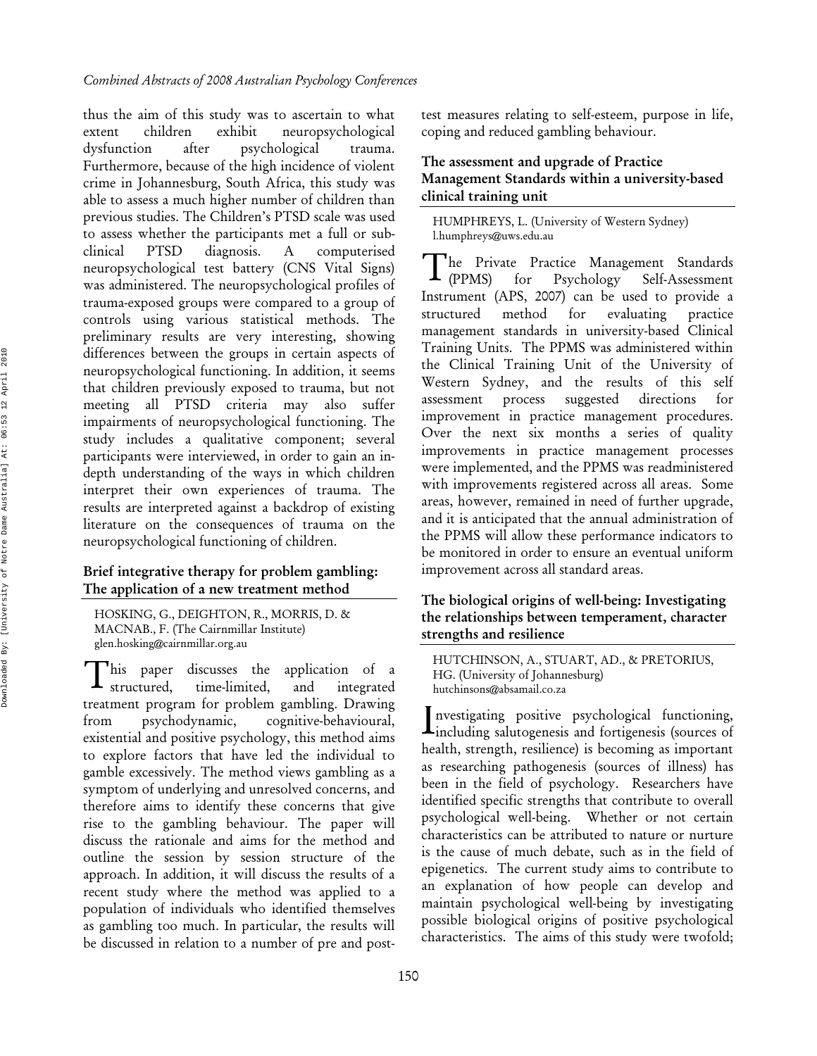thus the aim of this study was to ascertain to what extent children exhibit neuropsychological dysfunction after psychological trauma. Furthermore, because of the high incidence of violent crime in Johannesburg, South Africa, this study was able to assess a much higher number of children than previous studies. The Children's PTSD scale was used to assess whether the participants met a full or sub-clinical PTSD diagnosis. A computerised neuropsychological test battery (CNS Vital Signs) was administered. The neuropsychological profiles of trauma-exposed groups were compared to a group of controls using various statistical methods. The preliminary results are very interesting, showing differences between the groups in certain aspects of neuropsychological functioning. In addition, it seems that children previously exposed to trauma, but not meeting all PTSD criteria may also suffer impairments of neuropsychological functioning. The study includes a qualitative component; several participants were interviewed, in order to gain an in-depth understanding of the ways in which children interpret their own experiences of trauma. The results are interpreted against a backdrop of existing literature on the consequences of trauma on the neuropsychological functioning of children.

### Brief integrative therapy for problem gambling: The application of a new treatment method

HOSKING, G., DEIGHTON, R., MORRIS, D. & MACNAB., F. (The Cairnmillar Institute)
glen.hosking@cairnmillar.org.au

This paper discusses the application of a structured, time-limited, and integrated treatment program for problem gambling. Drawing from psychodynamic, cognitive-behavioural, existential and positive psychology, this method aims to explore factors that have led the individual to gamble excessively. The method views gambling as a symptom of underlying and unresolved concerns, and therefore aims to identify these concerns that give rise to the gambling behaviour. The paper will discuss the rationale and aims for the method and outline the session by session structure of the approach. In addition, it will discuss the results of a recent study where the method was applied to a population of individuals who identified themselves as gambling too much. In particular, the results will be discussed in relation to a number of pre and post-test measures relating to self-esteem, purpose in life, coping and reduced gambling behaviour.

### The assessment and upgrade of Practice Management Standards within a university-based clinical training unit

HUMPHREYS, L. (University of Western Sydney)
l.humphreys@uws.edu.au

The Private Practice Management Standards (PPMS) for Psychology Self-Assessment Instrument (APS, 2007) can be used to provide a structured method for evaluating practice management standards in university-based Clinical Training Units. The PPMS was administered within the Clinical Training Unit of the University of Western Sydney, and the results of this self assessment process suggested directions for improvement in practice management procedures. Over the next six months a series of quality improvements in practice management processes were implemented, and the PPMS was readministered with improvements registered across all areas. Some areas, however, remained in need of further upgrade, and it is anticipated that the annual administration of the PPMS will allow these performance indicators to be monitored in order to ensure an eventual uniform improvement across all standard areas.

### The biological origins of well-being: Investigating the relationships between temperament, character strengths and resilience

HUTCHINSON, A., STUART, AD., & PRETORIUS, HG. (University of Johannesburg)
hutchinsons@absamail.co.za

Investigating positive psychological functioning, including salutogenesis and fortigenesis (sources of health, strength, resilience) is becoming as important as researching pathogenesis (sources of illness) has been in the field of psychology. Researchers have identified specific strengths that contribute to overall psychological well-being. Whether or not certain characteristics can be attributed to nature or nurture is the cause of much debate, such as in the field of epigenetics. The current study aims to contribute to an explanation of how people can develop and maintain psychological well-being by investigating possible biological origins of positive psychological characteristics. The aims of this study were twofold;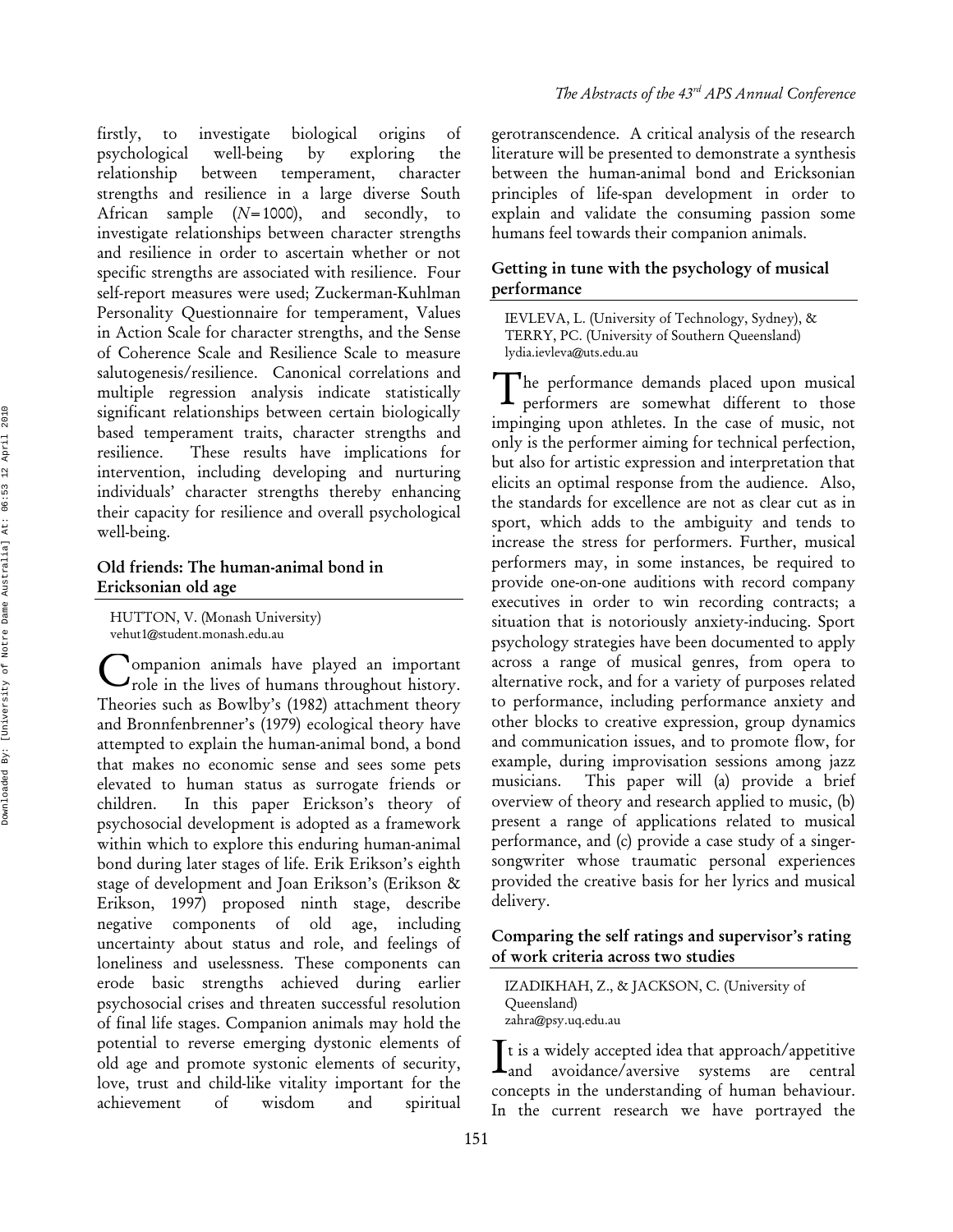firstly, to investigate biological origins of psychological well-being by exploring the relationship between temperament, character strengths and resilience in a large diverse South African sample ($N = 1000$), and secondly, to investigate relationships between character strengths and resilience in order to ascertain whether or not specific strengths are associated with resilience. Four self-report measures were used; Zuckerman-Kuhlman Personality Questionnaire for temperament, Values in Action Scale for character strengths, and the Sense of Coherence Scale and Resilience Scale to measure salutogenesis/resilience. Canonical correlations and multiple regression analysis indicate statistically significant relationships between certain biologically based temperament traits, character strengths and resilience. These results have implications for intervention, including developing and nurturing individuals' character strengths thereby enhancing their capacity for resilience and overall psychological well-being.

### Old friends: The human-animal bond in Ericksonian old age

HUTTON, V. (Monash University)
vehut1@student.monash.edu.au

Companion animals have played an important role in the lives of humans throughout history. Theories such as Bowlby's (1982) attachment theory and Bronnfenbrenner's (1979) ecological theory have attempted to explain the human-animal bond, a bond that makes no economic sense and sees some pets elevated to human status as surrogate friends or children. In this paper Erickson's theory of psychosocial development is adopted as a framework within which to explore this enduring human-animal bond during later stages of life. Erik Erikson's eighth stage of development and Joan Erikson's (Erikson & Erikson, 1997) proposed ninth stage, describe negative components of old age, including uncertainty about status and role, and feelings of loneliness and uselessness. These components can erode basic strengths achieved during earlier psychosocial crises and threaten successful resolution of final life stages. Companion animals may hold the potential to reverse emerging dystonic elements of old age and promote systonic elements of security, love, trust and child-like vitality important for the achievement of wisdom and spiritual gerotranscendence. A critical analysis of the research literature will be presented to demonstrate a synthesis between the human-animal bond and Ericksonian principles of life-span development in order to explain and validate the consuming passion some humans feel towards their companion animals.

### Getting in tune with the psychology of musical performance

IEVLEVA, L. (University of Technology, Sydney), & TERRY, PC. (University of Southern Queensland)
lydia.ievleva@uts.edu.au

The performance demands placed upon musical performers are somewhat different to those impinging upon athletes. In the case of music, not only is the performer aiming for technical perfection, but also for artistic expression and interpretation that elicits an optimal response from the audience. Also, the standards for excellence are not as clear cut as in sport, which adds to the ambiguity and tends to increase the stress for performers. Further, musical performers may, in some instances, be required to provide one-on-one auditions with record company executives in order to win recording contracts; a situation that is notoriously anxiety-inducing. Sport psychology strategies have been documented to apply across a range of musical genres, from opera to alternative rock, and for a variety of purposes related to performance, including performance anxiety and other blocks to creative expression, group dynamics and communication issues, and to promote flow, for example, during improvisation sessions among jazz musicians. This paper will (a) provide a brief overview of theory and research applied to music, (b) present a range of applications related to musical performance, and (c) provide a case study of a singer-songwriter whose traumatic personal experiences provided the creative basis for her lyrics and musical delivery.

### Comparing the self ratings and supervisor's rating of work criteria across two studies

IZADIKHAH, Z., & JACKSON, C. (University of Queensland)
zahra@psy.uq.edu.au

It is a widely accepted idea that approach/appetitive and avoidance/aversive systems are central concepts in the understanding of human behaviour. In the current research we have portrayed the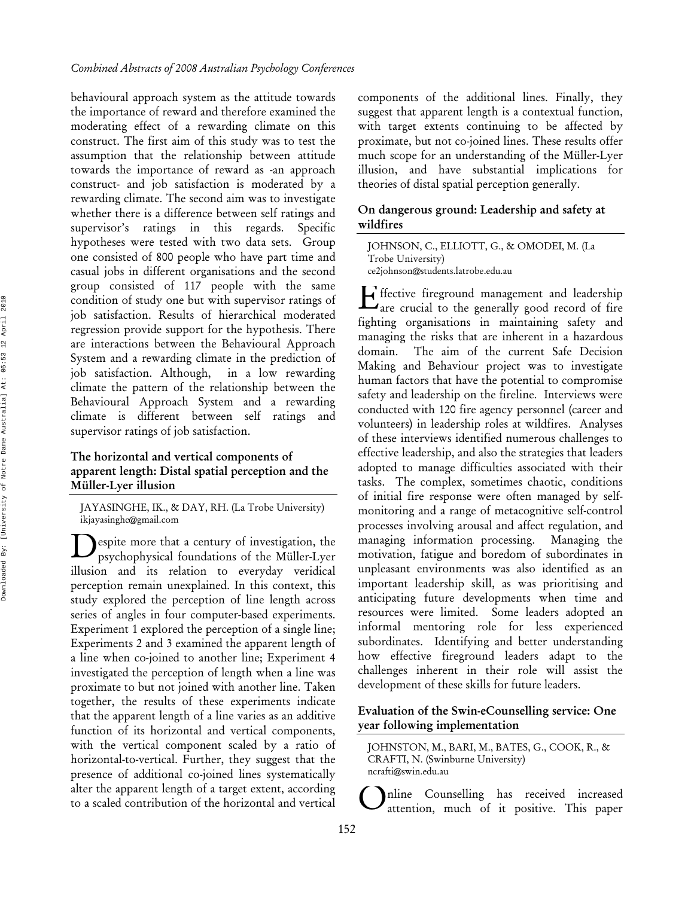behavioural approach system as the attitude towards the importance of reward and therefore examined the moderating effect of a rewarding climate on this construct. The first aim of this study was to test the assumption that the relationship between attitude towards the importance of reward as -an approach construct- and job satisfaction is moderated by a rewarding climate. The second aim was to investigate whether there is a difference between self ratings and supervisor's ratings in this regards. Specific hypotheses were tested with two data sets. Group one consisted of 800 people who have part time and casual jobs in different organisations and the second group consisted of 117 people with the same condition of study one but with supervisor ratings of job satisfaction. Results of hierarchical moderated regression provide support for the hypothesis. There are interactions between the Behavioural Approach System and a rewarding climate in the prediction of job satisfaction. Although, in a low rewarding climate the pattern of the relationship between the Behavioural Approach System and a rewarding climate is different between self ratings and supervisor ratings of job satisfaction.

### The horizontal and vertical components of apparent length: Distal spatial perception and the Müller-Lyer illusion

JAYASINGHE, IK., & DAY, RH. (La Trobe University)
ikjayasinghe@gmail.com

Despite more that a century of investigation, the psychophysical foundations of the Müller-Lyer illusion and its relation to everyday veridical perception remain unexplained. In this context, this study explored the perception of line length across series of angles in four computer-based experiments. Experiment 1 explored the perception of a single line; Experiments 2 and 3 examined the apparent length of a line when co-joined to another line; Experiment 4 investigated the perception of length when a line was proximate to but not joined with another line. Taken together, the results of these experiments indicate that the apparent length of a line varies as an additive function of its horizontal and vertical components, with the vertical component scaled by a ratio of horizontal-to-vertical. Further, they suggest that the presence of additional co-joined lines systematically alter the apparent length of a target extent, according to a scaled contribution of the horizontal and vertical components of the additional lines. Finally, they suggest that apparent length is a contextual function, with target extents continuing to be affected by proximate, but not co-joined lines. These results offer much scope for an understanding of the Müller-Lyer illusion, and have substantial implications for theories of distal spatial perception generally.

### On dangerous ground: Leadership and safety at wildfires

JOHNSON, C., ELLIOTT, G., & OMODEI, M. (La Trobe University)
ce2johnson@students.latrobe.edu.au

Effective fireground management and leadership are crucial to the generally good record of fire fighting organisations in maintaining safety and managing the risks that are inherent in a hazardous domain. The aim of the current Safe Decision Making and Behaviour project was to investigate human factors that have the potential to compromise safety and leadership on the fireline. Interviews were conducted with 120 fire agency personnel (career and volunteers) in leadership roles at wildfires. Analyses of these interviews identified numerous challenges to effective leadership, and also the strategies that leaders adopted to manage difficulties associated with their tasks. The complex, sometimes chaotic, conditions of initial fire response were often managed by self-monitoring and a range of metacognitive self-control processes involving arousal and affect regulation, and managing information processing. Managing the motivation, fatigue and boredom of subordinates in unpleasant environments was also identified as an important leadership skill, as was prioritising and anticipating future developments when time and resources were limited. Some leaders adopted an informal mentoring role for less experienced subordinates. Identifying and better understanding how effective fireground leaders adapt to the challenges inherent in their role will assist the development of these skills for future leaders.

### Evaluation of the Swin-eCounselling service: One year following implementation

JOHNSTON, M., BARI, M., BATES, G., COOK, R., & CRAFTI, N. (Swinburne University)
ncrafti@swin.edu.au

Online Counselling has received increased attention, much of it positive. This paper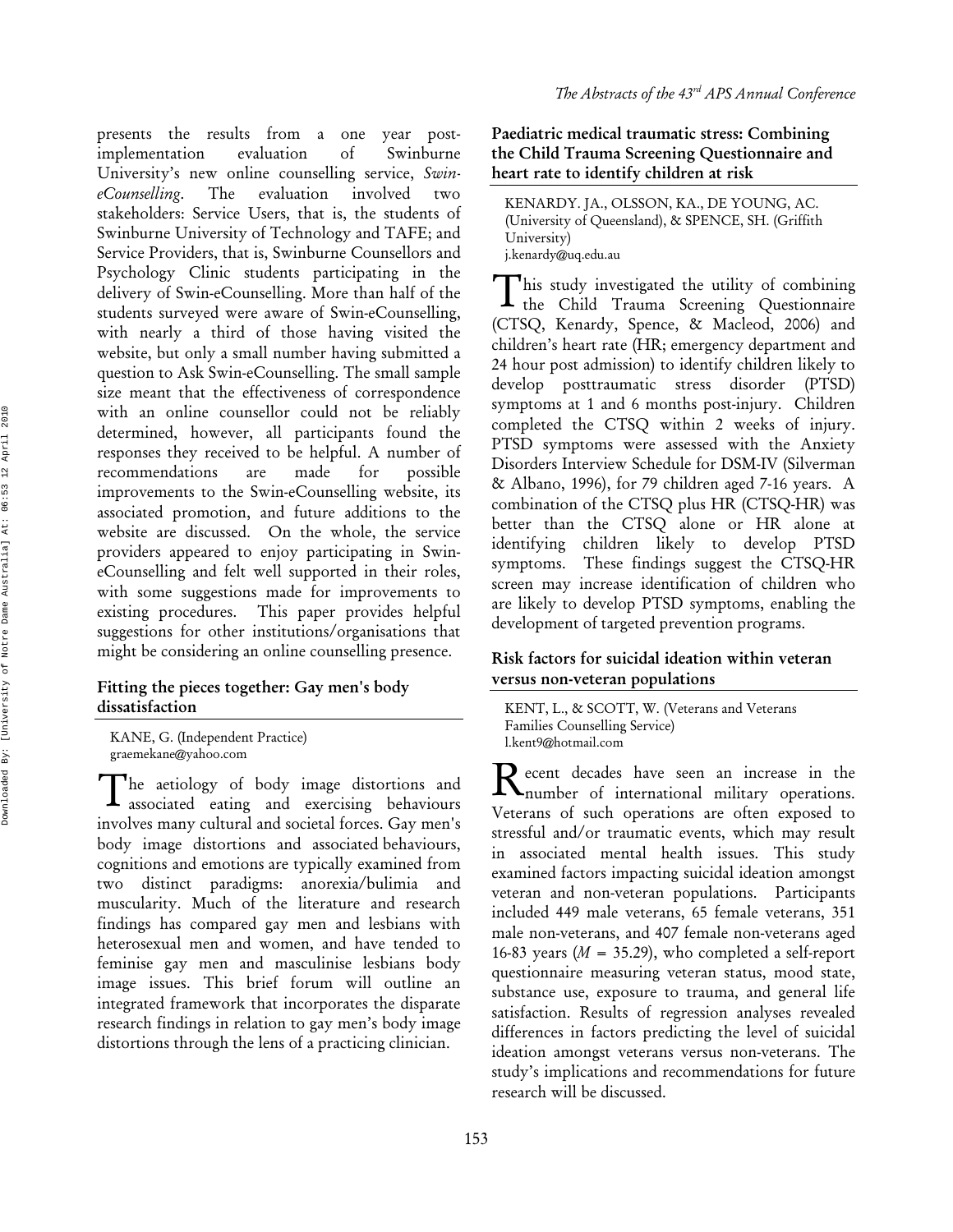presents the results from a one year post-implementation evaluation of Swinburne University's new online counselling service, *Swin-eCounselling*. The evaluation involved two stakeholders: Service Users, that is, the students of Swinburne University of Technology and TAFE; and Service Providers, that is, Swinburne Counsellors and Psychology Clinic students participating in the delivery of Swin-eCounselling. More than half of the students surveyed were aware of Swin-eCounselling, with nearly a third of those having visited the website, but only a small number having submitted a question to Ask Swin-eCounselling. The small sample size meant that the effectiveness of correspondence with an online counsellor could not be reliably determined, however, all participants found the responses they received to be helpful. A number of recommendations are made for possible improvements to the Swin-eCounselling website, its associated promotion, and future additions to the website are discussed. On the whole, the service providers appeared to enjoy participating in Swin-eCounselling and felt well supported in their roles, with some suggestions made for improvements to existing procedures. This paper provides helpful suggestions for other institutions/organisations that might be considering an online counselling presence.

## Fitting the pieces together: Gay men's body dissatisfaction

KANE, G. (Independent Practice)
graemekane@yahoo.com

The aetiology of body image distortions and associated eating and exercising behaviours involves many cultural and societal forces. Gay men's body image distortions and associated behaviours, cognitions and emotions are typically examined from two distinct paradigms: anorexia/bulimia and muscularity. Much of the literature and research findings has compared gay men and lesbians with heterosexual men and women, and have tended to feminise gay men and masculinise lesbians body image issues. This brief forum will outline an integrated framework that incorporates the disparate research findings in relation to gay men's body image distortions through the lens of a practicing clinician.

## Paediatric medical traumatic stress: Combining the Child Trauma Screening Questionnaire and heart rate to identify children at risk

KENARDY. JA., OLSSON, KA., DE YOUNG, AC. (University of Queensland), & SPENCE, SH. (Griffith University)
j.kenardy@uq.edu.au

This study investigated the utility of combining the Child Trauma Screening Questionnaire (CTSQ, Kenardy, Spence, & Macleod, 2006) and children's heart rate (HR; emergency department and 24 hour post admission) to identify children likely to develop posttraumatic stress disorder (PTSD) symptoms at 1 and 6 months post-injury. Children completed the CTSQ within 2 weeks of injury. PTSD symptoms were assessed with the Anxiety Disorders Interview Schedule for DSM-IV (Silverman & Albano, 1996), for 79 children aged 7-16 years. A combination of the CTSQ plus HR (CTSQ-HR) was better than the CTSQ alone or HR alone at identifying children likely to develop PTSD symptoms. These findings suggest the CTSQ-HR screen may increase identification of children who are likely to develop PTSD symptoms, enabling the development of targeted prevention programs.

## Risk factors for suicidal ideation within veteran versus non-veteran populations

KENT, L., & SCOTT, W. (Veterans and Veterans Families Counselling Service)
l.kent9@hotmail.com

Recent decades have seen an increase in the number of international military operations. Veterans of such operations are often exposed to stressful and/or traumatic events, which may result in associated mental health issues. This study examined factors impacting suicidal ideation amongst veteran and non-veteran populations. Participants included 449 male veterans, 65 female veterans, 351 male non-veterans, and 407 female non-veterans aged 16-83 years ($M$ = 35.29), who completed a self-report questionnaire measuring veteran status, mood state, substance use, exposure to trauma, and general life satisfaction. Results of regression analyses revealed differences in factors predicting the level of suicidal ideation amongst veterans versus non-veterans. The study's implications and recommendations for future research will be discussed.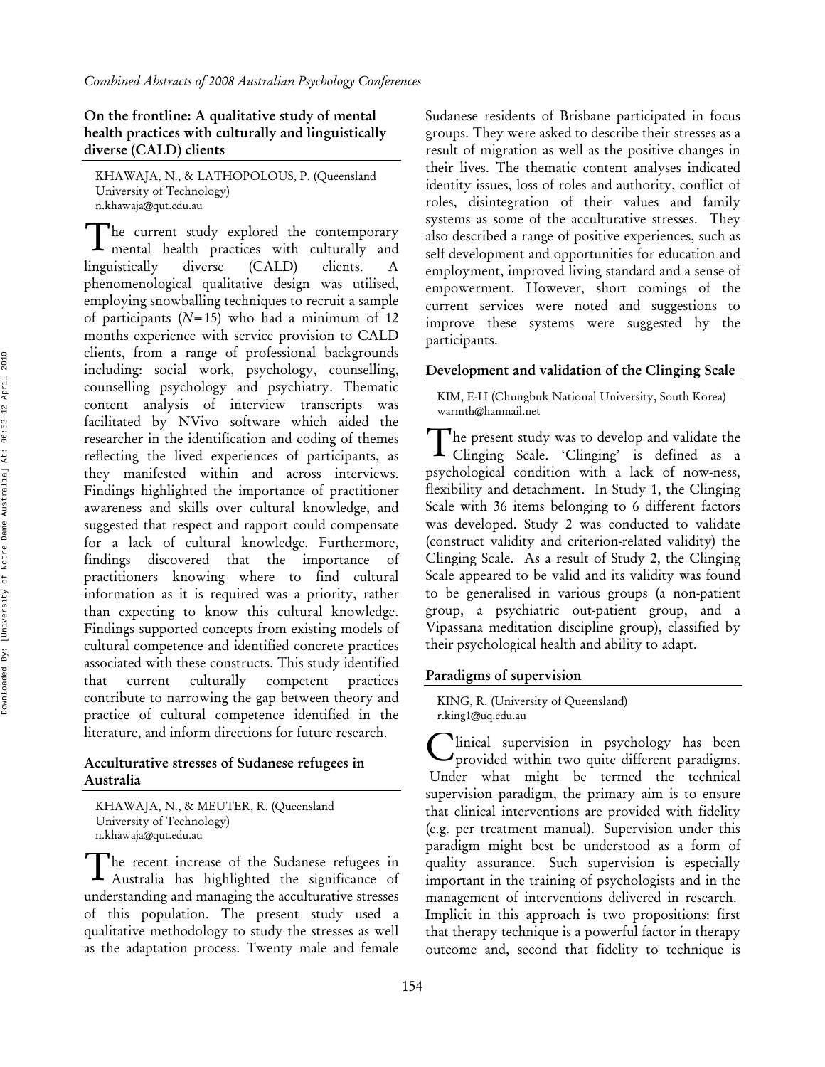## On the frontline: A qualitative study of mental health practices with culturally and linguistically diverse (CALD) clients

KHAWAJA, N., & LATHOPOLOUS, P. (Queensland University of Technology)
n.khawaja@qut.edu.au

The current study explored the contemporary mental health practices with culturally and linguistically diverse (CALD) clients. A phenomenological qualitative design was utilised, employing snowballing techniques to recruit a sample of participants ($N=15$) who had a minimum of 12 months experience with service provision to CALD clients, from a range of professional backgrounds including: social work, psychology, counselling, counselling psychology and psychiatry. Thematic content analysis of interview transcripts was facilitated by NVivo software which aided the researcher in the identification and coding of themes reflecting the lived experiences of participants, as they manifested within and across interviews. Findings highlighted the importance of practitioner awareness and skills over cultural knowledge, and suggested that respect and rapport could compensate for a lack of cultural knowledge. Furthermore, findings discovered that the importance of practitioners knowing where to find cultural information as it is required was a priority, rather than expecting to know this cultural knowledge. Findings supported concepts from existing models of cultural competence and identified concrete practices associated with these constructs. This study identified that current culturally competent practices contribute to narrowing the gap between theory and practice of cultural competence identified in the literature, and inform directions for future research.

## Acculturative stresses of Sudanese refugees in Australia

KHAWAJA, N., & MEUTER, R. (Queensland University of Technology)
n.khawaja@qut.edu.au

The recent increase of the Sudanese refugees in Australia has highlighted the significance of understanding and managing the acculturative stresses of this population. The present study used a qualitative methodology to study the stresses as well as the adaptation process. Twenty male and female Sudanese residents of Brisbane participated in focus groups. They were asked to describe their stresses as a result of migration as well as the positive changes in their lives. The thematic content analyses indicated identity issues, loss of roles and authority, conflict of roles, disintegration of their values and family systems as some of the acculturative stresses. They also described a range of positive experiences, such as self development and opportunities for education and employment, improved living standard and a sense of empowerment. However, short comings of the current services were noted and suggestions to improve these systems were suggested by the participants.

## Development and validation of the Clinging Scale

KIM, E-H (Chungbuk National University, South Korea)
warmth@hanmail.net

The present study was to develop and validate the Clinging Scale. 'Clinging' is defined as a psychological condition with a lack of now-ness, flexibility and detachment. In Study 1, the Clinging Scale with 36 items belonging to 6 different factors was developed. Study 2 was conducted to validate (construct validity and criterion-related validity) the Clinging Scale. As a result of Study 2, the Clinging Scale appeared to be valid and its validity was found to be generalised in various groups (a non-patient group, a psychiatric out-patient group, and a Vipassana meditation discipline group), classified by their psychological health and ability to adapt.

## Paradigms of supervision

KING, R. (University of Queensland)
r.king1@uq.edu.au

Clinical supervision in psychology has been provided within two quite different paradigms. Under what might be termed the technical supervision paradigm, the primary aim is to ensure that clinical interventions are provided with fidelity (e.g. per treatment manual). Supervision under this paradigm might best be understood as a form of quality assurance. Such supervision is especially important in the training of psychologists and in the management of interventions delivered in research. Implicit in this approach is two propositions: first that therapy technique is a powerful factor in therapy outcome and, second that fidelity to technique is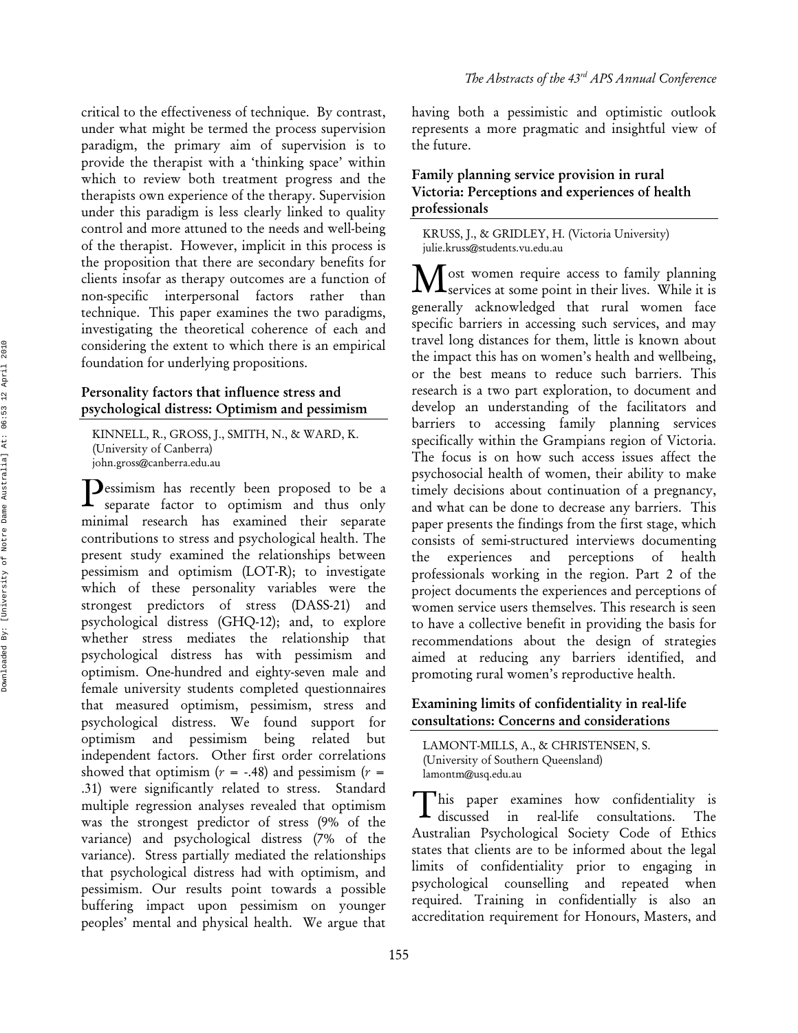critical to the effectiveness of technique. By contrast, under what might be termed the process supervision paradigm, the primary aim of supervision is to provide the therapist with a 'thinking space' within which to review both treatment progress and the therapists own experience of the therapy. Supervision under this paradigm is less clearly linked to quality control and more attuned to the needs and well-being of the therapist. However, implicit in this process is the proposition that there are secondary benefits for clients insofar as therapy outcomes are a function of non-specific interpersonal factors rather than technique. This paper examines the two paradigms, investigating the theoretical coherence of each and considering the extent to which there is an empirical foundation for underlying propositions.

### Personality factors that influence stress and psychological distress: Optimism and pessimism

KINNELL, R., GROSS, J., SMITH, N., & WARD, K. (University of Canberra)
john.gross@canberra.edu.au

Pessimism has recently been proposed to be a separate factor to optimism and thus only minimal research has examined their separate contributions to stress and psychological health. The present study examined the relationships between pessimism and optimism (LOT-R); to investigate which of these personality variables were the strongest predictors of stress (DASS-21) and psychological distress (GHQ-12); and, to explore whether stress mediates the relationship that psychological distress has with pessimism and optimism. One-hundred and eighty-seven male and female university students completed questionnaires that measured optimism, pessimism, stress and psychological distress. We found support for optimism and pessimism being related but independent factors. Other first order correlations showed that optimism ($r$ = -.48) and pessimism ($r$ = .31) were significantly related to stress. Standard multiple regression analyses revealed that optimism was the strongest predictor of stress (9% of the variance) and psychological distress (7% of the variance). Stress partially mediated the relationships that psychological distress had with optimism, and pessimism. Our results point towards a possible buffering impact upon pessimism on younger peoples' mental and physical health. We argue that having both a pessimistic and optimistic outlook represents a more pragmatic and insightful view of the future.

### Family planning service provision in rural Victoria: Perceptions and experiences of health professionals

KRUSS, J., & GRIDLEY, H. (Victoria University)
julie.kruss@students.vu.edu.au

Most women require access to family planning services at some point in their lives. While it is generally acknowledged that rural women face specific barriers in accessing such services, and may travel long distances for them, little is known about the impact this has on women's health and wellbeing, or the best means to reduce such barriers. This research is a two part exploration, to document and develop an understanding of the facilitators and barriers to accessing family planning services specifically within the Grampians region of Victoria. The focus is on how such access issues affect the psychosocial health of women, their ability to make timely decisions about continuation of a pregnancy, and what can be done to decrease any barriers. This paper presents the findings from the first stage, which consists of semi-structured interviews documenting the experiences and perceptions of health professionals working in the region. Part 2 of the project documents the experiences and perceptions of women service users themselves. This research is seen to have a collective benefit in providing the basis for recommendations about the design of strategies aimed at reducing any barriers identified, and promoting rural women's reproductive health.

### Examining limits of confidentiality in real-life consultations: Concerns and considerations

LAMONT-MILLS, A., & CHRISTENSEN, S. (University of Southern Queensland)
lamontm@usq.edu.au

This paper examines how confidentiality is discussed in real-life consultations. The Australian Psychological Society Code of Ethics states that clients are to be informed about the legal limits of confidentiality prior to engaging in psychological counselling and repeated when required. Training in confidentially is also an accreditation requirement for Honours, Masters, and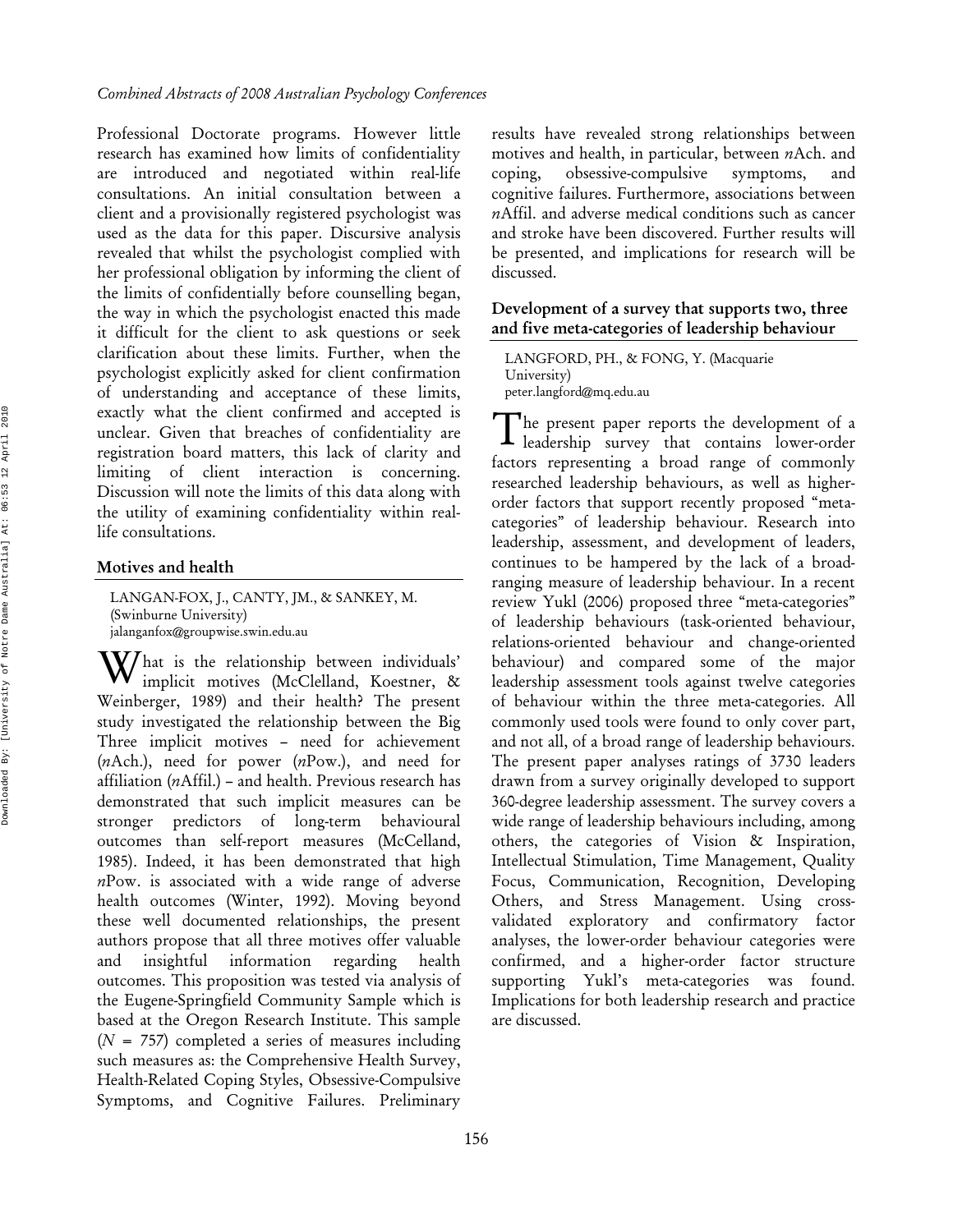Professional Doctorate programs. However little research has examined how limits of confidentiality are introduced and negotiated within real-life consultations. An initial consultation between a client and a provisionally registered psychologist was used as the data for this paper. Discursive analysis revealed that whilst the psychologist complied with her professional obligation by informing the client of the limits of confidentially before counselling began, the way in which the psychologist enacted this made it difficult for the client to ask questions or seek clarification about these limits. Further, when the psychologist explicitly asked for client confirmation of understanding and acceptance of these limits, exactly what the client confirmed and accepted is unclear. Given that breaches of confidentiality are registration board matters, this lack of clarity and limiting of client interaction is concerning. Discussion will note the limits of this data along with the utility of examining confidentiality within real-life consultations.

## Motives and health

LANGAN-FOX, J., CANTY, JM., & SANKEY, M. (Swinburne University)
jalanganfox@groupwise.swin.edu.au

What is the relationship between individuals' implicit motives (McClelland, Koestner, & Weinberger, 1989) and their health? The present study investigated the relationship between the Big Three implicit motives – need for achievement (*n*Ach.), need for power (*n*Pow.), and need for affiliation (*n*Affil.) – and health. Previous research has demonstrated that such implicit measures can be stronger predictors of long-term behavioural outcomes than self-report measures (McCelland, 1985). Indeed, it has been demonstrated that high *n*Pow. is associated with a wide range of adverse health outcomes (Winter, 1992). Moving beyond these well documented relationships, the present authors propose that all three motives offer valuable and insightful information regarding health outcomes. This proposition was tested via analysis of the Eugene-Springfield Community Sample which is based at the Oregon Research Institute. This sample ($N$ = 757) completed a series of measures including such measures as: the Comprehensive Health Survey, Health-Related Coping Styles, Obsessive-Compulsive Symptoms, and Cognitive Failures. Preliminary results have revealed strong relationships between motives and health, in particular, between *n*Ach. and coping, obsessive-compulsive symptoms, and cognitive failures. Furthermore, associations between *n*Affil. and adverse medical conditions such as cancer and stroke have been discovered. Further results will be presented, and implications for research will be discussed.

## Development of a survey that supports two, three and five meta-categories of leadership behaviour

LANGFORD, PH., & FONG, Y. (Macquarie University)
peter.langford@mq.edu.au

The present paper reports the development of a leadership survey that contains lower-order factors representing a broad range of commonly researched leadership behaviours, as well as higher-order factors that support recently proposed "meta-categories" of leadership behaviour. Research into leadership, assessment, and development of leaders, continues to be hampered by the lack of a broad-ranging measure of leadership behaviour. In a recent review Yukl (2006) proposed three "meta-categories" of leadership behaviours (task-oriented behaviour, relations-oriented behaviour and change-oriented behaviour) and compared some of the major leadership assessment tools against twelve categories of behaviour within the three meta-categories. All commonly used tools were found to only cover part, and not all, of a broad range of leadership behaviours. The present paper analyses ratings of 3730 leaders drawn from a survey originally developed to support 360-degree leadership assessment. The survey covers a wide range of leadership behaviours including, among others, the categories of Vision & Inspiration, Intellectual Stimulation, Time Management, Quality Focus, Communication, Recognition, Developing Others, and Stress Management. Using cross-validated exploratory and confirmatory factor analyses, the lower-order behaviour categories were confirmed, and a higher-order factor structure supporting Yukl's meta-categories was found. Implications for both leadership research and practice are discussed.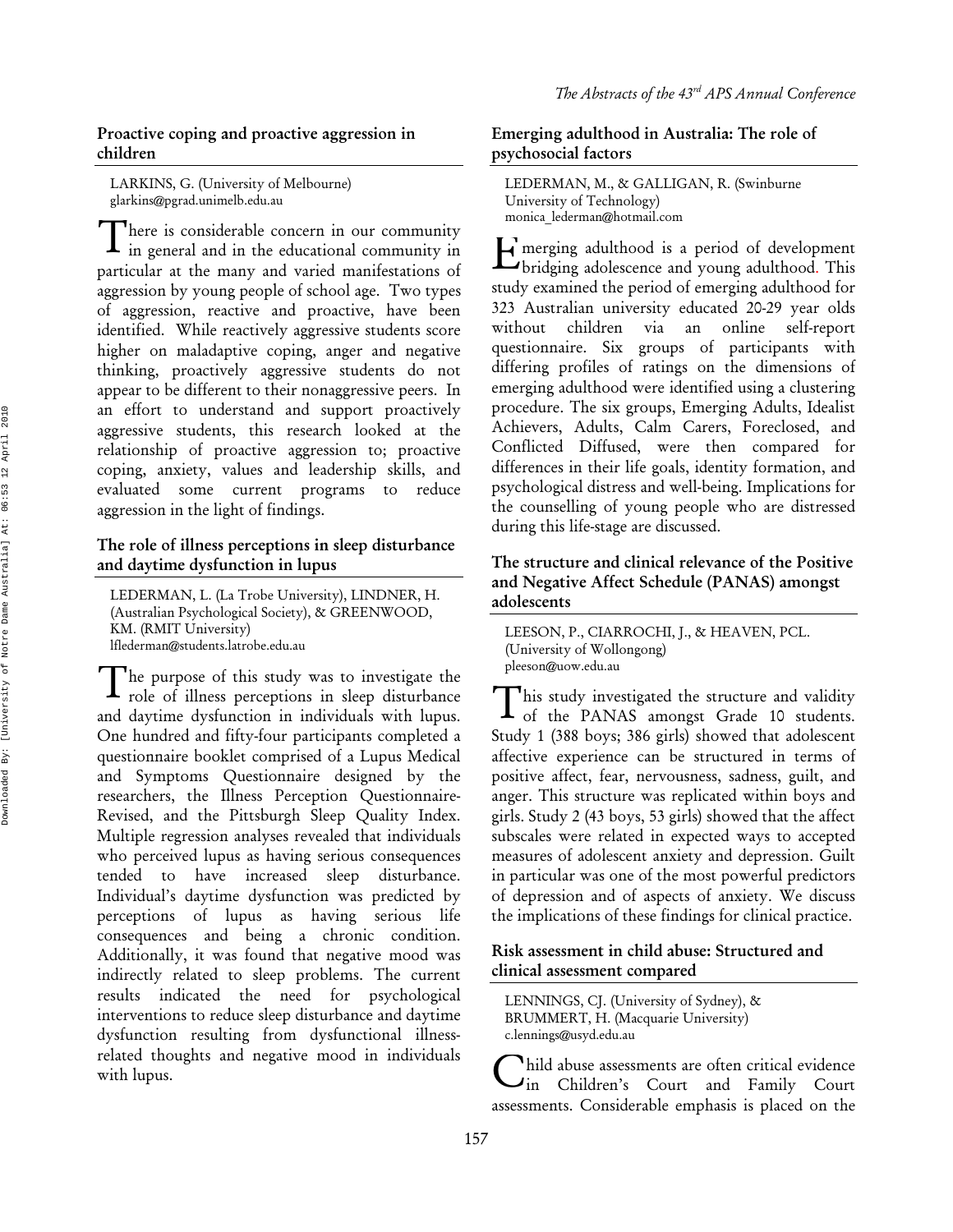## Proactive coping and proactive aggression in children

LARKINS, G. (University of Melbourne)
glarkins@pgrad.unimelb.edu.au

There is considerable concern in our community in general and in the educational community in particular at the many and varied manifestations of aggression by young people of school age. Two types of aggression, reactive and proactive, have been identified. While reactively aggressive students score higher on maladaptive coping, anger and negative thinking, proactively aggressive students do not appear to be different to their nonaggressive peers. In an effort to understand and support proactively aggressive students, this research looked at the relationship of proactive aggression to; proactive coping, anxiety, values and leadership skills, and evaluated some current programs to reduce aggression in the light of findings.

## The role of illness perceptions in sleep disturbance and daytime dysfunction in lupus

LEDERMAN, L. (La Trobe University), LINDNER, H. (Australian Psychological Society), & GREENWOOD, KM. (RMIT University)
lflederman@students.latrobe.edu.au

The purpose of this study was to investigate the role of illness perceptions in sleep disturbance and daytime dysfunction in individuals with lupus. One hundred and fifty-four participants completed a questionnaire booklet comprised of a Lupus Medical and Symptoms Questionnaire designed by the researchers, the Illness Perception Questionnaire-Revised, and the Pittsburgh Sleep Quality Index. Multiple regression analyses revealed that individuals who perceived lupus as having serious consequences tended to have increased sleep disturbance. Individual's daytime dysfunction was predicted by perceptions of lupus as having serious life consequences and being a chronic condition. Additionally, it was found that negative mood was indirectly related to sleep problems. The current results indicated the need for psychological interventions to reduce sleep disturbance and daytime dysfunction resulting from dysfunctional illness-related thoughts and negative mood in individuals with lupus.

## Emerging adulthood in Australia: The role of psychosocial factors

LEDERMAN, M., & GALLIGAN, R. (Swinburne University of Technology)
monica_lederman@hotmail.com

Emerging adulthood is a period of development bridging adolescence and young adulthood. This study examined the period of emerging adulthood for 323 Australian university educated 20-29 year olds without children via an online self-report questionnaire. Six groups of participants with differing profiles of ratings on the dimensions of emerging adulthood were identified using a clustering procedure. The six groups, Emerging Adults, Idealist Achievers, Adults, Calm Carers, Foreclosed, and Conflicted Diffused, were then compared for differences in their life goals, identity formation, and psychological distress and well-being. Implications for the counselling of young people who are distressed during this life-stage are discussed.

## The structure and clinical relevance of the Positive and Negative Affect Schedule (PANAS) amongst adolescents

LEESON, P., CIARROCHI, J., & HEAVEN, PCL. (University of Wollongong)
pleeson@uow.edu.au

This study investigated the structure and validity of the PANAS amongst Grade 10 students. Study 1 (388 boys; 386 girls) showed that adolescent affective experience can be structured in terms of positive affect, fear, nervousness, sadness, guilt, and anger. This structure was replicated within boys and girls. Study 2 (43 boys, 53 girls) showed that the affect subscales were related in expected ways to accepted measures of adolescent anxiety and depression. Guilt in particular was one of the most powerful predictors of depression and of aspects of anxiety. We discuss the implications of these findings for clinical practice.

## Risk assessment in child abuse: Structured and clinical assessment compared

LENNINGS, CJ. (University of Sydney), & BRUMMERT, H. (Macquarie University)
c.lennings@usyd.edu.au

Child abuse assessments are often critical evidence in Children's Court and Family Court assessments. Considerable emphasis is placed on the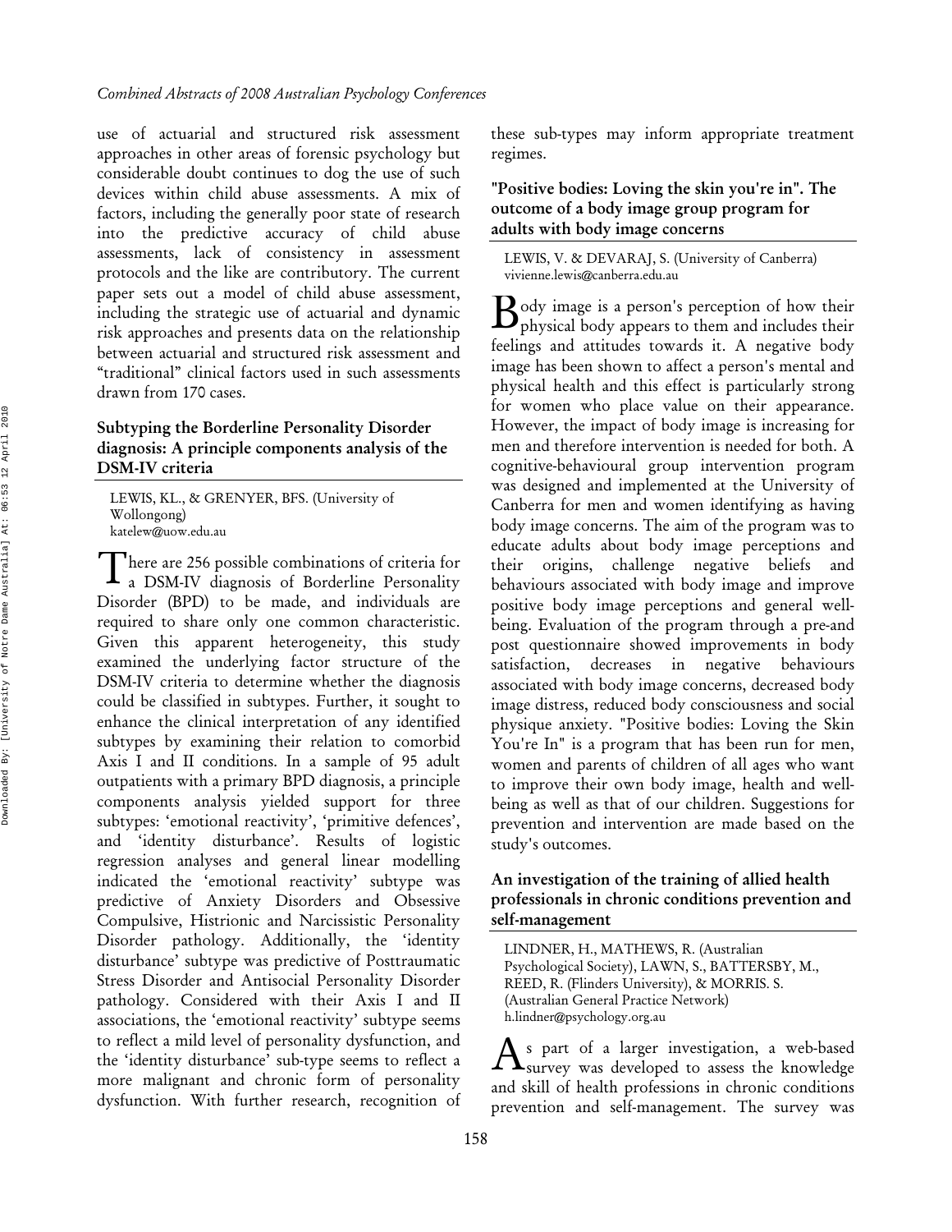use of actuarial and structured risk assessment approaches in other areas of forensic psychology but considerable doubt continues to dog the use of such devices within child abuse assessments. A mix of factors, including the generally poor state of research into the predictive accuracy of child abuse assessments, lack of consistency in assessment protocols and the like are contributory. The current paper sets out a model of child abuse assessment, including the strategic use of actuarial and dynamic risk approaches and presents data on the relationship between actuarial and structured risk assessment and "traditional" clinical factors used in such assessments drawn from 170 cases.

### Subtyping the Borderline Personality Disorder diagnosis: A principle components analysis of the DSM-IV criteria

LEWIS, KL., & GRENYER, BFS. (University of Wollongong)
katelew@uow.edu.au

There are 256 possible combinations of criteria for a DSM-IV diagnosis of Borderline Personality Disorder (BPD) to be made, and individuals are required to share only one common characteristic. Given this apparent heterogeneity, this study examined the underlying factor structure of the DSM-IV criteria to determine whether the diagnosis could be classified in subtypes. Further, it sought to enhance the clinical interpretation of any identified subtypes by examining their relation to comorbid Axis I and II conditions. In a sample of 95 adult outpatients with a primary BPD diagnosis, a principle components analysis yielded support for three subtypes: 'emotional reactivity', 'primitive defences', and 'identity disturbance'. Results of logistic regression analyses and general linear modelling indicated the 'emotional reactivity' subtype was predictive of Anxiety Disorders and Obsessive Compulsive, Histrionic and Narcissistic Personality Disorder pathology. Additionally, the 'identity disturbance' subtype was predictive of Posttraumatic Stress Disorder and Antisocial Personality Disorder pathology. Considered with their Axis I and II associations, the 'emotional reactivity' subtype seems to reflect a mild level of personality dysfunction, and the 'identity disturbance' sub-type seems to reflect a more malignant and chronic form of personality dysfunction. With further research, recognition of these sub-types may inform appropriate treatment regimes.

### "Positive bodies: Loving the skin you're in". The outcome of a body image group program for adults with body image concerns

LEWIS, V. & DEVARAJ, S. (University of Canberra)
vivienne.lewis@canberra.edu.au

Body image is a person's perception of how their physical body appears to them and includes their feelings and attitudes towards it. A negative body image has been shown to affect a person's mental and physical health and this effect is particularly strong for women who place value on their appearance. However, the impact of body image is increasing for men and therefore intervention is needed for both. A cognitive-behavioural group intervention program was designed and implemented at the University of Canberra for men and women identifying as having body image concerns. The aim of the program was to educate adults about body image perceptions and their origins, challenge negative beliefs and behaviours associated with body image and improve positive body image perceptions and general well-being. Evaluation of the program through a pre-and post questionnaire showed improvements in body satisfaction, decreases in negative behaviours associated with body image concerns, decreased body image distress, reduced body consciousness and social physique anxiety. "Positive bodies: Loving the Skin You're In" is a program that has been run for men, women and parents of children of all ages who want to improve their own body image, health and well-being as well as that of our children. Suggestions for prevention and intervention are made based on the study's outcomes.

### An investigation of the training of allied health professionals in chronic conditions prevention and self-management

LINDNER, H., MATHEWS, R. (Australian Psychological Society), LAWN, S., BATTERSBY, M., REED, R. (Flinders University), & MORRIS. S. (Australian General Practice Network)
h.lindner@psychology.org.au

As part of a larger investigation, a web-based survey was developed to assess the knowledge and skill of health professions in chronic conditions prevention and self-management. The survey was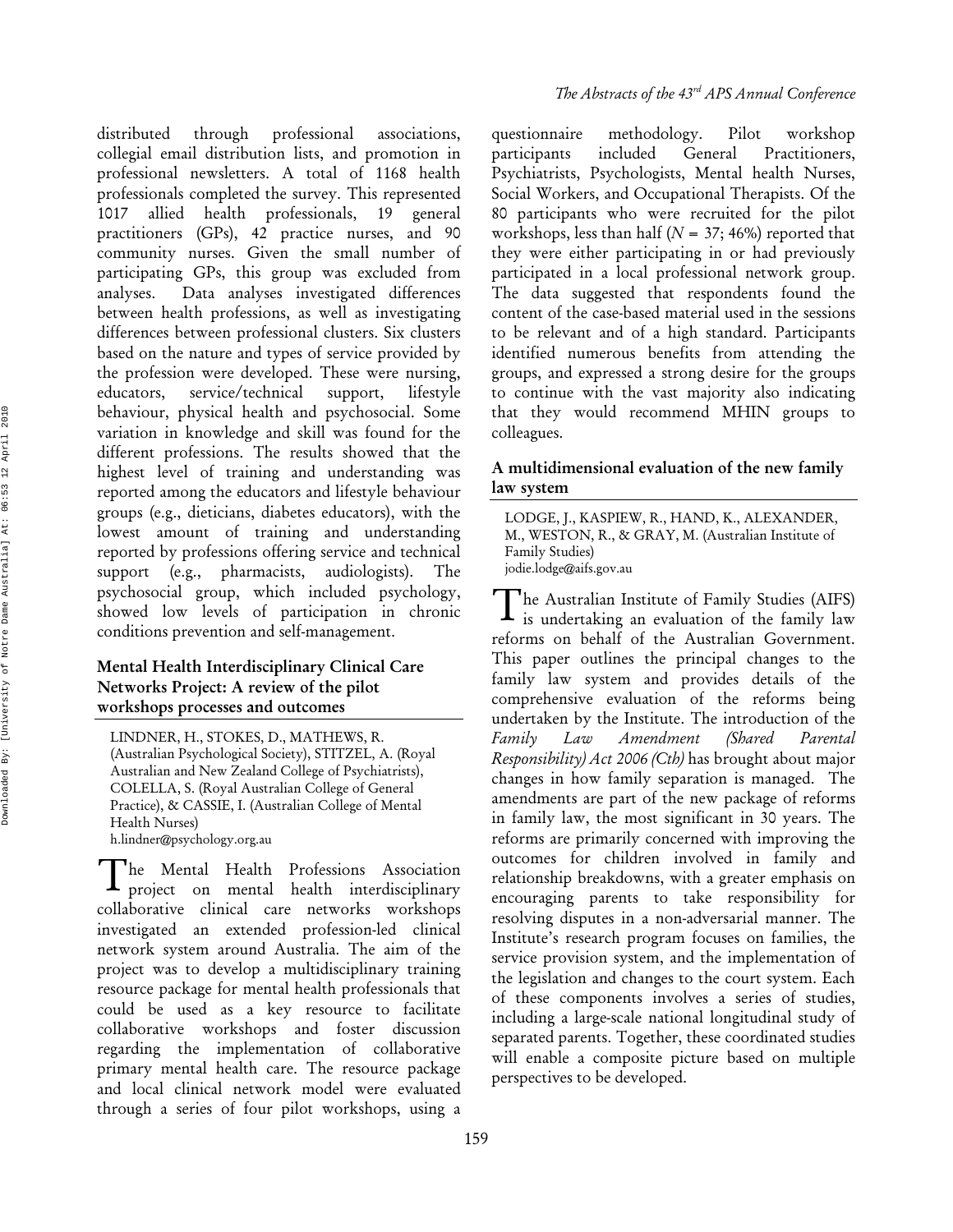distributed through professional associations, collegial email distribution lists, and promotion in professional newsletters. A total of 1168 health professionals completed the survey. This represented 1017 allied health professionals, 19 general practitioners (GPs), 42 practice nurses, and 90 community nurses. Given the small number of participating GPs, this group was excluded from analyses. Data analyses investigated differences between health professions, as well as investigating differences between professional clusters. Six clusters based on the nature and types of service provided by the profession were developed. These were nursing, educators, service/technical support, lifestyle behaviour, physical health and psychosocial. Some variation in knowledge and skill was found for the different professions. The results showed that the highest level of training and understanding was reported among the educators and lifestyle behaviour groups (e.g., dieticians, diabetes educators), with the lowest amount of training and understanding reported by professions offering service and technical support (e.g., pharmacists, audiologists). The psychosocial group, which included psychology, showed low levels of participation in chronic conditions prevention and self-management.

### Mental Health Interdisciplinary Clinical Care Networks Project: A review of the pilot workshops processes and outcomes

LINDNER, H., STOKES, D., MATHEWS, R. (Australian Psychological Society), STITZEL, A. (Royal Australian and New Zealand College of Psychiatrists), COLELLA, S. (Royal Australian College of General Practice), & CASSIE, I. (Australian College of Mental Health Nurses)
h.lindner@psychology.org.au

The Mental Health Professions Association project on mental health interdisciplinary collaborative clinical care networks workshops investigated an extended profession-led clinical network system around Australia. The aim of the project was to develop a multidisciplinary training resource package for mental health professionals that could be used as a key resource to facilitate collaborative workshops and foster discussion regarding the implementation of collaborative primary mental health care. The resource package and local clinical network model were evaluated through a series of four pilot workshops, using a questionnaire methodology. Pilot workshop participants included General Practitioners, Psychiatrists, Psychologists, Mental health Nurses, Social Workers, and Occupational Therapists. Of the 80 participants who were recruited for the pilot workshops, less than half ($N$ = 37; 46%) reported that they were either participating in or had previously participated in a local professional network group. The data suggested that respondents found the content of the case-based material used in the sessions to be relevant and of a high standard. Participants identified numerous benefits from attending the groups, and expressed a strong desire for the groups to continue with the vast majority also indicating that they would recommend MHIN groups to colleagues.

### A multidimensional evaluation of the new family law system

LODGE, J., KASPIEW, R., HAND, K., ALEXANDER, M., WESTON, R., & GRAY, M. (Australian Institute of Family Studies)
jodie.lodge@aifs.gov.au

The Australian Institute of Family Studies (AIFS) is undertaking an evaluation of the family law reforms on behalf of the Australian Government. This paper outlines the principal changes to the family law system and provides details of the comprehensive evaluation of the reforms being undertaken by the Institute. The introduction of the *Family Law Amendment (Shared Parental Responsibility) Act 2006 (Cth)* has brought about major changes in how family separation is managed. The amendments are part of the new package of reforms in family law, the most significant in 30 years. The reforms are primarily concerned with improving the outcomes for children involved in family and relationship breakdowns, with a greater emphasis on encouraging parents to take responsibility for resolving disputes in a non-adversarial manner. The Institute's research program focuses on families, the service provision system, and the implementation of the legislation and changes to the court system. Each of these components involves a series of studies, including a large-scale national longitudinal study of separated parents. Together, these coordinated studies will enable a composite picture based on multiple perspectives to be developed.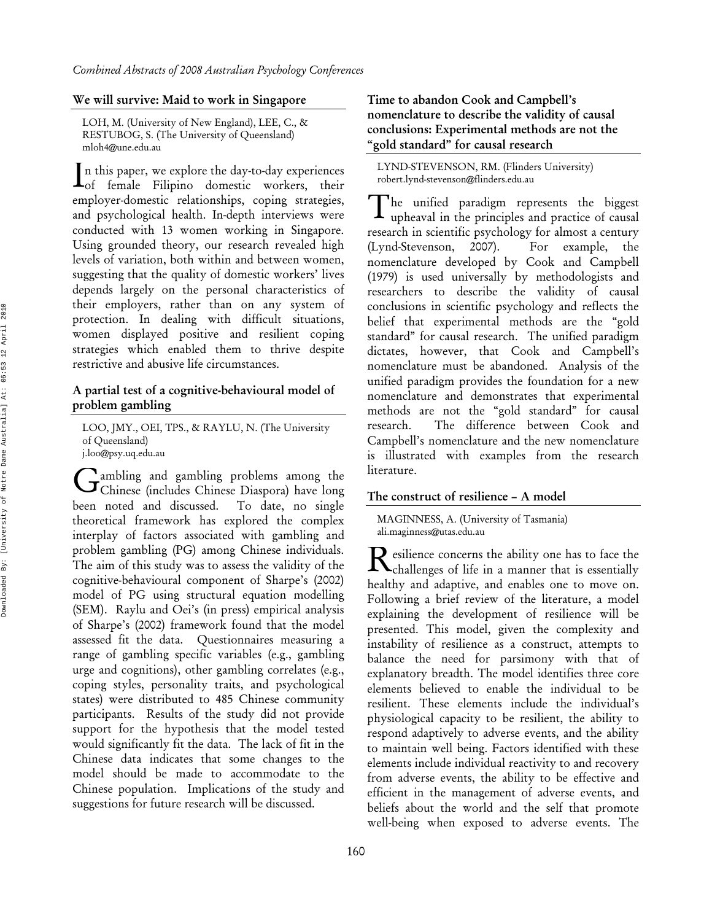### We will survive: Maid to work in Singapore

LOH, M. (University of New England), LEE, C., & RESTUBOG, S. (The University of Queensland)
mloh4@une.edu.au

In this paper, we explore the day-to-day experiences of female Filipino domestic workers, their employer-domestic relationships, coping strategies, and psychological health. In-depth interviews were conducted with 13 women working in Singapore. Using grounded theory, our research revealed high levels of variation, both within and between women, suggesting that the quality of domestic workers' lives depends largely on the personal characteristics of their employers, rather than on any system of protection. In dealing with difficult situations, women displayed positive and resilient coping strategies which enabled them to thrive despite restrictive and abusive life circumstances.

### A partial test of a cognitive-behavioural model of problem gambling

LOO, JMY., OEI, TPS., & RAYLU, N. (The University of Queensland)
j.loo@psy.uq.edu.au

Gambling and gambling problems among the Chinese (includes Chinese Diaspora) have long been noted and discussed. To date, no single theoretical framework has explored the complex interplay of factors associated with gambling and problem gambling (PG) among Chinese individuals. The aim of this study was to assess the validity of the cognitive-behavioural component of Sharpe's (2002) model of PG using structural equation modelling (SEM). Raylu and Oei's (in press) empirical analysis of Sharpe's (2002) framework found that the model assessed fit the data. Questionnaires measuring a range of gambling specific variables (e.g., gambling urge and cognitions), other gambling correlates (e.g., coping styles, personality traits, and psychological states) were distributed to 485 Chinese community participants. Results of the study did not provide support for the hypothesis that the model tested would significantly fit the data. The lack of fit in the Chinese data indicates that some changes to the model should be made to accommodate to the Chinese population. Implications of the study and suggestions for future research will be discussed.

### Time to abandon Cook and Campbell's nomenclature to describe the validity of causal conclusions: Experimental methods are not the "gold standard" for causal research

LYND-STEVENSON, RM. (Flinders University)
robert.lynd-stevenson@flinders.edu.au

The unified paradigm represents the biggest upheaval in the principles and practice of causal research in scientific psychology for almost a century (Lynd-Stevenson, 2007). For example, the nomenclature developed by Cook and Campbell (1979) is used universally by methodologists and researchers to describe the validity of causal conclusions in scientific psychology and reflects the belief that experimental methods are the "gold standard" for causal research. The unified paradigm dictates, however, that Cook and Campbell's nomenclature must be abandoned. Analysis of the unified paradigm provides the foundation for a new nomenclature and demonstrates that experimental methods are not the "gold standard" for causal research. The difference between Cook and Campbell's nomenclature and the new nomenclature is illustrated with examples from the research literature.

### The construct of resilience – A model

MAGINNESS, A. (University of Tasmania)
ali.maginness@utas.edu.au

Resilience concerns the ability one has to face the challenges of life in a manner that is essentially healthy and adaptive, and enables one to move on. Following a brief review of the literature, a model explaining the development of resilience will be presented. This model, given the complexity and instability of resilience as a construct, attempts to balance the need for parsimony with that of explanatory breadth. The model identifies three core elements believed to enable the individual to be resilient. These elements include the individual's physiological capacity to be resilient, the ability to respond adaptively to adverse events, and the ability to maintain well being. Factors identified with these elements include individual reactivity to and recovery from adverse events, the ability to be effective and efficient in the management of adverse events, and beliefs about the world and the self that promote well-being when exposed to adverse events. The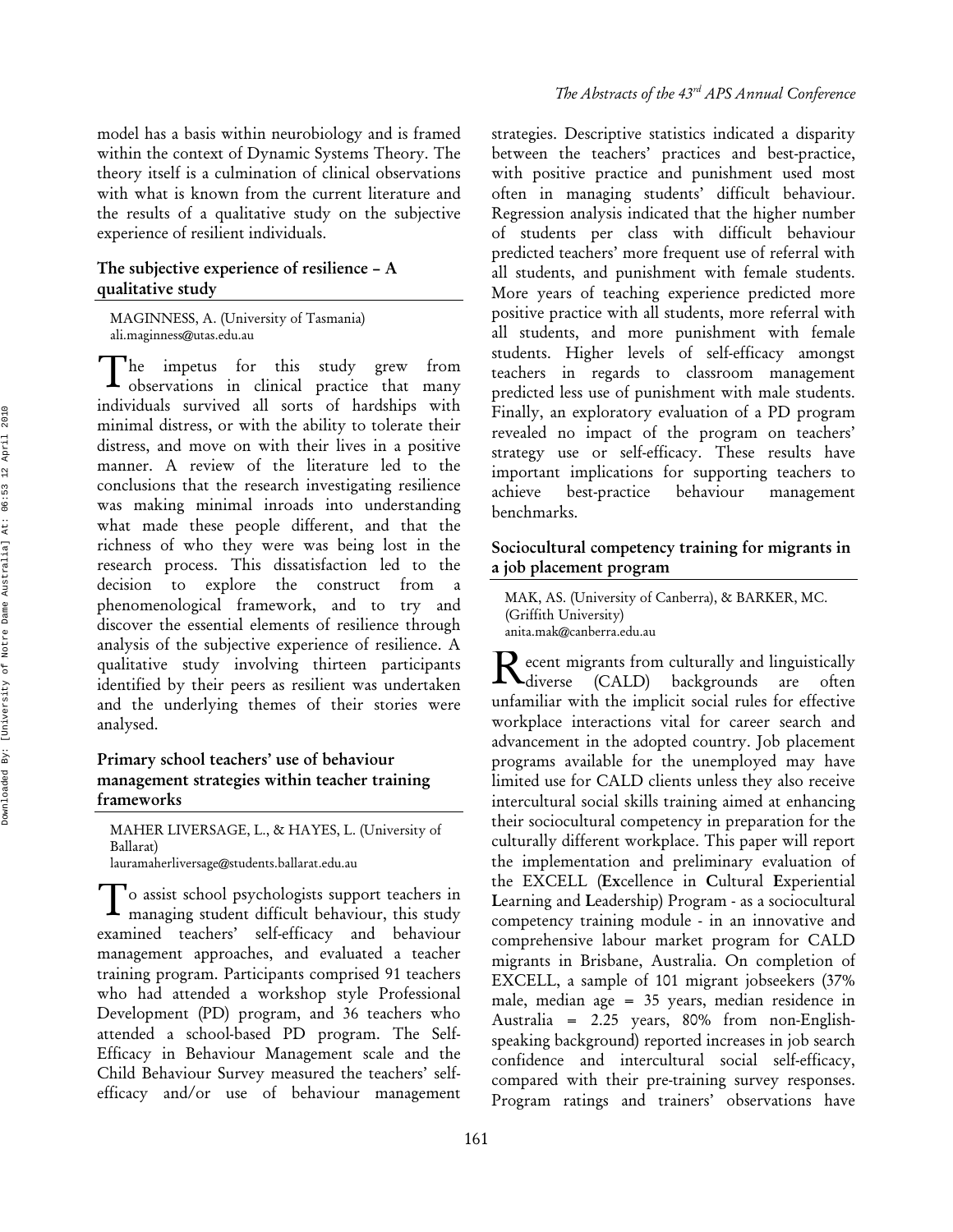model has a basis within neurobiology and is framed within the context of Dynamic Systems Theory. The theory itself is a culmination of clinical observations with what is known from the current literature and the results of a qualitative study on the subjective experience of resilient individuals.

### The subjective experience of resilience – A qualitative study

MAGINNESS, A. (University of Tasmania)
ali.maginness@utas.edu.au

The impetus for this study grew from observations in clinical practice that many individuals survived all sorts of hardships with minimal distress, or with the ability to tolerate their distress, and move on with their lives in a positive manner. A review of the literature led to the conclusions that the research investigating resilience was making minimal inroads into understanding what made these people different, and that the richness of who they were was being lost in the research process. This dissatisfaction led to the decision to explore the construct from a phenomenological framework, and to try and discover the essential elements of resilience through analysis of the subjective experience of resilience. A qualitative study involving thirteen participants identified by their peers as resilient was undertaken and the underlying themes of their stories were analysed.

### Primary school teachers' use of behaviour management strategies within teacher training frameworks

MAHER LIVERSAGE, L., & HAYES, L. (University of Ballarat)
lauramaherliversage@students.ballarat.edu.au

To assist school psychologists support teachers in managing student difficult behaviour, this study examined teachers' self-efficacy and behaviour management approaches, and evaluated a teacher training program. Participants comprised 91 teachers who had attended a workshop style Professional Development (PD) program, and 36 teachers who attended a school-based PD program. The Self-Efficacy in Behaviour Management scale and the Child Behaviour Survey measured the teachers' self-efficacy and/or use of behaviour management strategies. Descriptive statistics indicated a disparity between the teachers' practices and best-practice, with positive practice and punishment used most often in managing students' difficult behaviour. Regression analysis indicated that the higher number of students per class with difficult behaviour predicted teachers' more frequent use of referral with all students, and punishment with female students. More years of teaching experience predicted more positive practice with all students, more referral with all students, and more punishment with female students. Higher levels of self-efficacy amongst teachers in regards to classroom management predicted less use of punishment with male students. Finally, an exploratory evaluation of a PD program revealed no impact of the program on teachers' strategy use or self-efficacy. These results have important implications for supporting teachers to achieve best-practice behaviour management benchmarks.

### Sociocultural competency training for migrants in a job placement program

MAK, AS. (University of Canberra), & BARKER, MC. (Griffith University)
anita.mak@canberra.edu.au

Recent migrants from culturally and linguistically diverse (CALD) backgrounds are often unfamiliar with the implicit social rules for effective workplace interactions vital for career search and advancement in the adopted country. Job placement programs available for the unemployed may have limited use for CALD clients unless they also receive intercultural social skills training aimed at enhancing their sociocultural competency in preparation for the culturally different workplace. This paper will report the implementation and preliminary evaluation of the EXCELL (**Ex**cellence in **C**ultural **E**xperiential **L**earning and **L**eadership) Program - as a sociocultural competency training module - in an innovative and comprehensive labour market program for CALD migrants in Brisbane, Australia. On completion of EXCELL, a sample of 101 migrant jobseekers (37% male, median age = 35 years, median residence in Australia = 2.25 years, 80% from non-English-speaking background) reported increases in job search confidence and intercultural social self-efficacy, compared with their pre-training survey responses. Program ratings and trainers' observations have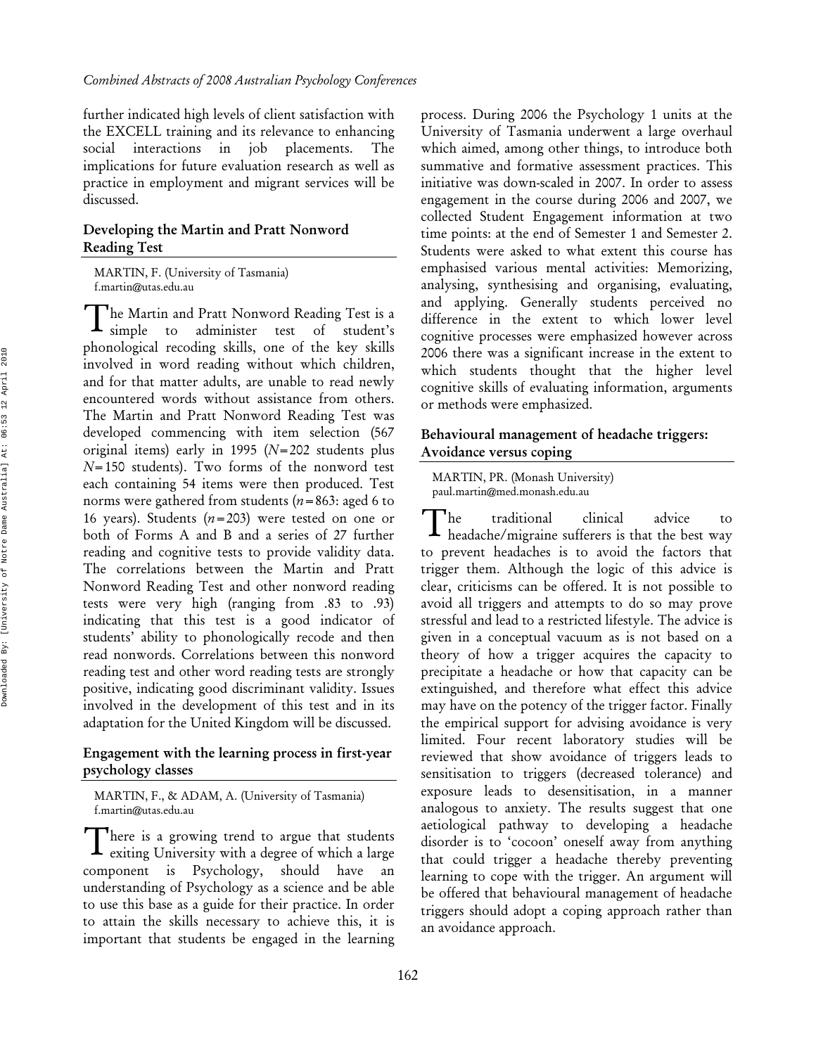further indicated high levels of client satisfaction with the EXCELL training and its relevance to enhancing social interactions in job placements. The implications for future evaluation research as well as practice in employment and migrant services will be discussed.

### Developing the Martin and Pratt Nonword Reading Test

MARTIN, F. (University of Tasmania)
f.martin@utas.edu.au

The Martin and Pratt Nonword Reading Test is a simple to administer test of student's phonological recoding skills, one of the key skills involved in word reading without which children, and for that matter adults, are unable to read newly encountered words without assistance from others. The Martin and Pratt Nonword Reading Test was developed commencing with item selection (567 original items) early in 1995 ($N$=202 students plus $N$=150 students). Two forms of the nonword test each containing 54 items were then produced. Test norms were gathered from students ($n$=863: aged 6 to 16 years). Students ($n$=203) were tested on one or both of Forms A and B and a series of 27 further reading and cognitive tests to provide validity data. The correlations between the Martin and Pratt Nonword Reading Test and other nonword reading tests were very high (ranging from .83 to .93) indicating that this test is a good indicator of students' ability to phonologically recode and then read nonwords. Correlations between this nonword reading test and other word reading tests are strongly positive, indicating good discriminant validity. Issues involved in the development of this test and in its adaptation for the United Kingdom will be discussed.

### Engagement with the learning process in first-year psychology classes

MARTIN, F., & ADAM, A. (University of Tasmania)
f.martin@utas.edu.au

There is a growing trend to argue that students exiting University with a degree of which a large component is Psychology, should have an understanding of Psychology as a science and be able to use this base as a guide for their practice. In order to attain the skills necessary to achieve this, it is important that students be engaged in the learning process. During 2006 the Psychology 1 units at the University of Tasmania underwent a large overhaul which aimed, among other things, to introduce both summative and formative assessment practices. This initiative was down-scaled in 2007. In order to assess engagement in the course during 2006 and 2007, we collected Student Engagement information at two time points: at the end of Semester 1 and Semester 2. Students were asked to what extent this course has emphasised various mental activities: Memorizing, analysing, synthesising and organising, evaluating, and applying. Generally students perceived no difference in the extent to which lower level cognitive processes were emphasized however across 2006 there was a significant increase in the extent to which students thought that the higher level cognitive skills of evaluating information, arguments or methods were emphasized.

### Behavioural management of headache triggers: Avoidance versus coping

MARTIN, PR. (Monash University)
paul.martin@med.monash.edu.au

The traditional clinical advice to headache/migraine sufferers is that the best way to prevent headaches is to avoid the factors that trigger them. Although the logic of this advice is clear, criticisms can be offered. It is not possible to avoid all triggers and attempts to do so may prove stressful and lead to a restricted lifestyle. The advice is given in a conceptual vacuum as is not based on a theory of how a trigger acquires the capacity to precipitate a headache or how that capacity can be extinguished, and therefore what effect this advice may have on the potency of the trigger factor. Finally the empirical support for advising avoidance is very limited. Four recent laboratory studies will be reviewed that show avoidance of triggers leads to sensitisation to triggers (decreased tolerance) and exposure leads to desensitisation, in a manner analogous to anxiety. The results suggest that one aetiological pathway to developing a headache disorder is to 'cocoon' oneself away from anything that could trigger a headache thereby preventing learning to cope with the trigger. An argument will be offered that behavioural management of headache triggers should adopt a coping approach rather than an avoidance approach.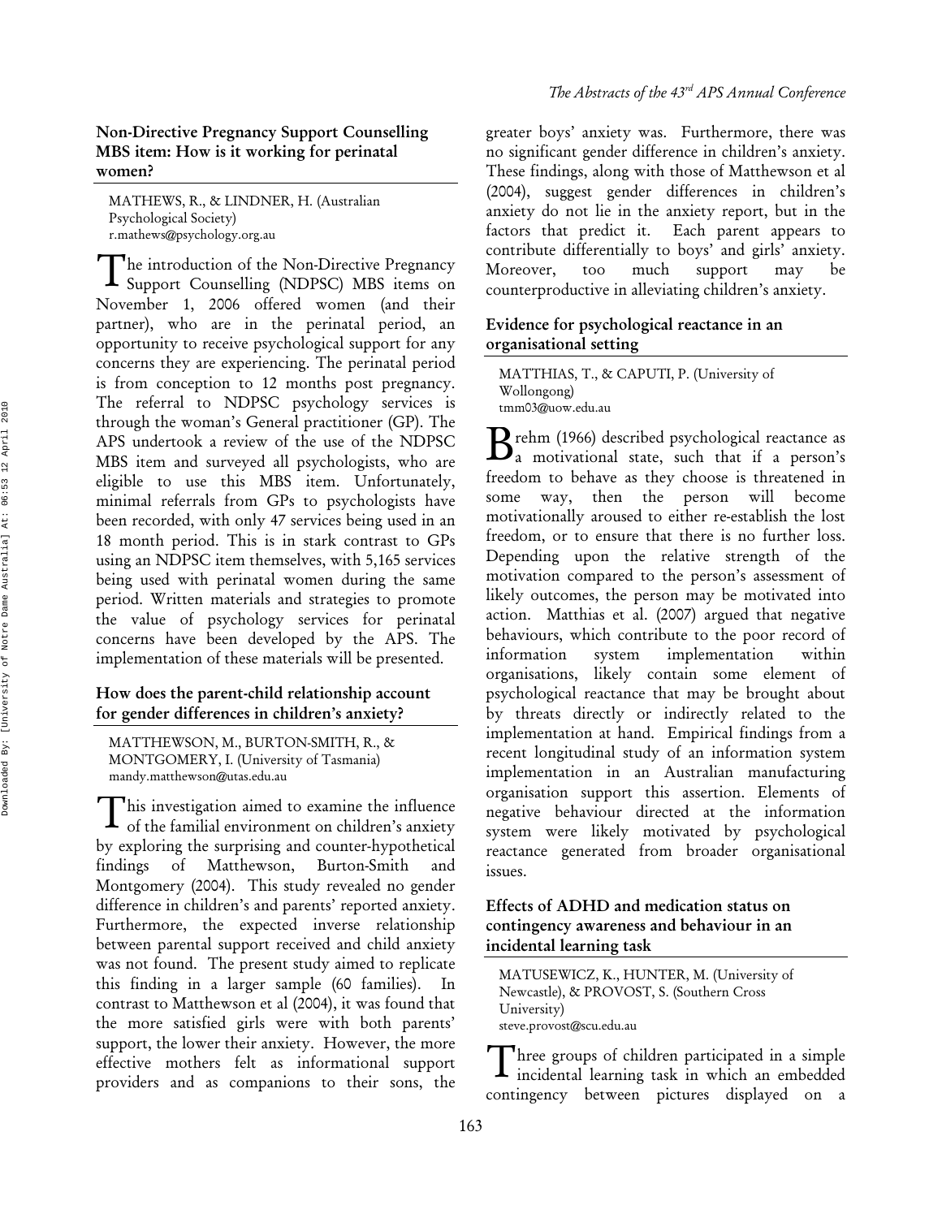## Non-Directive Pregnancy Support Counselling MBS item: How is it working for perinatal women?

MATHEWS, R., & LINDNER, H. (Australian Psychological Society)
r.mathews@psychology.org.au

The introduction of the Non-Directive Pregnancy Support Counselling (NDPSC) MBS items on November 1, 2006 offered women (and their partner), who are in the perinatal period, an opportunity to receive psychological support for any concerns they are experiencing. The perinatal period is from conception to 12 months post pregnancy. The referral to NDPSC psychology services is through the woman's General practitioner (GP). The APS undertook a review of the use of the NDPSC MBS item and surveyed all psychologists, who are eligible to use this MBS item. Unfortunately, minimal referrals from GPs to psychologists have been recorded, with only 47 services being used in an 18 month period. This is in stark contrast to GPs using an NDPSC item themselves, with 5,165 services being used with perinatal women during the same period. Written materials and strategies to promote the value of psychology services for perinatal concerns have been developed by the APS. The implementation of these materials will be presented.

## How does the parent-child relationship account for gender differences in children's anxiety?

MATTHEWSON, M., BURTON-SMITH, R., & MONTGOMERY, I. (University of Tasmania)
mandy.matthewson@utas.edu.au

This investigation aimed to examine the influence of the familial environment on children's anxiety by exploring the surprising and counter-hypothetical findings of Matthewson, Burton-Smith and Montgomery (2004). This study revealed no gender difference in children's and parents' reported anxiety. Furthermore, the expected inverse relationship between parental support received and child anxiety was not found. The present study aimed to replicate this finding in a larger sample (60 families). In contrast to Matthewson et al (2004), it was found that the more satisfied girls were with both parents' support, the lower their anxiety. However, the more effective mothers felt as informational support providers and as companions to their sons, the greater boys' anxiety was. Furthermore, there was no significant gender difference in children's anxiety. These findings, along with those of Matthewson et al (2004), suggest gender differences in children's anxiety do not lie in the anxiety report, but in the factors that predict it. Each parent appears to contribute differentially to boys' and girls' anxiety. Moreover, too much support may be counterproductive in alleviating children's anxiety.

## Evidence for psychological reactance in an organisational setting

MATTHIAS, T., & CAPUTI, P. (University of Wollongong)
tmm03@uow.edu.au

Brehm (1966) described psychological reactance as a motivational state, such that if a person's freedom to behave as they choose is threatened in some way, then the person will become motivationally aroused to either re-establish the lost freedom, or to ensure that there is no further loss. Depending upon the relative strength of the motivation compared to the person's assessment of likely outcomes, the person may be motivated into action. Matthias et al. (2007) argued that negative behaviours, which contribute to the poor record of information system implementation within organisations, likely contain some element of psychological reactance that may be brought about by threats directly or indirectly related to the implementation at hand. Empirical findings from a recent longitudinal study of an information system implementation in an Australian manufacturing organisation support this assertion. Elements of negative behaviour directed at the information system were likely motivated by psychological reactance generated from broader organisational issues.

## Effects of ADHD and medication status on contingency awareness and behaviour in an incidental learning task

MATUSEWICZ, K., HUNTER, M. (University of Newcastle), & PROVOST, S. (Southern Cross University)
steve.provost@scu.edu.au

Three groups of children participated in a simple incidental learning task in which an embedded contingency between pictures displayed on a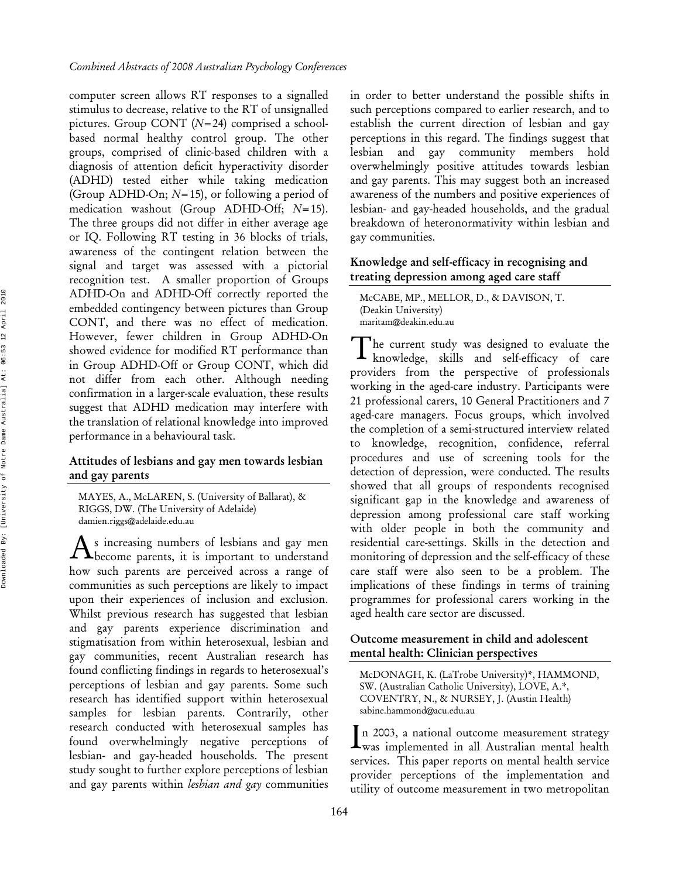computer screen allows RT responses to a signalled stimulus to decrease, relative to the RT of unsignalled pictures. Group CONT ($N=24$) comprised a school-based normal healthy control group. The other groups, comprised of clinic-based children with a diagnosis of attention deficit hyperactivity disorder (ADHD) tested either while taking medication (Group ADHD-On; $N=15$), or following a period of medication washout (Group ADHD-Off; $N=15$). The three groups did not differ in either average age or IQ. Following RT testing in 36 blocks of trials, awareness of the contingent relation between the signal and target was assessed with a pictorial recognition test. A smaller proportion of Groups ADHD-On and ADHD-Off correctly reported the embedded contingency between pictures than Group CONT, and there was no effect of medication. However, fewer children in Group ADHD-On showed evidence for modified RT performance than in Group ADHD-Off or Group CONT, which did not differ from each other. Although needing confirmation in a larger-scale evaluation, these results suggest that ADHD medication may interfere with the translation of relational knowledge into improved performance in a behavioural task.

### Attitudes of lesbians and gay men towards lesbian and gay parents

MAYES, A., McLAREN, S. (University of Ballarat), & RIGGS, DW. (The University of Adelaide)
damien.riggs@adelaide.edu.au

As increasing numbers of lesbians and gay men become parents, it is important to understand how such parents are perceived across a range of communities as such perceptions are likely to impact upon their experiences of inclusion and exclusion. Whilst previous research has suggested that lesbian and gay parents experience discrimination and stigmatisation from within heterosexual, lesbian and gay communities, recent Australian research has found conflicting findings in regards to heterosexual's perceptions of lesbian and gay parents. Some such research has identified support within heterosexual samples for lesbian parents. Contrarily, other research conducted with heterosexual samples has found overwhelmingly negative perceptions of lesbian- and gay-headed households. The present study sought to further explore perceptions of lesbian and gay parents within *lesbian and gay* communities in order to better understand the possible shifts in such perceptions compared to earlier research, and to establish the current direction of lesbian and gay perceptions in this regard. The findings suggest that lesbian and gay community members hold overwhelmingly positive attitudes towards lesbian and gay parents. This may suggest both an increased awareness of the numbers and positive experiences of lesbian- and gay-headed households, and the gradual breakdown of heteronormativity within lesbian and gay communities.

### Knowledge and self-efficacy in recognising and treating depression among aged care staff

McCABE, MP., MELLOR, D., & DAVISON, T. (Deakin University)
maritam@deakin.edu.au

The current study was designed to evaluate the knowledge, skills and self-efficacy of care providers from the perspective of professionals working in the aged-care industry. Participants were 21 professional carers, 10 General Practitioners and 7 aged-care managers. Focus groups, which involved the completion of a semi-structured interview related to knowledge, recognition, confidence, referral procedures and use of screening tools for the detection of depression, were conducted. The results showed that all groups of respondents recognised significant gap in the knowledge and awareness of depression among professional care staff working with older people in both the community and residential care-settings. Skills in the detection and monitoring of depression and the self-efficacy of these care staff were also seen to be a problem. The implications of these findings in terms of training programmes for professional carers working in the aged health care sector are discussed.

### Outcome measurement in child and adolescent mental health: Clinician perspectives

McDONAGH, K. (LaTrobe University)*, HAMMOND, SW. (Australian Catholic University), LOVE, A.*, COVENTRY, N., & NURSEY, J. (Austin Health)
sabine.hammond@acu.edu.au

In 2003, a national outcome measurement strategy was implemented in all Australian mental health services. This paper reports on mental health service provider perceptions of the implementation and utility of outcome measurement in two metropolitan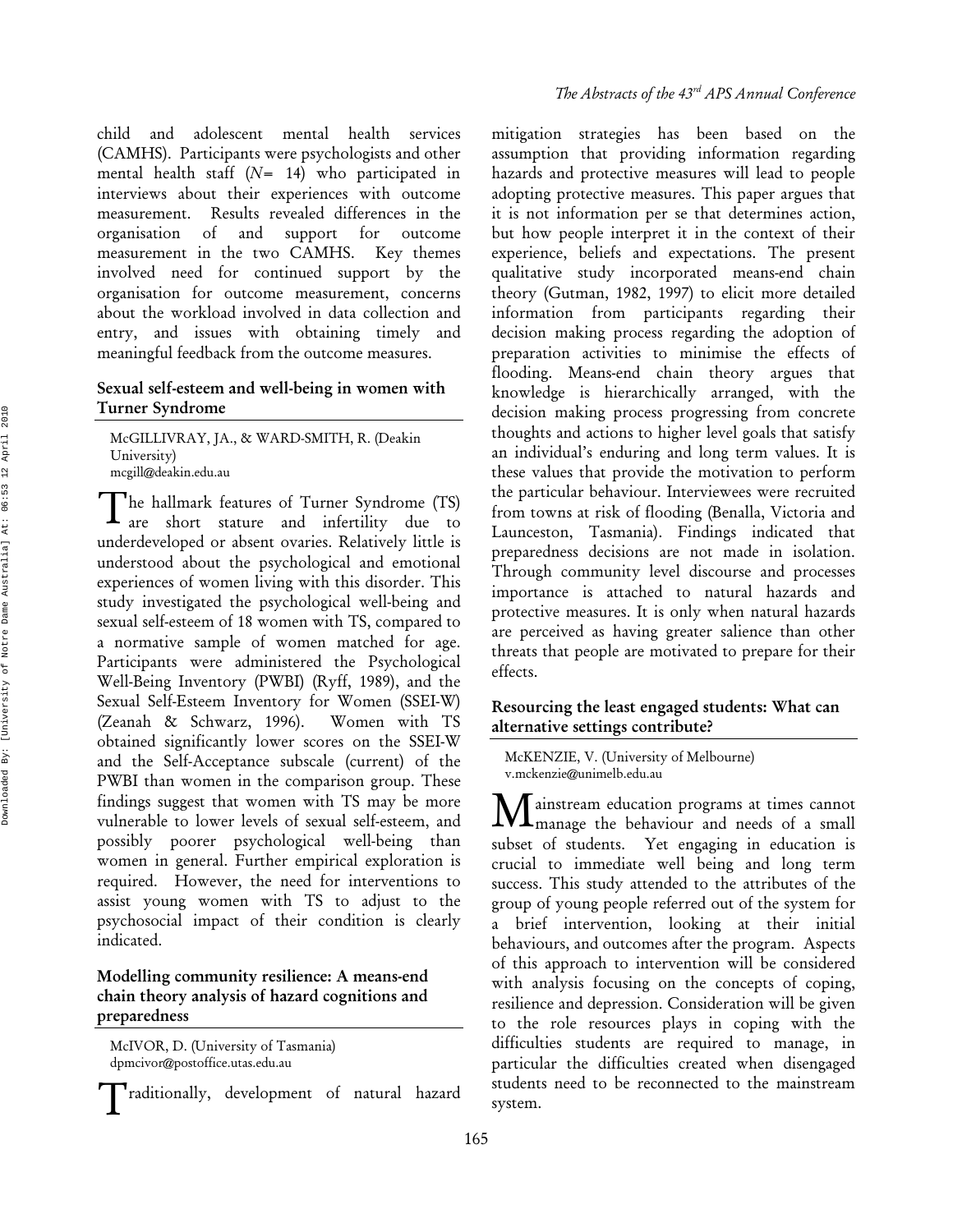child and adolescent mental health services (CAMHS). Participants were psychologists and other mental health staff (*N*= 14) who participated in interviews about their experiences with outcome measurement. Results revealed differences in the organisation of and support for outcome measurement in the two CAMHS. Key themes involved need for continued support by the organisation for outcome measurement, concerns about the workload involved in data collection and entry, and issues with obtaining timely and meaningful feedback from the outcome measures.

## Sexual self-esteem and well-being in women with Turner Syndrome

McGILLIVRAY, JA., & WARD-SMITH, R. (Deakin University)
mcgill@deakin.edu.au

The hallmark features of Turner Syndrome (TS) are short stature and infertility due to underdeveloped or absent ovaries. Relatively little is understood about the psychological and emotional experiences of women living with this disorder. This study investigated the psychological well-being and sexual self-esteem of 18 women with TS, compared to a normative sample of women matched for age. Participants were administered the Psychological Well-Being Inventory (PWBI) (Ryff, 1989), and the Sexual Self-Esteem Inventory for Women (SSEI-W) (Zeanah & Schwarz, 1996). Women with TS obtained significantly lower scores on the SSEI-W and the Self-Acceptance subscale (current) of the PWBI than women in the comparison group. These findings suggest that women with TS may be more vulnerable to lower levels of sexual self-esteem, and possibly poorer psychological well-being than women in general. Further empirical exploration is required. However, the need for interventions to assist young women with TS to adjust to the psychosocial impact of their condition is clearly indicated.

## Modelling community resilience: A means-end chain theory analysis of hazard cognitions and preparedness

McIVOR, D. (University of Tasmania)
dpmcivor@postoffice.utas.edu.au

Traditionally, development of natural hazard mitigation strategies has been based on the assumption that providing information regarding hazards and protective measures will lead to people adopting protective measures. This paper argues that it is not information per se that determines action, but how people interpret it in the context of their experience, beliefs and expectations. The present qualitative study incorporated means-end chain theory (Gutman, 1982, 1997) to elicit more detailed information from participants regarding their decision making process regarding the adoption of preparation activities to minimise the effects of flooding. Means-end chain theory argues that knowledge is hierarchically arranged, with the decision making process progressing from concrete thoughts and actions to higher level goals that satisfy an individual's enduring and long term values. It is these values that provide the motivation to perform the particular behaviour. Interviewees were recruited from towns at risk of flooding (Benalla, Victoria and Launceston, Tasmania). Findings indicated that preparedness decisions are not made in isolation. Through community level discourse and processes importance is attached to natural hazards and protective measures. It is only when natural hazards are perceived as having greater salience than other threats that people are motivated to prepare for their effects.

## Resourcing the least engaged students: What can alternative settings contribute?

McKENZIE, V. (University of Melbourne)
v.mckenzie@unimelb.edu.au

Mainstream education programs at times cannot manage the behaviour and needs of a small subset of students. Yet engaging in education is crucial to immediate well being and long term success. This study attended to the attributes of the group of young people referred out of the system for a brief intervention, looking at their initial behaviours, and outcomes after the program. Aspects of this approach to intervention will be considered with analysis focusing on the concepts of coping, resilience and depression. Consideration will be given to the role resources plays in coping with the difficulties students are required to manage, in particular the difficulties created when disengaged students need to be reconnected to the mainstream system.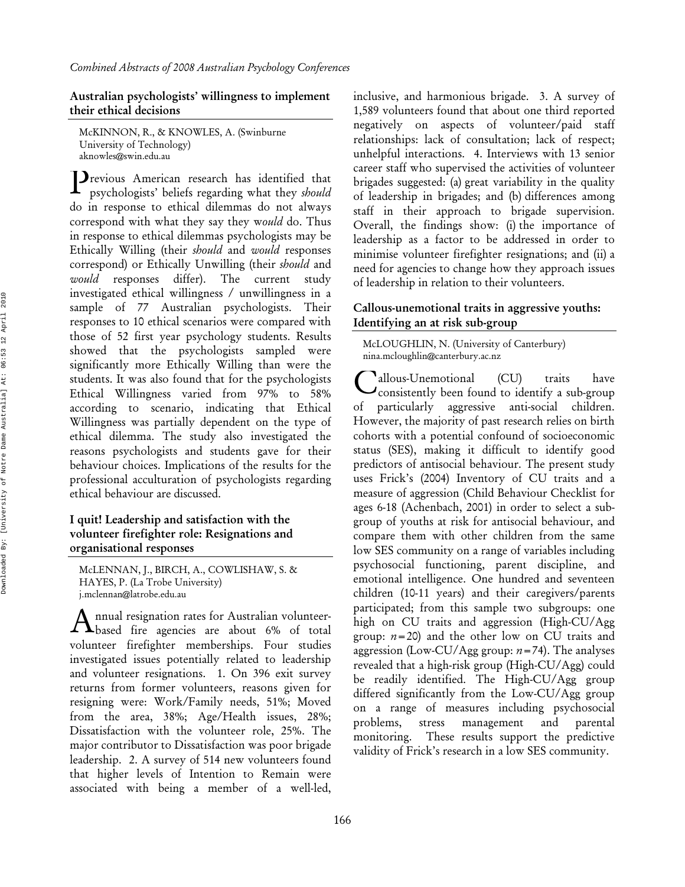### Australian psychologists' willingness to implement their ethical decisions

McKINNON, R., & KNOWLES, A. (Swinburne University of Technology)
aknowles@swin.edu.au

Previous American research has identified that psychologists' beliefs regarding what they *should* do in response to ethical dilemmas do not always correspond with what they say they *would* do. Thus in response to ethical dilemmas psychologists may be Ethically Willing (their *should* and *would* responses correspond) or Ethically Unwilling (their *should* and *would* responses differ). The current study investigated ethical willingness / unwillingness in a sample of 77 Australian psychologists. Their responses to 10 ethical scenarios were compared with those of 52 first year psychology students. Results showed that the psychologists sampled were significantly more Ethically Willing than were the students. It was also found that for the psychologists Ethical Willingness varied from 97% to 58% according to scenario, indicating that Ethical Willingness was partially dependent on the type of ethical dilemma. The study also investigated the reasons psychologists and students gave for their behaviour choices. Implications of the results for the professional acculturation of psychologists regarding ethical behaviour are discussed.

### I quit! Leadership and satisfaction with the volunteer firefighter role: Resignations and organisational responses

McLENNAN, J., BIRCH, A., COWLISHAW, S. & HAYES, P. (La Trobe University)
j.mclennan@latrobe.edu.au

Annual resignation rates for Australian volunteer-based fire agencies are about 6% of total volunteer firefighter memberships. Four studies investigated issues potentially related to leadership and volunteer resignations. 1. On 396 exit survey returns from former volunteers, reasons given for resigning were: Work/Family needs, 51%; Moved from the area, 38%; Age/Health issues, 28%; Dissatisfaction with the volunteer role, 25%. The major contributor to Dissatisfaction was poor brigade leadership. 2. A survey of 514 new volunteers found that higher levels of Intention to Remain were associated with being a member of a well-led, inclusive, and harmonious brigade. 3. A survey of 1,589 volunteers found that about one third reported negatively on aspects of volunteer/paid staff relationships: lack of consultation; lack of respect; unhelpful interactions. 4. Interviews with 13 senior career staff who supervised the activities of volunteer brigades suggested: (a) great variability in the quality of leadership in brigades; and (b) differences among staff in their approach to brigade supervision. Overall, the findings show: (i) the importance of leadership as a factor to be addressed in order to minimise volunteer firefighter resignations; and (ii) a need for agencies to change how they approach issues of leadership in relation to their volunteers.

### Callous-unemotional traits in aggressive youths: Identifying an at risk sub-group

McLOUGHLIN, N. (University of Canterbury)
nina.mcloughlin@canterbury.ac.nz

Callous-Unemotional (CU) traits have consistently been found to identify a sub-group of particularly aggressive anti-social children. However, the majority of past research relies on birth cohorts with a potential confound of socioeconomic status (SES), making it difficult to identify good predictors of antisocial behaviour. The present study uses Frick's (2004) Inventory of CU traits and a measure of aggression (Child Behaviour Checklist for ages 6-18 (Achenbach, 2001) in order to select a sub-group of youths at risk for antisocial behaviour, and compare them with other children from the same low SES community on a range of variables including psychosocial functioning, parent discipline, and emotional intelligence. One hundred and seventeen children (10-11 years) and their caregivers/parents participated; from this sample two subgroups: one high on CU traits and aggression (High-CU/Agg group: $n = 20$) and the other low on CU traits and aggression (Low-CU/Agg group: $n = 74$). The analyses revealed that a high-risk group (High-CU/Agg) could be readily identified. The High-CU/Agg group differed significantly from the Low-CU/Agg group on a range of measures including psychosocial problems, stress management and parental monitoring. These results support the predictive validity of Frick's research in a low SES community.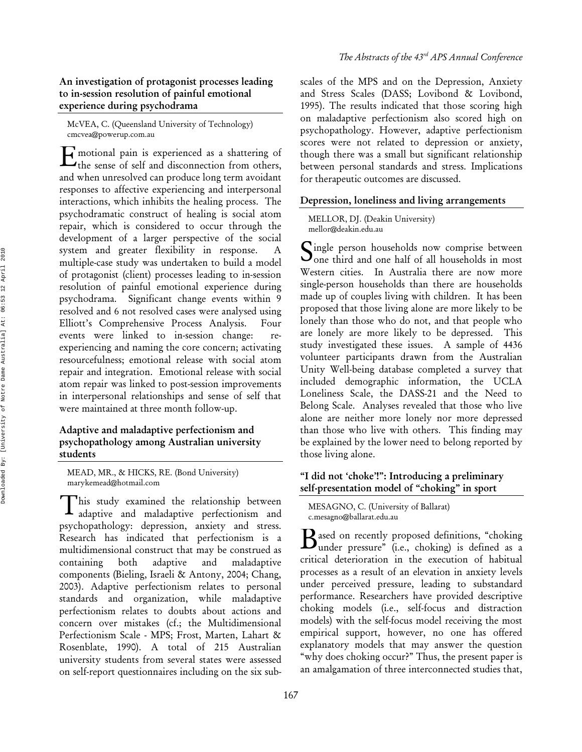## An investigation of protagonist processes leading to in-session resolution of painful emotional experience during psychodrama

McVEA, C. (Queensland University of Technology)
cmcvea@powerup.com.au

Emotional pain is experienced as a shattering of the sense of self and disconnection from others, and when unresolved can produce long term avoidant responses to affective experiencing and interpersonal interactions, which inhibits the healing process. The psychodramatic construct of healing is social atom repair, which is considered to occur through the development of a larger perspective of the social system and greater flexibility in response. A multiple-case study was undertaken to build a model of protagonist (client) processes leading to in-session resolution of painful emotional experience during psychodrama. Significant change events within 9 resolved and 6 not resolved cases were analysed using Elliott's Comprehensive Process Analysis. Four events were linked to in-session change: re-experiencing and naming the core concern; activating resourcefulness; emotional release with social atom repair and integration. Emotional release with social atom repair was linked to post-session improvements in interpersonal relationships and sense of self that were maintained at three month follow-up.

## Adaptive and maladaptive perfectionism and psychopathology among Australian university students

MEAD, MR., & HICKS, RE. (Bond University)
marykemead@hotmail.com

This study examined the relationship between adaptive and maladaptive perfectionism and psychopathology: depression, anxiety and stress. Research has indicated that perfectionism is a multidimensional construct that may be construed as containing both adaptive and maladaptive components (Bieling, Israeli & Antony, 2004; Chang, 2003). Adaptive perfectionism relates to personal standards and organization, while maladaptive perfectionism relates to doubts about actions and concern over mistakes (cf.; the Multidimensional Perfectionism Scale - MPS; Frost, Marten, Lahart & Rosenblate, 1990). A total of 215 Australian university students from several states were assessed on self-report questionnaires including on the six sub-scales of the MPS and on the Depression, Anxiety and Stress Scales (DASS; Lovibond & Lovibond, 1995). The results indicated that those scoring high on maladaptive perfectionism also scored high on psychopathology. However, adaptive perfectionism scores were not related to depression or anxiety, though there was a small but significant relationship between personal standards and stress. Implications for therapeutic outcomes are discussed.

## Depression, loneliness and living arrangements

MELLOR, DJ. (Deakin University)
mellor@deakin.edu.au

Single person households now comprise between one third and one half of all households in most Western cities. In Australia there are now more single-person households than there are households made up of couples living with children. It has been proposed that those living alone are more likely to be lonely than those who do not, and that people who are lonely are more likely to be depressed. This study investigated these issues. A sample of 4436 volunteer participants drawn from the Australian Unity Well-being database completed a survey that included demographic information, the UCLA Loneliness Scale, the DASS-21 and the Need to Belong Scale. Analyses revealed that those who live alone are neither more lonely nor more depressed than those who live with others. This finding may be explained by the lower need to belong reported by those living alone.

## "I did not 'choke'!": Introducing a preliminary self-presentation model of "choking" in sport

MESAGNO, C. (University of Ballarat)
c.mesagno@ballarat.edu.au

Based on recently proposed definitions, "choking under pressure" (i.e., choking) is defined as a critical deterioration in the execution of habitual processes as a result of an elevation in anxiety levels under perceived pressure, leading to substandard performance. Researchers have provided descriptive choking models (i.e., self-focus and distraction models) with the self-focus model receiving the most empirical support, however, no one has offered explanatory models that may answer the question "why does choking occur?" Thus, the present paper is an amalgamation of three interconnected studies that,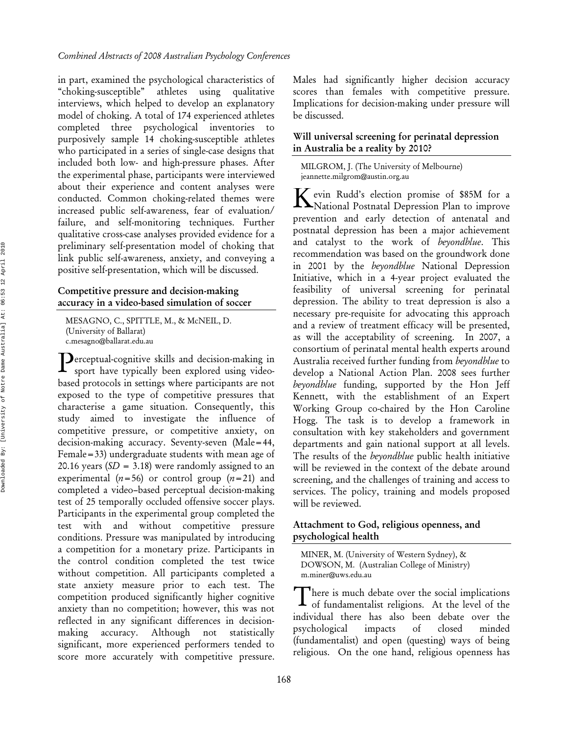in part, examined the psychological characteristics of "choking-susceptible" athletes using qualitative interviews, which helped to develop an explanatory model of choking. A total of 174 experienced athletes completed three psychological inventories to purposively sample 14 choking-susceptible athletes who participated in a series of single-case designs that included both low- and high-pressure phases. After the experimental phase, participants were interviewed about their experience and content analyses were conducted. Common choking-related themes were increased public self-awareness, fear of evaluation/ failure, and self-monitoring techniques. Further qualitative cross-case analyses provided evidence for a preliminary self-presentation model of choking that link public self-awareness, anxiety, and conveying a positive self-presentation, which will be discussed.

### Competitive pressure and decision-making accuracy in a video-based simulation of soccer

MESAGNO, C., SPITTLE, M., & McNEIL, D. (University of Ballarat)
c.mesagno@ballarat.edu.au

Perceptual-cognitive skills and decision-making in sport have typically been explored using video-based protocols in settings where participants are not exposed to the type of competitive pressures that characterise a game situation. Consequently, this study aimed to investigate the influence of competitive pressure, or competitive anxiety, on decision-making accuracy. Seventy-seven (Male=44, Female=33) undergraduate students with mean age of 20.16 years ($SD$ = 3.18) were randomly assigned to an experimental ($n$=56) or control group ($n$=21) and completed a video–based perceptual decision-making test of 25 temporally occluded offensive soccer plays. Participants in the experimental group completed the test with and without competitive pressure conditions. Pressure was manipulated by introducing a competition for a monetary prize. Participants in the control condition completed the test twice without competition. All participants completed a state anxiety measure prior to each test. The competition produced significantly higher cognitive anxiety than no competition; however, this was not reflected in any significant differences in decision-making accuracy. Although not statistically significant, more experienced performers tended to score more accurately with competitive pressure. Males had significantly higher decision accuracy scores than females with competitive pressure. Implications for decision-making under pressure will be discussed.

### Will universal screening for perinatal depression in Australia be a reality by 2010?

MILGROM, J. (The University of Melbourne)
jeannette.milgrom@austin.org.au

Kevin Rudd's election promise of $85M for a National Postnatal Depression Plan to improve prevention and early detection of antenatal and postnatal depression has been a major achievement and catalyst to the work of *beyondblue*. This recommendation was based on the groundwork done in 2001 by the *beyondblue* National Depression Initiative, which in a 4-year project evaluated the feasibility of universal screening for perinatal depression. The ability to treat depression is also a necessary pre-requisite for advocating this approach and a review of treatment efficacy will be presented, as will the acceptability of screening. In 2007, a consortium of perinatal mental health experts around Australia received further funding from *beyondblue* to develop a National Action Plan. 2008 sees further *beyondblue* funding, supported by the Hon Jeff Kennett, with the establishment of an Expert Working Group co-chaired by the Hon Caroline Hogg. The task is to develop a framework in consultation with key stakeholders and government departments and gain national support at all levels. The results of the *beyondblue* public health initiative will be reviewed in the context of the debate around screening, and the challenges of training and access to services. The policy, training and models proposed will be reviewed.

### Attachment to God, religious openness, and psychological health

MINER, M. (University of Western Sydney), & DOWSON, M. (Australian College of Ministry)
m.miner@uws.edu.au

There is much debate over the social implications of fundamentalist religions. At the level of the individual there has also been debate over the psychological impacts of closed minded (fundamentalist) and open (questing) ways of being religious. On the one hand, religious openness has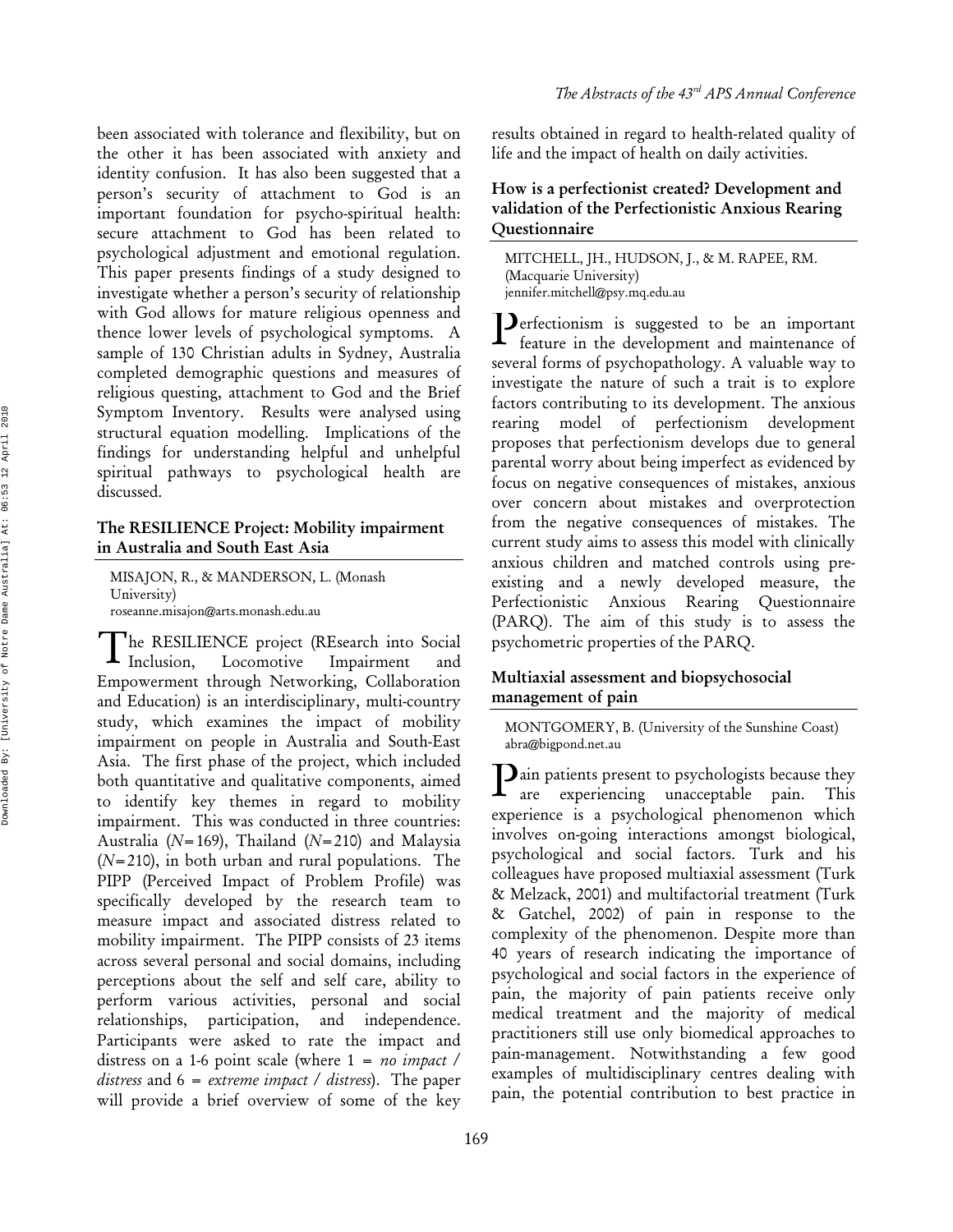been associated with tolerance and flexibility, but on the other it has been associated with anxiety and identity confusion. It has also been suggested that a person's security of attachment to God is an important foundation for psycho-spiritual health: secure attachment to God has been related to psychological adjustment and emotional regulation. This paper presents findings of a study designed to investigate whether a person's security of relationship with God allows for mature religious openness and thence lower levels of psychological symptoms. A sample of 130 Christian adults in Sydney, Australia completed demographic questions and measures of religious questing, attachment to God and the Brief Symptom Inventory. Results were analysed using structural equation modelling. Implications of the findings for understanding helpful and unhelpful spiritual pathways to psychological health are discussed.

### The RESILIENCE Project: Mobility impairment in Australia and South East Asia

MISAJON, R., & MANDERSON, L. (Monash University)
roseanne.misajon@arts.monash.edu.au

The RESILIENCE project (REsearch into Social Inclusion, Locomotive Impairment and Empowerment through Networking, Collaboration and Education) is an interdisciplinary, multi-country study, which examines the impact of mobility impairment on people in Australia and South-East Asia. The first phase of the project, which included both quantitative and qualitative components, aimed to identify key themes in regard to mobility impairment. This was conducted in three countries: Australia (*N*=169), Thailand (*N*=210) and Malaysia (*N*=210), in both urban and rural populations. The PIPP (Perceived Impact of Problem Profile) was specifically developed by the research team to measure impact and associated distress related to mobility impairment. The PIPP consists of 23 items across several personal and social domains, including perceptions about the self and self care, ability to perform various activities, personal and social relationships, participation, and independence. Participants were asked to rate the impact and distress on a 1-6 point scale (where 1 = *no impact / distress* and 6 = *extreme impact / distress*). The paper will provide a brief overview of some of the key results obtained in regard to health-related quality of life and the impact of health on daily activities.

### How is a perfectionist created? Development and validation of the Perfectionistic Anxious Rearing Questionnaire

MITCHELL, JH., HUDSON, J., & M. RAPEE, RM. (Macquarie University)
jennifer.mitchell@psy.mq.edu.au

Perfectionism is suggested to be an important feature in the development and maintenance of several forms of psychopathology. A valuable way to investigate the nature of such a trait is to explore factors contributing to its development. The anxious rearing model of perfectionism development proposes that perfectionism develops due to general parental worry about being imperfect as evidenced by focus on negative consequences of mistakes, anxious over concern about mistakes and overprotection from the negative consequences of mistakes. The current study aims to assess this model with clinically anxious children and matched controls using pre-existing and a newly developed measure, the Perfectionistic Anxious Rearing Questionnaire (PARQ). The aim of this study is to assess the psychometric properties of the PARQ.

### Multiaxial assessment and biopsychosocial management of pain

MONTGOMERY, B. (University of the Sunshine Coast)
abra@bigpond.net.au

Pain patients present to psychologists because they are experiencing unacceptable pain. This experience is a psychological phenomenon which involves on-going interactions amongst biological, psychological and social factors. Turk and his colleagues have proposed multiaxial assessment (Turk & Melzack, 2001) and multifactorial treatment (Turk & Gatchel, 2002) of pain in response to the complexity of the phenomenon. Despite more than 40 years of research indicating the importance of psychological and social factors in the experience of pain, the majority of pain patients receive only medical treatment and the majority of medical practitioners still use only biomedical approaches to pain-management. Notwithstanding a few good examples of multidisciplinary centres dealing with pain, the potential contribution to best practice in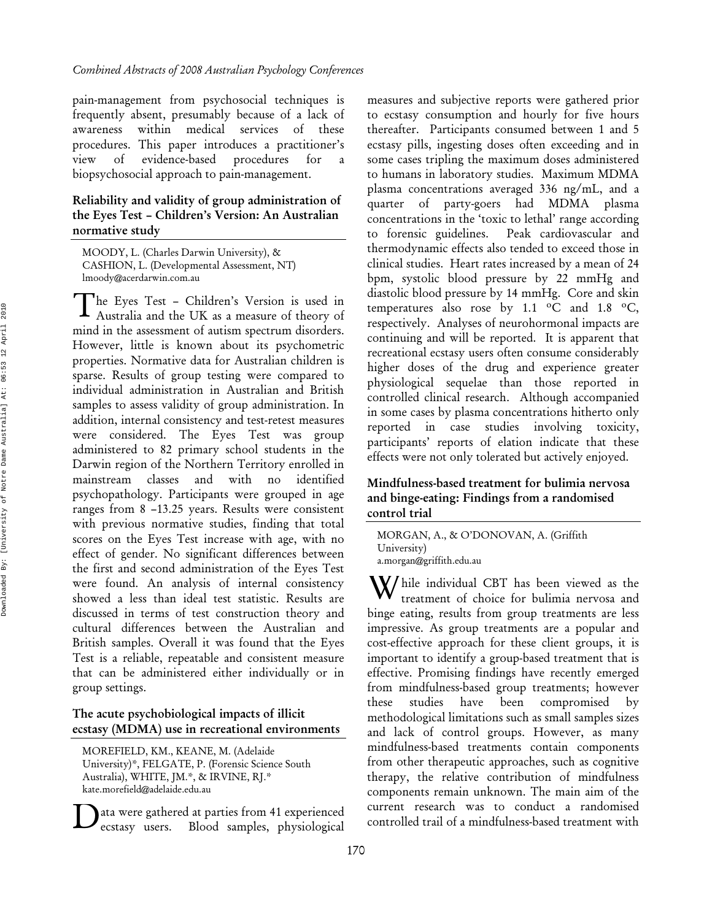pain-management from psychosocial techniques is frequently absent, presumably because of a lack of awareness within medical services of these procedures. This paper introduces a practitioner's view of evidence-based procedures for a biopsychosocial approach to pain-management.

### Reliability and validity of group administration of the Eyes Test – Children's Version: An Australian normative study

MOODY, L. (Charles Darwin University), & CASHION, L. (Developmental Assessment, NT)
lmoody@acerdarwin.com.au

The Eyes Test – Children's Version is used in Australia and the UK as a measure of theory of mind in the assessment of autism spectrum disorders. However, little is known about its psychometric properties. Normative data for Australian children is sparse. Results of group testing were compared to individual administration in Australian and British samples to assess validity of group administration. In addition, internal consistency and test-retest measures were considered. The Eyes Test was group administered to 82 primary school students in the Darwin region of the Northern Territory enrolled in mainstream classes and with no identified psychopathology. Participants were grouped in age ranges from 8 –13.25 years. Results were consistent with previous normative studies, finding that total scores on the Eyes Test increase with age, with no effect of gender. No significant differences between the first and second administration of the Eyes Test were found. An analysis of internal consistency showed a less than ideal test statistic. Results are discussed in terms of test construction theory and cultural differences between the Australian and British samples. Overall it was found that the Eyes Test is a reliable, repeatable and consistent measure that can be administered either individually or in group settings.

### The acute psychobiological impacts of illicit ecstasy (MDMA) use in recreational environments

MOREFIELD, KM., KEANE, M. (Adelaide University)*, FELGATE, P. (Forensic Science South Australia), WHITE, JM.*, & IRVINE, RJ.*
kate.morefield@adelaide.edu.au

Data were gathered at parties from 41 experienced ecstasy users. Blood samples, physiological measures and subjective reports were gathered prior to ecstasy consumption and hourly for five hours thereafter. Participants consumed between 1 and 5 ecstasy pills, ingesting doses often exceeding and in some cases tripling the maximum doses administered to humans in laboratory studies. Maximum MDMA plasma concentrations averaged 336 ng/mL, and a quarter of party-goers had MDMA plasma concentrations in the 'toxic to lethal' range according to forensic guidelines. Peak cardiovascular and thermodynamic effects also tended to exceed those in clinical studies. Heart rates increased by a mean of 24 bpm, systolic blood pressure by 22 mmHg and diastolic blood pressure by 14 mmHg. Core and skin temperatures also rose by 1.1 ºC and 1.8 ºC, respectively. Analyses of neurohormonal impacts are continuing and will be reported. It is apparent that recreational ecstasy users often consume considerably higher doses of the drug and experience greater physiological sequelae than those reported in controlled clinical research. Although accompanied in some cases by plasma concentrations hitherto only reported in case studies involving toxicity, participants' reports of elation indicate that these effects were not only tolerated but actively enjoyed.

### Mindfulness-based treatment for bulimia nervosa and binge-eating: Findings from a randomised control trial

MORGAN, A., & O'DONOVAN, A. (Griffith University)
a.morgan@griffith.edu.au

While individual CBT has been viewed as the treatment of choice for bulimia nervosa and binge eating, results from group treatments are less impressive. As group treatments are a popular and cost-effective approach for these client groups, it is important to identify a group-based treatment that is effective. Promising findings have recently emerged from mindfulness-based group treatments; however these studies have been compromised by methodological limitations such as small samples sizes and lack of control groups. However, as many mindfulness-based treatments contain components from other therapeutic approaches, such as cognitive therapy, the relative contribution of mindfulness components remain unknown. The main aim of the current research was to conduct a randomised controlled trail of a mindfulness-based treatment with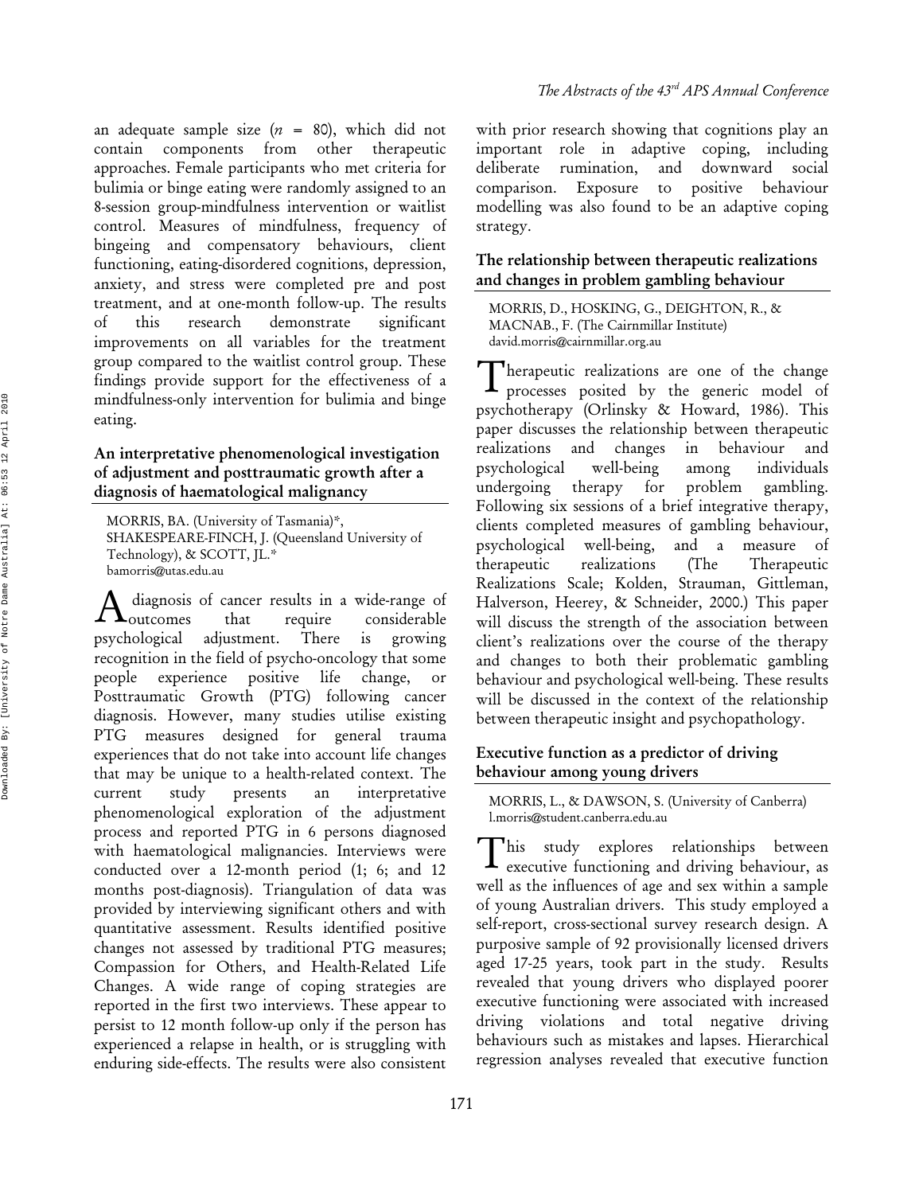an adequate sample size (*n* = 80), which did not contain components from other therapeutic approaches. Female participants who met criteria for bulimia or binge eating were randomly assigned to an 8-session group-mindfulness intervention or waitlist control. Measures of mindfulness, frequency of bingeing and compensatory behaviours, client functioning, eating-disordered cognitions, depression, anxiety, and stress were completed pre and post treatment, and at one-month follow-up. The results of this research demonstrate significant improvements on all variables for the treatment group compared to the waitlist control group. These findings provide support for the effectiveness of a mindfulness-only intervention for bulimia and binge eating.

### An interpretative phenomenological investigation of adjustment and posttraumatic growth after a diagnosis of haematological malignancy

MORRIS, BA. (University of Tasmania)*, SHAKESPEARE-FINCH, J. (Queensland University of Technology), & SCOTT, JL.*
bamorris@utas.edu.au

A diagnosis of cancer results in a wide-range of outcomes that require considerable psychological adjustment. There is growing recognition in the field of psycho-oncology that some people experience positive life change, or Posttraumatic Growth (PTG) following cancer diagnosis. However, many studies utilise existing PTG measures designed for general trauma experiences that do not take into account life changes that may be unique to a health-related context. The current study presents an interpretative phenomenological exploration of the adjustment process and reported PTG in 6 persons diagnosed with haematological malignancies. Interviews were conducted over a 12-month period (1; 6; and 12 months post-diagnosis). Triangulation of data was provided by interviewing significant others and with quantitative assessment. Results identified positive changes not assessed by traditional PTG measures; Compassion for Others, and Health-Related Life Changes. A wide range of coping strategies are reported in the first two interviews. These appear to persist to 12 month follow-up only if the person has experienced a relapse in health, or is struggling with enduring side-effects. The results were also consistent with prior research showing that cognitions play an important role in adaptive coping, including deliberate rumination, and downward social comparison. Exposure to positive behaviour modelling was also found to be an adaptive coping strategy.

### The relationship between therapeutic realizations and changes in problem gambling behaviour

MORRIS, D., HOSKING, G., DEIGHTON, R., & MACNAB., F. (The Cairnmillar Institute)
david.morris@cairnmillar.org.au

Therapeutic realizations are one of the change processes posited by the generic model of psychotherapy (Orlinsky & Howard, 1986). This paper discusses the relationship between therapeutic realizations and changes in behaviour and psychological well-being among individuals undergoing therapy for problem gambling. Following six sessions of a brief integrative therapy, clients completed measures of gambling behaviour, psychological well-being, and a measure of therapeutic realizations (The Therapeutic Realizations Scale; Kolden, Strauman, Gittleman, Halverson, Heerey, & Schneider, 2000.) This paper will discuss the strength of the association between client's realizations over the course of the therapy and changes to both their problematic gambling behaviour and psychological well-being. These results will be discussed in the context of the relationship between therapeutic insight and psychopathology.

### Executive function as a predictor of driving behaviour among young drivers

MORRIS, L., & DAWSON, S. (University of Canberra)
l.morris@student.canberra.edu.au

This study explores relationships between executive functioning and driving behaviour, as well as the influences of age and sex within a sample of young Australian drivers. This study employed a self-report, cross-sectional survey research design. A purposive sample of 92 provisionally licensed drivers aged 17-25 years, took part in the study. Results revealed that young drivers who displayed poorer executive functioning were associated with increased driving violations and total negative driving behaviours such as mistakes and lapses. Hierarchical regression analyses revealed that executive function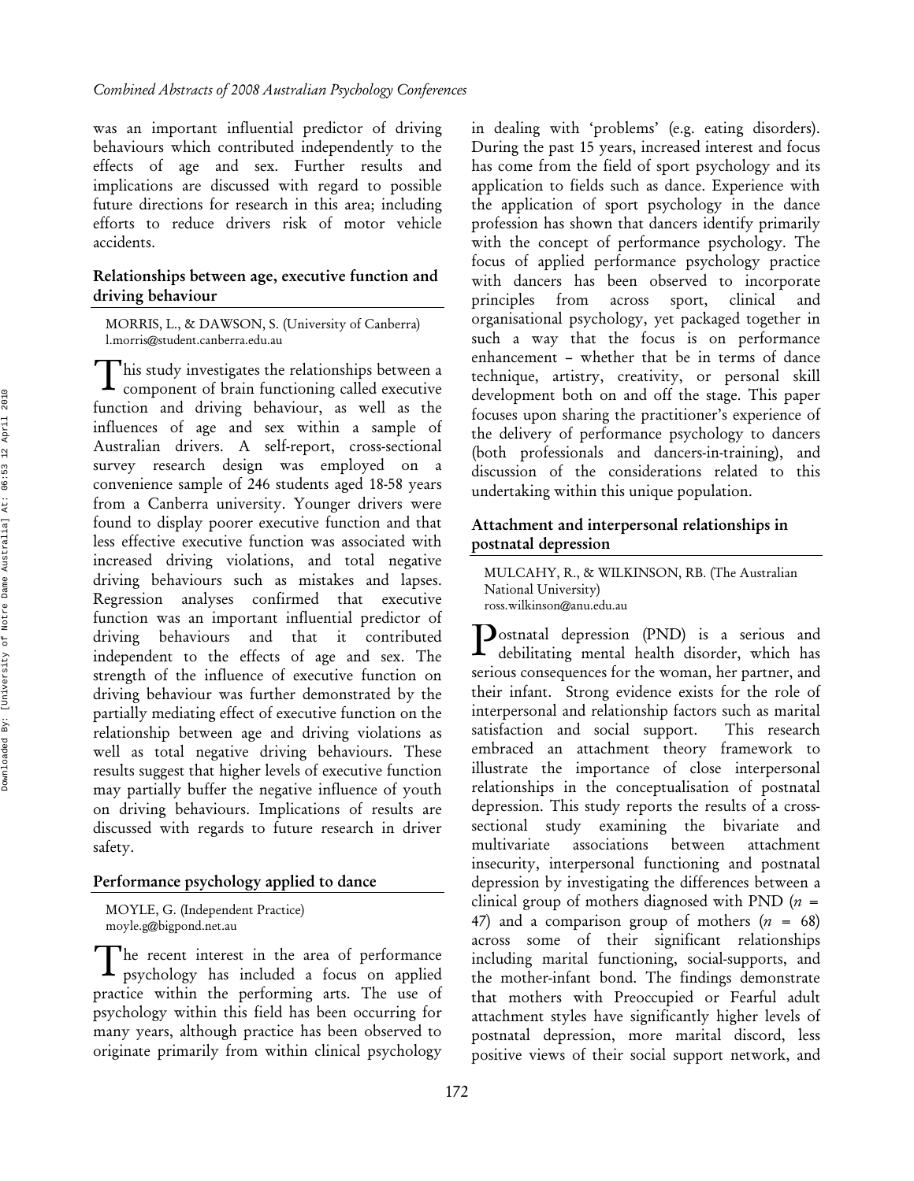was an important influential predictor of driving behaviours which contributed independently to the effects of age and sex. Further results and implications are discussed with regard to possible future directions for research in this area; including efforts to reduce drivers risk of motor vehicle accidents.

### Relationships between age, executive function and driving behaviour

MORRIS, L., & DAWSON, S. (University of Canberra)
l.morris@student.canberra.edu.au

This study investigates the relationships between a component of brain functioning called executive function and driving behaviour, as well as the influences of age and sex within a sample of Australian drivers. A self-report, cross-sectional survey research design was employed on a convenience sample of 246 students aged 18-58 years from a Canberra university. Younger drivers were found to display poorer executive function and that less effective executive function was associated with increased driving violations, and total negative driving behaviours such as mistakes and lapses. Regression analyses confirmed that executive function was an important influential predictor of driving behaviours and that it contributed independent to the effects of age and sex. The strength of the influence of executive function on driving behaviour was further demonstrated by the partially mediating effect of executive function on the relationship between age and driving violations as well as total negative driving behaviours. These results suggest that higher levels of executive function may partially buffer the negative influence of youth on driving behaviours. Implications of results are discussed with regards to future research in driver safety.

### Performance psychology applied to dance

MOYLE, G. (Independent Practice)
moyle.g@bigpond.net.au

The recent interest in the area of performance psychology has included a focus on applied practice within the performing arts. The use of psychology within this field has been occurring for many years, although practice has been observed to originate primarily from within clinical psychology in dealing with 'problems' (e.g. eating disorders). During the past 15 years, increased interest and focus has come from the field of sport psychology and its application to fields such as dance. Experience with the application of sport psychology in the dance profession has shown that dancers identify primarily with the concept of performance psychology. The focus of applied performance psychology practice with dancers has been observed to incorporate principles from across sport, clinical and organisational psychology, yet packaged together in such a way that the focus is on performance enhancement – whether that be in terms of dance technique, artistry, creativity, or personal skill development both on and off the stage. This paper focuses upon sharing the practitioner's experience of the delivery of performance psychology to dancers (both professionals and dancers-in-training), and discussion of the considerations related to this undertaking within this unique population.

### Attachment and interpersonal relationships in postnatal depression

MULCAHY, R., & WILKINSON, RB. (The Australian National University)
ross.wilkinson@anu.edu.au

Postnatal depression (PND) is a serious and debilitating mental health disorder, which has serious consequences for the woman, her partner, and their infant. Strong evidence exists for the role of interpersonal and relationship factors such as marital satisfaction and social support. This research embraced an attachment theory framework to illustrate the importance of close interpersonal relationships in the conceptualisation of postnatal depression. This study reports the results of a cross-sectional study examining the bivariate and multivariate associations between attachment insecurity, interpersonal functioning and postnatal depression by investigating the differences between a clinical group of mothers diagnosed with PND ($n$ = 47) and a comparison group of mothers ($n$ = 68) across some of their significant relationships including marital functioning, social-supports, and the mother-infant bond. The findings demonstrate that mothers with Preoccupied or Fearful adult attachment styles have significantly higher levels of postnatal depression, more marital discord, less positive views of their social support network, and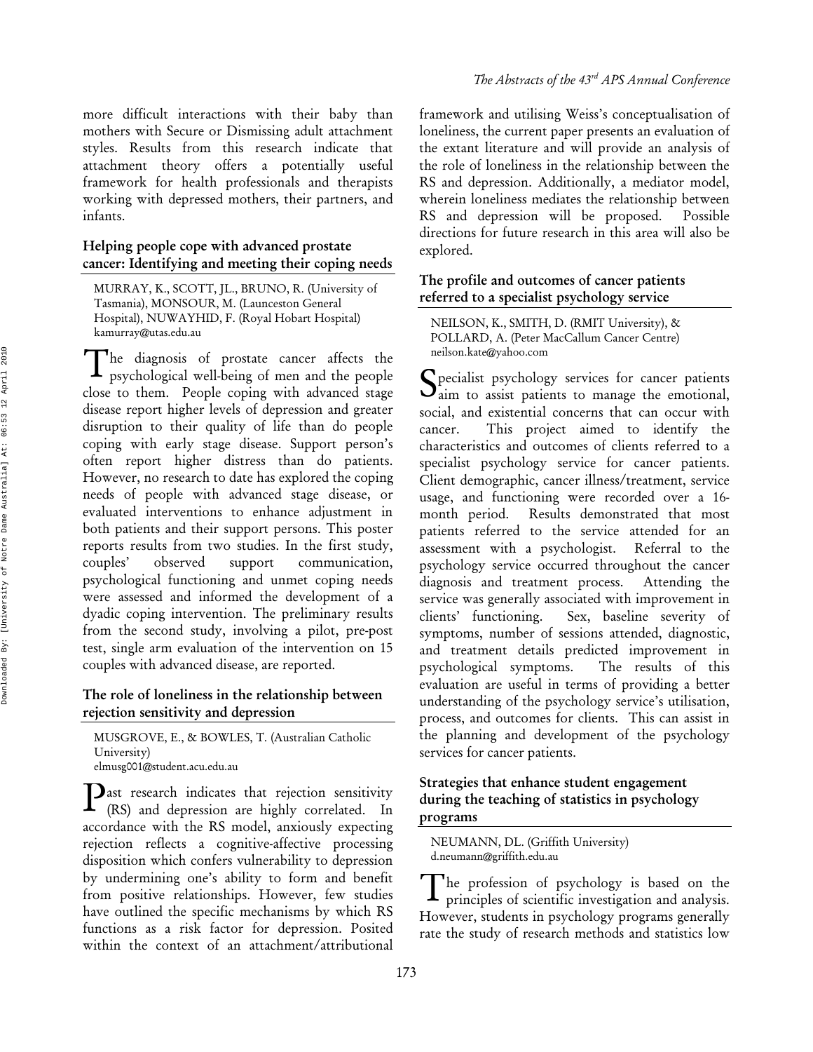more difficult interactions with their baby than mothers with Secure or Dismissing adult attachment styles. Results from this research indicate that attachment theory offers a potentially useful framework for health professionals and therapists working with depressed mothers, their partners, and infants.

### Helping people cope with advanced prostate cancer: Identifying and meeting their coping needs

MURRAY, K., SCOTT, JL., BRUNO, R. (University of Tasmania), MONSOUR, M. (Launceston General Hospital), NUWAYHID, F. (Royal Hobart Hospital)
kamurray@utas.edu.au

The diagnosis of prostate cancer affects the psychological well-being of men and the people close to them. People coping with advanced stage disease report higher levels of depression and greater disruption to their quality of life than do people coping with early stage disease. Support person's often report higher distress than do patients. However, no research to date has explored the coping needs of people with advanced stage disease, or evaluated interventions to enhance adjustment in both patients and their support persons. This poster reports results from two studies. In the first study, couples' observed support communication, psychological functioning and unmet coping needs were assessed and informed the development of a dyadic coping intervention. The preliminary results from the second study, involving a pilot, pre-post test, single arm evaluation of the intervention on 15 couples with advanced disease, are reported.

### The role of loneliness in the relationship between rejection sensitivity and depression

MUSGROVE, E., & BOWLES, T. (Australian Catholic University)
elmusg001@student.acu.edu.au

Past research indicates that rejection sensitivity (RS) and depression are highly correlated. In accordance with the RS model, anxiously expecting rejection reflects a cognitive-affective processing disposition which confers vulnerability to depression by undermining one's ability to form and benefit from positive relationships. However, few studies have outlined the specific mechanisms by which RS functions as a risk factor for depression. Posited within the context of an attachment/attributional framework and utilising Weiss's conceptualisation of loneliness, the current paper presents an evaluation of the extant literature and will provide an analysis of the role of loneliness in the relationship between the RS and depression. Additionally, a mediator model, wherein loneliness mediates the relationship between RS and depression will be proposed. Possible directions for future research in this area will also be explored.

### The profile and outcomes of cancer patients referred to a specialist psychology service

NEILSON, K., SMITH, D. (RMIT University), & POLLARD, A. (Peter MacCallum Cancer Centre)
neilson.kate@yahoo.com

Specialist psychology services for cancer patients aim to assist patients to manage the emotional, social, and existential concerns that can occur with cancer. This project aimed to identify the characteristics and outcomes of clients referred to a specialist psychology service for cancer patients. Client demographic, cancer illness/treatment, service usage, and functioning were recorded over a 16-month period. Results demonstrated that most patients referred to the service attended for an assessment with a psychologist. Referral to the psychology service occurred throughout the cancer diagnosis and treatment process. Attending the service was generally associated with improvement in clients' functioning. Sex, baseline severity of symptoms, number of sessions attended, diagnostic, and treatment details predicted improvement in psychological symptoms. The results of this evaluation are useful in terms of providing a better understanding of the psychology service's utilisation, process, and outcomes for clients. This can assist in the planning and development of the psychology services for cancer patients.

### Strategies that enhance student engagement during the teaching of statistics in psychology programs

NEUMANN, DL. (Griffith University)
d.neumann@griffith.edu.au

The profession of psychology is based on the principles of scientific investigation and analysis. However, students in psychology programs generally rate the study of research methods and statistics low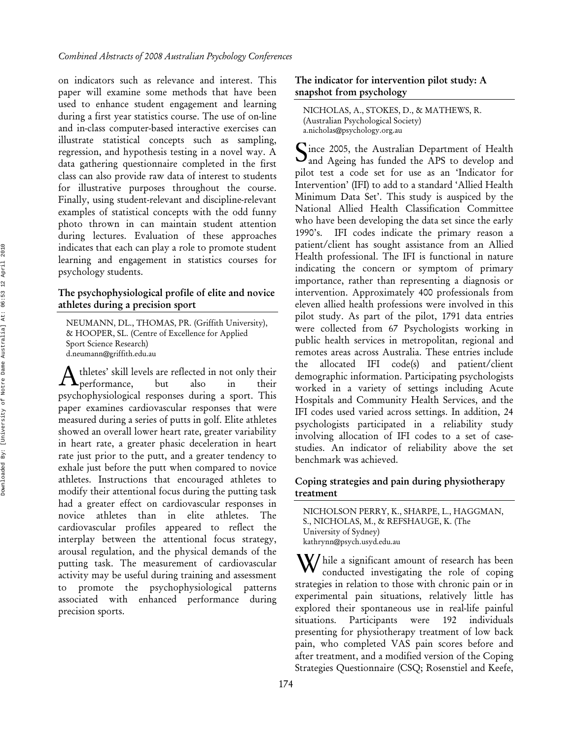on indicators such as relevance and interest. This paper will examine some methods that have been used to enhance student engagement and learning during a first year statistics course. The use of on-line and in-class computer-based interactive exercises can illustrate statistical concepts such as sampling, regression, and hypothesis testing in a novel way. A data gathering questionnaire completed in the first class can also provide raw data of interest to students for illustrative purposes throughout the course. Finally, using student-relevant and discipline-relevant examples of statistical concepts with the odd funny photo thrown in can maintain student attention during lectures. Evaluation of these approaches indicates that each can play a role to promote student learning and engagement in statistics courses for psychology students.

### The psychophysiological profile of elite and novice athletes during a precision sport

NEUMANN, DL., THOMAS, PR. (Griffith University), & HOOPER, SL. (Centre of Excellence for Applied Sport Science Research)
d.neumann@griffith.edu.au

Athletes' skill levels are reflected in not only their performance, but also in their psychophysiological responses during a sport. This paper examines cardiovascular responses that were measured during a series of putts in golf. Elite athletes showed an overall lower heart rate, greater variability in heart rate, a greater phasic deceleration in heart rate just prior to the putt, and a greater tendency to exhale just before the putt when compared to novice athletes. Instructions that encouraged athletes to modify their attentional focus during the putting task had a greater effect on cardiovascular responses in novice athletes than in elite athletes. The cardiovascular profiles appeared to reflect the interplay between the attentional focus strategy, arousal regulation, and the physical demands of the putting task. The measurement of cardiovascular activity may be useful during training and assessment to promote the psychophysiological patterns associated with enhanced performance during precision sports.

### The indicator for intervention pilot study: A snapshot from psychology

NICHOLAS, A., STOKES, D., & MATHEWS, R. (Australian Psychological Society)
a.nicholas@psychology.org.au

Since 2005, the Australian Department of Health and Ageing has funded the APS to develop and pilot test a code set for use as an 'Indicator for Intervention' (IFI) to add to a standard 'Allied Health Minimum Data Set'. This study is auspiced by the National Allied Health Classification Committee who have been developing the data set since the early 1990's. IFI codes indicate the primary reason a patient/client has sought assistance from an Allied Health professional. The IFI is functional in nature indicating the concern or symptom of primary importance, rather than representing a diagnosis or intervention. Approximately 400 professionals from eleven allied health professions were involved in this pilot study. As part of the pilot, 1791 data entries were collected from 67 Psychologists working in public health services in metropolitan, regional and remotes areas across Australia. These entries include the allocated IFI code(s) and patient/client demographic information. Participating psychologists worked in a variety of settings including Acute Hospitals and Community Health Services, and the IFI codes used varied across settings. In addition, 24 psychologists participated in a reliability study involving allocation of IFI codes to a set of case-studies. An indicator of reliability above the set benchmark was achieved.

### Coping strategies and pain during physiotherapy treatment

NICHOLSON PERRY, K., SHARPE, L., HAGGMAN, S., NICHOLAS, M., & REFSHAUGE, K. (The University of Sydney)
kathrynn@psych.usyd.edu.au

While a significant amount of research has been conducted investigating the role of coping strategies in relation to those with chronic pain or in experimental pain situations, relatively little has explored their spontaneous use in real-life painful situations. Participants were 192 individuals presenting for physiotherapy treatment of low back pain, who completed VAS pain scores before and after treatment, and a modified version of the Coping Strategies Questionnaire (CSQ; Rosenstiel and Keefe,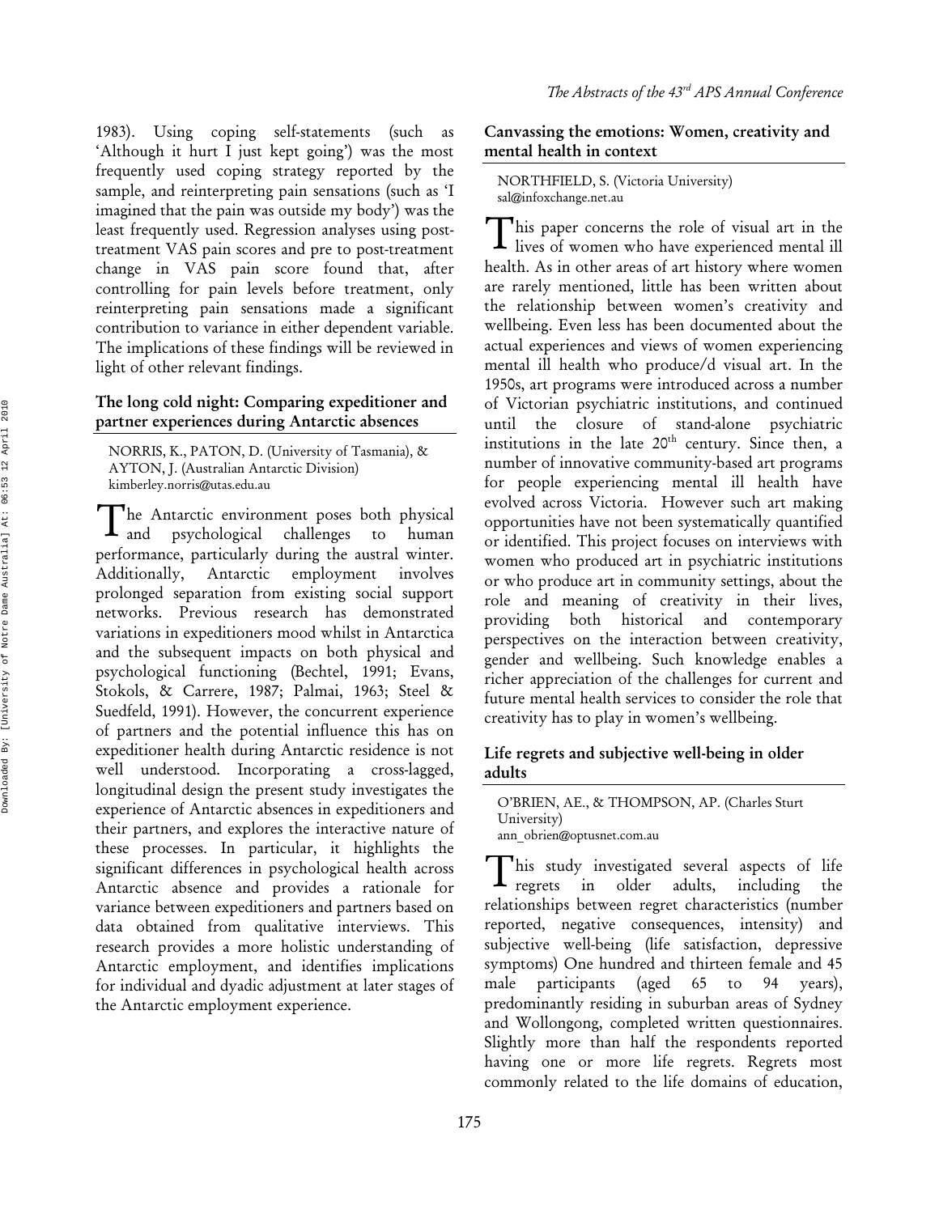1983). Using coping self-statements (such as 'Although it hurt I just kept going') was the most frequently used coping strategy reported by the sample, and reinterpreting pain sensations (such as 'I imagined that the pain was outside my body') was the least frequently used. Regression analyses using post-treatment VAS pain scores and pre to post-treatment change in VAS pain score found that, after controlling for pain levels before treatment, only reinterpreting pain sensations made a significant contribution to variance in either dependent variable. The implications of these findings will be reviewed in light of other relevant findings.

### The long cold night: Comparing expeditioner and partner experiences during Antarctic absences

NORRIS, K., PATON, D. (University of Tasmania), & AYTON, J. (Australian Antarctic Division)
kimberley.norris@utas.edu.au

The Antarctic environment poses both physical and psychological challenges to human performance, particularly during the austral winter. Additionally, Antarctic employment involves prolonged separation from existing social support networks. Previous research has demonstrated variations in expeditioners mood whilst in Antarctica and the subsequent impacts on both physical and psychological functioning (Bechtel, 1991; Evans, Stokols, & Carrere, 1987; Palmai, 1963; Steel & Suedfeld, 1991). However, the concurrent experience of partners and the potential influence this has on expeditioner health during Antarctic residence is not well understood. Incorporating a cross-lagged, longitudinal design the present study investigates the experience of Antarctic absences in expeditioners and their partners, and explores the interactive nature of these processes. In particular, it highlights the significant differences in psychological health across Antarctic absence and provides a rationale for variance between expeditioners and partners based on data obtained from qualitative interviews. This research provides a more holistic understanding of Antarctic employment, and identifies implications for individual and dyadic adjustment at later stages of the Antarctic employment experience.

### Canvassing the emotions: Women, creativity and mental health in context

NORTHFIELD, S. (Victoria University)
sal@infoxchange.net.au

This paper concerns the role of visual art in the lives of women who have experienced mental ill health. As in other areas of art history where women are rarely mentioned, little has been written about the relationship between women's creativity and wellbeing. Even less has been documented about the actual experiences and views of women experiencing mental ill health who produce/d visual art. In the 1950s, art programs were introduced across a number of Victorian psychiatric institutions, and continued until the closure of stand-alone psychiatric institutions in the late 20th century. Since then, a number of innovative community-based art programs for people experiencing mental ill health have evolved across Victoria. However such art making opportunities have not been systematically quantified or identified. This project focuses on interviews with women who produced art in psychiatric institutions or who produce art in community settings, about the role and meaning of creativity in their lives, providing both historical and contemporary perspectives on the interaction between creativity, gender and wellbeing. Such knowledge enables a richer appreciation of the challenges for current and future mental health services to consider the role that creativity has to play in women's wellbeing.

### Life regrets and subjective well-being in older adults

O'BRIEN, AE., & THOMPSON, AP. (Charles Sturt University)
ann_obrien@optusnet.com.au

This study investigated several aspects of life regrets in older adults, including the relationships between regret characteristics (number reported, negative consequences, intensity) and subjective well-being (life satisfaction, depressive symptoms) One hundred and thirteen female and 45 male participants (aged 65 to 94 years), predominantly residing in suburban areas of Sydney and Wollongong, completed written questionnaires. Slightly more than half the respondents reported having one or more life regrets. Regrets most commonly related to the life domains of education,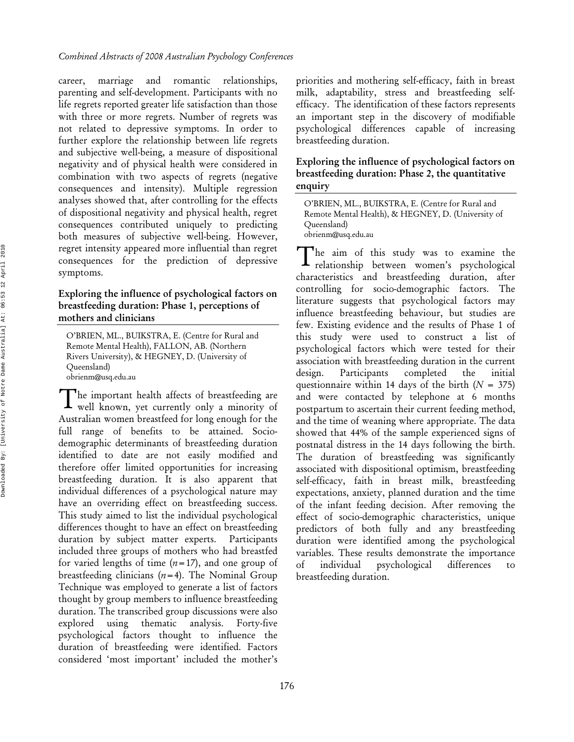career, marriage and romantic relationships, parenting and self-development. Participants with no life regrets reported greater life satisfaction than those with three or more regrets. Number of regrets was not related to depressive symptoms. In order to further explore the relationship between life regrets and subjective well-being, a measure of dispositional negativity and of physical health were considered in combination with two aspects of regrets (negative consequences and intensity). Multiple regression analyses showed that, after controlling for the effects of dispositional negativity and physical health, regret consequences contributed uniquely to predicting both measures of subjective well-being. However, regret intensity appeared more influential than regret consequences for the prediction of depressive symptoms.

### Exploring the influence of psychological factors on breastfeeding duration: Phase 1, perceptions of mothers and clinicians

O'BRIEN, ML., BUIKSTRA, E. (Centre for Rural and Remote Mental Health), FALLON, AB. (Northern Rivers University), & HEGNEY, D. (University of Queensland)
obrienm@usq.edu.au

The important health affects of breastfeeding are well known, yet currently only a minority of Australian women breastfeed for long enough for the full range of benefits to be attained. Socio-demographic determinants of breastfeeding duration identified to date are not easily modified and therefore offer limited opportunities for increasing breastfeeding duration. It is also apparent that individual differences of a psychological nature may have an overriding effect on breastfeeding success. This study aimed to list the individual psychological differences thought to have an effect on breastfeeding duration by subject matter experts. Participants included three groups of mothers who had breastfed for varied lengths of time ($n = 17$), and one group of breastfeeding clinicians ($n = 4$). The Nominal Group Technique was employed to generate a list of factors thought by group members to influence breastfeeding duration. The transcribed group discussions were also explored using thematic analysis. Forty-five psychological factors thought to influence the duration of breastfeeding were identified. Factors considered 'most important' included the mother's priorities and mothering self-efficacy, faith in breast milk, adaptability, stress and breastfeeding self-efficacy. The identification of these factors represents an important step in the discovery of modifiable psychological differences capable of increasing breastfeeding duration.

### Exploring the influence of psychological factors on breastfeeding duration: Phase 2, the quantitative enquiry

O'BRIEN, ML., BUIKSTRA, E. (Centre for Rural and Remote Mental Health), & HEGNEY, D. (University of Queensland)
obrienm@usq.edu.au

The aim of this study was to examine the relationship between women's psychological characteristics and breastfeeding duration, after controlling for socio-demographic factors. The literature suggests that psychological factors may influence breastfeeding behaviour, but studies are few. Existing evidence and the results of Phase 1 of this study were used to construct a list of psychological factors which were tested for their association with breastfeeding duration in the current design. Participants completed the initial questionnaire within 14 days of the birth ($N = 375$) and were contacted by telephone at 6 months postpartum to ascertain their current feeding method, and the time of weaning where appropriate. The data showed that 44% of the sample experienced signs of postnatal distress in the 14 days following the birth. The duration of breastfeeding was significantly associated with dispositional optimism, breastfeeding self-efficacy, faith in breast milk, breastfeeding expectations, anxiety, planned duration and the time of the infant feeding decision. After removing the effect of socio-demographic characteristics, unique predictors of both fully and any breastfeeding duration were identified among the psychological variables. These results demonstrate the importance of individual psychological differences to breastfeeding duration.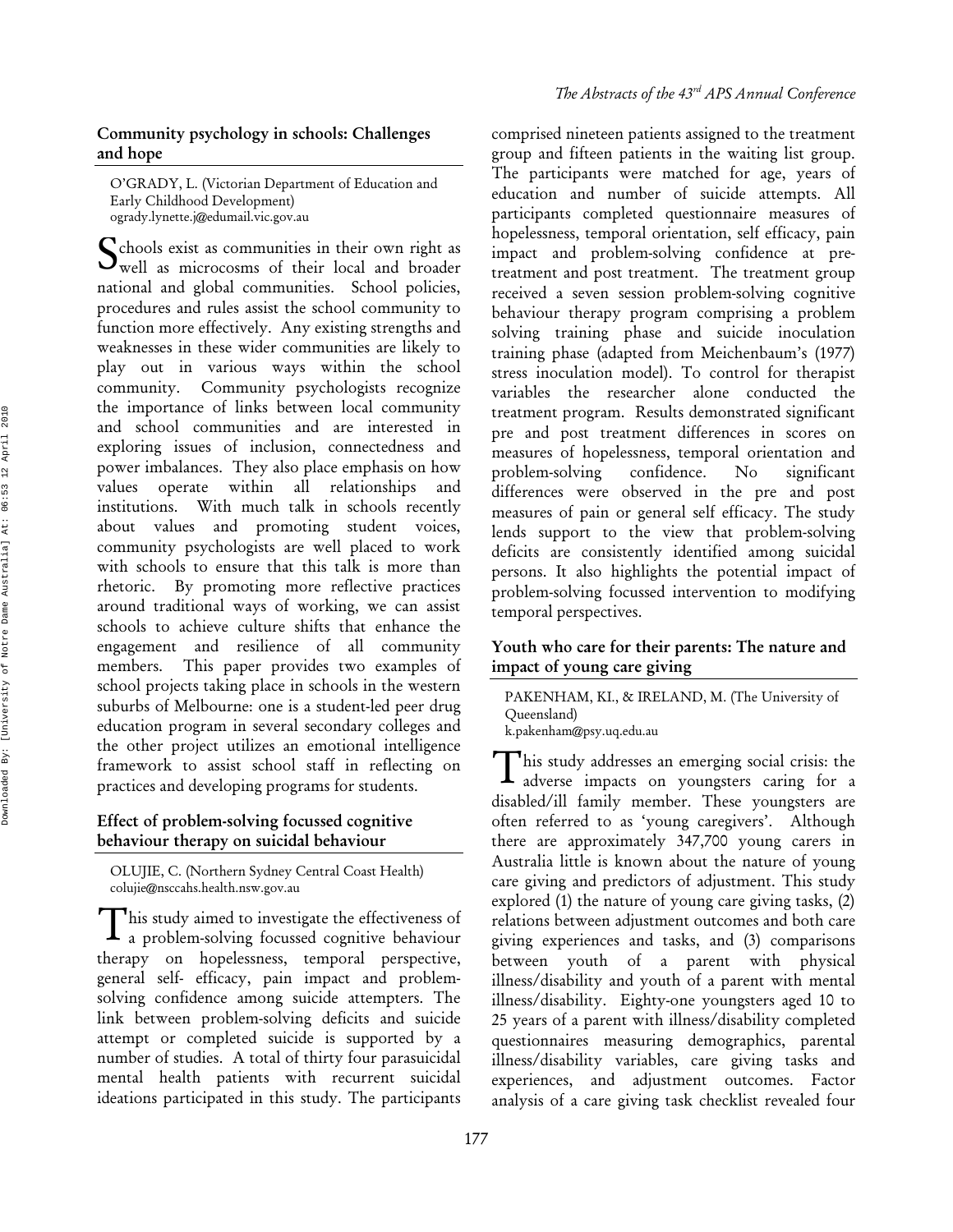## Community psychology in schools: Challenges and hope

O'GRADY, L. (Victorian Department of Education and Early Childhood Development)
ogrady.lynette.j@edumail.vic.gov.au

Schools exist as communities in their own right as well as microcosms of their local and broader national and global communities. School policies, procedures and rules assist the school community to function more effectively. Any existing strengths and weaknesses in these wider communities are likely to play out in various ways within the school community. Community psychologists recognize the importance of links between local community and school communities and are interested in exploring issues of inclusion, connectedness and power imbalances. They also place emphasis on how values operate within all relationships and institutions. With much talk in schools recently about values and promoting student voices, community psychologists are well placed to work with schools to ensure that this talk is more than rhetoric. By promoting more reflective practices around traditional ways of working, we can assist schools to achieve culture shifts that enhance the engagement and resilience of all community members. This paper provides two examples of school projects taking place in schools in the western suburbs of Melbourne: one is a student-led peer drug education program in several secondary colleges and the other project utilizes an emotional intelligence framework to assist school staff in reflecting on practices and developing programs for students.

## Effect of problem-solving focussed cognitive behaviour therapy on suicidal behaviour

OLUJIE, C. (Northern Sydney Central Coast Health)
colujie@nsccahs.health.nsw.gov.au

This study aimed to investigate the effectiveness of a problem-solving focussed cognitive behaviour therapy on hopelessness, temporal perspective, general self- efficacy, pain impact and problem-solving confidence among suicide attempters. The link between problem-solving deficits and suicide attempt or completed suicide is supported by a number of studies. A total of thirty four parasuicidal mental health patients with recurrent suicidal ideations participated in this study. The participants comprised nineteen patients assigned to the treatment group and fifteen patients in the waiting list group. The participants were matched for age, years of education and number of suicide attempts. All participants completed questionnaire measures of hopelessness, temporal orientation, self efficacy, pain impact and problem-solving confidence at pre-treatment and post treatment. The treatment group received a seven session problem-solving cognitive behaviour therapy program comprising a problem solving training phase and suicide inoculation training phase (adapted from Meichenbaum's (1977) stress inoculation model). To control for therapist variables the researcher alone conducted the treatment program. Results demonstrated significant pre and post treatment differences in scores on measures of hopelessness, temporal orientation and problem-solving confidence. No significant differences were observed in the pre and post measures of pain or general self efficacy. The study lends support to the view that problem-solving deficits are consistently identified among suicidal persons. It also highlights the potential impact of problem-solving focussed intervention to modifying temporal perspectives.

## Youth who care for their parents: The nature and impact of young care giving

PAKENHAM, KI., & IRELAND, M. (The University of Queensland)
k.pakenham@psy.uq.edu.au

This study addresses an emerging social crisis: the adverse impacts on youngsters caring for a disabled/ill family member. These youngsters are often referred to as 'young caregivers'. Although there are approximately 347,700 young carers in Australia little is known about the nature of young care giving and predictors of adjustment. This study explored (1) the nature of young care giving tasks, (2) relations between adjustment outcomes and both care giving experiences and tasks, and (3) comparisons between youth of a parent with physical illness/disability and youth of a parent with mental illness/disability. Eighty-one youngsters aged 10 to 25 years of a parent with illness/disability completed questionnaires measuring demographics, parental illness/disability variables, care giving tasks and experiences, and adjustment outcomes. Factor analysis of a care giving task checklist revealed four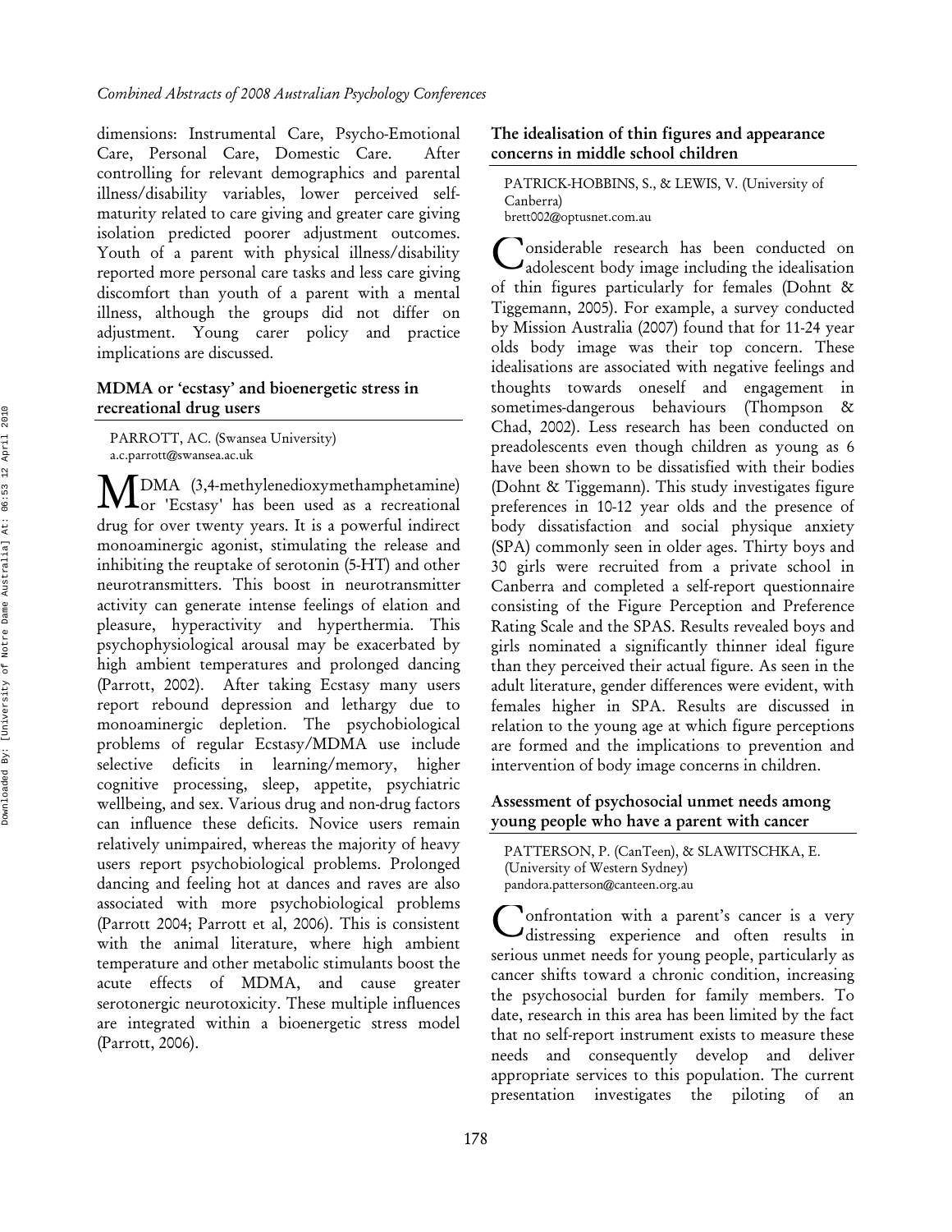dimensions: Instrumental Care, Psycho-Emotional Care, Personal Care, Domestic Care. After controlling for relevant demographics and parental illness/disability variables, lower perceived self-maturity related to care giving and greater care giving isolation predicted poorer adjustment outcomes. Youth of a parent with physical illness/disability reported more personal care tasks and less care giving discomfort than youth of a parent with a mental illness, although the groups did not differ on adjustment. Young carer policy and practice implications are discussed.

### MDMA or 'ecstasy' and bioenergetic stress in recreational drug users

PARROTT, AC. (Swansea University)
a.c.parrott@swansea.ac.uk

MDMA (3,4-methylenedioxymethamphetamine) or 'Ecstasy' has been used as a recreational drug for over twenty years. It is a powerful indirect monoaminergic agonist, stimulating the release and inhibiting the reuptake of serotonin (5-HT) and other neurotransmitters. This boost in neurotransmitter activity can generate intense feelings of elation and pleasure, hyperactivity and hyperthermia. This psychophysiological arousal may be exacerbated by high ambient temperatures and prolonged dancing (Parrott, 2002). After taking Ecstasy many users report rebound depression and lethargy due to monoaminergic depletion. The psychobiological problems of regular Ecstasy/MDMA use include selective deficits in learning/memory, higher cognitive processing, sleep, appetite, psychiatric wellbeing, and sex. Various drug and non-drug factors can influence these deficits. Novice users remain relatively unimpaired, whereas the majority of heavy users report psychobiological problems. Prolonged dancing and feeling hot at dances and raves are also associated with more psychobiological problems (Parrott 2004; Parrott et al, 2006). This is consistent with the animal literature, where high ambient temperature and other metabolic stimulants boost the acute effects of MDMA, and cause greater serotonergic neurotoxicity. These multiple influences are integrated within a bioenergetic stress model (Parrott, 2006).

### The idealisation of thin figures and appearance concerns in middle school children

PATRICK-HOBBINS, S., & LEWIS, V. (University of Canberra)
brett002@optusnet.com.au

Considerable research has been conducted on adolescent body image including the idealisation of thin figures particularly for females (Dohnt & Tiggemann, 2005). For example, a survey conducted by Mission Australia (2007) found that for 11-24 year olds body image was their top concern. These idealisations are associated with negative feelings and thoughts towards oneself and engagement in sometimes-dangerous behaviours (Thompson & Chad, 2002). Less research has been conducted on preadolescents even though children as young as 6 have been shown to be dissatisfied with their bodies (Dohnt & Tiggemann). This study investigates figure preferences in 10-12 year olds and the presence of body dissatisfaction and social physique anxiety (SPA) commonly seen in older ages. Thirty boys and 30 girls were recruited from a private school in Canberra and completed a self-report questionnaire consisting of the Figure Perception and Preference Rating Scale and the SPAS. Results revealed boys and girls nominated a significantly thinner ideal figure than they perceived their actual figure. As seen in the adult literature, gender differences were evident, with females higher in SPA. Results are discussed in relation to the young age at which figure perceptions are formed and the implications to prevention and intervention of body image concerns in children.

### Assessment of psychosocial unmet needs among young people who have a parent with cancer

PATTERSON, P. (CanTeen), & SLAWITSCHKA, E. (University of Western Sydney)
pandora.patterson@canteen.org.au

Confrontation with a parent's cancer is a very distressing experience and often results in serious unmet needs for young people, particularly as cancer shifts toward a chronic condition, increasing the psychosocial burden for family members. To date, research in this area has been limited by the fact that no self-report instrument exists to measure these needs and consequently develop and deliver appropriate services to this population. The current presentation investigates the piloting of an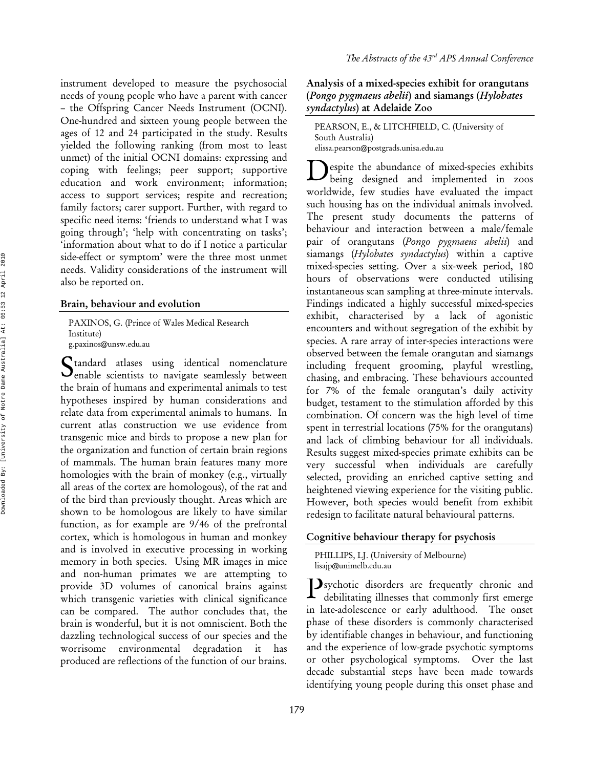instrument developed to measure the psychosocial needs of young people who have a parent with cancer – the Offspring Cancer Needs Instrument (OCNI). One-hundred and sixteen young people between the ages of 12 and 24 participated in the study. Results yielded the following ranking (from most to least unmet) of the initial OCNI domains: expressing and coping with feelings; peer support; supportive education and work environment; information; access to support services; respite and recreation; family factors; carer support. Further, with regard to specific need items: 'friends to understand what I was going through'; 'help with concentrating on tasks'; 'information about what to do if I notice a particular side-effect or symptom' were the three most unmet needs. Validity considerations of the instrument will also be reported on.

## Brain, behaviour and evolution

PAXINOS, G. (Prince of Wales Medical Research Institute)
g.paxinos@unsw.edu.au

Standard atlases using identical nomenclature enable scientists to navigate seamlessly between the brain of humans and experimental animals to test hypotheses inspired by human considerations and relate data from experimental animals to humans. In current atlas construction we use evidence from transgenic mice and birds to propose a new plan for the organization and function of certain brain regions of mammals. The human brain features many more homologies with the brain of monkey (e.g., virtually all areas of the cortex are homologous), of the rat and of the bird than previously thought. Areas which are shown to be homologous are likely to have similar function, as for example are 9/46 of the prefrontal cortex, which is homologous in human and monkey and is involved in executive processing in working memory in both species. Using MR images in mice and non-human primates we are attempting to provide 3D volumes of canonical brains against which transgenic varieties with clinical significance can be compared. The author concludes that, the brain is wonderful, but it is not omniscient. Both the dazzling technological success of our species and the worrisome environmental degradation it has produced are reflections of the function of our brains.

## Analysis of a mixed-species exhibit for orangutans (*Pongo pygmaeus abelii*) and siamangs (*Hylobates syndactylus*) at Adelaide Zoo

PEARSON, E., & LITCHFIELD, C. (University of South Australia)
elissa.pearson@postgrads.unisa.edu.au

Despite the abundance of mixed-species exhibits being designed and implemented in zoos worldwide, few studies have evaluated the impact such housing has on the individual animals involved. The present study documents the patterns of behaviour and interaction between a male/female pair of orangutans (*Pongo pygmaeus abelii*) and siamangs (*Hylobates syndactylus*) within a captive mixed-species setting. Over a six-week period, 180 hours of observations were conducted utilising instantaneous scan sampling at three-minute intervals. Findings indicated a highly successful mixed-species exhibit, characterised by a lack of agonistic encounters and without segregation of the exhibit by species. A rare array of inter-species interactions were observed between the female orangutan and siamangs including frequent grooming, playful wrestling, chasing, and embracing. These behaviours accounted for 7% of the female orangutan's daily activity budget, testament to the stimulation afforded by this combination. Of concern was the high level of time spent in terrestrial locations (75% for the orangutans) and lack of climbing behaviour for all individuals. Results suggest mixed-species primate exhibits can be very successful when individuals are carefully selected, providing an enriched captive setting and heightened viewing experience for the visiting public. However, both species would benefit from exhibit redesign to facilitate natural behavioural patterns.

## Cognitive behaviour therapy for psychosis

PHILLIPS, LJ. (University of Melbourne)
lisajp@unimelb.edu.au

Psychotic disorders are frequently chronic and debilitating illnesses that commonly first emerge in late-adolescence or early adulthood. The onset phase of these disorders is commonly characterised by identifiable changes in behaviour, and functioning and the experience of low-grade psychotic symptoms or other psychological symptoms. Over the last decade substantial steps have been made towards identifying young people during this onset phase and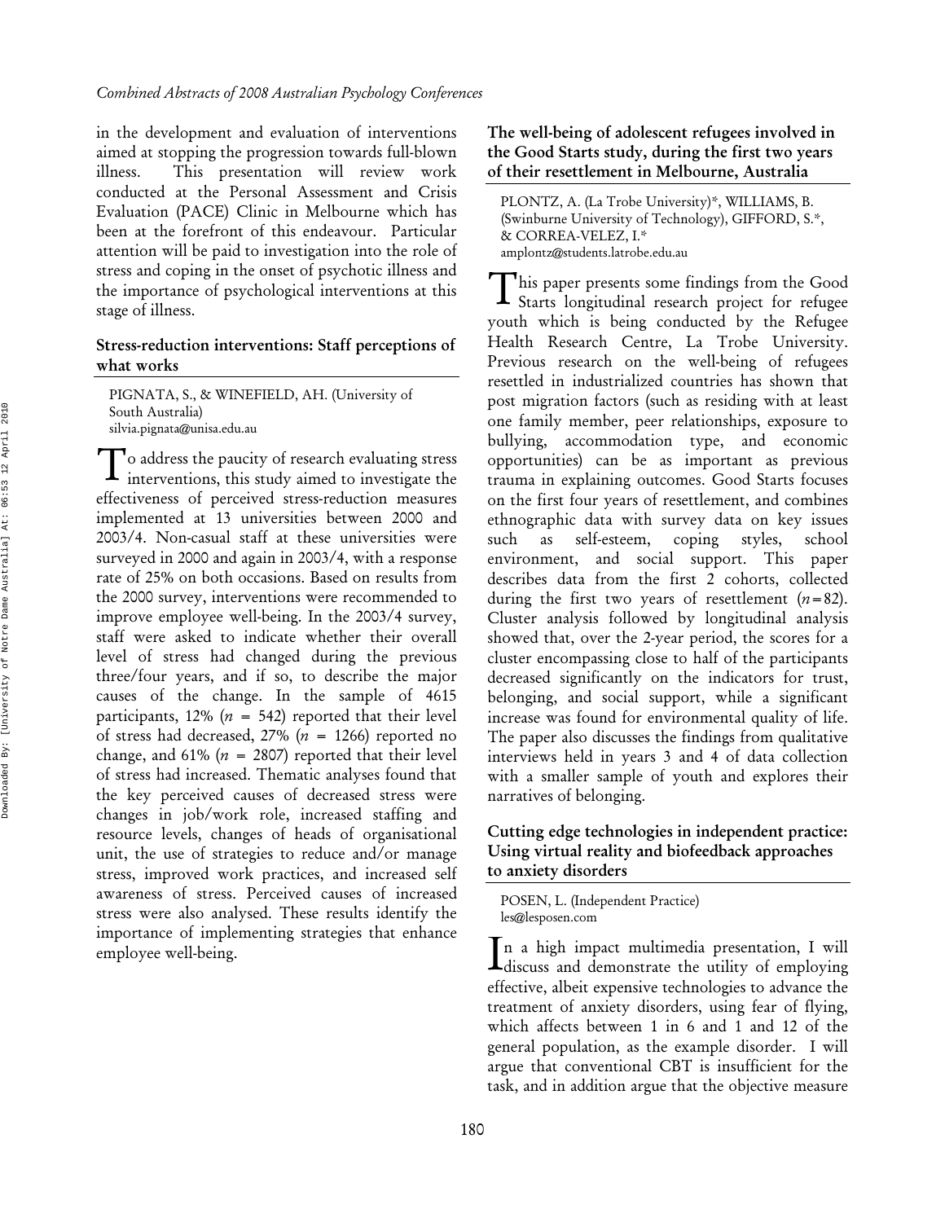in the development and evaluation of interventions aimed at stopping the progression towards full-blown illness. This presentation will review work conducted at the Personal Assessment and Crisis Evaluation (PACE) Clinic in Melbourne which has been at the forefront of this endeavour. Particular attention will be paid to investigation into the role of stress and coping in the onset of psychotic illness and the importance of psychological interventions at this stage of illness.

### Stress-reduction interventions: Staff perceptions of what works

PIGNATA, S., & WINEFIELD, AH. (University of South Australia)
silvia.pignata@unisa.edu.au

To address the paucity of research evaluating stress interventions, this study aimed to investigate the effectiveness of perceived stress-reduction measures implemented at 13 universities between 2000 and 2003/4. Non-casual staff at these universities were surveyed in 2000 and again in 2003/4, with a response rate of 25% on both occasions. Based on results from the 2000 survey, interventions were recommended to improve employee well-being. In the 2003/4 survey, staff were asked to indicate whether their overall level of stress had changed during the previous three/four years, and if so, to describe the major causes of the change. In the sample of 4615 participants, 12% ($n$ = 542) reported that their level of stress had decreased, 27% ($n$ = 1266) reported no change, and 61% ($n$ = 2807) reported that their level of stress had increased. Thematic analyses found that the key perceived causes of decreased stress were changes in job/work role, increased staffing and resource levels, changes of heads of organisational unit, the use of strategies to reduce and/or manage stress, improved work practices, and increased self awareness of stress. Perceived causes of increased stress were also analysed. These results identify the importance of implementing strategies that enhance employee well-being.

### The well-being of adolescent refugees involved in the Good Starts study, during the first two years of their resettlement in Melbourne, Australia

PLONTZ, A. (La Trobe University)*, WILLIAMS, B. (Swinburne University of Technology), GIFFORD, S.*, & CORREA-VELEZ, I.*
amplontz@students.latrobe.edu.au

This paper presents some findings from the Good Starts longitudinal research project for refugee youth which is being conducted by the Refugee Health Research Centre, La Trobe University. Previous research on the well-being of refugees resettled in industrialized countries has shown that post migration factors (such as residing with at least one family member, peer relationships, exposure to bullying, accommodation type, and economic opportunities) can be as important as previous trauma in explaining outcomes. Good Starts focuses on the first four years of resettlement, and combines ethnographic data with survey data on key issues such as self-esteem, coping styles, school environment, and social support. This paper describes data from the first 2 cohorts, collected during the first two years of resettlement ($n$=82). Cluster analysis followed by longitudinal analysis showed that, over the 2-year period, the scores for a cluster encompassing close to half of the participants decreased significantly on the indicators for trust, belonging, and social support, while a significant increase was found for environmental quality of life. The paper also discusses the findings from qualitative interviews held in years 3 and 4 of data collection with a smaller sample of youth and explores their narratives of belonging.

### Cutting edge technologies in independent practice: Using virtual reality and biofeedback approaches to anxiety disorders

POSEN, L. (Independent Practice)
les@lesposen.com

In a high impact multimedia presentation, I will discuss and demonstrate the utility of employing effective, albeit expensive technologies to advance the treatment of anxiety disorders, using fear of flying, which affects between 1 in 6 and 1 and 12 of the general population, as the example disorder. I will argue that conventional CBT is insufficient for the task, and in addition argue that the objective measure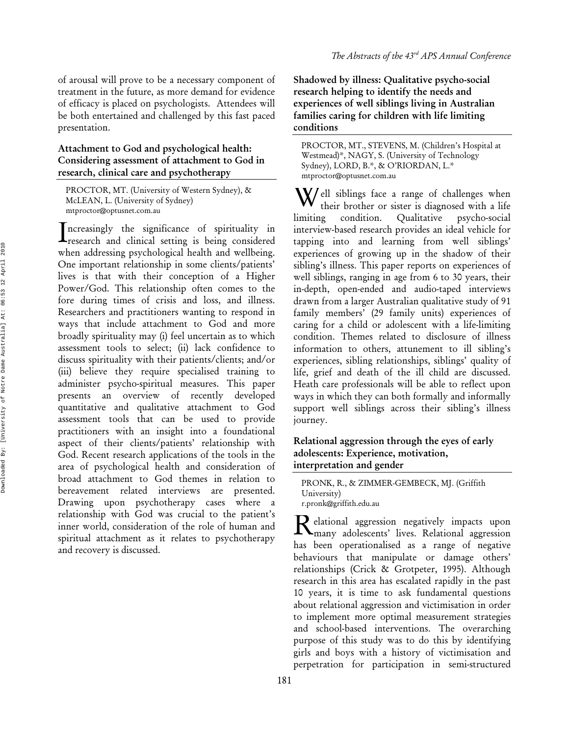of arousal will prove to be a necessary component of treatment in the future, as more demand for evidence of efficacy is placed on psychologists. Attendees will be both entertained and challenged by this fast paced presentation.

### Attachment to God and psychological health: Considering assessment of attachment to God in research, clinical care and psychotherapy

PROCTOR, MT. (University of Western Sydney), & McLEAN, L. (University of Sydney)
mtproctor@optusnet.com.au

Increasingly the significance of spirituality in research and clinical setting is being considered when addressing psychological health and wellbeing. One important relationship in some clients/patients' lives is that with their conception of a Higher Power/God. This relationship often comes to the fore during times of crisis and loss, and illness. Researchers and practitioners wanting to respond in ways that include attachment to God and more broadly spirituality may (i) feel uncertain as to which assessment tools to select; (ii) lack confidence to discuss spirituality with their patients/clients; and/or (iii) believe they require specialised training to administer psycho-spiritual measures. This paper presents an overview of recently developed quantitative and qualitative attachment to God assessment tools that can be used to provide practitioners with an insight into a foundational aspect of their clients/patients' relationship with God. Recent research applications of the tools in the area of psychological health and consideration of broad attachment to God themes in relation to bereavement related interviews are presented. Drawing upon psychotherapy cases where a relationship with God was crucial to the patient's inner world, consideration of the role of human and spiritual attachment as it relates to psychotherapy and recovery is discussed.

### Shadowed by illness: Qualitative psycho-social research helping to identify the needs and experiences of well siblings living in Australian families caring for children with life limiting conditions

PROCTOR, MT., STEVENS, M. (Children's Hospital at Westmead)*, NAGY, S. (University of Technology Sydney), LORD, B.*, & O'RIORDAN, L.*
mtproctor@optusnet.com.au

Well siblings face a range of challenges when their brother or sister is diagnosed with a life limiting condition. Qualitative psycho-social interview-based research provides an ideal vehicle for tapping into and learning from well siblings' experiences of growing up in the shadow of their sibling's illness. This paper reports on experiences of well siblings, ranging in age from 6 to 30 years, their in-depth, open-ended and audio-taped interviews drawn from a larger Australian qualitative study of 91 family members' (29 family units) experiences of caring for a child or adolescent with a life-limiting condition. Themes related to disclosure of illness information to others, attunement to ill sibling's experiences, sibling relationships, siblings' quality of life, grief and death of the ill child are discussed. Heath care professionals will be able to reflect upon ways in which they can both formally and informally support well siblings across their sibling's illness journey.

### Relational aggression through the eyes of early adolescents: Experience, motivation, interpretation and gender

PRONK, R., & ZIMMER-GEMBECK, MJ. (Griffith University)
r.pronk@griffith.edu.au

Relational aggression negatively impacts upon many adolescents' lives. Relational aggression has been operationalised as a range of negative behaviours that manipulate or damage others' relationships (Crick & Grotpeter, 1995). Although research in this area has escalated rapidly in the past 10 years, it is time to ask fundamental questions about relational aggression and victimisation in order to implement more optimal measurement strategies and school-based interventions. The overarching purpose of this study was to do this by identifying girls and boys with a history of victimisation and perpetration for participation in semi-structured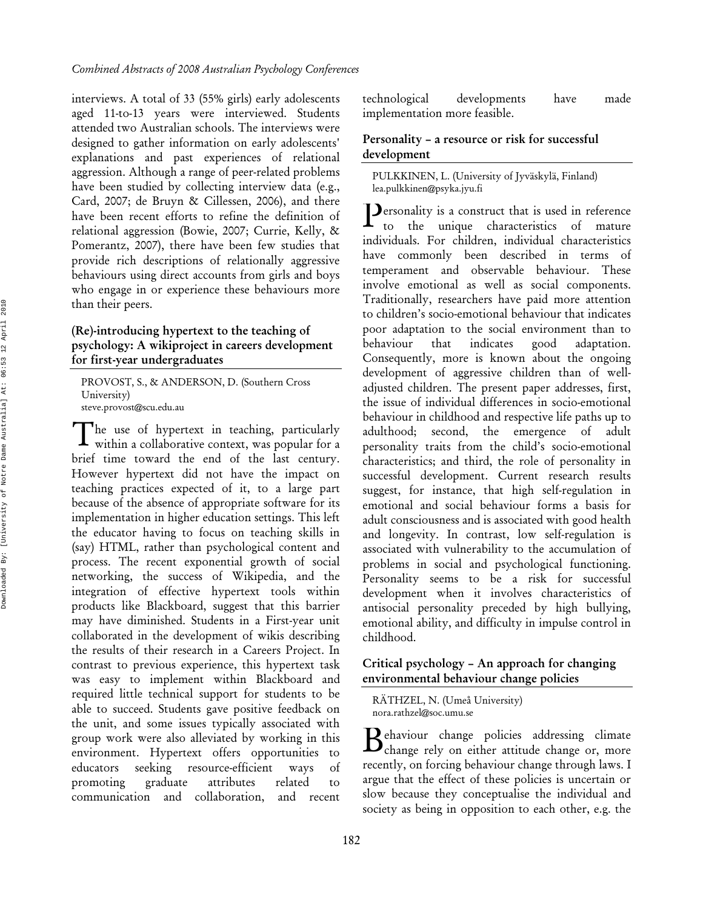interviews. A total of 33 (55% girls) early adolescents aged 11-to-13 years were interviewed. Students attended two Australian schools. The interviews were designed to gather information on early adolescents' explanations and past experiences of relational aggression. Although a range of peer-related problems have been studied by collecting interview data (e.g., Card, 2007; de Bruyn & Cillessen, 2006), and there have been recent efforts to refine the definition of relational aggression (Bowie, 2007; Currie, Kelly, & Pomerantz, 2007), there have been few studies that provide rich descriptions of relationally aggressive behaviours using direct accounts from girls and boys who engage in or experience these behaviours more than their peers.

### (Re)-introducing hypertext to the teaching of psychology: A wikiproject in careers development for first-year undergraduates

PROVOST, S., & ANDERSON, D. (Southern Cross University)
steve.provost@scu.edu.au

The use of hypertext in teaching, particularly within a collaborative context, was popular for a brief time toward the end of the last century. However hypertext did not have the impact on teaching practices expected of it, to a large part because of the absence of appropriate software for its implementation in higher education settings. This left the educator having to focus on teaching skills in (say) HTML, rather than psychological content and process. The recent exponential growth of social networking, the success of Wikipedia, and the integration of effective hypertext tools within products like Blackboard, suggest that this barrier may have diminished. Students in a First-year unit collaborated in the development of wikis describing the results of their research in a Careers Project. In contrast to previous experience, this hypertext task was easy to implement within Blackboard and required little technical support for students to be able to succeed. Students gave positive feedback on the unit, and some issues typically associated with group work were also alleviated by working in this environment. Hypertext offers opportunities to educators seeking resource-efficient ways of promoting graduate attributes related to communication and collaboration, and recent technological developments have made implementation more feasible.

### Personality – a resource or risk for successful development

PULKKINEN, L. (University of Jyväskylä, Finland)
lea.pulkkinen@psyka.jyu.fi

Personality is a construct that is used in reference to the unique characteristics of mature individuals. For children, individual characteristics have commonly been described in terms of temperament and observable behaviour. These involve emotional as well as social components. Traditionally, researchers have paid more attention to children's socio-emotional behaviour that indicates poor adaptation to the social environment than to behaviour that indicates good adaptation. Consequently, more is known about the ongoing development of aggressive children than of well-adjusted children. The present paper addresses, first, the issue of individual differences in socio-emotional behaviour in childhood and respective life paths up to adulthood; second, the emergence of adult personality traits from the child's socio-emotional characteristics; and third, the role of personality in successful development. Current research results suggest, for instance, that high self-regulation in emotional and social behaviour forms a basis for adult consciousness and is associated with good health and longevity. In contrast, low self-regulation is associated with vulnerability to the accumulation of problems in social and psychological functioning. Personality seems to be a risk for successful development when it involves characteristics of antisocial personality preceded by high bullying, emotional ability, and difficulty in impulse control in childhood.

### Critical psychology – An approach for changing environmental behaviour change policies

RÄTHZEL, N. (Umeå University)
nora.rathzel@soc.umu.se

Behaviour change policies addressing climate change rely on either attitude change or, more recently, on forcing behaviour change through laws. I argue that the effect of these policies is uncertain or slow because they conceptualise the individual and society as being in opposition to each other, e.g. the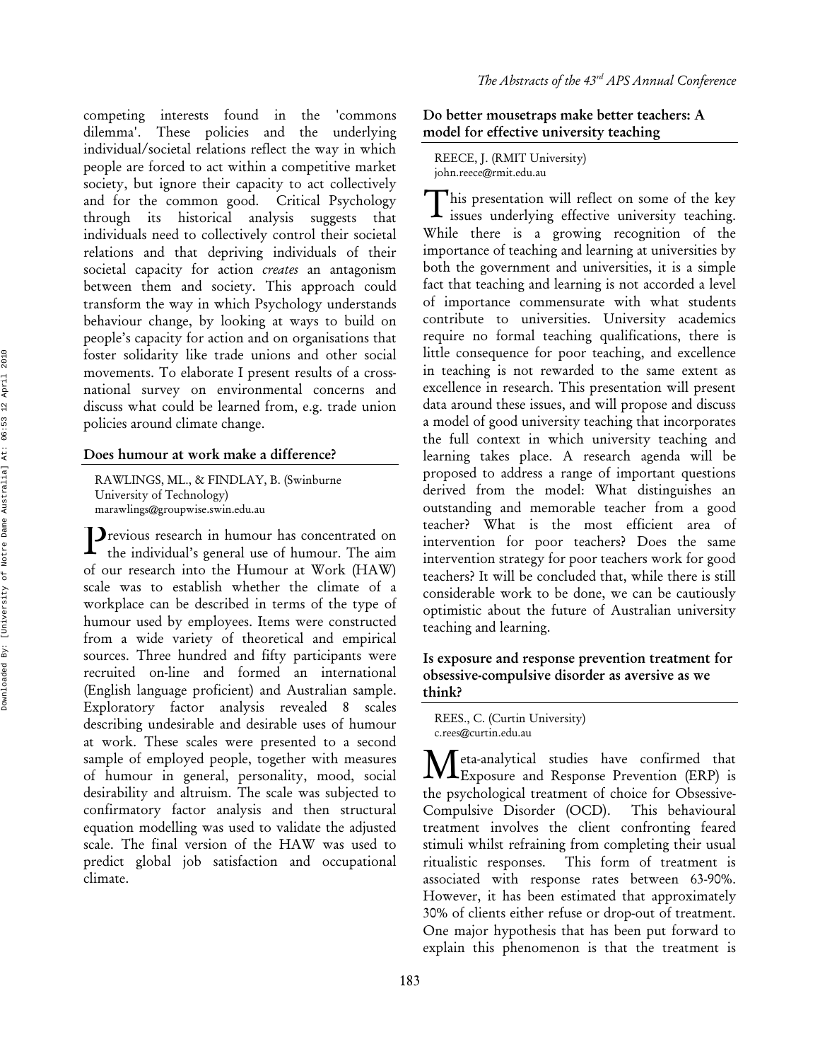competing interests found in the 'commons dilemma'. These policies and the underlying individual/societal relations reflect the way in which people are forced to act within a competitive market society, but ignore their capacity to act collectively and for the common good. Critical Psychology through its historical analysis suggests that individuals need to collectively control their societal relations and that depriving individuals of their societal capacity for action *creates* an antagonism between them and society. This approach could transform the way in which Psychology understands behaviour change, by looking at ways to build on people's capacity for action and on organisations that foster solidarity like trade unions and other social movements. To elaborate I present results of a cross-national survey on environmental concerns and discuss what could be learned from, e.g. trade union policies around climate change.

### Does humour at work make a difference?

RAWLINGS, ML., & FINDLAY, B. (Swinburne University of Technology)
marawlings@groupwise.swin.edu.au

Previous research in humour has concentrated on the individual's general use of humour. The aim of our research into the Humour at Work (HAW) scale was to establish whether the climate of a workplace can be described in terms of the type of humour used by employees. Items were constructed from a wide variety of theoretical and empirical sources. Three hundred and fifty participants were recruited on-line and formed an international (English language proficient) and Australian sample. Exploratory factor analysis revealed 8 scales describing undesirable and desirable uses of humour at work. These scales were presented to a second sample of employed people, together with measures of humour in general, personality, mood, social desirability and altruism. The scale was subjected to confirmatory factor analysis and then structural equation modelling was used to validate the adjusted scale. The final version of the HAW was used to predict global job satisfaction and occupational climate.

### Do better mousetraps make better teachers: A model for effective university teaching

REECE, J. (RMIT University)
john.reece@rmit.edu.au

This presentation will reflect on some of the key issues underlying effective university teaching. While there is a growing recognition of the importance of teaching and learning at universities by both the government and universities, it is a simple fact that teaching and learning is not accorded a level of importance commensurate with what students contribute to universities. University academics require no formal teaching qualifications, there is little consequence for poor teaching, and excellence in teaching is not rewarded to the same extent as excellence in research. This presentation will present data around these issues, and will propose and discuss a model of good university teaching that incorporates the full context in which university teaching and learning takes place. A research agenda will be proposed to address a range of important questions derived from the model: What distinguishes an outstanding and memorable teacher from a good teacher? What is the most efficient area of intervention for poor teachers? Does the same intervention strategy for poor teachers work for good teachers? It will be concluded that, while there is still considerable work to be done, we can be cautiously optimistic about the future of Australian university teaching and learning.

### Is exposure and response prevention treatment for obsessive-compulsive disorder as aversive as we think?

REES., C. (Curtin University)
c.rees@curtin.edu.au

Meta-analytical studies have confirmed that Exposure and Response Prevention (ERP) is the psychological treatment of choice for Obsessive-Compulsive Disorder (OCD). This behavioural treatment involves the client confronting feared stimuli whilst refraining from completing their usual ritualistic responses. This form of treatment is associated with response rates between 63-90%. However, it has been estimated that approximately 30% of clients either refuse or drop-out of treatment. One major hypothesis that has been put forward to explain this phenomenon is that the treatment is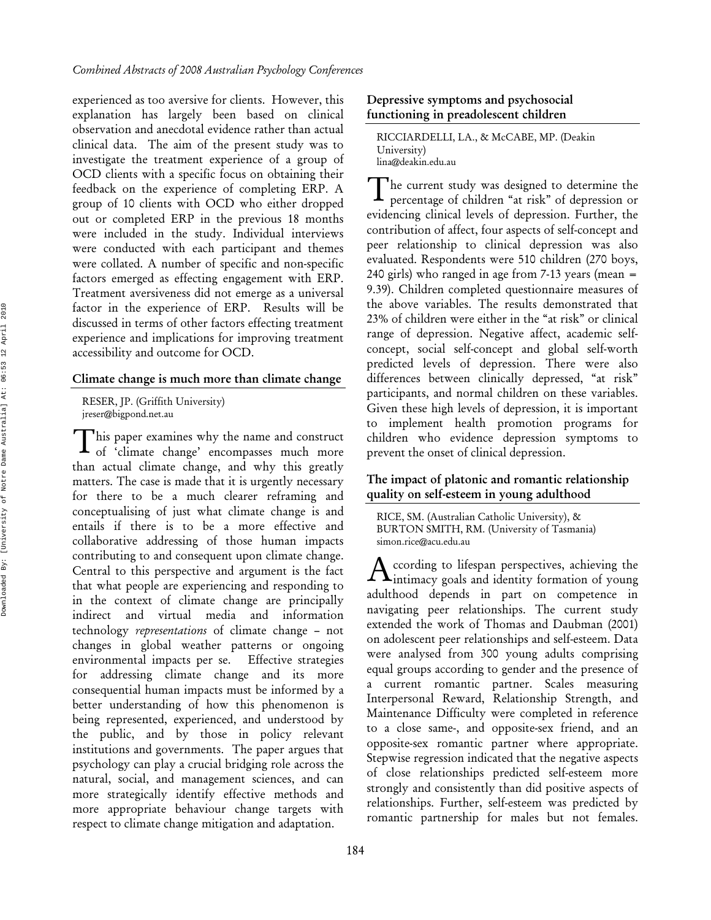experienced as too aversive for clients. However, this explanation has largely been based on clinical observation and anecdotal evidence rather than actual clinical data. The aim of the present study was to investigate the treatment experience of a group of OCD clients with a specific focus on obtaining their feedback on the experience of completing ERP. A group of 10 clients with OCD who either dropped out or completed ERP in the previous 18 months were included in the study. Individual interviews were conducted with each participant and themes were collated. A number of specific and non-specific factors emerged as effecting engagement with ERP. Treatment aversiveness did not emerge as a universal factor in the experience of ERP. Results will be discussed in terms of other factors effecting treatment experience and implications for improving treatment accessibility and outcome for OCD.

## Climate change is much more than climate change

RESER, JP. (Griffith University)
jreser@bigpond.net.au

This paper examines why the name and construct of 'climate change' encompasses much more than actual climate change, and why this greatly matters. The case is made that it is urgently necessary for there to be a much clearer reframing and conceptualising of just what climate change is and entails if there is to be a more effective and collaborative addressing of those human impacts contributing to and consequent upon climate change. Central to this perspective and argument is the fact that what people are experiencing and responding to in the context of climate change are principally indirect and virtual media and information technology *representations* of climate change – not changes in global weather patterns or ongoing environmental impacts per se. Effective strategies for addressing climate change and its more consequential human impacts must be informed by a better understanding of how this phenomenon is being represented, experienced, and understood by the public, and by those in policy relevant institutions and governments. The paper argues that psychology can play a crucial bridging role across the natural, social, and management sciences, and can more strategically identify effective methods and more appropriate behaviour change targets with respect to climate change mitigation and adaptation.

## Depressive symptoms and psychosocial functioning in preadolescent children

RICCIARDELLI, LA., & McCABE, MP. (Deakin University)
lina@deakin.edu.au

The current study was designed to determine the percentage of children "at risk" of depression or evidencing clinical levels of depression. Further, the contribution of affect, four aspects of self-concept and peer relationship to clinical depression was also evaluated. Respondents were 510 children (270 boys, 240 girls) who ranged in age from 7-13 years (mean = 9.39). Children completed questionnaire measures of the above variables. The results demonstrated that 23% of children were either in the "at risk" or clinical range of depression. Negative affect, academic self-concept, social self-concept and global self-worth predicted levels of depression. There were also differences between clinically depressed, "at risk" participants, and normal children on these variables. Given these high levels of depression, it is important to implement health promotion programs for children who evidence depression symptoms to prevent the onset of clinical depression.

## The impact of platonic and romantic relationship quality on self-esteem in young adulthood

RICE, SM. (Australian Catholic University), & BURTON SMITH, RM. (University of Tasmania)
simon.rice@acu.edu.au

According to lifespan perspectives, achieving the intimacy goals and identity formation of young adulthood depends in part on competence in navigating peer relationships. The current study extended the work of Thomas and Daubman (2001) on adolescent peer relationships and self-esteem. Data were analysed from 300 young adults comprising equal groups according to gender and the presence of a current romantic partner. Scales measuring Interpersonal Reward, Relationship Strength, and Maintenance Difficulty were completed in reference to a close same-, and opposite-sex friend, and an opposite-sex romantic partner where appropriate. Stepwise regression indicated that the negative aspects of close relationships predicted self-esteem more strongly and consistently than did positive aspects of relationships. Further, self-esteem was predicted by romantic partnership for males but not females.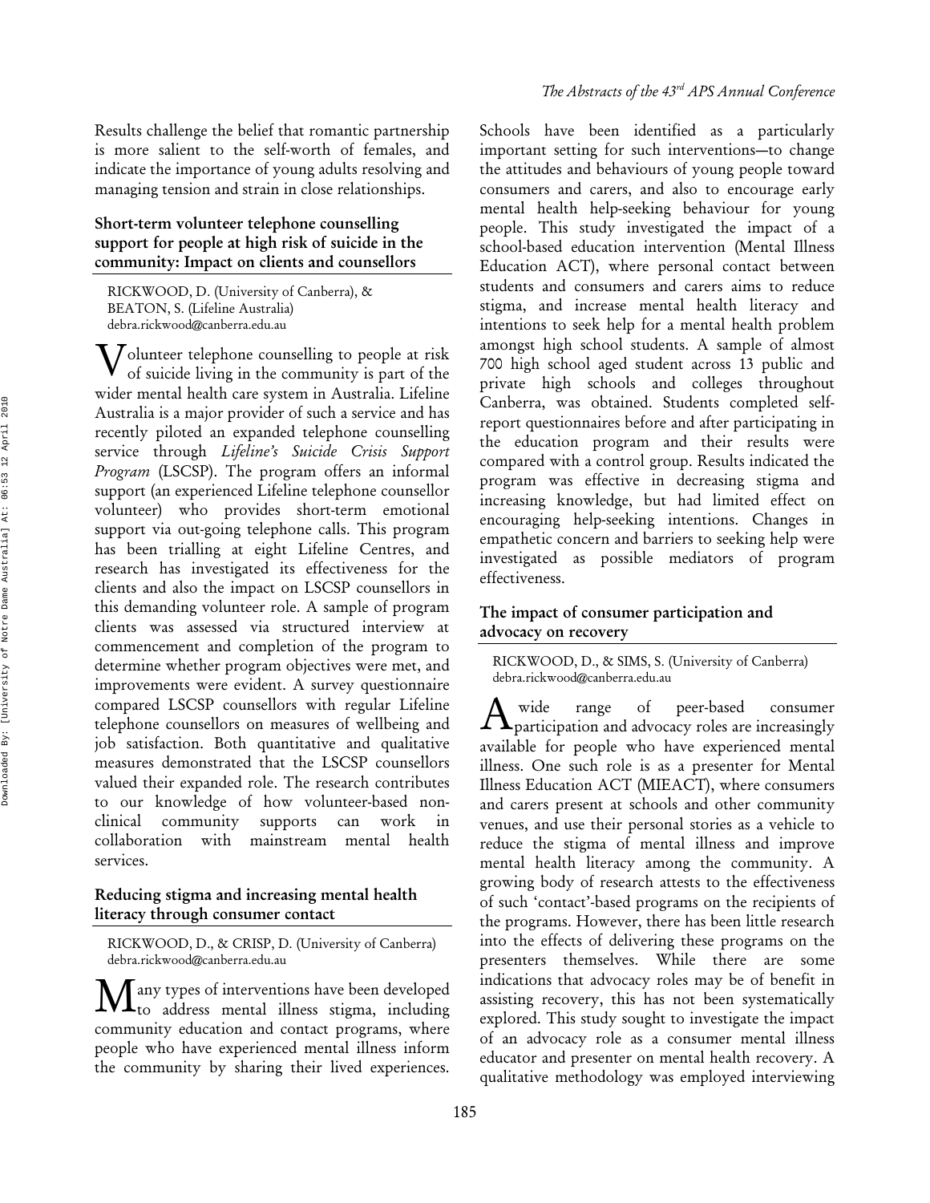Results challenge the belief that romantic partnership is more salient to the self-worth of females, and indicate the importance of young adults resolving and managing tension and strain in close relationships.

### Short-term volunteer telephone counselling support for people at high risk of suicide in the community: Impact on clients and counsellors

RICKWOOD, D. (University of Canberra), & BEATON, S. (Lifeline Australia)
debra.rickwood@canberra.edu.au

Volunteer telephone counselling to people at risk of suicide living in the community is part of the wider mental health care system in Australia. Lifeline Australia is a major provider of such a service and has recently piloted an expanded telephone counselling service through *Lifeline's Suicide Crisis Support Program* (LSCSP). The program offers an informal support (an experienced Lifeline telephone counsellor volunteer) who provides short-term emotional support via out-going telephone calls. This program has been trialling at eight Lifeline Centres, and research has investigated its effectiveness for the clients and also the impact on LSCSP counsellors in this demanding volunteer role. A sample of program clients was assessed via structured interview at commencement and completion of the program to determine whether program objectives were met, and improvements were evident. A survey questionnaire compared LSCSP counsellors with regular Lifeline telephone counsellors on measures of wellbeing and job satisfaction. Both quantitative and qualitative measures demonstrated that the LSCSP counsellors valued their expanded role. The research contributes to our knowledge of how volunteer-based non-clinical community supports can work in collaboration with mainstream mental health services.

### Reducing stigma and increasing mental health literacy through consumer contact

RICKWOOD, D., & CRISP, D. (University of Canberra)
debra.rickwood@canberra.edu.au

Many types of interventions have been developed to address mental illness stigma, including community education and contact programs, where people who have experienced mental illness inform the community by sharing their lived experiences. Schools have been identified as a particularly important setting for such interventions—to change the attitudes and behaviours of young people toward consumers and carers, and also to encourage early mental health help-seeking behaviour for young people. This study investigated the impact of a school-based education intervention (Mental Illness Education ACT), where personal contact between students and consumers and carers aims to reduce stigma, and increase mental health literacy and intentions to seek help for a mental health problem amongst high school students. A sample of almost 700 high school aged student across 13 public and private high schools and colleges throughout Canberra, was obtained. Students completed self-report questionnaires before and after participating in the education program and their results were compared with a control group. Results indicated the program was effective in decreasing stigma and increasing knowledge, but had limited effect on encouraging help-seeking intentions. Changes in empathetic concern and barriers to seeking help were investigated as possible mediators of program effectiveness.

### The impact of consumer participation and advocacy on recovery

RICKWOOD, D., & SIMS, S. (University of Canberra)
debra.rickwood@canberra.edu.au

A wide range of peer-based consumer participation and advocacy roles are increasingly available for people who have experienced mental illness. One such role is as a presenter for Mental Illness Education ACT (MIEACT), where consumers and carers present at schools and other community venues, and use their personal stories as a vehicle to reduce the stigma of mental illness and improve mental health literacy among the community. A growing body of research attests to the effectiveness of such 'contact'-based programs on the recipients of the programs. However, there has been little research into the effects of delivering these programs on the presenters themselves. While there are some indications that advocacy roles may be of benefit in assisting recovery, this has not been systematically explored. This study sought to investigate the impact of an advocacy role as a consumer mental illness educator and presenter on mental health recovery. A qualitative methodology was employed interviewing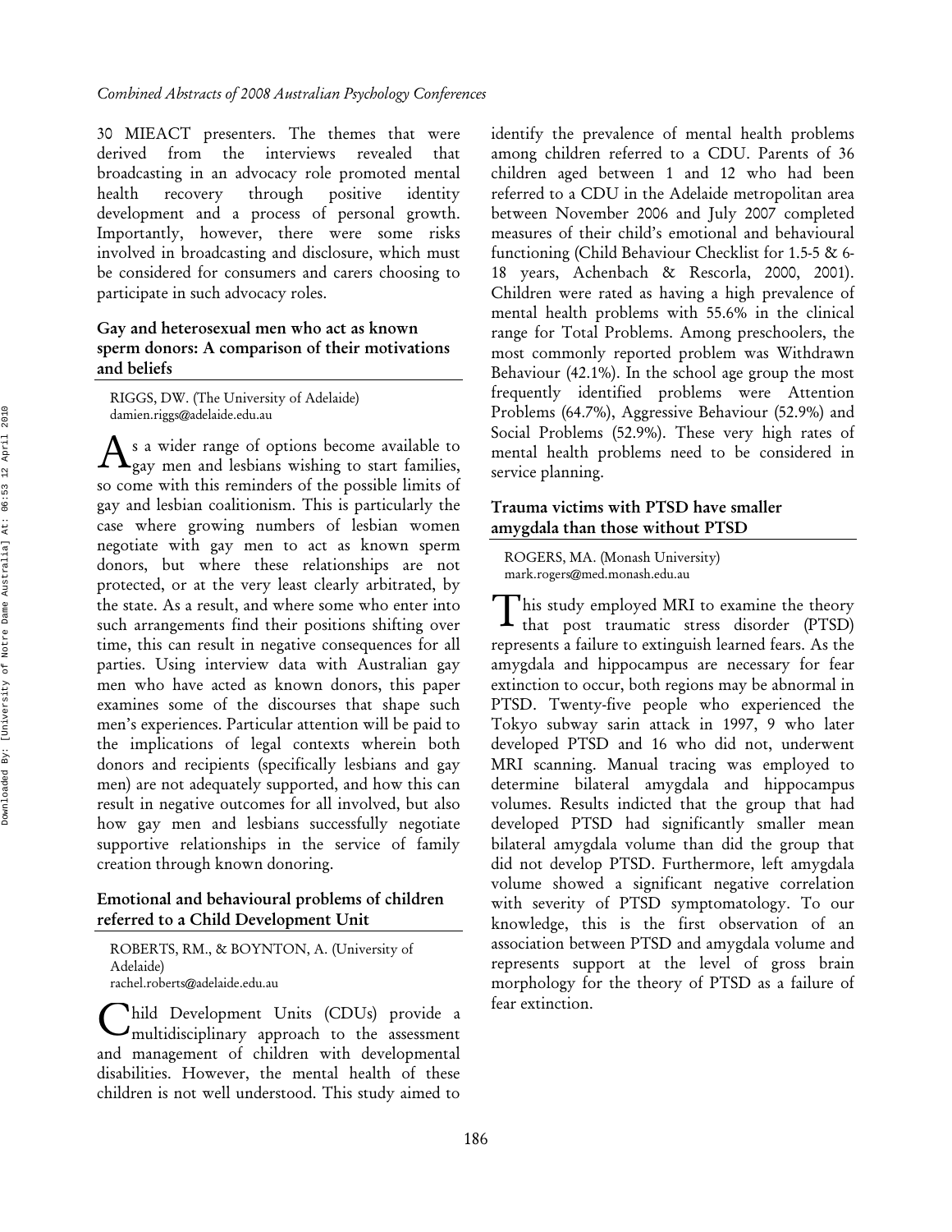30 MIEACT presenters. The themes that were derived from the interviews revealed that broadcasting in an advocacy role promoted mental health recovery through positive identity development and a process of personal growth. Importantly, however, there were some risks involved in broadcasting and disclosure, which must be considered for consumers and carers choosing to participate in such advocacy roles.

### Gay and heterosexual men who act as known sperm donors: A comparison of their motivations and beliefs

RIGGS, DW. (The University of Adelaide)
damien.riggs@adelaide.edu.au

As a wider range of options become available to gay men and lesbians wishing to start families, so come with this reminders of the possible limits of gay and lesbian coalitionism. This is particularly the case where growing numbers of lesbian women negotiate with gay men to act as known sperm donors, but where these relationships are not protected, or at the very least clearly arbitrated, by the state. As a result, and where some who enter into such arrangements find their positions shifting over time, this can result in negative consequences for all parties. Using interview data with Australian gay men who have acted as known donors, this paper examines some of the discourses that shape such men's experiences. Particular attention will be paid to the implications of legal contexts wherein both donors and recipients (specifically lesbians and gay men) are not adequately supported, and how this can result in negative outcomes for all involved, but also how gay men and lesbians successfully negotiate supportive relationships in the service of family creation through known donoring.

### Emotional and behavioural problems of children referred to a Child Development Unit

ROBERTS, RM., & BOYNTON, A. (University of Adelaide)
rachel.roberts@adelaide.edu.au

Child Development Units (CDUs) provide a multidisciplinary approach to the assessment and management of children with developmental disabilities. However, the mental health of these children is not well understood. This study aimed to identify the prevalence of mental health problems among children referred to a CDU. Parents of 36 children aged between 1 and 12 who had been referred to a CDU in the Adelaide metropolitan area between November 2006 and July 2007 completed measures of their child's emotional and behavioural functioning (Child Behaviour Checklist for 1.5-5 & 6-18 years, Achenbach & Rescorla, 2000, 2001). Children were rated as having a high prevalence of mental health problems with 55.6% in the clinical range for Total Problems. Among preschoolers, the most commonly reported problem was Withdrawn Behaviour (42.1%). In the school age group the most frequently identified problems were Attention Problems (64.7%), Aggressive Behaviour (52.9%) and Social Problems (52.9%). These very high rates of mental health problems need to be considered in service planning.

### Trauma victims with PTSD have smaller amygdala than those without PTSD

ROGERS, MA. (Monash University)
mark.rogers@med.monash.edu.au

This study employed MRI to examine the theory that post traumatic stress disorder (PTSD) represents a failure to extinguish learned fears. As the amygdala and hippocampus are necessary for fear extinction to occur, both regions may be abnormal in PTSD. Twenty-five people who experienced the Tokyo subway sarin attack in 1997, 9 who later developed PTSD and 16 who did not, underwent MRI scanning. Manual tracing was employed to determine bilateral amygdala and hippocampus volumes. Results indicted that the group that had developed PTSD had significantly smaller mean bilateral amygdala volume than did the group that did not develop PTSD. Furthermore, left amygdala volume showed a significant negative correlation with severity of PTSD symptomatology. To our knowledge, this is the first observation of an association between PTSD and amygdala volume and represents support at the level of gross brain morphology for the theory of PTSD as a failure of fear extinction.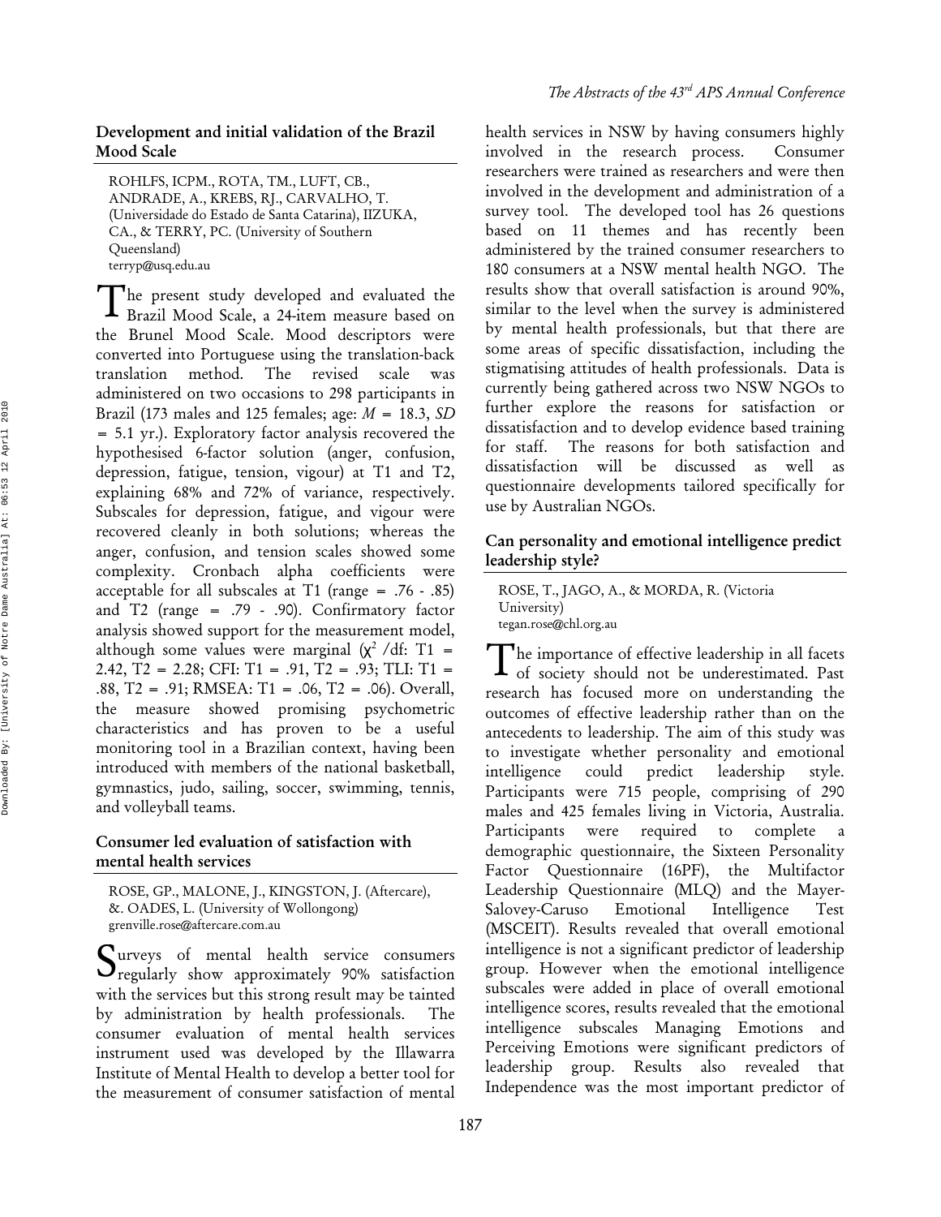### Development and initial validation of the Brazil Mood Scale

ROHLFS, ICPM., ROTA, TM., LUFT, CB., ANDRADE, A., KREBS, RJ., CARVALHO, T. (Universidade do Estado de Santa Catarina), IIZUKA, CA., & TERRY, PC. (University of Southern Queensland)
terryp@usq.edu.au

The present study developed and evaluated the Brazil Mood Scale, a 24-item measure based on the Brunel Mood Scale. Mood descriptors were converted into Portuguese using the translation-back translation method. The revised scale was administered on two occasions to 298 participants in Brazil (173 males and 125 females; age: $M$ = 18.3, $SD$ = 5.1 yr.). Exploratory factor analysis recovered the hypothesised 6-factor solution (anger, confusion, depression, fatigue, tension, vigour) at T1 and T2, explaining 68% and 72% of variance, respectively. Subscales for depression, fatigue, and vigour were recovered cleanly in both solutions; whereas the anger, confusion, and tension scales showed some complexity. Cronbach alpha coefficients were acceptable for all subscales at T1 (range = .76 - .85) and T2 (range = .79 - .90). Confirmatory factor analysis showed support for the measurement model, although some values were marginal ($\chi^2$ /df: T1 = 2.42, T2 = 2.28; CFI: T1 = .91, T2 = .93; TLI: T1 = .88, T2 = .91; RMSEA: T1 = .06, T2 = .06). Overall, the measure showed promising psychometric characteristics and has proven to be a useful monitoring tool in a Brazilian context, having been introduced with members of the national basketball, gymnastics, judo, sailing, soccer, swimming, tennis, and volleyball teams.

### Consumer led evaluation of satisfaction with mental health services

ROSE, GP., MALONE, J., KINGSTON, J. (Aftercare), &. OADES, L. (University of Wollongong)
grenville.rose@aftercare.com.au

Surveys of mental health service consumers regularly show approximately 90% satisfaction with the services but this strong result may be tainted by administration by health professionals. The consumer evaluation of mental health services instrument used was developed by the Illawarra Institute of Mental Health to develop a better tool for the measurement of consumer satisfaction of mental health services in NSW by having consumers highly involved in the research process. Consumer researchers were trained as researchers and were then involved in the development and administration of a survey tool. The developed tool has 26 questions based on 11 themes and has recently been administered by the trained consumer researchers to 180 consumers at a NSW mental health NGO. The results show that overall satisfaction is around 90%, similar to the level when the survey is administered by mental health professionals, but that there are some areas of specific dissatisfaction, including the stigmatising attitudes of health professionals. Data is currently being gathered across two NSW NGOs to further explore the reasons for satisfaction or dissatisfaction and to develop evidence based training for staff. The reasons for both satisfaction and dissatisfaction will be discussed as well as questionnaire developments tailored specifically for use by Australian NGOs.

### Can personality and emotional intelligence predict leadership style?

ROSE, T., JAGO, A., & MORDA, R. (Victoria University)
tegan.rose@chl.org.au

The importance of effective leadership in all facets of society should not be underestimated. Past research has focused more on understanding the outcomes of effective leadership rather than on the antecedents to leadership. The aim of this study was to investigate whether personality and emotional intelligence could predict leadership style. Participants were 715 people, comprising of 290 males and 425 females living in Victoria, Australia. Participants were required to complete a demographic questionnaire, the Sixteen Personality Factor Questionnaire (16PF), the Multifactor Leadership Questionnaire (MLQ) and the Mayer-Salovey-Caruso Emotional Intelligence Test (MSCEIT). Results revealed that overall emotional intelligence is not a significant predictor of leadership group. However when the emotional intelligence subscales were added in place of overall emotional intelligence scores, results revealed that the emotional intelligence subscales Managing Emotions and Perceiving Emotions were significant predictors of leadership group. Results also revealed that Independence was the most important predictor of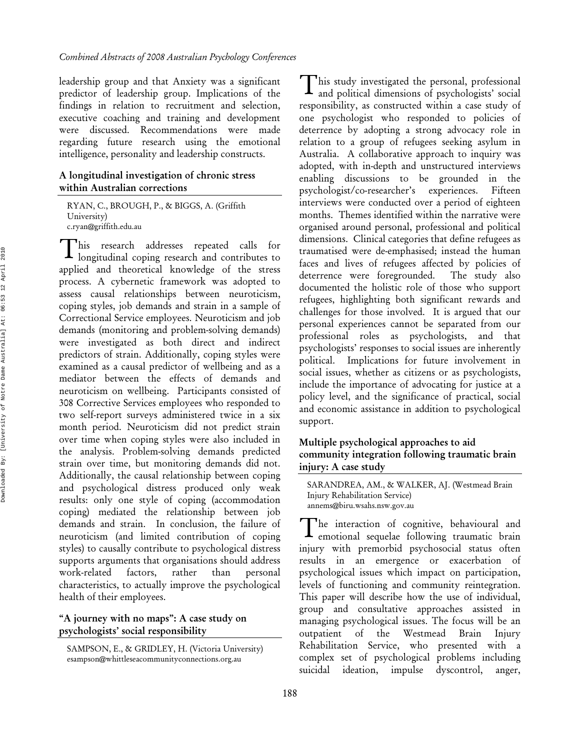leadership group and that Anxiety was a significant predictor of leadership group. Implications of the findings in relation to recruitment and selection, executive coaching and training and development were discussed. Recommendations were made regarding future research using the emotional intelligence, personality and leadership constructs.

### A longitudinal investigation of chronic stress within Australian corrections

RYAN, C., BROUGH, P., & BIGGS, A. (Griffith University)
c.ryan@griffith.edu.au

This research addresses repeated calls for longitudinal coping research and contributes to applied and theoretical knowledge of the stress process. A cybernetic framework was adopted to assess causal relationships between neuroticism, coping styles, job demands and strain in a sample of Correctional Service employees. Neuroticism and job demands (monitoring and problem-solving demands) were investigated as both direct and indirect predictors of strain. Additionally, coping styles were examined as a causal predictor of wellbeing and as a mediator between the effects of demands and neuroticism on wellbeing. Participants consisted of 308 Corrective Services employees who responded to two self-report surveys administered twice in a six month period. Neuroticism did not predict strain over time when coping styles were also included in the analysis. Problem-solving demands predicted strain over time, but monitoring demands did not. Additionally, the causal relationship between coping and psychological distress produced only weak results: only one style of coping (accommodation coping) mediated the relationship between job demands and strain. In conclusion, the failure of neuroticism (and limited contribution of coping styles) to causally contribute to psychological distress supports arguments that organisations should address work-related factors, rather than personal characteristics, to actually improve the psychological health of their employees.

### "A journey with no maps": A case study on psychologists' social responsibility

SAMPSON, E., & GRIDLEY, H. (Victoria University)
esampson@whittleseacommunityconnections.org.au

This study investigated the personal, professional and political dimensions of psychologists' social responsibility, as constructed within a case study of one psychologist who responded to policies of deterrence by adopting a strong advocacy role in relation to a group of refugees seeking asylum in Australia. A collaborative approach to inquiry was adopted, with in-depth and unstructured interviews enabling discussions to be grounded in the psychologist/co-researcher's experiences. Fifteen interviews were conducted over a period of eighteen months. Themes identified within the narrative were organised around personal, professional and political dimensions. Clinical categories that define refugees as traumatised were de-emphasised; instead the human faces and lives of refugees affected by policies of deterrence were foregrounded. The study also documented the holistic role of those who support refugees, highlighting both significant rewards and challenges for those involved. It is argued that our personal experiences cannot be separated from our professional roles as psychologists, and that psychologists' responses to social issues are inherently political. Implications for future involvement in social issues, whether as citizens or as psychologists, include the importance of advocating for justice at a policy level, and the significance of practical, social and economic assistance in addition to psychological support.

### Multiple psychological approaches to aid community integration following traumatic brain injury: A case study

SARANDREA, AM., & WALKER, AJ. (Westmead Brain Injury Rehabilitation Service)
annems@biru.wsahs.nsw.gov.au

The interaction of cognitive, behavioural and emotional sequelae following traumatic brain injury with premorbid psychosocial status often results in an emergence or exacerbation of psychological issues which impact on participation, levels of functioning and community reintegration. This paper will describe how the use of individual, group and consultative approaches assisted in managing psychological issues. The focus will be an outpatient of the Westmead Brain Injury Rehabilitation Service, who presented with a complex set of psychological problems including suicidal ideation, impulse dyscontrol, anger,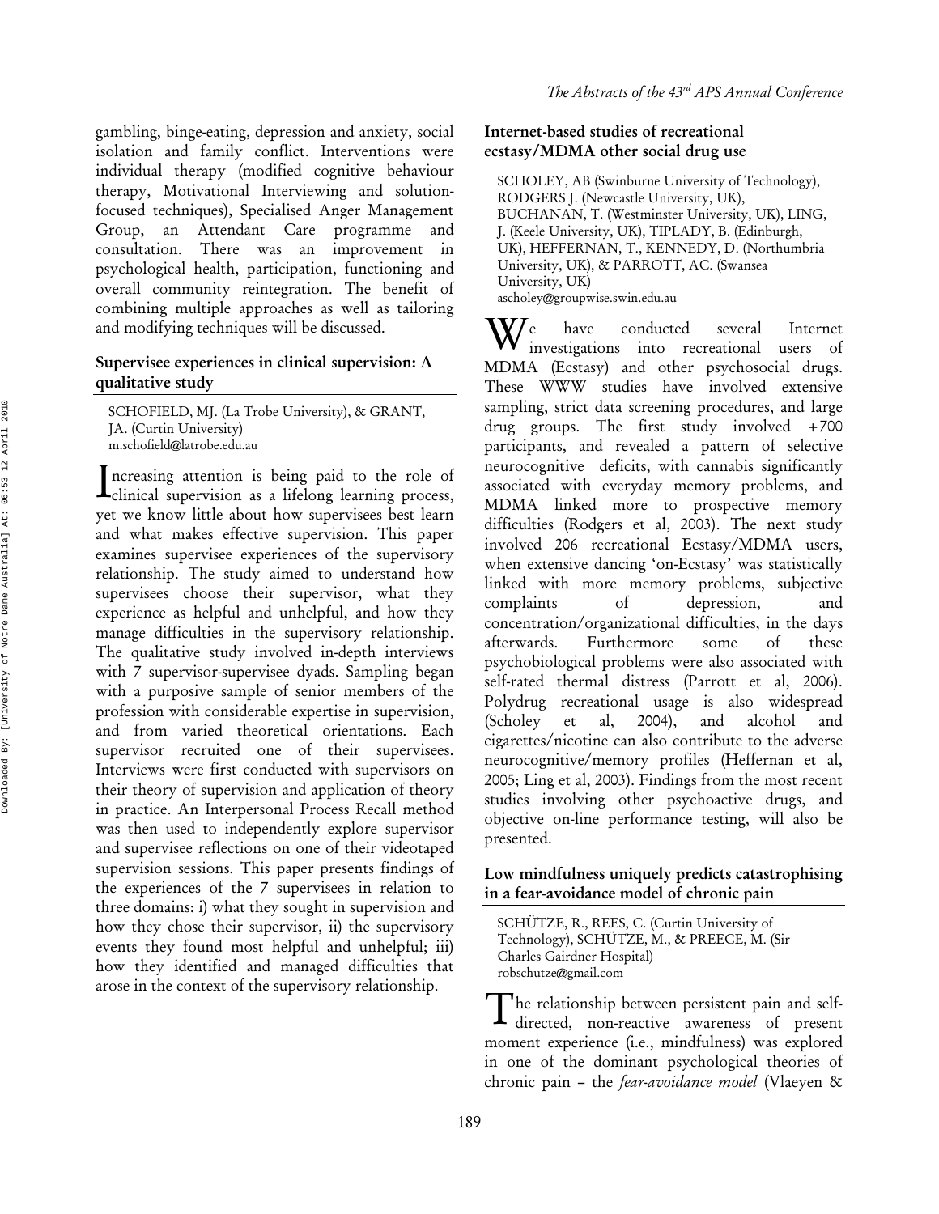gambling, binge-eating, depression and anxiety, social isolation and family conflict. Interventions were individual therapy (modified cognitive behaviour therapy, Motivational Interviewing and solution-focused techniques), Specialised Anger Management Group, an Attendant Care programme and consultation. There was an improvement in psychological health, participation, functioning and overall community reintegration. The benefit of combining multiple approaches as well as tailoring and modifying techniques will be discussed.

### Supervisee experiences in clinical supervision: A qualitative study

SCHOFIELD, MJ. (La Trobe University), & GRANT, JA. (Curtin University)
m.schofield@latrobe.edu.au

Increasing attention is being paid to the role of clinical supervision as a lifelong learning process, yet we know little about how supervisees best learn and what makes effective supervision. This paper examines supervisee experiences of the supervisory relationship. The study aimed to understand how supervisees choose their supervisor, what they experience as helpful and unhelpful, and how they manage difficulties in the supervisory relationship. The qualitative study involved in-depth interviews with 7 supervisor-supervisee dyads. Sampling began with a purposive sample of senior members of the profession with considerable expertise in supervision, and from varied theoretical orientations. Each supervisor recruited one of their supervisees. Interviews were first conducted with supervisors on their theory of supervision and application of theory in practice. An Interpersonal Process Recall method was then used to independently explore supervisor and supervisee reflections on one of their videotaped supervision sessions. This paper presents findings of the experiences of the 7 supervisees in relation to three domains: i) what they sought in supervision and how they chose their supervisor, ii) the supervisory events they found most helpful and unhelpful; iii) how they identified and managed difficulties that arose in the context of the supervisory relationship.

### Internet-based studies of recreational ecstasy/MDMA other social drug use

SCHOLEY, AB (Swinburne University of Technology), RODGERS J. (Newcastle University, UK), BUCHANAN, T. (Westminster University, UK), LING, J. (Keele University, UK), TIPLADY, B. (Edinburgh, UK), HEFFERNAN, T., KENNEDY, D. (Northumbria University, UK), & PARROTT, AC. (Swansea University, UK)
ascholey@groupwise.swin.edu.au

We have conducted several Internet investigations into recreational users of MDMA (Ecstasy) and other psychosocial drugs. These WWW studies have involved extensive sampling, strict data screening procedures, and large drug groups. The first study involved +700 participants, and revealed a pattern of selective neurocognitive deficits, with cannabis significantly associated with everyday memory problems, and MDMA linked more to prospective memory difficulties (Rodgers et al, 2003). The next study involved 206 recreational Ecstasy/MDMA users, when extensive dancing 'on-Ecstasy' was statistically linked with more memory problems, subjective complaints of depression, and concentration/organizational difficulties, in the days afterwards. Furthermore some of these psychobiological problems were also associated with self-rated thermal distress (Parrott et al, 2006). Polydrug recreational usage is also widespread (Scholey et al, 2004), and alcohol and cigarettes/nicotine can also contribute to the adverse neurocognitive/memory profiles (Heffernan et al, 2005; Ling et al, 2003). Findings from the most recent studies involving other psychoactive drugs, and objective on-line performance testing, will also be presented.

### Low mindfulness uniquely predicts catastrophising in a fear-avoidance model of chronic pain

SCHÜTZE, R., REES, C. (Curtin University of Technology), SCHÜTZE, M., & PREECE, M. (Sir Charles Gairdner Hospital)
robschutze@gmail.com

The relationship between persistent pain and self-directed, non-reactive awareness of present moment experience (i.e., mindfulness) was explored in one of the dominant psychological theories of chronic pain – the *fear-avoidance model* (Vlaeyen &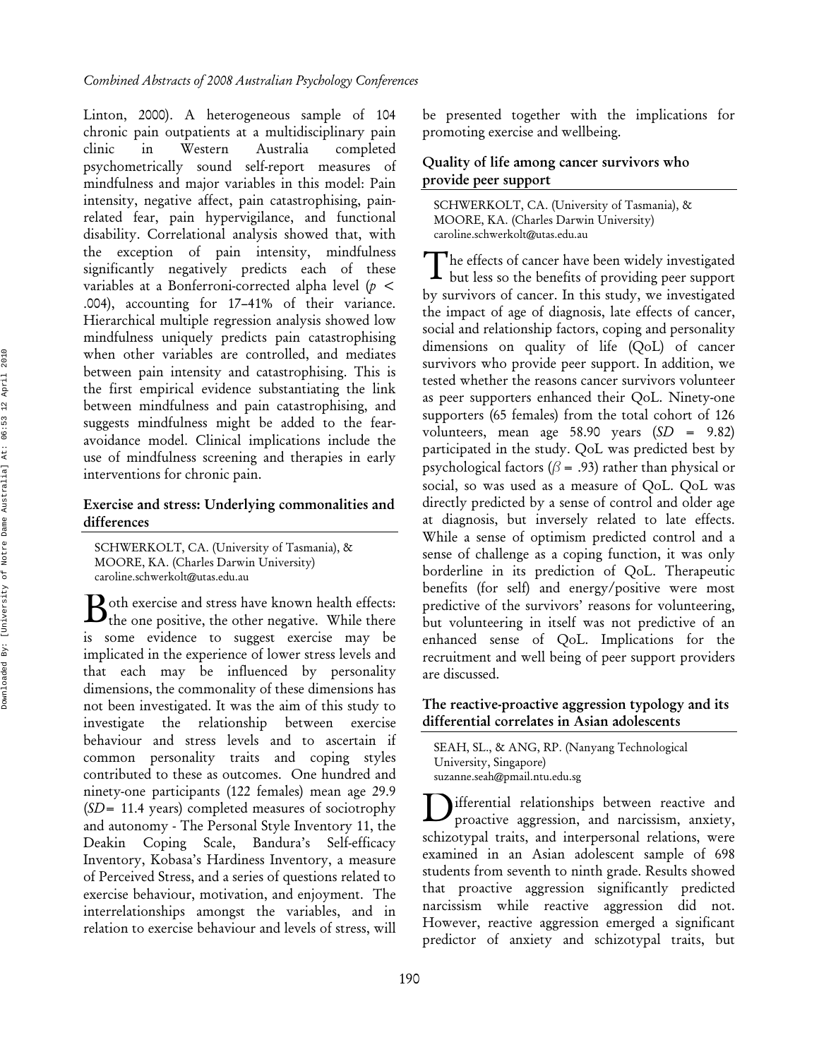Linton, 2000). A heterogeneous sample of 104 chronic pain outpatients at a multidisciplinary pain clinic in Western Australia completed psychometrically sound self-report measures of mindfulness and major variables in this model: Pain intensity, negative affect, pain catastrophising, pain-related fear, pain hypervigilance, and functional disability. Correlational analysis showed that, with the exception of pain intensity, mindfulness significantly negatively predicts each of these variables at a Bonferroni-corrected alpha level ($p <$ .004), accounting for 17–41% of their variance. Hierarchical multiple regression analysis showed low mindfulness uniquely predicts pain catastrophising when other variables are controlled, and mediates between pain intensity and catastrophising. This is the first empirical evidence substantiating the link between mindfulness and pain catastrophising, and suggests mindfulness might be added to the fear-avoidance model. Clinical implications include the use of mindfulness screening and therapies in early interventions for chronic pain.

### Exercise and stress: Underlying commonalities and differences

SCHWERKOLT, CA. (University of Tasmania), & MOORE, KA. (Charles Darwin University)
caroline.schwerkolt@utas.edu.au

Both exercise and stress have known health effects: the one positive, the other negative. While there is some evidence to suggest exercise may be implicated in the experience of lower stress levels and that each may be influenced by personality dimensions, the commonality of these dimensions has not been investigated. It was the aim of this study to investigate the relationship between exercise behaviour and stress levels and to ascertain if common personality traits and coping styles contributed to these as outcomes. One hundred and ninety-one participants (122 females) mean age 29.9 (*SD*= 11.4 years) completed measures of sociotrophy and autonomy - The Personal Style Inventory 11, the Deakin Coping Scale, Bandura's Self-efficacy Inventory, Kobasa's Hardiness Inventory, a measure of Perceived Stress, and a series of questions related to exercise behaviour, motivation, and enjoyment. The interrelationships amongst the variables, and in relation to exercise behaviour and levels of stress, will be presented together with the implications for promoting exercise and wellbeing.

### Quality of life among cancer survivors who provide peer support

SCHWERKOLT, CA. (University of Tasmania), & MOORE, KA. (Charles Darwin University)
caroline.schwerkolt@utas.edu.au

The effects of cancer have been widely investigated but less so the benefits of providing peer support by survivors of cancer. In this study, we investigated the impact of age of diagnosis, late effects of cancer, social and relationship factors, coping and personality dimensions on quality of life (QoL) of cancer survivors who provide peer support. In addition, we tested whether the reasons cancer survivors volunteer as peer supporters enhanced their QoL. Ninety-one supporters (65 females) from the total cohort of 126 volunteers, mean age 58.90 years (*SD* = 9.82) participated in the study. QoL was predicted best by psychological factors ($\beta$ = .93) rather than physical or social, so was used as a measure of QoL. QoL was directly predicted by a sense of control and older age at diagnosis, but inversely related to late effects. While a sense of optimism predicted control and a sense of challenge as a coping function, it was only borderline in its prediction of QoL. Therapeutic benefits (for self) and energy/positive were most predictive of the survivors' reasons for volunteering, but volunteering in itself was not predictive of an enhanced sense of QoL. Implications for the recruitment and well being of peer support providers are discussed.

### The reactive-proactive aggression typology and its differential correlates in Asian adolescents

SEAH, SL., & ANG, RP. (Nanyang Technological University, Singapore)
suzanne.seah@pmail.ntu.edu.sg

Differential relationships between reactive and proactive aggression, and narcissism, anxiety, schizotypal traits, and interpersonal relations, were examined in an Asian adolescent sample of 698 students from seventh to ninth grade. Results showed that proactive aggression significantly predicted narcissism while reactive aggression did not. However, reactive aggression emerged a significant predictor of anxiety and schizotypal traits, but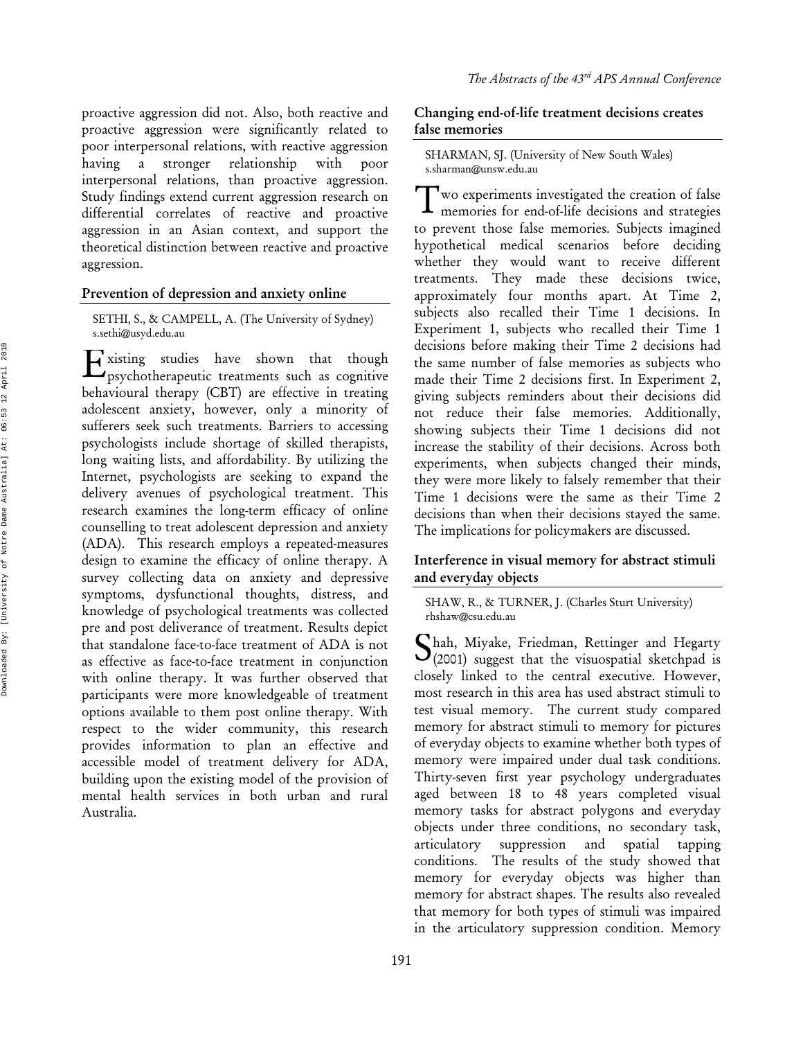proactive aggression did not. Also, both reactive and proactive aggression were significantly related to poor interpersonal relations, with reactive aggression having a stronger relationship with poor interpersonal relations, than proactive aggression. Study findings extend current aggression research on differential correlates of reactive and proactive aggression in an Asian context, and support the theoretical distinction between reactive and proactive aggression.

### Prevention of depression and anxiety online

SETHI, S., & CAMPELL, A. (The University of Sydney)
s.sethi@usyd.edu.au

Existing studies have shown that though psychotherapeutic treatments such as cognitive behavioural therapy (CBT) are effective in treating adolescent anxiety, however, only a minority of sufferers seek such treatments. Barriers to accessing psychologists include shortage of skilled therapists, long waiting lists, and affordability. By utilizing the Internet, psychologists are seeking to expand the delivery avenues of psychological treatment. This research examines the long-term efficacy of online counselling to treat adolescent depression and anxiety (ADA). This research employs a repeated-measures design to examine the efficacy of online therapy. A survey collecting data on anxiety and depressive symptoms, dysfunctional thoughts, distress, and knowledge of psychological treatments was collected pre and post deliverance of treatment. Results depict that standalone face-to-face treatment of ADA is not as effective as face-to-face treatment in conjunction with online therapy. It was further observed that participants were more knowledgeable of treatment options available to them post online therapy. With respect to the wider community, this research provides information to plan an effective and accessible model of treatment delivery for ADA, building upon the existing model of the provision of mental health services in both urban and rural Australia.

### Changing end-of-life treatment decisions creates false memories

SHARMAN, SJ. (University of New South Wales)
s.sharman@unsw.edu.au

Two experiments investigated the creation of false memories for end-of-life decisions and strategies to prevent those false memories. Subjects imagined hypothetical medical scenarios before deciding whether they would want to receive different treatments. They made these decisions twice, approximately four months apart. At Time 2, subjects also recalled their Time 1 decisions. In Experiment 1, subjects who recalled their Time 1 decisions before making their Time 2 decisions had the same number of false memories as subjects who made their Time 2 decisions first. In Experiment 2, giving subjects reminders about their decisions did not reduce their false memories. Additionally, showing subjects their Time 1 decisions did not increase the stability of their decisions. Across both experiments, when subjects changed their minds, they were more likely to falsely remember that their Time 1 decisions were the same as their Time 2 decisions than when their decisions stayed the same. The implications for policymakers are discussed.

### Interference in visual memory for abstract stimuli and everyday objects

SHAW, R., & TURNER, J. (Charles Sturt University)
rhshaw@csu.edu.au

Shah, Miyake, Friedman, Rettinger and Hegarty (2001) suggest that the visuospatial sketchpad is closely linked to the central executive. However, most research in this area has used abstract stimuli to test visual memory. The current study compared memory for abstract stimuli to memory for pictures of everyday objects to examine whether both types of memory were impaired under dual task conditions. Thirty-seven first year psychology undergraduates aged between 18 to 48 years completed visual memory tasks for abstract polygons and everyday objects under three conditions, no secondary task, articulatory suppression and spatial tapping conditions. The results of the study showed that memory for everyday objects was higher than memory for abstract shapes. The results also revealed that memory for both types of stimuli was impaired in the articulatory suppression condition. Memory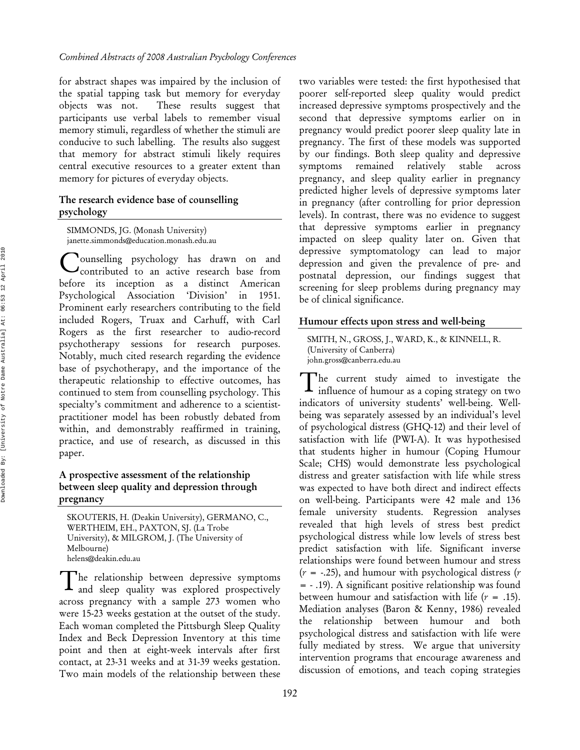for abstract shapes was impaired by the inclusion of the spatial tapping task but memory for everyday objects was not. These results suggest that participants use verbal labels to remember visual memory stimuli, regardless of whether the stimuli are conducive to such labelling. The results also suggest that memory for abstract stimuli likely requires central executive resources to a greater extent than memory for pictures of everyday objects.

### The research evidence base of counselling psychology

SIMMONDS, JG. (Monash University)
janette.simmonds@education.monash.edu.au

Counselling psychology has drawn on and contributed to an active research base from before its inception as a distinct American Psychological Association 'Division' in 1951. Prominent early researchers contributing to the field included Rogers, Truax and Carhuff, with Carl Rogers as the first researcher to audio-record psychotherapy sessions for research purposes. Notably, much cited research regarding the evidence base of psychotherapy, and the importance of the therapeutic relationship to effective outcomes, has continued to stem from counselling psychology. This specialty's commitment and adherence to a scientist-practitioner model has been robustly debated from within, and demonstrably reaffirmed in training, practice, and use of research, as discussed in this paper.

### A prospective assessment of the relationship between sleep quality and depression through pregnancy

SKOUTERIS, H. (Deakin University), GERMANO, C., WERTHEIM, EH., PAXTON, SJ. (La Trobe University), & MILGROM, J. (The University of Melbourne)
helens@deakin.edu.au

The relationship between depressive symptoms and sleep quality was explored prospectively across pregnancy with a sample 273 women who were 15-23 weeks gestation at the outset of the study. Each woman completed the Pittsburgh Sleep Quality Index and Beck Depression Inventory at this time point and then at eight-week intervals after first contact, at 23-31 weeks and at 31-39 weeks gestation. Two main models of the relationship between these two variables were tested: the first hypothesised that poorer self-reported sleep quality would predict increased depressive symptoms prospectively and the second that depressive symptoms earlier on in pregnancy would predict poorer sleep quality late in pregnancy. The first of these models was supported by our findings. Both sleep quality and depressive symptoms remained relatively stable across pregnancy, and sleep quality earlier in pregnancy predicted higher levels of depressive symptoms later in pregnancy (after controlling for prior depression levels). In contrast, there was no evidence to suggest that depressive symptoms earlier in pregnancy impacted on sleep quality later on. Given that depressive symptomatology can lead to major depression and given the prevalence of pre- and postnatal depression, our findings suggest that screening for sleep problems during pregnancy may be of clinical significance.

### Humour effects upon stress and well-being

SMITH, N., GROSS, J., WARD, K., & KINNELL, R. (University of Canberra)
john.gross@canberra.edu.au

The current study aimed to investigate the influence of humour as a coping strategy on two indicators of university students' well-being. Well-being was separately assessed by an individual's level of psychological distress (GHQ-12) and their level of satisfaction with life (PWI-A). It was hypothesised that students higher in humour (Coping Humour Scale; CHS) would demonstrate less psychological distress and greater satisfaction with life while stress was expected to have both direct and indirect effects on well-being. Participants were 42 male and 136 female university students. Regression analyses revealed that high levels of stress best predict psychological distress while low levels of stress best predict satisfaction with life. Significant inverse relationships were found between humour and stress ($r$ = -.25), and humour with psychological distress ($r$ = - .19). A significant positive relationship was found between humour and satisfaction with life ($r$ = .15). Mediation analyses (Baron & Kenny, 1986) revealed the relationship between humour and both psychological distress and satisfaction with life were fully mediated by stress. We argue that university intervention programs that encourage awareness and discussion of emotions, and teach coping strategies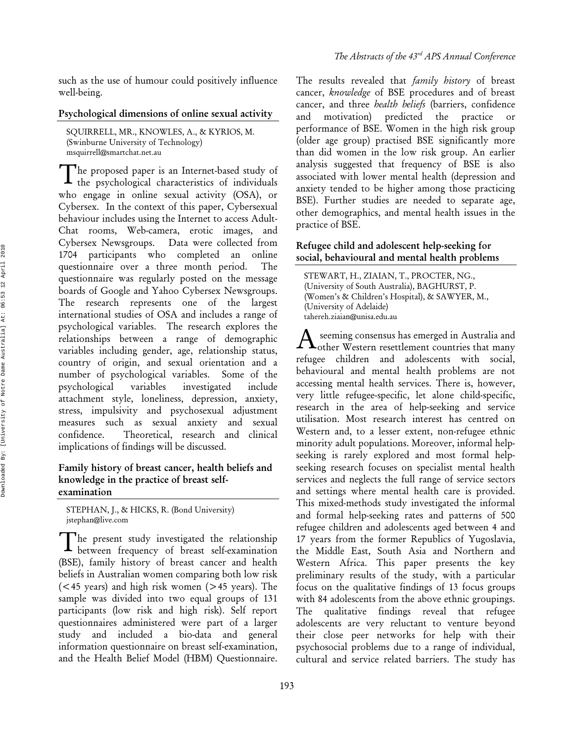such as the use of humour could positively influence well-being.

### Psychological dimensions of online sexual activity

SQUIRRELL, MR., KNOWLES, A., & KYRIOS, M. (Swinburne University of Technology)
msquirrell@smartchat.net.au

The proposed paper is an Internet-based study of the psychological characteristics of individuals who engage in online sexual activity (OSA), or Cybersex. In the context of this paper, Cybersexual behaviour includes using the Internet to access Adult-Chat rooms, Web-camera, erotic images, and Cybersex Newsgroups. Data were collected from 1704 participants who completed an online questionnaire over a three month period. The questionnaire was regularly posted on the message boards of Google and Yahoo Cybersex Newsgroups. The research represents one of the largest international studies of OSA and includes a range of psychological variables. The research explores the relationships between a range of demographic variables including gender, age, relationship status, country of origin, and sexual orientation and a number of psychological variables. Some of the psychological variables investigated include attachment style, loneliness, depression, anxiety, stress, impulsivity and psychosexual adjustment measures such as sexual anxiety and sexual confidence. Theoretical, research and clinical implications of findings will be discussed.

### Family history of breast cancer, health beliefs and knowledge in the practice of breast self-examination

STEPHAN, J., & HICKS, R. (Bond University)
jstephan@live.com

The present study investigated the relationship between frequency of breast self-examination (BSE), family history of breast cancer and health beliefs in Australian women comparing both low risk (<45 years) and high risk women (>45 years). The sample was divided into two equal groups of 131 participants (low risk and high risk). Self report questionnaires administered were part of a larger study and included a bio-data and general information questionnaire on breast self-examination, and the Health Belief Model (HBM) Questionnaire. The results revealed that *family history* of breast cancer, *knowledge* of BSE procedures and of breast cancer, and three *health beliefs* (barriers, confidence and motivation) predicted the practice or performance of BSE. Women in the high risk group (older age group) practised BSE significantly more than did women in the low risk group. An earlier analysis suggested that frequency of BSE is also associated with lower mental health (depression and anxiety tended to be higher among those practicing BSE). Further studies are needed to separate age, other demographics, and mental health issues in the practice of BSE.

### Refugee child and adolescent help-seeking for social, behavioural and mental health problems

STEWART, H., ZIAIAN, T., PROCTER, NG., (University of South Australia), BAGHURST, P. (Women's & Children's Hospital), & SAWYER, M., (University of Adelaide)
tahereh.ziaian@unisa.edu.au

A seeming consensus has emerged in Australia and other Western resettlement countries that many refugee children and adolescents with social, behavioural and mental health problems are not accessing mental health services. There is, however, very little refugee-specific, let alone child-specific, research in the area of help-seeking and service utilisation. Most research interest has centred on Western and, to a lesser extent, non-refugee ethnic minority adult populations. Moreover, informal help-seeking is rarely explored and most formal help-seeking research focuses on specialist mental health services and neglects the full range of service sectors and settings where mental health care is provided. This mixed-methods study investigated the informal and formal help-seeking rates and patterns of 500 refugee children and adolescents aged between 4 and 17 years from the former Republics of Yugoslavia, the Middle East, South Asia and Northern and Western Africa. This paper presents the key preliminary results of the study, with a particular focus on the qualitative findings of 13 focus groups with 84 adolescents from the above ethnic groupings. The qualitative findings reveal that refugee adolescents are very reluctant to venture beyond their close peer networks for help with their psychosocial problems due to a range of individual, cultural and service related barriers. The study has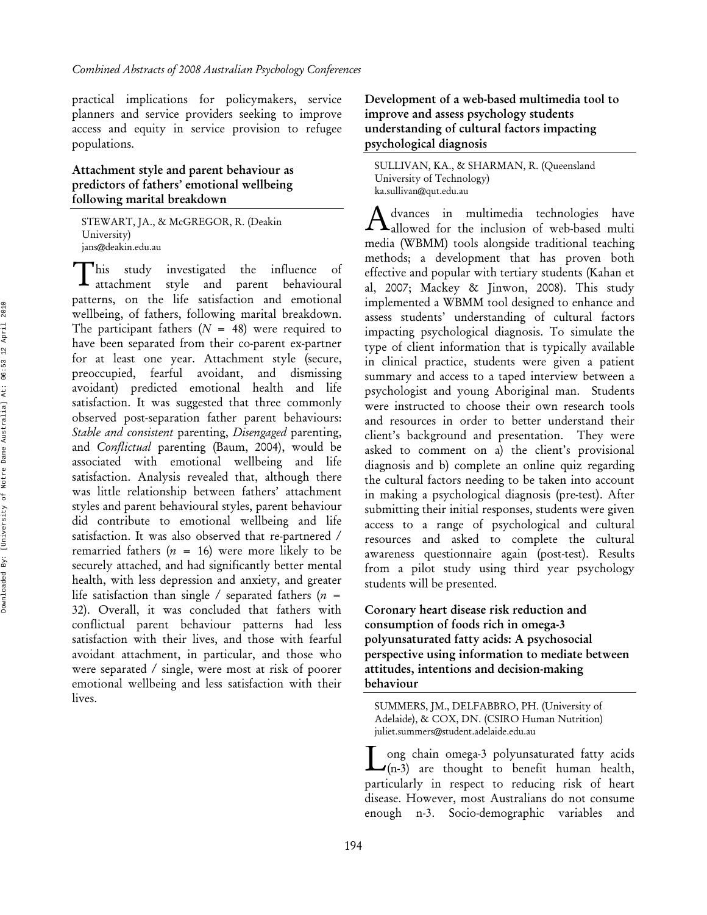practical implications for policymakers, service planners and service providers seeking to improve access and equity in service provision to refugee populations.

### Attachment style and parent behaviour as predictors of fathers' emotional wellbeing following marital breakdown

STEWART, JA., & McGREGOR, R. (Deakin University)
jans@deakin.edu.au

This study investigated the influence of attachment style and parent behavioural patterns, on the life satisfaction and emotional wellbeing, of fathers, following marital breakdown. The participant fathers ($N$ = 48) were required to have been separated from their co-parent ex-partner for at least one year. Attachment style (secure, preoccupied, fearful avoidant, and dismissing avoidant) predicted emotional health and life satisfaction. It was suggested that three commonly observed post-separation father parent behaviours: *Stable and consistent* parenting, *Disengaged* parenting, and *Conflictual* parenting (Baum, 2004), would be associated with emotional wellbeing and life satisfaction. Analysis revealed that, although there was little relationship between fathers' attachment styles and parent behavioural styles, parent behaviour did contribute to emotional wellbeing and life satisfaction. It was also observed that re-partnered / remarried fathers ($n$ = 16) were more likely to be securely attached, and had significantly better mental health, with less depression and anxiety, and greater life satisfaction than single / separated fathers ($n$ = 32). Overall, it was concluded that fathers with conflictual parent behaviour patterns had less satisfaction with their lives, and those with fearful avoidant attachment, in particular, and those who were separated / single, were most at risk of poorer emotional wellbeing and less satisfaction with their lives.

### Development of a web-based multimedia tool to improve and assess psychology students understanding of cultural factors impacting psychological diagnosis

SULLIVAN, KA., & SHARMAN, R. (Queensland University of Technology)
ka.sullivan@qut.edu.au

Advances in multimedia technologies have allowed for the inclusion of web-based multi media (WBMM) tools alongside traditional teaching methods; a development that has proven both effective and popular with tertiary students (Kahan et al, 2007; Mackey & Jinwon, 2008). This study implemented a WBMM tool designed to enhance and assess students' understanding of cultural factors impacting psychological diagnosis. To simulate the type of client information that is typically available in clinical practice, students were given a patient summary and access to a taped interview between a psychologist and young Aboriginal man. Students were instructed to choose their own research tools and resources in order to better understand their client's background and presentation. They were asked to comment on a) the client's provisional diagnosis and b) complete an online quiz regarding the cultural factors needing to be taken into account in making a psychological diagnosis (pre-test). After submitting their initial responses, students were given access to a range of psychological and cultural resources and asked to complete the cultural awareness questionnaire again (post-test). Results from a pilot study using third year psychology students will be presented.

### Coronary heart disease risk reduction and consumption of foods rich in omega-3 polyunsaturated fatty acids: A psychosocial perspective using information to mediate between attitudes, intentions and decision-making behaviour

SUMMERS, JM., DELFABBRO, PH. (University of Adelaide), & COX, DN. (CSIRO Human Nutrition)
juliet.summers@student.adelaide.edu.au

Long chain omega-3 polyunsaturated fatty acids (n-3) are thought to benefit human health, particularly in respect to reducing risk of heart disease. However, most Australians do not consume enough n-3. Socio-demographic variables and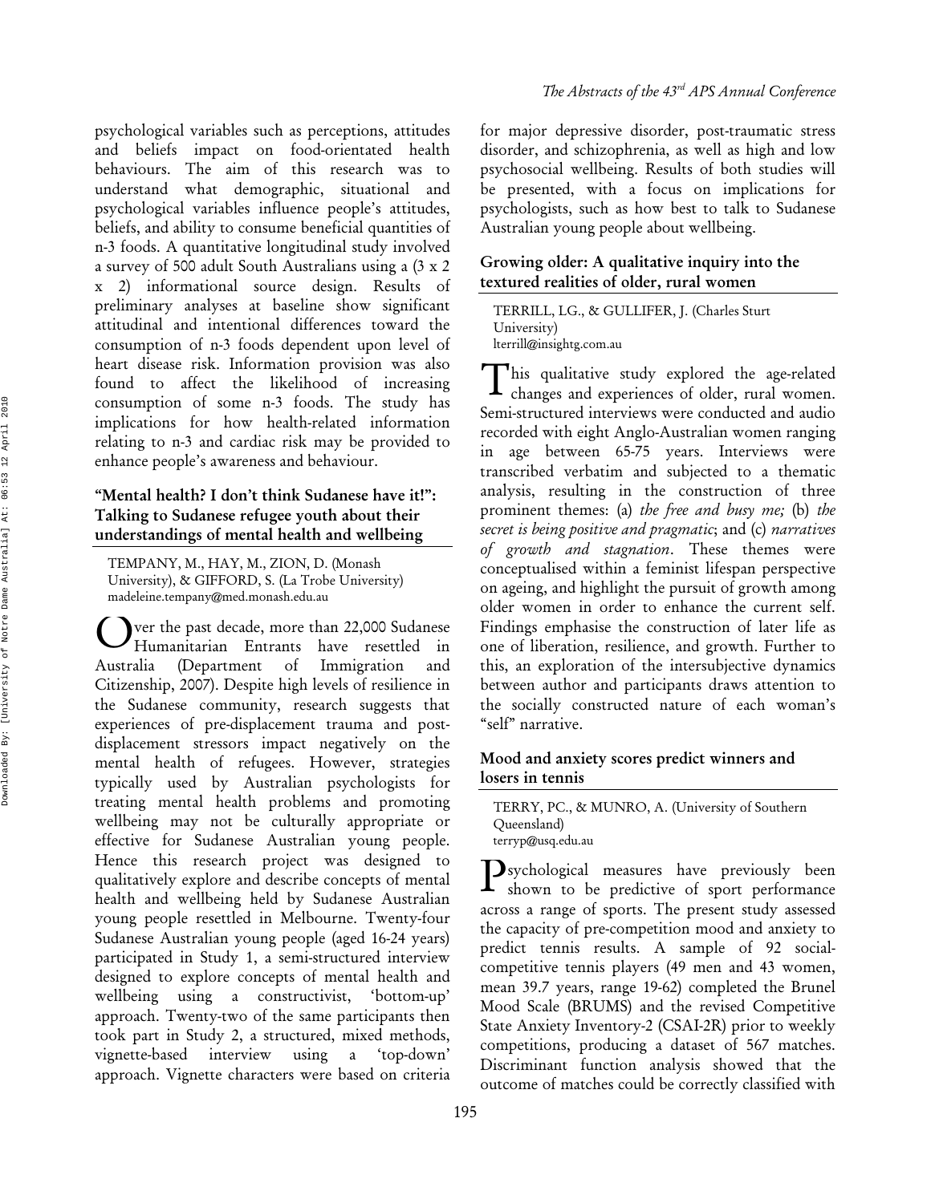psychological variables such as perceptions, attitudes and beliefs impact on food-orientated health behaviours. The aim of this research was to understand what demographic, situational and psychological variables influence people's attitudes, beliefs, and ability to consume beneficial quantities of n-3 foods. A quantitative longitudinal study involved a survey of 500 adult South Australians using a (3 x 2 x 2) informational source design. Results of preliminary analyses at baseline show significant attitudinal and intentional differences toward the consumption of n-3 foods dependent upon level of heart disease risk. Information provision was also found to affect the likelihood of increasing consumption of some n-3 foods. The study has implications for how health-related information relating to n-3 and cardiac risk may be provided to enhance people's awareness and behaviour.

### "Mental health? I don't think Sudanese have it!": Talking to Sudanese refugee youth about their understandings of mental health and wellbeing

TEMPANY, M., HAY, M., ZION, D. (Monash University), & GIFFORD, S. (La Trobe University)
madeleine.tempany@med.monash.edu.au

Over the past decade, more than 22,000 Sudanese Humanitarian Entrants have resettled in Australia (Department of Immigration and Citizenship, 2007). Despite high levels of resilience in the Sudanese community, research suggests that experiences of pre-displacement trauma and post-displacement stressors impact negatively on the mental health of refugees. However, strategies typically used by Australian psychologists for treating mental health problems and promoting wellbeing may not be culturally appropriate or effective for Sudanese Australian young people. Hence this research project was designed to qualitatively explore and describe concepts of mental health and wellbeing held by Sudanese Australian young people resettled in Melbourne. Twenty-four Sudanese Australian young people (aged 16-24 years) participated in Study 1, a semi-structured interview designed to explore concepts of mental health and wellbeing using a constructivist, 'bottom-up' approach. Twenty-two of the same participants then took part in Study 2, a structured, mixed methods, vignette-based interview using a 'top-down' approach. Vignette characters were based on criteria for major depressive disorder, post-traumatic stress disorder, and schizophrenia, as well as high and low psychosocial wellbeing. Results of both studies will be presented, with a focus on implications for psychologists, such as how best to talk to Sudanese Australian young people about wellbeing.

### Growing older: A qualitative inquiry into the textured realities of older, rural women

TERRILL, LG., & GULLIFER, J. (Charles Sturt University)
lterrill@insightg.com.au

This qualitative study explored the age-related changes and experiences of older, rural women. Semi-structured interviews were conducted and audio recorded with eight Anglo-Australian women ranging in age between 65-75 years. Interviews were transcribed verbatim and subjected to a thematic analysis, resulting in the construction of three prominent themes: (a) *the free and busy me;* (b) *the secret is being positive and pragmatic*; and (c) *narratives of growth and stagnation*. These themes were conceptualised within a feminist lifespan perspective on ageing, and highlight the pursuit of growth among older women in order to enhance the current self. Findings emphasise the construction of later life as one of liberation, resilience, and growth. Further to this, an exploration of the intersubjective dynamics between author and participants draws attention to the socially constructed nature of each woman's "self" narrative.

### Mood and anxiety scores predict winners and losers in tennis

TERRY, PC., & MUNRO, A. (University of Southern Queensland)
terryp@usq.edu.au

Psychological measures have previously been shown to be predictive of sport performance across a range of sports. The present study assessed the capacity of pre-competition mood and anxiety to predict tennis results. A sample of 92 social-competitive tennis players (49 men and 43 women, mean 39.7 years, range 19-62) completed the Brunel Mood Scale (BRUMS) and the revised Competitive State Anxiety Inventory-2 (CSAI-2R) prior to weekly competitions, producing a dataset of 567 matches. Discriminant function analysis showed that the outcome of matches could be correctly classified with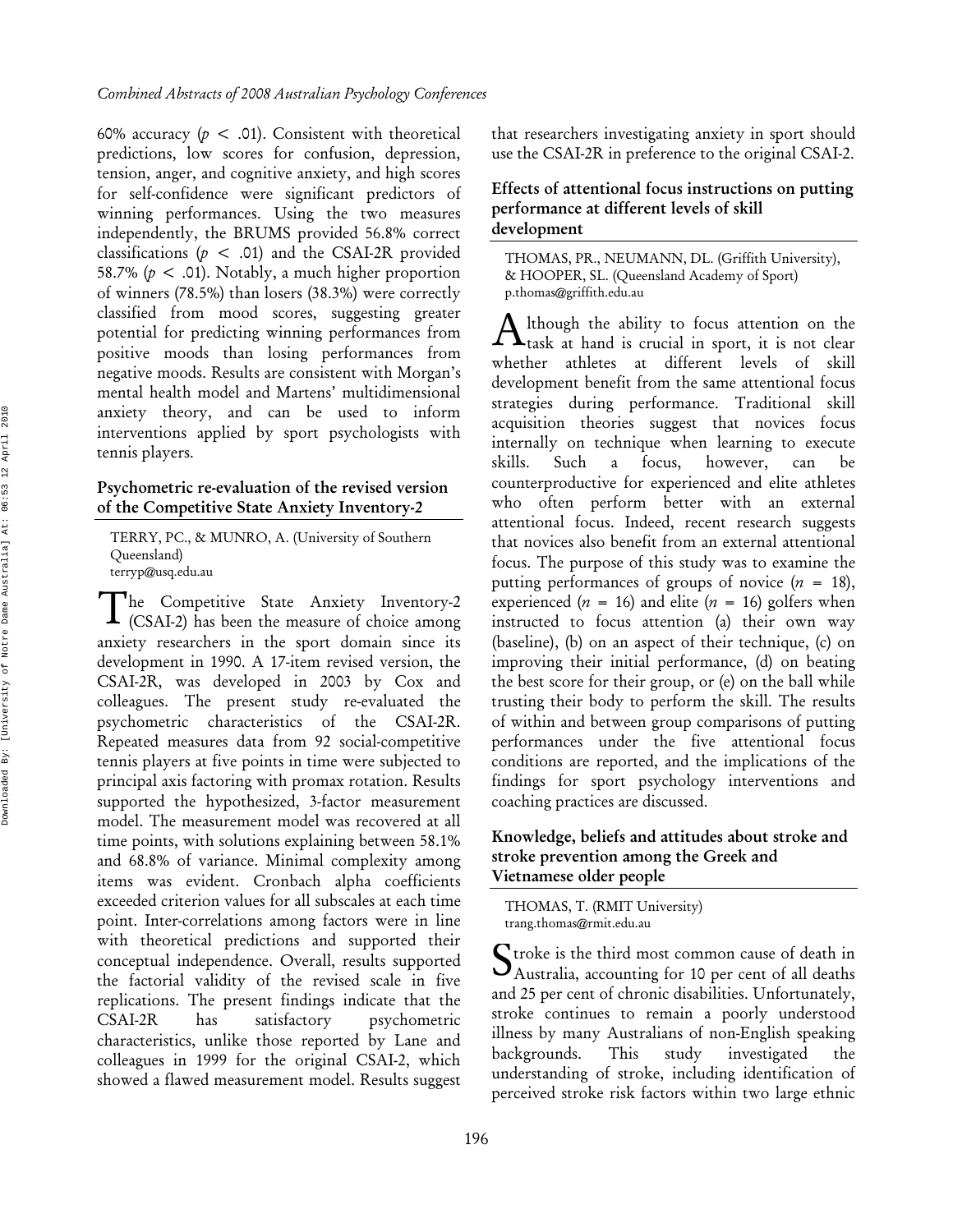60% accuracy ($p < .01$). Consistent with theoretical predictions, low scores for confusion, depression, tension, anger, and cognitive anxiety, and high scores for self-confidence were significant predictors of winning performances. Using the two measures independently, the BRUMS provided 56.8% correct classifications ($p < .01$) and the CSAI-2R provided 58.7% ($p < .01$). Notably, a much higher proportion of winners (78.5%) than losers (38.3%) were correctly classified from mood scores, suggesting greater potential for predicting winning performances from positive moods than losing performances from negative moods. Results are consistent with Morgan's mental health model and Martens' multidimensional anxiety theory, and can be used to inform interventions applied by sport psychologists with tennis players.

### Psychometric re-evaluation of the revised version of the Competitive State Anxiety Inventory-2

TERRY, PC., & MUNRO, A. (University of Southern Queensland)
terryp@usq.edu.au

The Competitive State Anxiety Inventory-2 (CSAI-2) has been the measure of choice among anxiety researchers in the sport domain since its development in 1990. A 17-item revised version, the CSAI-2R, was developed in 2003 by Cox and colleagues. The present study re-evaluated the psychometric characteristics of the CSAI-2R. Repeated measures data from 92 social-competitive tennis players at five points in time were subjected to principal axis factoring with promax rotation. Results supported the hypothesized, 3-factor measurement model. The measurement model was recovered at all time points, with solutions explaining between 58.1% and 68.8% of variance. Minimal complexity among items was evident. Cronbach alpha coefficients exceeded criterion values for all subscales at each time point. Inter-correlations among factors were in line with theoretical predictions and supported their conceptual independence. Overall, results supported the factorial validity of the revised scale in five replications. The present findings indicate that the CSAI-2R has satisfactory psychometric characteristics, unlike those reported by Lane and colleagues in 1999 for the original CSAI-2, which showed a flawed measurement model. Results suggest that researchers investigating anxiety in sport should use the CSAI-2R in preference to the original CSAI-2.

### Effects of attentional focus instructions on putting performance at different levels of skill development

THOMAS, PR., NEUMANN, DL. (Griffith University), & HOOPER, SL. (Queensland Academy of Sport)
p.thomas@griffith.edu.au

Although the ability to focus attention on the task at hand is crucial in sport, it is not clear whether athletes at different levels of skill development benefit from the same attentional focus strategies during performance. Traditional skill acquisition theories suggest that novices focus internally on technique when learning to execute skills. Such a focus, however, can be counterproductive for experienced and elite athletes who often perform better with an external attentional focus. Indeed, recent research suggests that novices also benefit from an external attentional focus. The purpose of this study was to examine the putting performances of groups of novice ($n = 18$), experienced ($n = 16$) and elite ($n = 16$) golfers when instructed to focus attention (a) their own way (baseline), (b) on an aspect of their technique, (c) on improving their initial performance, (d) on beating the best score for their group, or (e) on the ball while trusting their body to perform the skill. The results of within and between group comparisons of putting performances under the five attentional focus conditions are reported, and the implications of the findings for sport psychology interventions and coaching practices are discussed.

### Knowledge, beliefs and attitudes about stroke and stroke prevention among the Greek and Vietnamese older people

THOMAS, T. (RMIT University)
trang.thomas@rmit.edu.au

Stroke is the third most common cause of death in Australia, accounting for 10 per cent of all deaths and 25 per cent of chronic disabilities. Unfortunately, stroke continues to remain a poorly understood illness by many Australians of non-English speaking backgrounds. This study investigated the understanding of stroke, including identification of perceived stroke risk factors within two large ethnic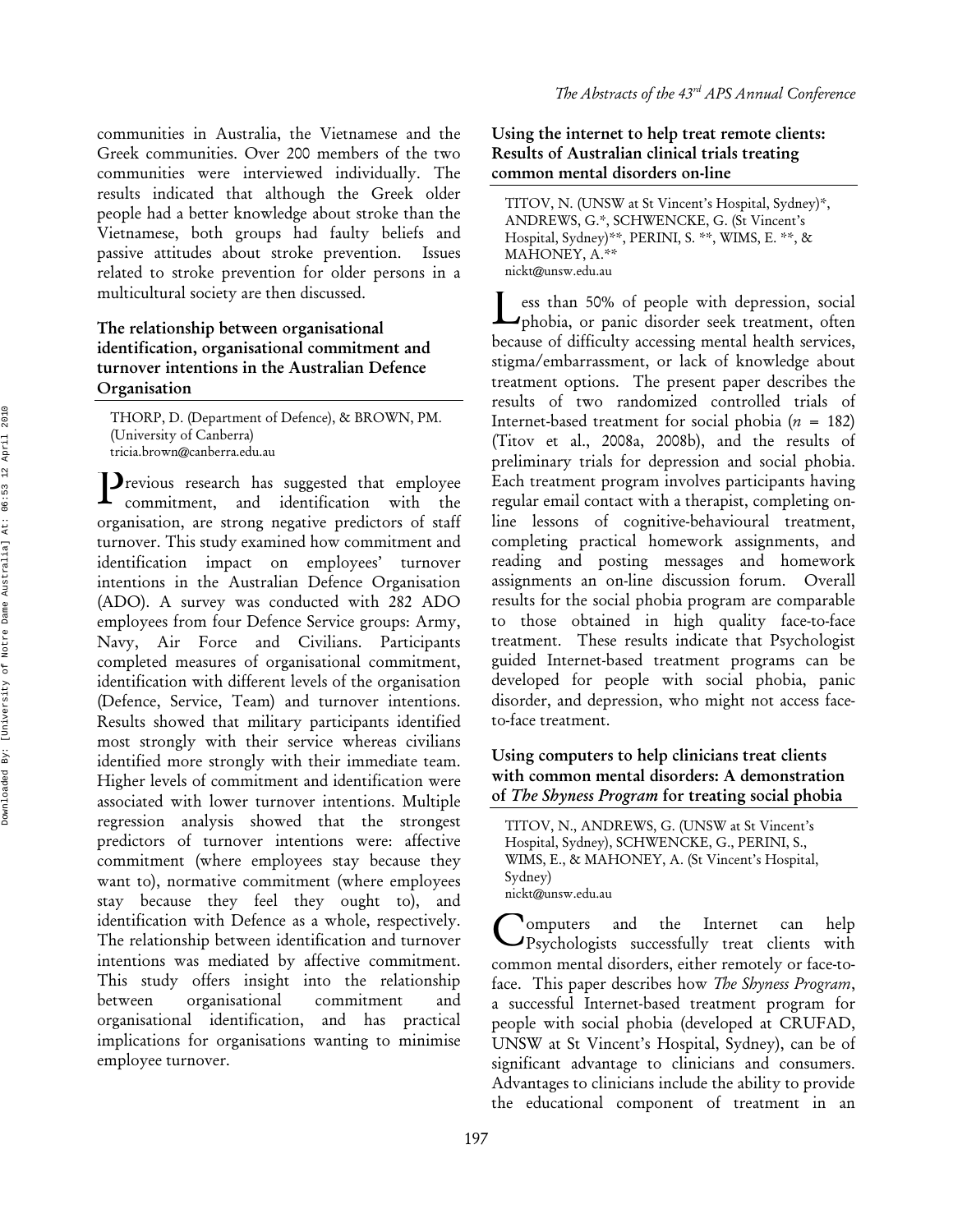communities in Australia, the Vietnamese and the Greek communities. Over 200 members of the two communities were interviewed individually. The results indicated that although the Greek older people had a better knowledge about stroke than the Vietnamese, both groups had faulty beliefs and passive attitudes about stroke prevention. Issues related to stroke prevention for older persons in a multicultural society are then discussed.

### The relationship between organisational identification, organisational commitment and turnover intentions in the Australian Defence Organisation

THORP, D. (Department of Defence), & BROWN, PM. (University of Canberra)
tricia.brown@canberra.edu.au

Previous research has suggested that employee commitment, and identification with the organisation, are strong negative predictors of staff turnover. This study examined how commitment and identification impact on employees' turnover intentions in the Australian Defence Organisation (ADO). A survey was conducted with 282 ADO employees from four Defence Service groups: Army, Navy, Air Force and Civilians. Participants completed measures of organisational commitment, identification with different levels of the organisation (Defence, Service, Team) and turnover intentions. Results showed that military participants identified most strongly with their service whereas civilians identified more strongly with their immediate team. Higher levels of commitment and identification were associated with lower turnover intentions. Multiple regression analysis showed that the strongest predictors of turnover intentions were: affective commitment (where employees stay because they want to), normative commitment (where employees stay because they feel they ought to), and identification with Defence as a whole, respectively. The relationship between identification and turnover intentions was mediated by affective commitment. This study offers insight into the relationship between organisational commitment and organisational identification, and has practical implications for organisations wanting to minimise employee turnover.

### Using the internet to help treat remote clients: Results of Australian clinical trials treating common mental disorders on-line

TITOV, N. (UNSW at St Vincent's Hospital, Sydney)*, ANDREWS, G.*, SCHWENCKE, G. (St Vincent's Hospital, Sydney)**, PERINI, S. **, WIMS, E. **, & MAHONEY, A.**
nickt@unsw.edu.au

Less than 50% of people with depression, social phobia, or panic disorder seek treatment, often because of difficulty accessing mental health services, stigma/embarrassment, or lack of knowledge about treatment options. The present paper describes the results of two randomized controlled trials of Internet-based treatment for social phobia ($n$ = 182) (Titov et al., 2008a, 2008b), and the results of preliminary trials for depression and social phobia. Each treatment program involves participants having regular email contact with a therapist, completing on-line lessons of cognitive-behavioural treatment, completing practical homework assignments, and reading and posting messages and homework assignments an on-line discussion forum. Overall results for the social phobia program are comparable to those obtained in high quality face-to-face treatment. These results indicate that Psychologist guided Internet-based treatment programs can be developed for people with social phobia, panic disorder, and depression, who might not access face-to-face treatment.

### Using computers to help clinicians treat clients with common mental disorders: A demonstration of *The Shyness Program* for treating social phobia

TITOV, N., ANDREWS, G. (UNSW at St Vincent's Hospital, Sydney), SCHWENCKE, G., PERINI, S., WIMS, E., & MAHONEY, A. (St Vincent's Hospital, Sydney)
nickt@unsw.edu.au

Computers and the Internet can help Psychologists successfully treat clients with common mental disorders, either remotely or face-to-face. This paper describes how *The Shyness Program*, a successful Internet-based treatment program for people with social phobia (developed at CRUFAD, UNSW at St Vincent's Hospital, Sydney), can be of significant advantage to clinicians and consumers. Advantages to clinicians include the ability to provide the educational component of treatment in an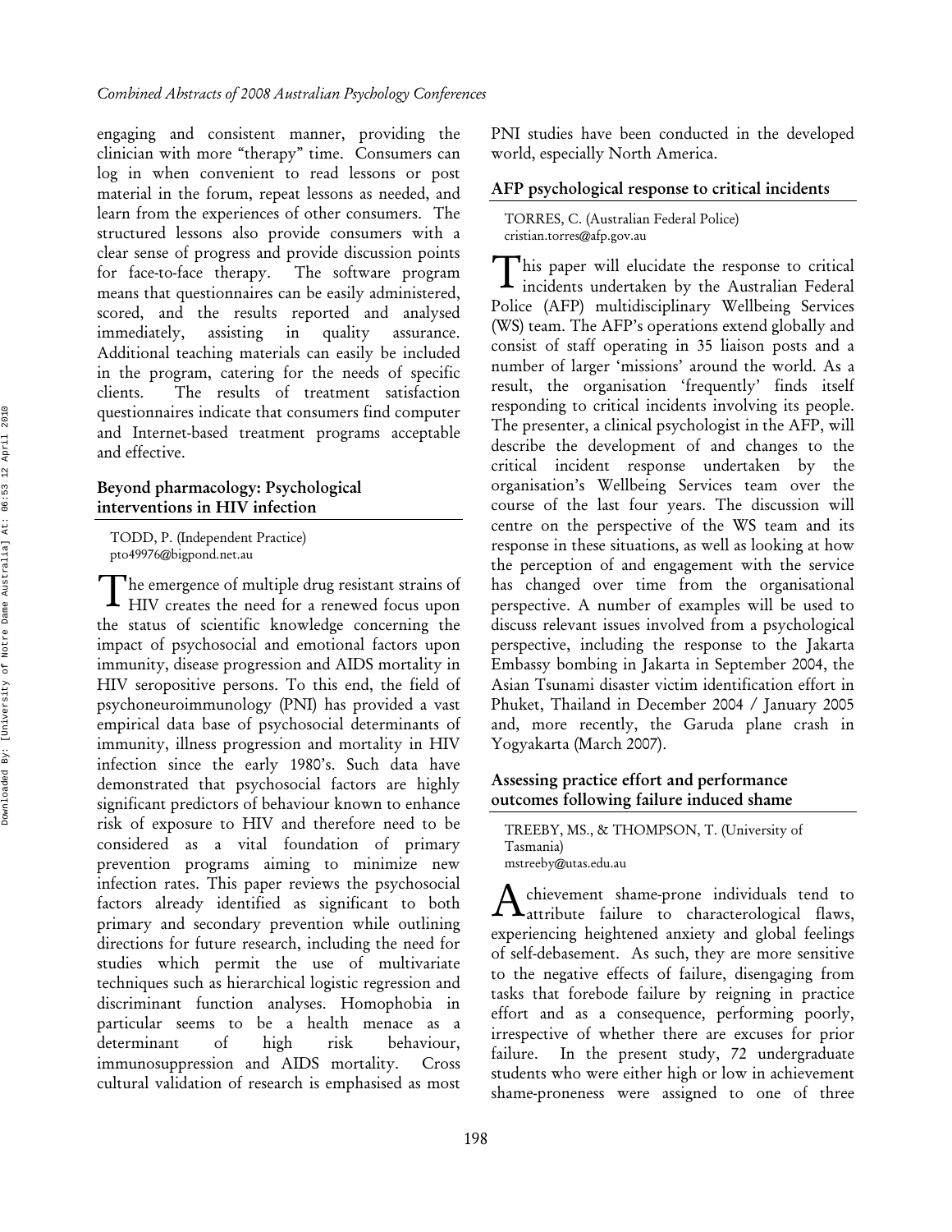engaging and consistent manner, providing the clinician with more "therapy" time. Consumers can log in when convenient to read lessons or post material in the forum, repeat lessons as needed, and learn from the experiences of other consumers. The structured lessons also provide consumers with a clear sense of progress and provide discussion points for face-to-face therapy. The software program means that questionnaires can be easily administered, scored, and the results reported and analysed immediately, assisting in quality assurance. Additional teaching materials can easily be included in the program, catering for the needs of specific clients. The results of treatment satisfaction questionnaires indicate that consumers find computer and Internet-based treatment programs acceptable and effective.

### Beyond pharmacology: Psychological interventions in HIV infection

TODD, P. (Independent Practice)
pto49976@bigpond.net.au

The emergence of multiple drug resistant strains of HIV creates the need for a renewed focus upon the status of scientific knowledge concerning the impact of psychosocial and emotional factors upon immunity, disease progression and AIDS mortality in HIV seropositive persons. To this end, the field of psychoneuroimmunology (PNI) has provided a vast empirical data base of psychosocial determinants of immunity, illness progression and mortality in HIV infection since the early 1980's. Such data have demonstrated that psychosocial factors are highly significant predictors of behaviour known to enhance risk of exposure to HIV and therefore need to be considered as a vital foundation of primary prevention programs aiming to minimize new infection rates. This paper reviews the psychosocial factors already identified as significant to both primary and secondary prevention while outlining directions for future research, including the need for studies which permit the use of multivariate techniques such as hierarchical logistic regression and discriminant function analyses. Homophobia in particular seems to be a health menace as a determinant of high risk behaviour, immunosuppression and AIDS mortality. Cross cultural validation of research is emphasised as most PNI studies have been conducted in the developed world, especially North America.

### AFP psychological response to critical incidents

TORRES, C. (Australian Federal Police)
cristian.torres@afp.gov.au

This paper will elucidate the response to critical incidents undertaken by the Australian Federal Police (AFP) multidisciplinary Wellbeing Services (WS) team. The AFP's operations extend globally and consist of staff operating in 35 liaison posts and a number of larger 'missions' around the world. As a result, the organisation 'frequently' finds itself responding to critical incidents involving its people. The presenter, a clinical psychologist in the AFP, will describe the development of and changes to the critical incident response undertaken by the organisation's Wellbeing Services team over the course of the last four years. The discussion will centre on the perspective of the WS team and its response in these situations, as well as looking at how the perception of and engagement with the service has changed over time from the organisational perspective. A number of examples will be used to discuss relevant issues involved from a psychological perspective, including the response to the Jakarta Embassy bombing in Jakarta in September 2004, the Asian Tsunami disaster victim identification effort in Phuket, Thailand in December 2004 / January 2005 and, more recently, the Garuda plane crash in Yogyakarta (March 2007).

### Assessing practice effort and performance outcomes following failure induced shame

TREEBY, MS., & THOMPSON, T. (University of Tasmania)
mstreeby@utas.edu.au

Achievement shame-prone individuals tend to attribute failure to characterological flaws, experiencing heightened anxiety and global feelings of self-debasement. As such, they are more sensitive to the negative effects of failure, disengaging from tasks that forebode failure by reigning in practice effort and as a consequence, performing poorly, irrespective of whether there are excuses for prior failure. In the present study, 72 undergraduate students who were either high or low in achievement shame-proneness were assigned to one of three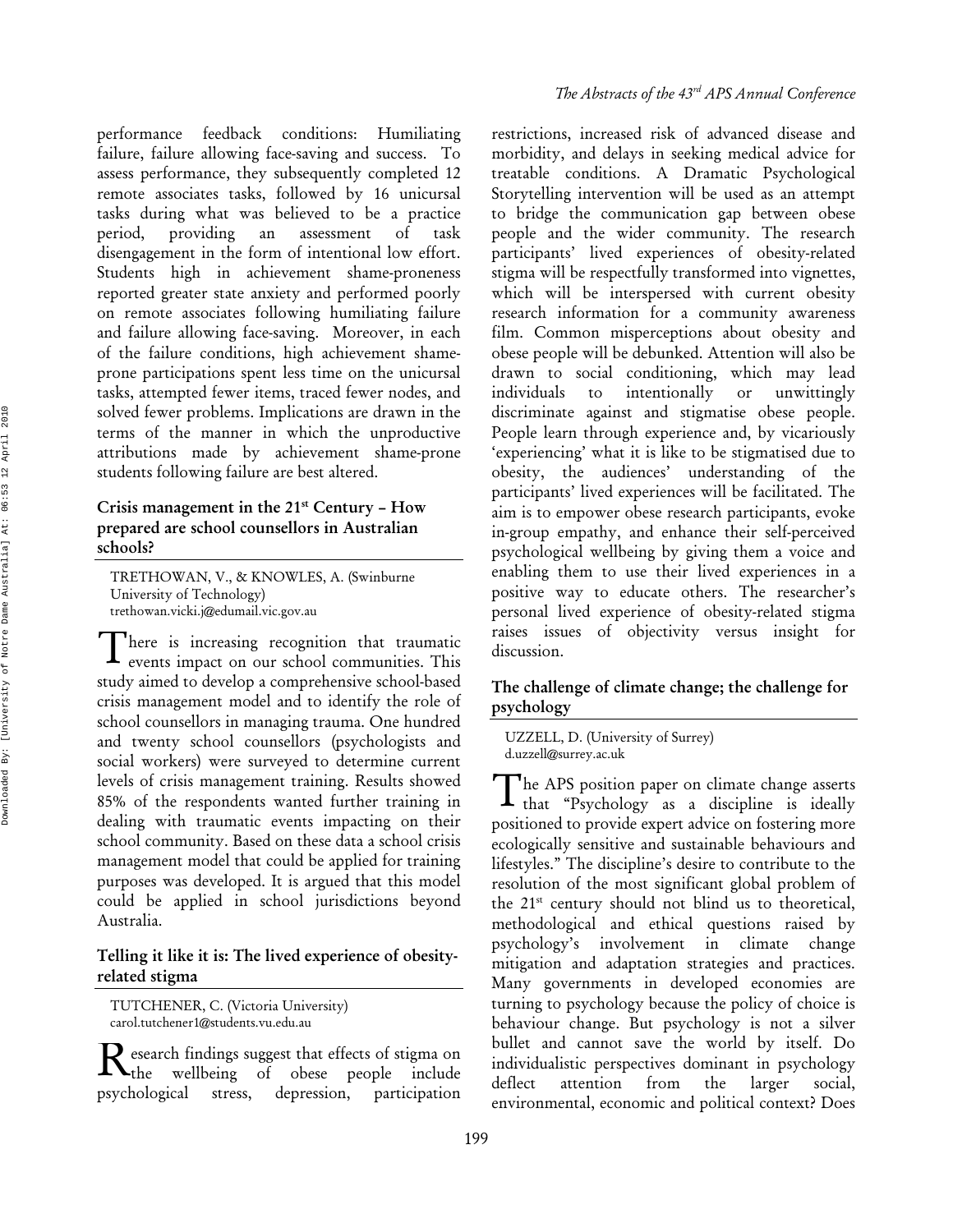performance feedback conditions: Humiliating failure, failure allowing face-saving and success. To assess performance, they subsequently completed 12 remote associates tasks, followed by 16 unicursal tasks during what was believed to be a practice period, providing an assessment of task disengagement in the form of intentional low effort. Students high in achievement shame-proneness reported greater state anxiety and performed poorly on remote associates following humiliating failure and failure allowing face-saving. Moreover, in each of the failure conditions, high achievement shame-prone participations spent less time on the unicursal tasks, attempted fewer items, traced fewer nodes, and solved fewer problems. Implications are drawn in the terms of the manner in which the unproductive attributions made by achievement shame-prone students following failure are best altered.

### Crisis management in the 21st Century – How prepared are school counsellors in Australian schools?

TRETHOWAN, V., & KNOWLES, A. (Swinburne University of Technology)
trethowan.vicki.j@edumail.vic.gov.au

There is increasing recognition that traumatic events impact on our school communities. This study aimed to develop a comprehensive school-based crisis management model and to identify the role of school counsellors in managing trauma. One hundred and twenty school counsellors (psychologists and social workers) were surveyed to determine current levels of crisis management training. Results showed 85% of the respondents wanted further training in dealing with traumatic events impacting on their school community. Based on these data a school crisis management model that could be applied for training purposes was developed. It is argued that this model could be applied in school jurisdictions beyond Australia.

### Telling it like it is: The lived experience of obesity-related stigma

TUTCHENER, C. (Victoria University)
carol.tutchener1@students.vu.edu.au

Research findings suggest that effects of stigma on the wellbeing of obese people include psychological stress, depression, participation restrictions, increased risk of advanced disease and morbidity, and delays in seeking medical advice for treatable conditions. A Dramatic Psychological Storytelling intervention will be used as an attempt to bridge the communication gap between obese people and the wider community. The research participants' lived experiences of obesity-related stigma will be respectfully transformed into vignettes, which will be interspersed with current obesity research information for a community awareness film. Common misperceptions about obesity and obese people will be debunked. Attention will also be drawn to social conditioning, which may lead individuals to intentionally or unwittingly discriminate against and stigmatise obese people. People learn through experience and, by vicariously 'experiencing' what it is like to be stigmatised due to obesity, the audiences' understanding of the participants' lived experiences will be facilitated. The aim is to empower obese research participants, evoke in-group empathy, and enhance their self-perceived psychological wellbeing by giving them a voice and enabling them to use their lived experiences in a positive way to educate others. The researcher's personal lived experience of obesity-related stigma raises issues of objectivity versus insight for discussion.

### The challenge of climate change; the challenge for psychology

UZZELL, D. (University of Surrey)
d.uzzell@surrey.ac.uk

The APS position paper on climate change asserts that "Psychology as a discipline is ideally positioned to provide expert advice on fostering more ecologically sensitive and sustainable behaviours and lifestyles." The discipline's desire to contribute to the resolution of the most significant global problem of the 21st century should not blind us to theoretical, methodological and ethical questions raised by psychology's involvement in climate change mitigation and adaptation strategies and practices. Many governments in developed economies are turning to psychology because the policy of choice is behaviour change. But psychology is not a silver bullet and cannot save the world by itself. Do individualistic perspectives dominant in psychology deflect attention from the larger social, environmental, economic and political context? Does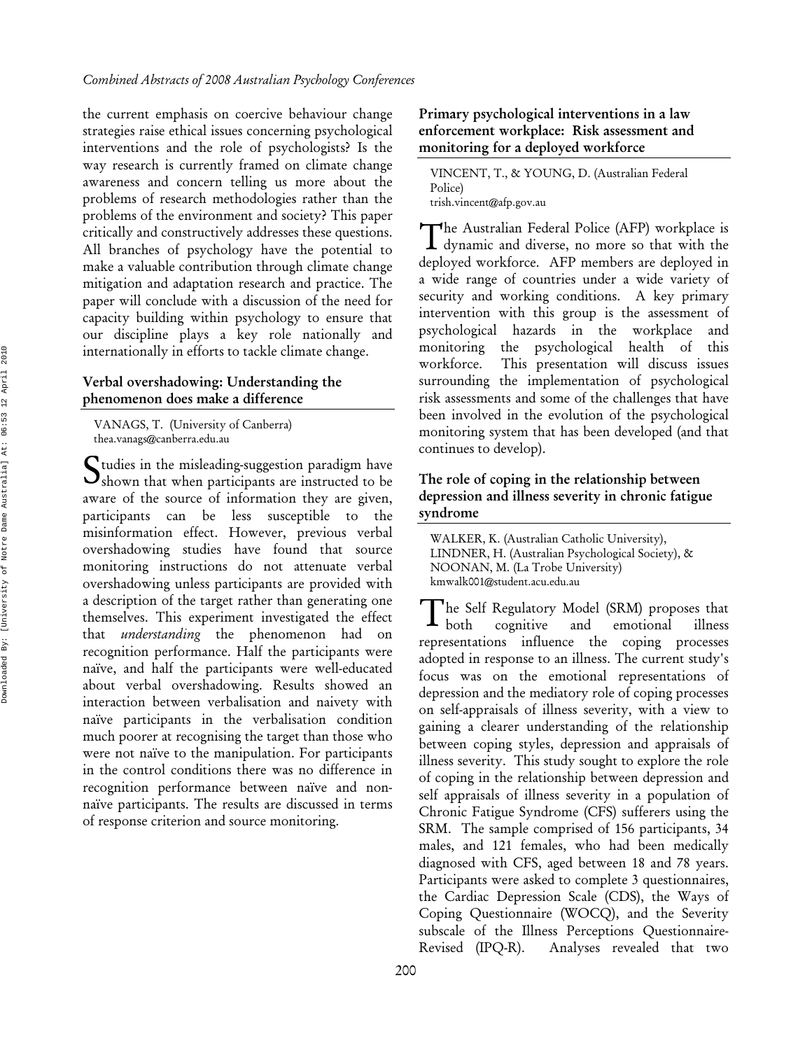the current emphasis on coercive behaviour change strategies raise ethical issues concerning psychological interventions and the role of psychologists? Is the way research is currently framed on climate change awareness and concern telling us more about the problems of research methodologies rather than the problems of the environment and society? This paper critically and constructively addresses these questions. All branches of psychology have the potential to make a valuable contribution through climate change mitigation and adaptation research and practice. The paper will conclude with a discussion of the need for capacity building within psychology to ensure that our discipline plays a key role nationally and internationally in efforts to tackle climate change.

## Verbal overshadowing: Understanding the phenomenon does make a difference

VANAGS, T. (University of Canberra)
thea.vanags@canberra.edu.au

Studies in the misleading-suggestion paradigm have shown that when participants are instructed to be aware of the source of information they are given, participants can be less susceptible to the misinformation effect. However, previous verbal overshadowing studies have found that source monitoring instructions do not attenuate verbal overshadowing unless participants are provided with a description of the target rather than generating one themselves. This experiment investigated the effect that *understanding* the phenomenon had on recognition performance. Half the participants were naïve, and half the participants were well-educated about verbal overshadowing. Results showed an interaction between verbalisation and naivety with naïve participants in the verbalisation condition much poorer at recognising the target than those who were not naïve to the manipulation. For participants in the control conditions there was no difference in recognition performance between naïve and non-naïve participants. The results are discussed in terms of response criterion and source monitoring.

## Primary psychological interventions in a law enforcement workplace: Risk assessment and monitoring for a deployed workforce

VINCENT, T., & YOUNG, D. (Australian Federal Police)
trish.vincent@afp.gov.au

The Australian Federal Police (AFP) workplace is dynamic and diverse, no more so that with the deployed workforce. AFP members are deployed in a wide range of countries under a wide variety of security and working conditions. A key primary intervention with this group is the assessment of psychological hazards in the workplace and monitoring the psychological health of this workforce. This presentation will discuss issues surrounding the implementation of psychological risk assessments and some of the challenges that have been involved in the evolution of the psychological monitoring system that has been developed (and that continues to develop).

## The role of coping in the relationship between depression and illness severity in chronic fatigue syndrome

WALKER, K. (Australian Catholic University), LINDNER, H. (Australian Psychological Society), & NOONAN, M. (La Trobe University)
kmwalk001@student.acu.edu.au

The Self Regulatory Model (SRM) proposes that both cognitive and emotional illness representations influence the coping processes adopted in response to an illness. The current study's focus was on the emotional representations of depression and the mediatory role of coping processes on self-appraisals of illness severity, with a view to gaining a clearer understanding of the relationship between coping styles, depression and appraisals of illness severity. This study sought to explore the role of coping in the relationship between depression and self appraisals of illness severity in a population of Chronic Fatigue Syndrome (CFS) sufferers using the SRM. The sample comprised of 156 participants, 34 males, and 121 females, who had been medically diagnosed with CFS, aged between 18 and 78 years. Participants were asked to complete 3 questionnaires, the Cardiac Depression Scale (CDS), the Ways of Coping Questionnaire (WOCQ), and the Severity subscale of the Illness Perceptions Questionnaire-Revised (IPQ-R). Analyses revealed that two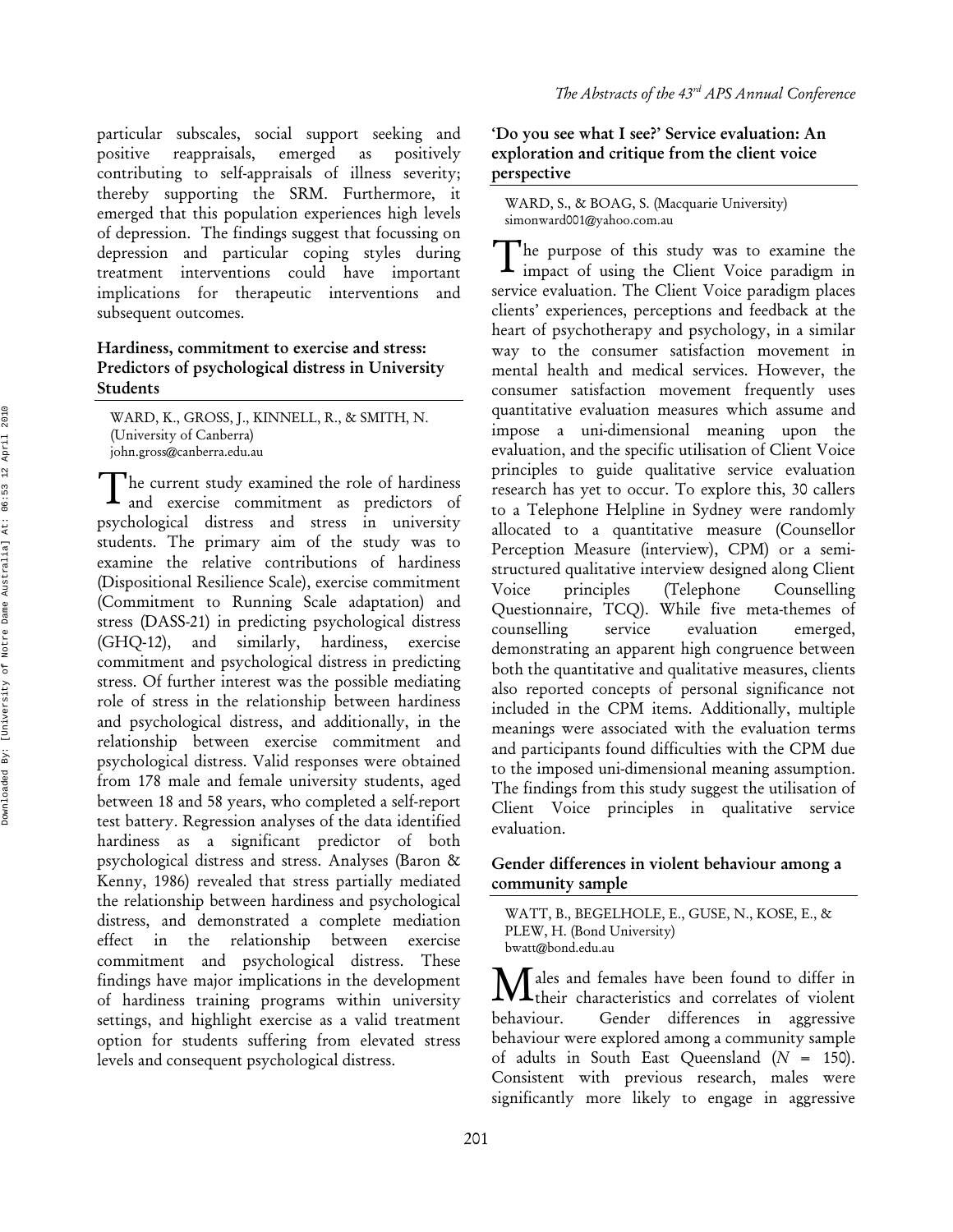particular subscales, social support seeking and positive reappraisals, emerged as positively contributing to self-appraisals of illness severity; thereby supporting the SRM. Furthermore, it emerged that this population experiences high levels of depression. The findings suggest that focussing on depression and particular coping styles during treatment interventions could have important implications for therapeutic interventions and subsequent outcomes.

### Hardiness, commitment to exercise and stress: Predictors of psychological distress in University Students

WARD, K., GROSS, J., KINNELL, R., & SMITH, N. (University of Canberra)
john.gross@canberra.edu.au

The current study examined the role of hardiness and exercise commitment as predictors of psychological distress and stress in university students. The primary aim of the study was to examine the relative contributions of hardiness (Dispositional Resilience Scale), exercise commitment (Commitment to Running Scale adaptation) and stress (DASS-21) in predicting psychological distress (GHQ-12), and similarly, hardiness, exercise commitment and psychological distress in predicting stress. Of further interest was the possible mediating role of stress in the relationship between hardiness and psychological distress, and additionally, in the relationship between exercise commitment and psychological distress. Valid responses were obtained from 178 male and female university students, aged between 18 and 58 years, who completed a self-report test battery. Regression analyses of the data identified hardiness as a significant predictor of both psychological distress and stress. Analyses (Baron & Kenny, 1986) revealed that stress partially mediated the relationship between hardiness and psychological distress, and demonstrated a complete mediation effect in the relationship between exercise commitment and psychological distress. These findings have major implications in the development of hardiness training programs within university settings, and highlight exercise as a valid treatment option for students suffering from elevated stress levels and consequent psychological distress.

### 'Do you see what I see?' Service evaluation: An exploration and critique from the client voice perspective

WARD, S., & BOAG, S. (Macquarie University)
simonward001@yahoo.com.au

The purpose of this study was to examine the impact of using the Client Voice paradigm in service evaluation. The Client Voice paradigm places clients' experiences, perceptions and feedback at the heart of psychotherapy and psychology, in a similar way to the consumer satisfaction movement in mental health and medical services. However, the consumer satisfaction movement frequently uses quantitative evaluation measures which assume and impose a uni-dimensional meaning upon the evaluation, and the specific utilisation of Client Voice principles to guide qualitative service evaluation research has yet to occur. To explore this, 30 callers to a Telephone Helpline in Sydney were randomly allocated to a quantitative measure (Counsellor Perception Measure (interview), CPM) or a semi-structured qualitative interview designed along Client Voice principles (Telephone Counselling Questionnaire, TCQ). While five meta-themes of counselling service evaluation emerged, demonstrating an apparent high congruence between both the quantitative and qualitative measures, clients also reported concepts of personal significance not included in the CPM items. Additionally, multiple meanings were associated with the evaluation terms and participants found difficulties with the CPM due to the imposed uni-dimensional meaning assumption. The findings from this study suggest the utilisation of Client Voice principles in qualitative service evaluation.

### Gender differences in violent behaviour among a community sample

WATT, B., BEGELHOLE, E., GUSE, N., KOSE, E., & PLEW, H. (Bond University)
bwatt@bond.edu.au

Males and females have been found to differ in their characteristics and correlates of violent behaviour. Gender differences in aggressive behaviour were explored among a community sample of adults in South East Queensland ($N$ = 150). Consistent with previous research, males were significantly more likely to engage in aggressive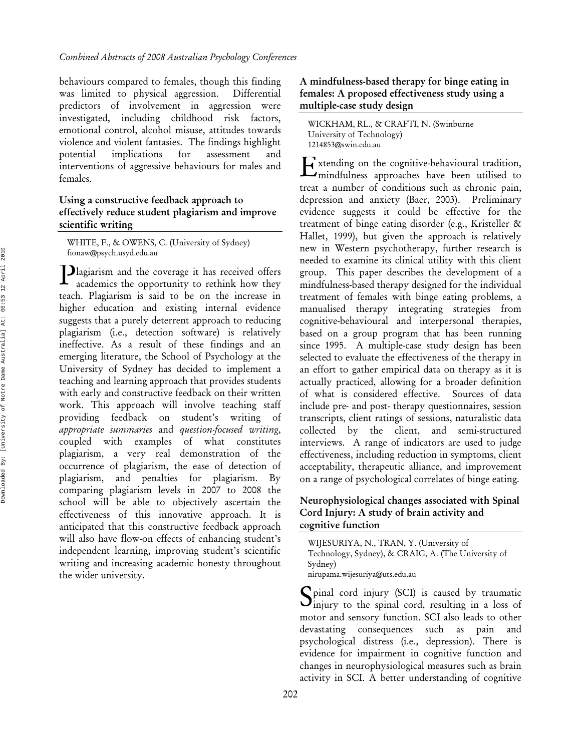behaviours compared to females, though this finding was limited to physical aggression. Differential predictors of involvement in aggression were investigated, including childhood risk factors, emotional control, alcohol misuse, attitudes towards violence and violent fantasies. The findings highlight potential implications for assessment and interventions of aggressive behaviours for males and females.

### Using a constructive feedback approach to effectively reduce student plagiarism and improve scientific writing

WHITE, F., & OWENS, C. (University of Sydney)
fionaw@psych.usyd.edu.au

Plagiarism and the coverage it has received offers academics the opportunity to rethink how they teach. Plagiarism is said to be on the increase in higher education and existing internal evidence suggests that a purely deterrent approach to reducing plagiarism (i.e., detection software) is relatively ineffective. As a result of these findings and an emerging literature, the School of Psychology at the University of Sydney has decided to implement a teaching and learning approach that provides students with early and constructive feedback on their written work. This approach will involve teaching staff providing feedback on student's writing of *appropriate summaries* and *question-focused writing*, coupled with examples of what constitutes plagiarism, a very real demonstration of the occurrence of plagiarism, the ease of detection of plagiarism, and penalties for plagiarism. By comparing plagiarism levels in 2007 to 2008 the school will be able to objectively ascertain the effectiveness of this innovative approach. It is anticipated that this constructive feedback approach will also have flow-on effects of enhancing student's independent learning, improving student's scientific writing and increasing academic honesty throughout the wider university.

### A mindfulness-based therapy for binge eating in females: A proposed effectiveness study using a multiple-case study design

WICKHAM, RL., & CRAFTI, N. (Swinburne University of Technology)
1214853@swin.edu.au

Extending on the cognitive-behavioural tradition, mindfulness approaches have been utilised to treat a number of conditions such as chronic pain, depression and anxiety (Baer, 2003). Preliminary evidence suggests it could be effective for the treatment of binge eating disorder (e.g., Kristeller & Hallet, 1999), but given the approach is relatively new in Western psychotherapy, further research is needed to examine its clinical utility with this client group. This paper describes the development of a mindfulness-based therapy designed for the individual treatment of females with binge eating problems, a manualised therapy integrating strategies from cognitive-behavioural and interpersonal therapies, based on a group program that has been running since 1995. A multiple-case study design has been selected to evaluate the effectiveness of the therapy in an effort to gather empirical data on therapy as it is actually practiced, allowing for a broader definition of what is considered effective. Sources of data include pre- and post- therapy questionnaires, session transcripts, client ratings of sessions, naturalistic data collected by the client, and semi-structured interviews. A range of indicators are used to judge effectiveness, including reduction in symptoms, client acceptability, therapeutic alliance, and improvement on a range of psychological correlates of binge eating.

### Neurophysiological changes associated with Spinal Cord Injury: A study of brain activity and cognitive function

WIJESURIYA, N., TRAN, Y. (University of Technology, Sydney), & CRAIG, A. (The University of Sydney)
nirupama.wijesuriya@uts.edu.au

Spinal cord injury (SCI) is caused by traumatic injury to the spinal cord, resulting in a loss of motor and sensory function. SCI also leads to other devastating consequences such as pain and psychological distress (i.e., depression). There is evidence for impairment in cognitive function and changes in neurophysiological measures such as brain activity in SCI. A better understanding of cognitive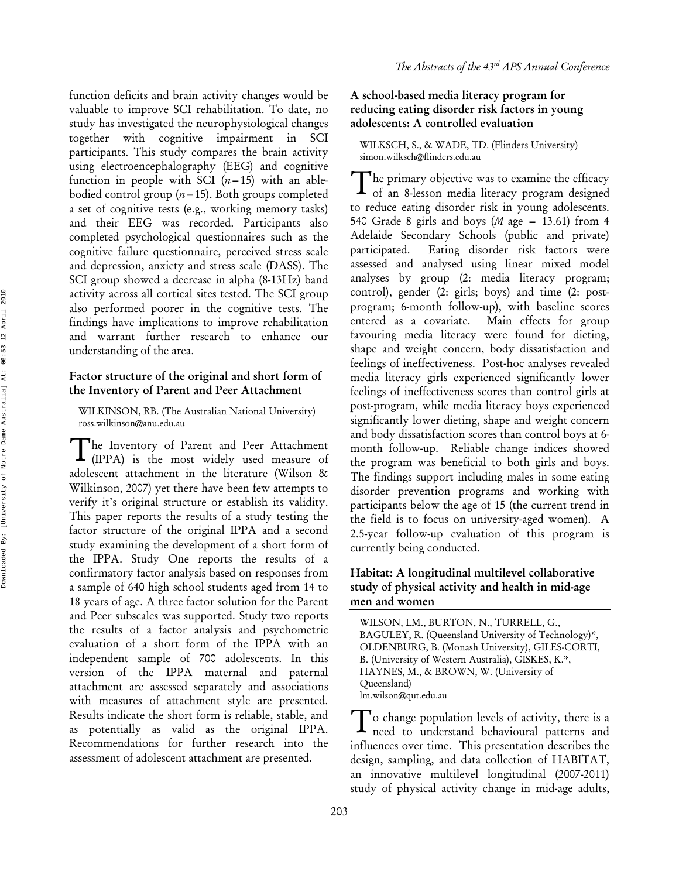function deficits and brain activity changes would be valuable to improve SCI rehabilitation. To date, no study has investigated the neurophysiological changes together with cognitive impairment in SCI participants. This study compares the brain activity using electroencephalography (EEG) and cognitive function in people with SCI ($n = 15$) with an able-bodied control group ($n = 15$). Both groups completed a set of cognitive tests (e.g., working memory tasks) and their EEG was recorded. Participants also completed psychological questionnaires such as the cognitive failure questionnaire, perceived stress scale and depression, anxiety and stress scale (DASS). The SCI group showed a decrease in alpha (8-13Hz) band activity across all cortical sites tested. The SCI group also performed poorer in the cognitive tests. The findings have implications to improve rehabilitation and warrant further research to enhance our understanding of the area.

### Factor structure of the original and short form of the Inventory of Parent and Peer Attachment

WILKINSON, RB. (The Australian National University)
ross.wilkinson@anu.edu.au

The Inventory of Parent and Peer Attachment (IPPA) is the most widely used measure of adolescent attachment in the literature (Wilson & Wilkinson, 2007) yet there have been few attempts to verify it's original structure or establish its validity. This paper reports the results of a study testing the factor structure of the original IPPA and a second study examining the development of a short form of the IPPA. Study One reports the results of a confirmatory factor analysis based on responses from a sample of 640 high school students aged from 14 to 18 years of age. A three factor solution for the Parent and Peer subscales was supported. Study two reports the results of a factor analysis and psychometric evaluation of a short form of the IPPA with an independent sample of 700 adolescents. In this version of the IPPA maternal and paternal attachment are assessed separately and associations with measures of attachment style are presented. Results indicate the short form is reliable, stable, and as potentially as valid as the original IPPA. Recommendations for further research into the assessment of adolescent attachment are presented.

### A school-based media literacy program for reducing eating disorder risk factors in young adolescents: A controlled evaluation

WILKSCH, S., & WADE, TD. (Flinders University)
simon.wilksch@flinders.edu.au

The primary objective was to examine the efficacy of an 8-lesson media literacy program designed to reduce eating disorder risk in young adolescents. 540 Grade 8 girls and boys (*M* age = 13.61) from 4 Adelaide Secondary Schools (public and private) participated. Eating disorder risk factors were assessed and analysed using linear mixed model analyses by group (2: media literacy program; control), gender (2: girls; boys) and time (2: post-program; 6-month follow-up), with baseline scores entered as a covariate. Main effects for group favouring media literacy were found for dieting, shape and weight concern, body dissatisfaction and feelings of ineffectiveness. Post-hoc analyses revealed media literacy girls experienced significantly lower feelings of ineffectiveness scores than control girls at post-program, while media literacy boys experienced significantly lower dieting, shape and weight concern and body dissatisfaction scores than control boys at 6-month follow-up. Reliable change indices showed the program was beneficial to both girls and boys. The findings support including males in some eating disorder prevention programs and working with participants below the age of 15 (the current trend in the field is to focus on university-aged women). A 2.5-year follow-up evaluation of this program is currently being conducted.

### Habitat: A longitudinal multilevel collaborative study of physical activity and health in mid-age men and women

WILSON, LM., BURTON, N., TURRELL, G., BAGULEY, R. (Queensland University of Technology)*, OLDENBURG, B. (Monash University), GILES-CORTI, B. (University of Western Australia), GISKES, K.*, HAYNES, M., & BROWN, W. (University of Queensland)
lm.wilson@qut.edu.au

To change population levels of activity, there is a need to understand behavioural patterns and influences over time. This presentation describes the design, sampling, and data collection of HABITAT, an innovative multilevel longitudinal (2007-2011) study of physical activity change in mid-age adults,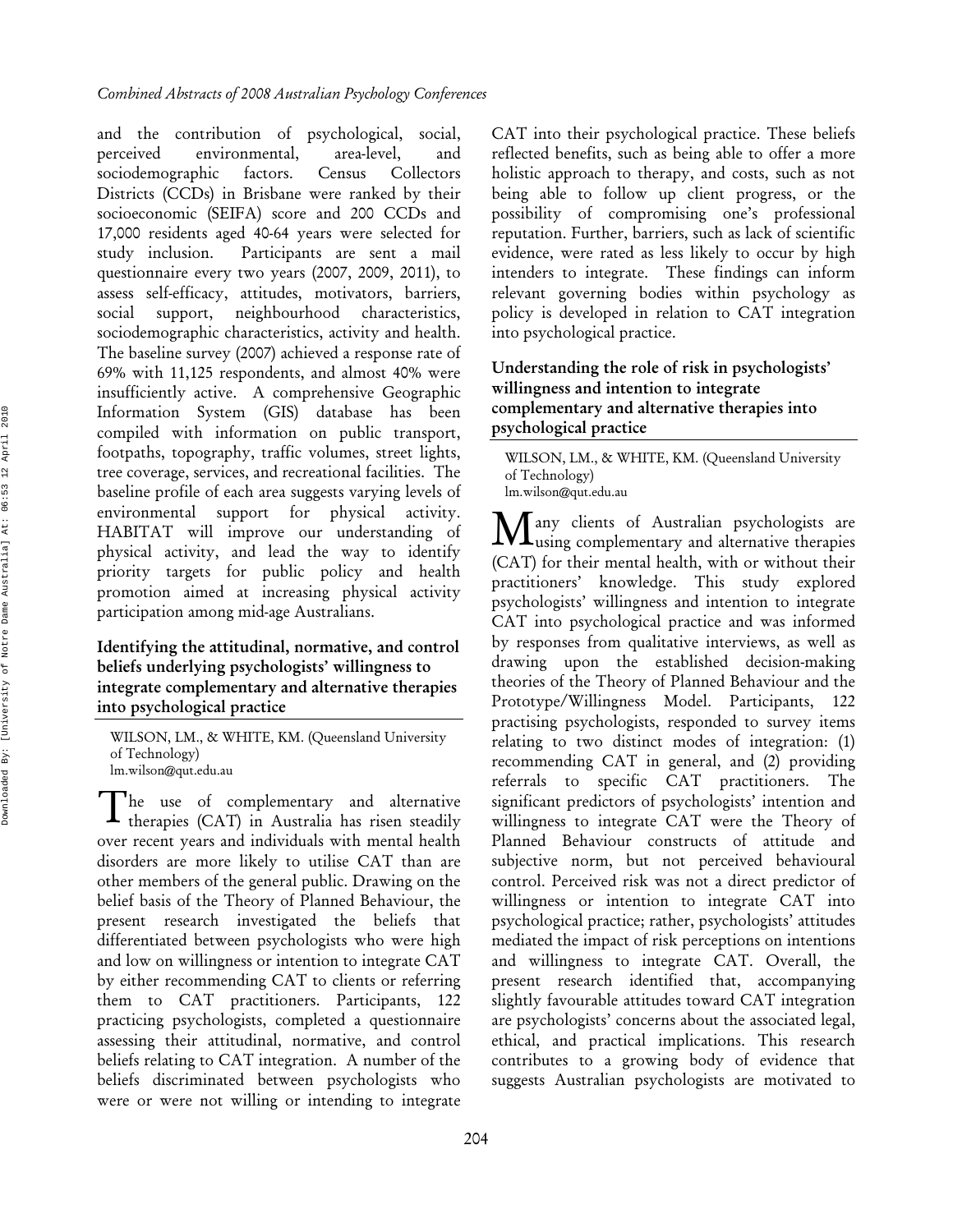and the contribution of psychological, social, perceived environmental, area-level, and sociodemographic factors. Census Collectors Districts (CCDs) in Brisbane were ranked by their socioeconomic (SEIFA) score and 200 CCDs and 17,000 residents aged 40-64 years were selected for study inclusion. Participants are sent a mail questionnaire every two years (2007, 2009, 2011), to assess self-efficacy, attitudes, motivators, barriers, social support, neighbourhood characteristics, sociodemographic characteristics, activity and health. The baseline survey (2007) achieved a response rate of 69% with 11,125 respondents, and almost 40% were insufficiently active. A comprehensive Geographic Information System (GIS) database has been compiled with information on public transport, footpaths, topography, traffic volumes, street lights, tree coverage, services, and recreational facilities. The baseline profile of each area suggests varying levels of environmental support for physical activity. HABITAT will improve our understanding of physical activity, and lead the way to identify priority targets for public policy and health promotion aimed at increasing physical activity participation among mid-age Australians.

### Identifying the attitudinal, normative, and control beliefs underlying psychologists' willingness to integrate complementary and alternative therapies into psychological practice

WILSON, LM., & WHITE, KM. (Queensland University of Technology)
lm.wilson@qut.edu.au

The use of complementary and alternative therapies (CAT) in Australia has risen steadily over recent years and individuals with mental health disorders are more likely to utilise CAT than are other members of the general public. Drawing on the belief basis of the Theory of Planned Behaviour, the present research investigated the beliefs that differentiated between psychologists who were high and low on willingness or intention to integrate CAT by either recommending CAT to clients or referring them to CAT practitioners. Participants, 122 practicing psychologists, completed a questionnaire assessing their attitudinal, normative, and control beliefs relating to CAT integration. A number of the beliefs discriminated between psychologists who were or were not willing or intending to integrate CAT into their psychological practice. These beliefs reflected benefits, such as being able to offer a more holistic approach to therapy, and costs, such as not being able to follow up client progress, or the possibility of compromising one's professional reputation. Further, barriers, such as lack of scientific evidence, were rated as less likely to occur by high intenders to integrate. These findings can inform relevant governing bodies within psychology as policy is developed in relation to CAT integration into psychological practice.

### Understanding the role of risk in psychologists' willingness and intention to integrate complementary and alternative therapies into psychological practice

WILSON, LM., & WHITE, KM. (Queensland University of Technology)
lm.wilson@qut.edu.au

Many clients of Australian psychologists are using complementary and alternative therapies (CAT) for their mental health, with or without their practitioners' knowledge. This study explored psychologists' willingness and intention to integrate CAT into psychological practice and was informed by responses from qualitative interviews, as well as drawing upon the established decision-making theories of the Theory of Planned Behaviour and the Prototype/Willingness Model. Participants, 122 practising psychologists, responded to survey items relating to two distinct modes of integration: (1) recommending CAT in general, and (2) providing referrals to specific CAT practitioners. The significant predictors of psychologists' intention and willingness to integrate CAT were the Theory of Planned Behaviour constructs of attitude and subjective norm, but not perceived behavioural control. Perceived risk was not a direct predictor of willingness or intention to integrate CAT into psychological practice; rather, psychologists' attitudes mediated the impact of risk perceptions on intentions and willingness to integrate CAT. Overall, the present research identified that, accompanying slightly favourable attitudes toward CAT integration are psychologists' concerns about the associated legal, ethical, and practical implications. This research contributes to a growing body of evidence that suggests Australian psychologists are motivated to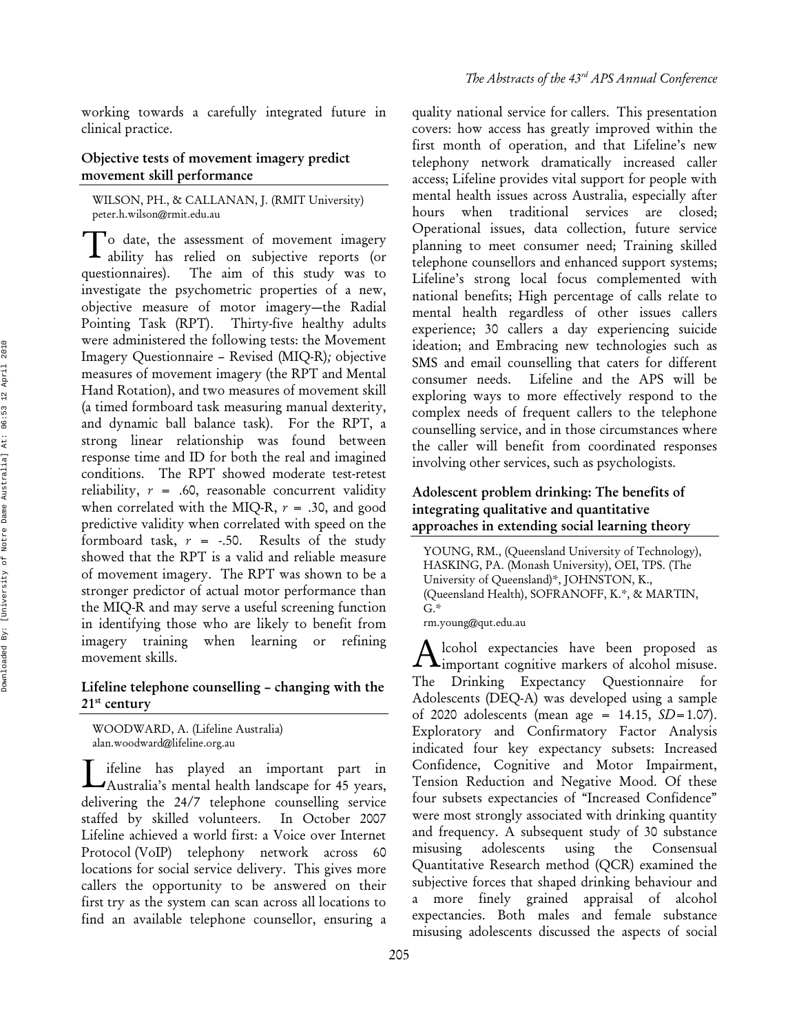working towards a carefully integrated future in clinical practice.

### Objective tests of movement imagery predict movement skill performance

WILSON, PH., & CALLANAN, J. (RMIT University)
peter.h.wilson@rmit.edu.au

To date, the assessment of movement imagery ability has relied on subjective reports (or questionnaires). The aim of this study was to investigate the psychometric properties of a new, objective measure of motor imagery—the Radial Pointing Task (RPT). Thirty-five healthy adults were administered the following tests: the Movement Imagery Questionnaire – Revised (MIQ-R)*;* objective measures of movement imagery (the RPT and Mental Hand Rotation), and two measures of movement skill (a timed formboard task measuring manual dexterity, and dynamic ball balance task). For the RPT, a strong linear relationship was found between response time and ID for both the real and imagined conditions. The RPT showed moderate test-retest reliability, $r$ = .60, reasonable concurrent validity when correlated with the MIQ-R, $r$ = .30, and good predictive validity when correlated with speed on the formboard task, $r$ = -.50. Results of the study showed that the RPT is a valid and reliable measure of movement imagery. The RPT was shown to be a stronger predictor of actual motor performance than the MIQ-R and may serve a useful screening function in identifying those who are likely to benefit from imagery training when learning or refining movement skills.

### Lifeline telephone counselling – changing with the 21st century

WOODWARD, A. (Lifeline Australia)
alan.woodward@lifeline.org.au

Lifeline has played an important part in Australia's mental health landscape for 45 years, delivering the 24/7 telephone counselling service staffed by skilled volunteers. In October 2007 Lifeline achieved a world first: a Voice over Internet Protocol (VoIP) telephony network across 60 locations for social service delivery. This gives more callers the opportunity to be answered on their first try as the system can scan across all locations to find an available telephone counsellor, ensuring a quality national service for callers. This presentation covers: how access has greatly improved within the first month of operation, and that Lifeline's new telephony network dramatically increased caller access; Lifeline provides vital support for people with mental health issues across Australia, especially after hours when traditional services are closed; Operational issues, data collection, future service planning to meet consumer need; Training skilled telephone counsellors and enhanced support systems; Lifeline's strong local focus complemented with national benefits; High percentage of calls relate to mental health regardless of other issues callers experience; 30 callers a day experiencing suicide ideation; and Embracing new technologies such as SMS and email counselling that caters for different consumer needs. Lifeline and the APS will be exploring ways to more effectively respond to the complex needs of frequent callers to the telephone counselling service, and in those circumstances where the caller will benefit from coordinated responses involving other services, such as psychologists.

### Adolescent problem drinking: The benefits of integrating qualitative and quantitative approaches in extending social learning theory

YOUNG, RM., (Queensland University of Technology), HASKING, PA. (Monash University), OEI, TPS. (The University of Queensland)*, JOHNSTON, K., (Queensland Health), SOFRANOFF, K.*, & MARTIN, G.*
rm.young@qut.edu.au

Alcohol expectancies have been proposed as important cognitive markers of alcohol misuse. The Drinking Expectancy Questionnaire for Adolescents (DEQ-A) was developed using a sample of 2020 adolescents (mean age = 14.15, $SD$=1.07). Exploratory and Confirmatory Factor Analysis indicated four key expectancy subsets: Increased Confidence, Cognitive and Motor Impairment, Tension Reduction and Negative Mood. Of these four subsets expectancies of "Increased Confidence" were most strongly associated with drinking quantity and frequency. A subsequent study of 30 substance misusing adolescents using the Consensual Quantitative Research method (QCR) examined the subjective forces that shaped drinking behaviour and a more finely grained appraisal of alcohol expectancies. Both males and female substance misusing adolescents discussed the aspects of social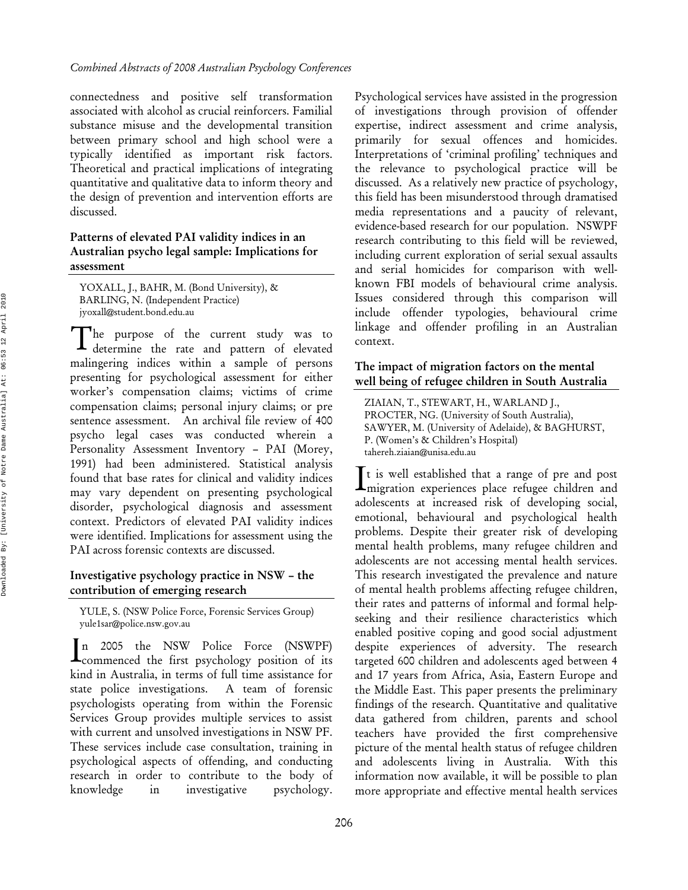connectedness and positive self transformation associated with alcohol as crucial reinforcers. Familial substance misuse and the developmental transition between primary school and high school were a typically identified as important risk factors. Theoretical and practical implications of integrating quantitative and qualitative data to inform theory and the design of prevention and intervention efforts are discussed.

### Patterns of elevated PAI validity indices in an Australian psycho legal sample: Implications for assessment

YOXALL, J., BAHR, M. (Bond University), & BARLING, N. (Independent Practice)
jyoxall@student.bond.edu.au

The purpose of the current study was to determine the rate and pattern of elevated malingering indices within a sample of persons presenting for psychological assessment for either worker's compensation claims; victims of crime compensation claims; personal injury claims; or pre sentence assessment. An archival file review of 400 psycho legal cases was conducted wherein a Personality Assessment Inventory – PAI (Morey, 1991) had been administered. Statistical analysis found that base rates for clinical and validity indices may vary dependent on presenting psychological disorder, psychological diagnosis and assessment context. Predictors of elevated PAI validity indices were identified. Implications for assessment using the PAI across forensic contexts are discussed.

### Investigative psychology practice in NSW – the contribution of emerging research

YULE, S. (NSW Police Force, Forensic Services Group)
yule1sar@police.nsw.gov.au

In 2005 the NSW Police Force (NSWPF) commenced the first psychology position of its kind in Australia, in terms of full time assistance for state police investigations. A team of forensic psychologists operating from within the Forensic Services Group provides multiple services to assist with current and unsolved investigations in NSW PF. These services include case consultation, training in psychological aspects of offending, and conducting research in order to contribute to the body of knowledge in investigative psychology. Psychological services have assisted in the progression of investigations through provision of offender expertise, indirect assessment and crime analysis, primarily for sexual offences and homicides. Interpretations of 'criminal profiling' techniques and the relevance to psychological practice will be discussed. As a relatively new practice of psychology, this field has been misunderstood through dramatised media representations and a paucity of relevant, evidence-based research for our population. NSWPF research contributing to this field will be reviewed, including current exploration of serial sexual assaults and serial homicides for comparison with well-known FBI models of behavioural crime analysis. Issues considered through this comparison will include offender typologies, behavioural crime linkage and offender profiling in an Australian context.

### The impact of migration factors on the mental well being of refugee children in South Australia

ZIAIAN, T., STEWART, H., WARLAND J., PROCTER, NG. (University of South Australia), SAWYER, M. (University of Adelaide), & BAGHURST, P. (Women's & Children's Hospital)
tahereh.ziaian@unisa.edu.au

It is well established that a range of pre and post migration experiences place refugee children and adolescents at increased risk of developing social, emotional, behavioural and psychological health problems. Despite their greater risk of developing mental health problems, many refugee children and adolescents are not accessing mental health services. This research investigated the prevalence and nature of mental health problems affecting refugee children, their rates and patterns of informal and formal help-seeking and their resilience characteristics which enabled positive coping and good social adjustment despite experiences of adversity. The research targeted 600 children and adolescents aged between 4 and 17 years from Africa, Asia, Eastern Europe and the Middle East. This paper presents the preliminary findings of the research. Quantitative and qualitative data gathered from children, parents and school teachers have provided the first comprehensive picture of the mental health status of refugee children and adolescents living in Australia. With this information now available, it will be possible to plan more appropriate and effective mental health services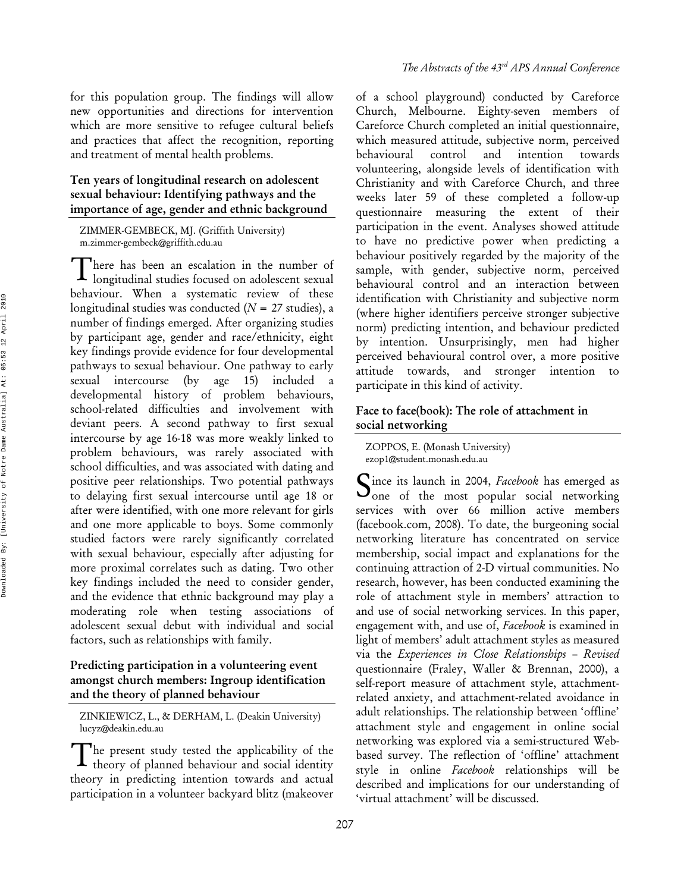for this population group. The findings will allow new opportunities and directions for intervention which are more sensitive to refugee cultural beliefs and practices that affect the recognition, reporting and treatment of mental health problems.

### Ten years of longitudinal research on adolescent sexual behaviour: Identifying pathways and the importance of age, gender and ethnic background

ZIMMER-GEMBECK, MJ. (Griffith University)
m.zimmer-gembeck@griffith.edu.au

There has been an escalation in the number of longitudinal studies focused on adolescent sexual behaviour. When a systematic review of these longitudinal studies was conducted ($N$ = 27 studies), a number of findings emerged. After organizing studies by participant age, gender and race/ethnicity, eight key findings provide evidence for four developmental pathways to sexual behaviour. One pathway to early sexual intercourse (by age 15) included a developmental history of problem behaviours, school-related difficulties and involvement with deviant peers. A second pathway to first sexual intercourse by age 16-18 was more weakly linked to problem behaviours, was rarely associated with school difficulties, and was associated with dating and positive peer relationships. Two potential pathways to delaying first sexual intercourse until age 18 or after were identified, with one more relevant for girls and one more applicable to boys. Some commonly studied factors were rarely significantly correlated with sexual behaviour, especially after adjusting for more proximal correlates such as dating. Two other key findings included the need to consider gender, and the evidence that ethnic background may play a moderating role when testing associations of adolescent sexual debut with individual and social factors, such as relationships with family.

### Predicting participation in a volunteering event amongst church members: Ingroup identification and the theory of planned behaviour

ZINKIEWICZ, L., & DERHAM, L. (Deakin University)
lucyz@deakin.edu.au

The present study tested the applicability of the theory of planned behaviour and social identity theory in predicting intention towards and actual participation in a volunteer backyard blitz (makeover of a school playground) conducted by Careforce Church, Melbourne. Eighty-seven members of Careforce Church completed an initial questionnaire, which measured attitude, subjective norm, perceived behavioural control and intention towards volunteering, alongside levels of identification with Christianity and with Careforce Church, and three weeks later 59 of these completed a follow-up questionnaire measuring the extent of their participation in the event. Analyses showed attitude to have no predictive power when predicting a behaviour positively regarded by the majority of the sample, with gender, subjective norm, perceived behavioural control and an interaction between identification with Christianity and subjective norm (where higher identifiers perceive stronger subjective norm) predicting intention, and behaviour predicted by intention. Unsurprisingly, men had higher perceived behavioural control over, a more positive attitude towards, and stronger intention to participate in this kind of activity.

### Face to face(book): The role of attachment in social networking

ZOPPOS, E. (Monash University)
ezop1@student.monash.edu.au

Since its launch in 2004, *Facebook* has emerged as one of the most popular social networking services with over 66 million active members (facebook.com, 2008). To date, the burgeoning social networking literature has concentrated on service membership, social impact and explanations for the continuing attraction of 2-D virtual communities. No research, however, has been conducted examining the role of attachment style in members' attraction to and use of social networking services. In this paper, engagement with, and use of, *Facebook* is examined in light of members' adult attachment styles as measured via the *Experiences in Close Relationships – Revised* questionnaire (Fraley, Waller & Brennan, 2000), a self-report measure of attachment style, attachment-related anxiety, and attachment-related avoidance in adult relationships. The relationship between 'offline' attachment style and engagement in online social networking was explored via a semi-structured Web-based survey. The reflection of 'offline' attachment style in online *Facebook* relationships will be described and implications for our understanding of 'virtual attachment' will be discussed.